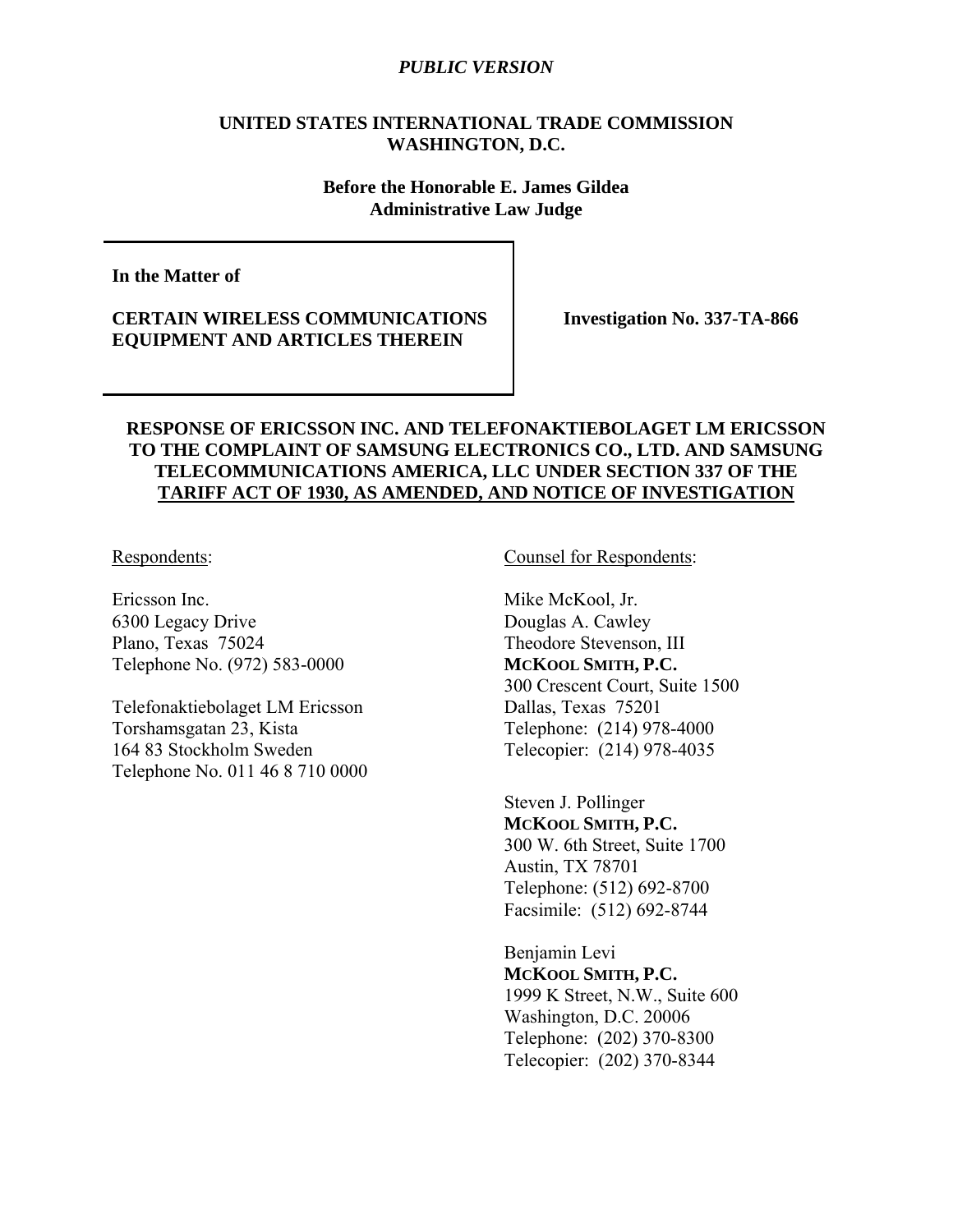*PUBLIC VERSION*

**UNITED STATES INTERNATIONAL TRADE COMMISSION**
**WASHINGTON, D.C.**

**Before the Honorable E. James Gildea**
**Administrative Law Judge**

**In the Matter of**

**CERTAIN WIRELESS COMMUNICATIONS EQUIPMENT AND ARTICLES THEREIN**

**Investigation No. 337-TA-866**

**RESPONSE OF ERICSSON INC. AND TELEFONAKTIEBOLAGET LM ERICSSON TO THE COMPLAINT OF SAMSUNG ELECTRONICS CO., LTD. AND SAMSUNG TELECOMMUNICATIONS AMERICA, LLC UNDER SECTION 337 OF THE TARIFF ACT OF 1930, AS AMENDED, AND NOTICE OF INVESTIGATION**

Respondents:

Ericsson Inc.
6300 Legacy Drive
Plano, Texas 75024
Telephone No. (972) 583-0000

Telefonaktiebolaget LM Ericsson
Torshamsgatan 23, Kista
164 83 Stockholm Sweden
Telephone No. 011 46 8 710 0000

Counsel for Respondents:

Mike McKool, Jr.
Douglas A. Cawley
Theodore Stevenson, III
**MCKOOL SMITH, P.C.**
300 Crescent Court, Suite 1500
Dallas, Texas 75201
Telephone: (214) 978-4000
Telecopier: (214) 978-4035

Steven J. Pollinger
**MCKOOL SMITH, P.C.**
300 W. 6th Street, Suite 1700
Austin, TX 78701
Telephone: (512) 692-8700
Facsimile: (512) 692-8744

Benjamin Levi
**MCKOOL SMITH, P.C.**
1999 K Street, N.W., Suite 600
Washington, D.C. 20006
Telephone: (202) 370-8300
Telecopier: (202) 370-8344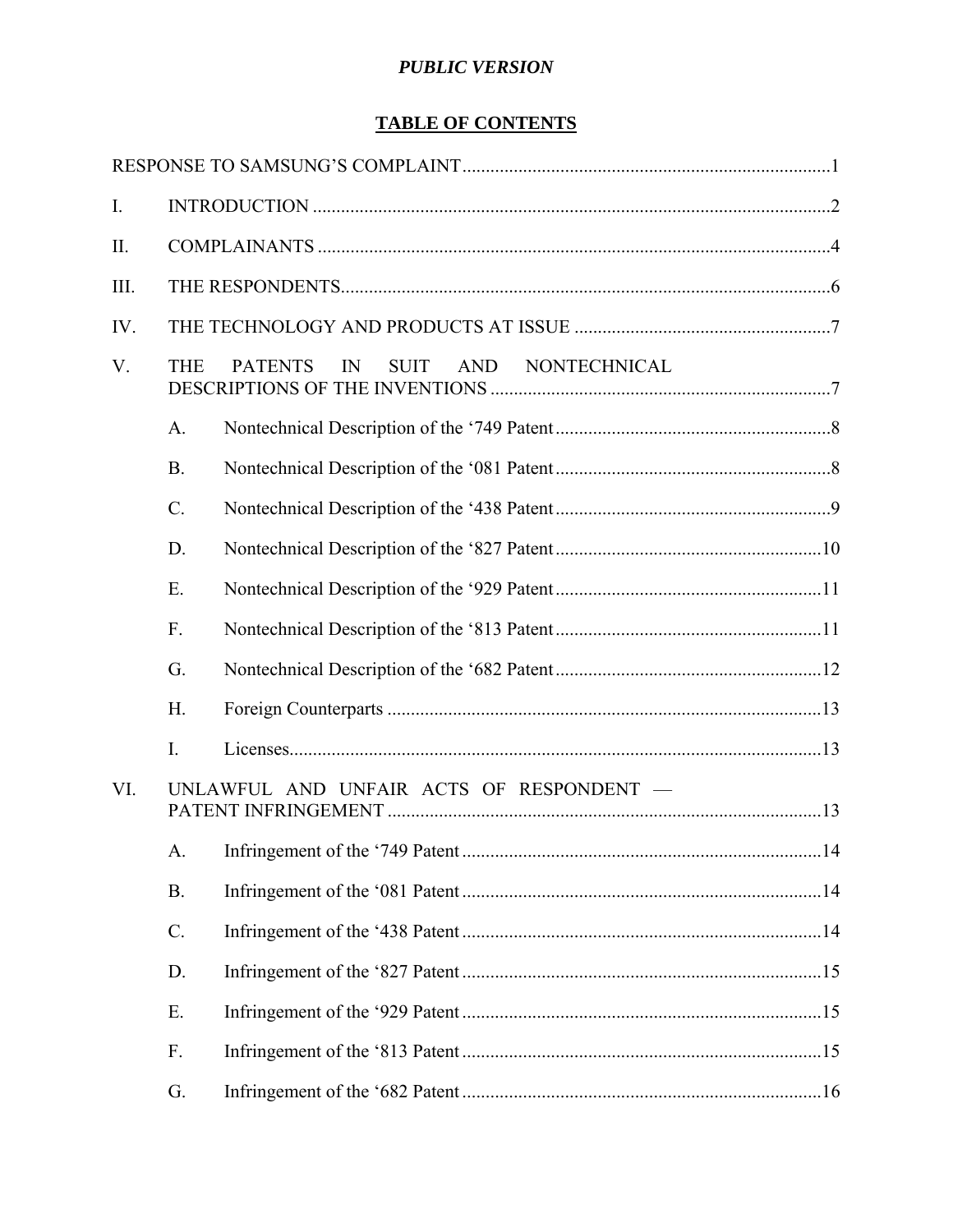*PUBLIC VERSION*

## TABLE OF CONTENTS

RESPONSE TO SAMSUNG'S COMPLAINT ............................................................................ 1

I. INTRODUCTION ........................................................................................................ 2

II. COMPLAINANTS ....................................................................................................... 4

III. THE RESPONDENTS.................................................................................................. 6

IV. THE TECHNOLOGY AND PRODUCTS AT ISSUE .................................................. 7

V. THE PATENTS IN SUIT AND NONTECHNICAL DESCRIPTIONS OF THE INVENTIONS ...................................................................... 7

   A. Nontechnical Description of the '749 Patent .......................................................... 8

   B. Nontechnical Description of the '081 Patent .......................................................... 8

   C. Nontechnical Description of the '438 Patent .......................................................... 9

   D. Nontechnical Description of the '827 Patent ........................................................ 10

   E. Nontechnical Description of the '929 Patent ........................................................ 11

   F. Nontechnical Description of the '813 Patent ........................................................ 11

   G. Nontechnical Description of the '682 Patent ........................................................ 12

   H. Foreign Counterparts ............................................................................................ 13

   I. Licenses................................................................................................................. 13

VI. UNLAWFUL AND UNFAIR ACTS OF RESPONDENT — PATENT INFRINGEMENT ........................................................................................... 13

   A. Infringement of the '749 Patent ............................................................................ 14

   B. Infringement of the '081 Patent ............................................................................ 14

   C. Infringement of the '438 Patent ............................................................................ 14

   D. Infringement of the '827 Patent ............................................................................ 15

   E. Infringement of the '929 Patent ............................................................................ 15

   F. Infringement of the '813 Patent ............................................................................ 15

   G. Infringement of the '682 Patent ............................................................................ 16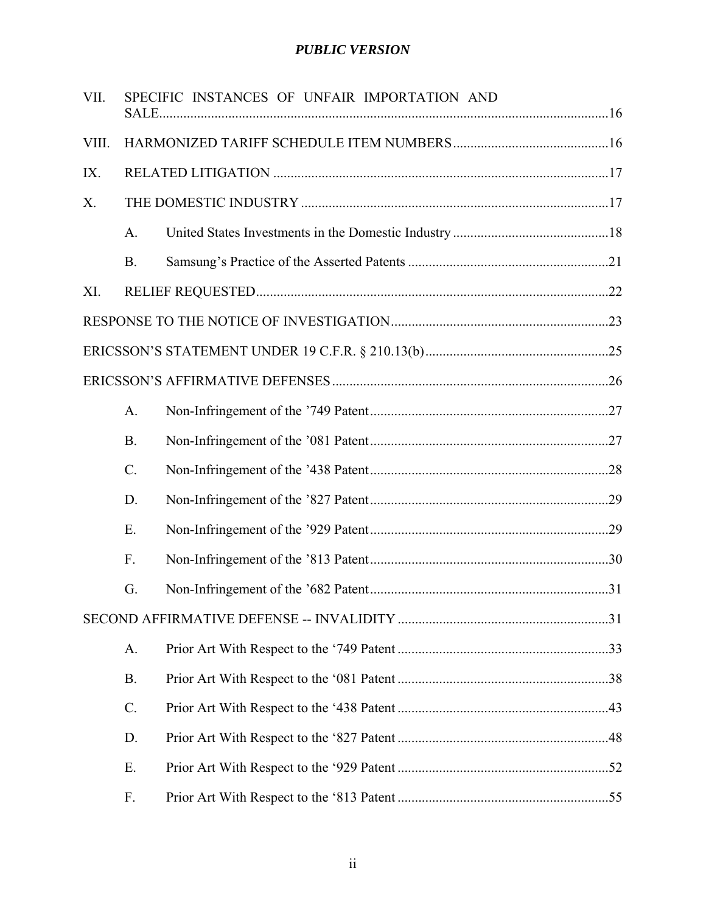| | | | |
|---|---|---|---|
| VII. | SPECIFIC INSTANCES OF UNFAIR IMPORTATION AND SALE | | 16 |
| VIII. | HARMONIZED TARIFF SCHEDULE ITEM NUMBERS | | 16 |
| IX. | RELATED LITIGATION | | 17 |
| X. | THE DOMESTIC INDUSTRY | | 17 |
| | A. | United States Investments in the Domestic Industry | 18 |
| | B. | Samsung's Practice of the Asserted Patents | 21 |
| XI. | RELIEF REQUESTED | | 22 |
| RESPONSE TO THE NOTICE OF INVESTIGATION | | | 23 |
| ERICSSON'S STATEMENT UNDER 19 C.F.R. § 210.13(b) | | | 25 |
| ERICSSON'S AFFIRMATIVE DEFENSES | | | 26 |
| | A. | Non-Infringement of the '749 Patent | 27 |
| | B. | Non-Infringement of the '081 Patent | 27 |
| | C. | Non-Infringement of the '438 Patent | 28 |
| | D. | Non-Infringement of the '827 Patent | 29 |
| | E. | Non-Infringement of the '929 Patent | 29 |
| | F. | Non-Infringement of the '813 Patent | 30 |
| | G. | Non-Infringement of the '682 Patent | 31 |
| SECOND AFFIRMATIVE DEFENSE -- INVALIDITY | | | 31 |
| | A. | Prior Art With Respect to the '749 Patent | 33 |
| | B. | Prior Art With Respect to the '081 Patent | 38 |
| | C. | Prior Art With Respect to the '438 Patent | 43 |
| | D. | Prior Art With Respect to the '827 Patent | 48 |
| | E. | Prior Art With Respect to the '929 Patent | 52 |
| | F. | Prior Art With Respect to the '813 Patent | 55 |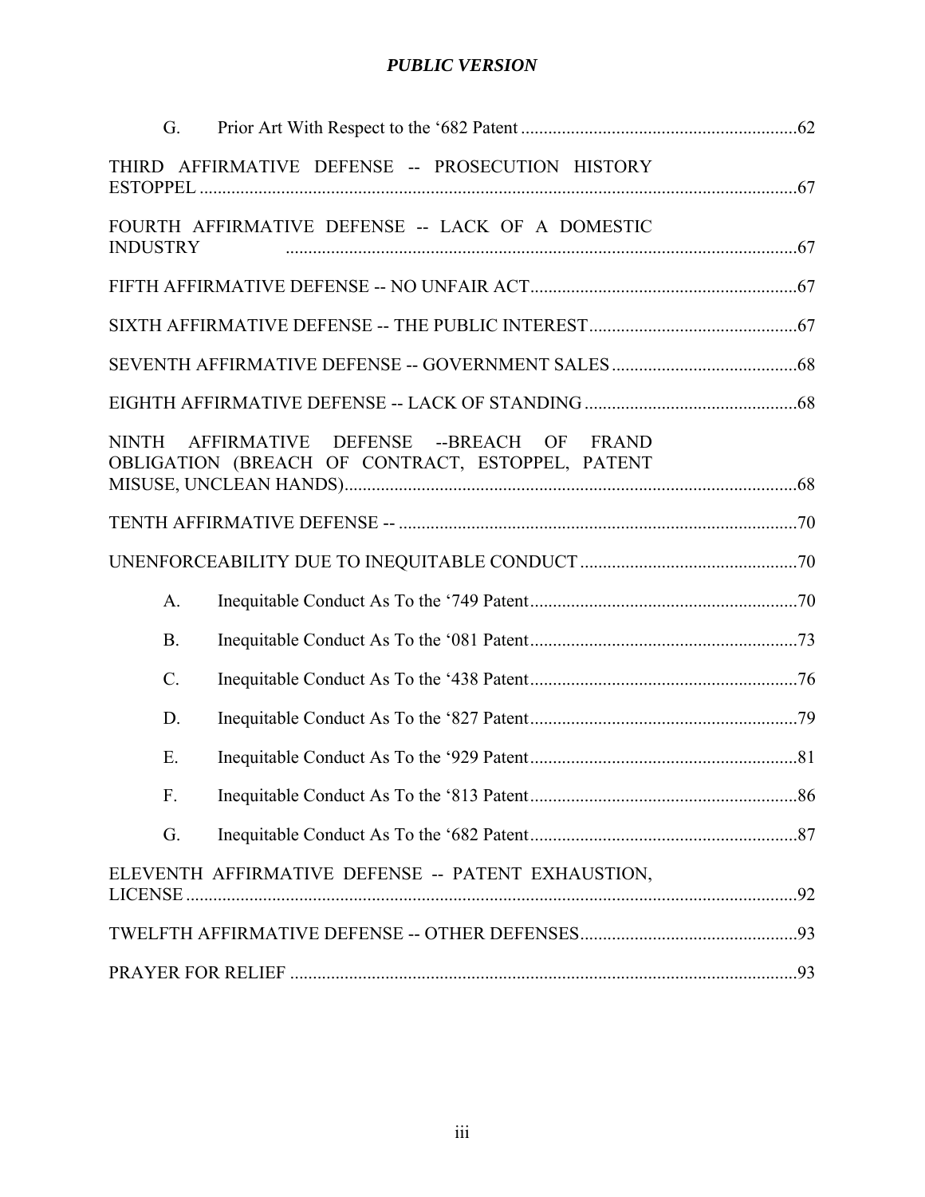*PUBLIC VERSION*

G. Prior Art With Respect to the '682 Patent ............................................................62

THIRD AFFIRMATIVE DEFENSE -- PROSECUTION HISTORY ESTOPPEL ....................................................................................................................67

FOURTH AFFIRMATIVE DEFENSE -- LACK OF A DOMESTIC INDUSTRY ..................................................................................................................67

FIFTH AFFIRMATIVE DEFENSE -- NO UNFAIR ACT...........................................................67

SIXTH AFFIRMATIVE DEFENSE -- THE PUBLIC INTEREST..............................................67

SEVENTH AFFIRMATIVE DEFENSE -- GOVERNMENT SALES.........................................68

EIGHTH AFFIRMATIVE DEFENSE -- LACK OF STANDING..............................................68

NINTH AFFIRMATIVE DEFENSE --BREACH OF FRAND OBLIGATION (BREACH OF CONTRACT, ESTOPPEL, PATENT MISUSE, UNCLEAN HANDS)...................................................................................................68

TENTH AFFIRMATIVE DEFENSE -- .......................................................................................70

UNENFORCEABILITY DUE TO INEQUITABLE CONDUCT ................................................70

A. Inequitable Conduct As To the '749 Patent...........................................................70

B. Inequitable Conduct As To the '081 Patent...........................................................73

C. Inequitable Conduct As To the '438 Patent...........................................................76

D. Inequitable Conduct As To the '827 Patent...........................................................79

E. Inequitable Conduct As To the '929 Patent...........................................................81

F. Inequitable Conduct As To the '813 Patent...........................................................86

G. Inequitable Conduct As To the '682 Patent...........................................................87

ELEVENTH AFFIRMATIVE DEFENSE -- PATENT EXHAUSTION, LICENSE ......................................................................................................................92

TWELFTH AFFIRMATIVE DEFENSE -- OTHER DEFENSES................................................93

PRAYER FOR RELIEF ................................................................................................................93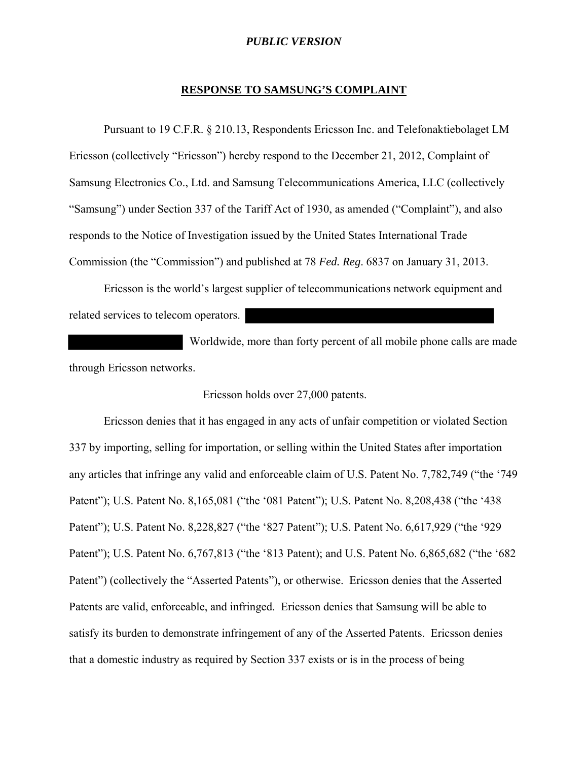*PUBLIC VERSION*

## RESPONSE TO SAMSUNG'S COMPLAINT

Pursuant to 19 C.F.R. § 210.13, Respondents Ericsson Inc. and Telefonaktiebolaget LM Ericsson (collectively "Ericsson") hereby respond to the December 21, 2012, Complaint of Samsung Electronics Co., Ltd. and Samsung Telecommunications America, LLC (collectively "Samsung") under Section 337 of the Tariff Act of 1930, as amended ("Complaint"), and also responds to the Notice of Investigation issued by the United States International Trade Commission (the "Commission") and published at 78 *Fed. Reg*. 6837 on January 31, 2013.

Ericsson is the world's largest supplier of telecommunications network equipment and related services to telecom operators. [REDACTED] Worldwide, more than forty percent of all mobile phone calls are made through Ericsson networks.

Ericsson holds over 27,000 patents.

Ericsson denies that it has engaged in any acts of unfair competition or violated Section 337 by importing, selling for importation, or selling within the United States after importation any articles that infringe any valid and enforceable claim of U.S. Patent No. 7,782,749 ("the '749 Patent"); U.S. Patent No. 8,165,081 ("the '081 Patent"); U.S. Patent No. 8,208,438 ("the '438 Patent"); U.S. Patent No. 8,228,827 ("the '827 Patent"); U.S. Patent No. 6,617,929 ("the '929 Patent"); U.S. Patent No. 6,767,813 ("the '813 Patent); and U.S. Patent No. 6,865,682 ("the '682 Patent") (collectively the "Asserted Patents"), or otherwise. Ericsson denies that the Asserted Patents are valid, enforceable, and infringed. Ericsson denies that Samsung will be able to satisfy its burden to demonstrate infringement of any of the Asserted Patents. Ericsson denies that a domestic industry as required by Section 337 exists or is in the process of being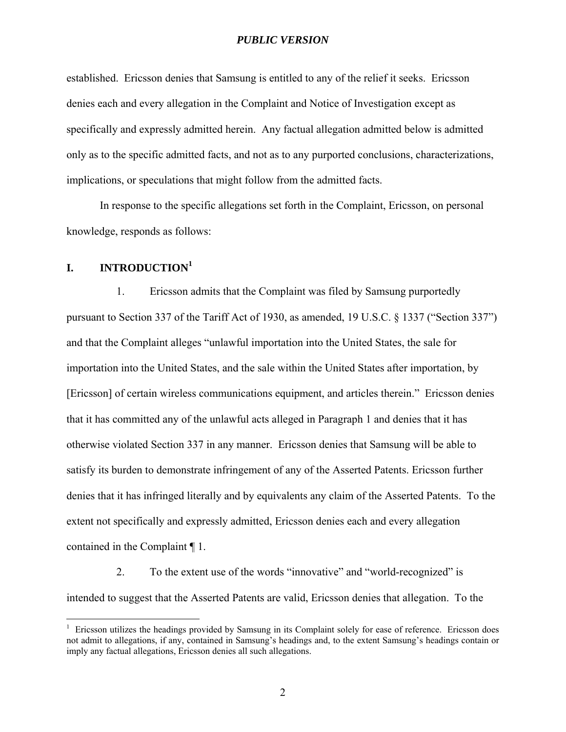established. Ericsson denies that Samsung is entitled to any of the relief it seeks. Ericsson denies each and every allegation in the Complaint and Notice of Investigation except as specifically and expressly admitted herein. Any factual allegation admitted below is admitted only as to the specific admitted facts, and not as to any purported conclusions, characterizations, implications, or speculations that might follow from the admitted facts.

In response to the specific allegations set forth in the Complaint, Ericsson, on personal knowledge, responds as follows:

## I. INTRODUCTION[1]

1. Ericsson admits that the Complaint was filed by Samsung purportedly pursuant to Section 337 of the Tariff Act of 1930, as amended, 19 U.S.C. § 1337 ("Section 337") and that the Complaint alleges "unlawful importation into the United States, the sale for importation into the United States, and the sale within the United States after importation, by [Ericsson] of certain wireless communications equipment, and articles therein." Ericsson denies that it has committed any of the unlawful acts alleged in Paragraph 1 and denies that it has otherwise violated Section 337 in any manner. Ericsson denies that Samsung will be able to satisfy its burden to demonstrate infringement of any of the Asserted Patents. Ericsson further denies that it has infringed literally and by equivalents any claim of the Asserted Patents. To the extent not specifically and expressly admitted, Ericsson denies each and every allegation contained in the Complaint ¶ 1.

2. To the extent use of the words "innovative" and "world-recognized" is intended to suggest that the Asserted Patents are valid, Ericsson denies that allegation. To the

[1] Ericsson utilizes the headings provided by Samsung in its Complaint solely for ease of reference. Ericsson does not admit to allegations, if any, contained in Samsung's headings and, to the extent Samsung's headings contain or imply any factual allegations, Ericsson denies all such allegations.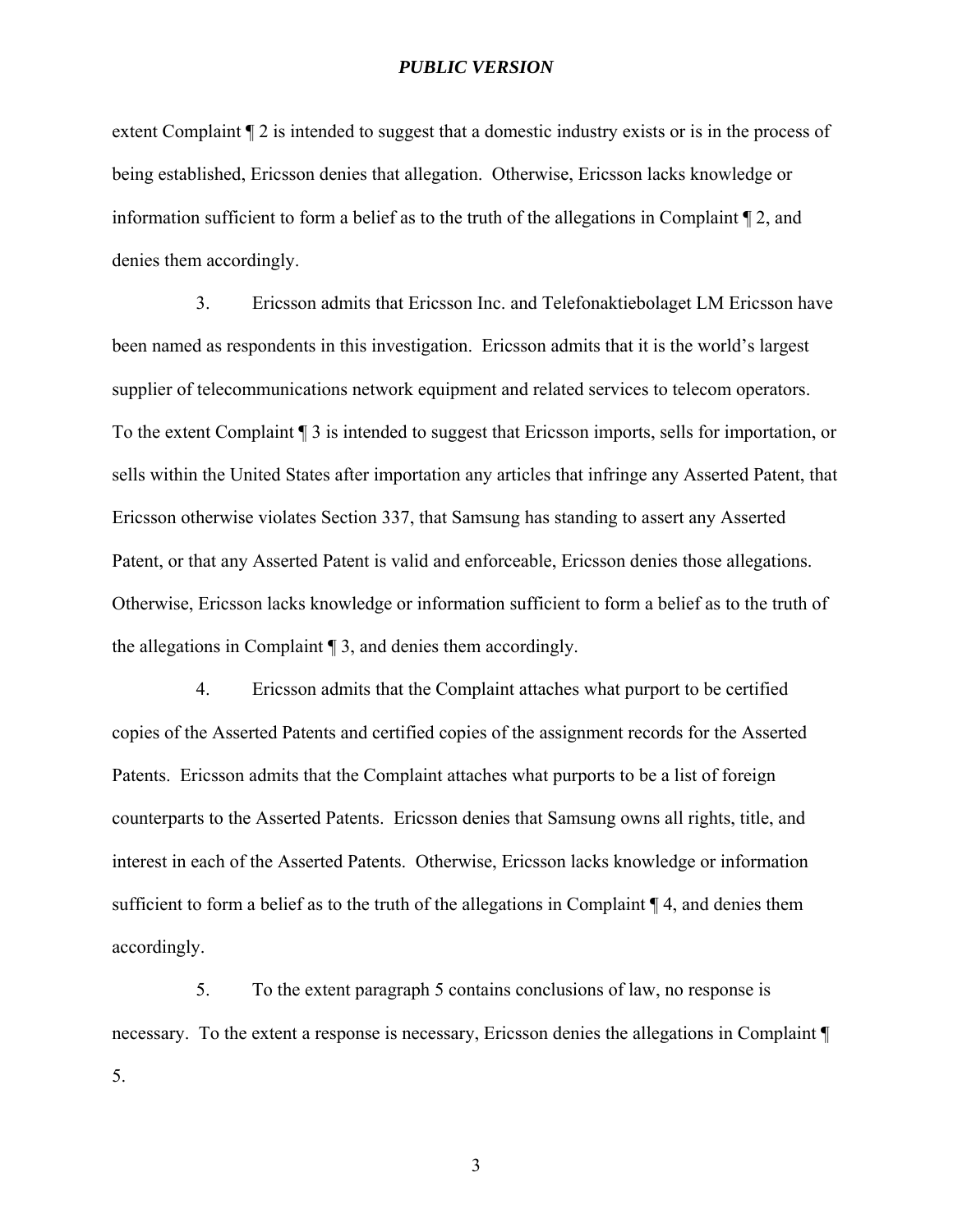extent Complaint ¶ 2 is intended to suggest that a domestic industry exists or is in the process of being established, Ericsson denies that allegation. Otherwise, Ericsson lacks knowledge or information sufficient to form a belief as to the truth of the allegations in Complaint ¶ 2, and denies them accordingly.

3. Ericsson admits that Ericsson Inc. and Telefonaktiebolaget LM Ericsson have been named as respondents in this investigation. Ericsson admits that it is the world's largest supplier of telecommunications network equipment and related services to telecom operators. To the extent Complaint ¶ 3 is intended to suggest that Ericsson imports, sells for importation, or sells within the United States after importation any articles that infringe any Asserted Patent, that Ericsson otherwise violates Section 337, that Samsung has standing to assert any Asserted Patent, or that any Asserted Patent is valid and enforceable, Ericsson denies those allegations. Otherwise, Ericsson lacks knowledge or information sufficient to form a belief as to the truth of the allegations in Complaint ¶ 3, and denies them accordingly.

4. Ericsson admits that the Complaint attaches what purport to be certified copies of the Asserted Patents and certified copies of the assignment records for the Asserted Patents. Ericsson admits that the Complaint attaches what purports to be a list of foreign counterparts to the Asserted Patents. Ericsson denies that Samsung owns all rights, title, and interest in each of the Asserted Patents. Otherwise, Ericsson lacks knowledge or information sufficient to form a belief as to the truth of the allegations in Complaint ¶ 4, and denies them accordingly.

5. To the extent paragraph 5 contains conclusions of law, no response is necessary. To the extent a response is necessary, Ericsson denies the allegations in Complaint ¶ 5.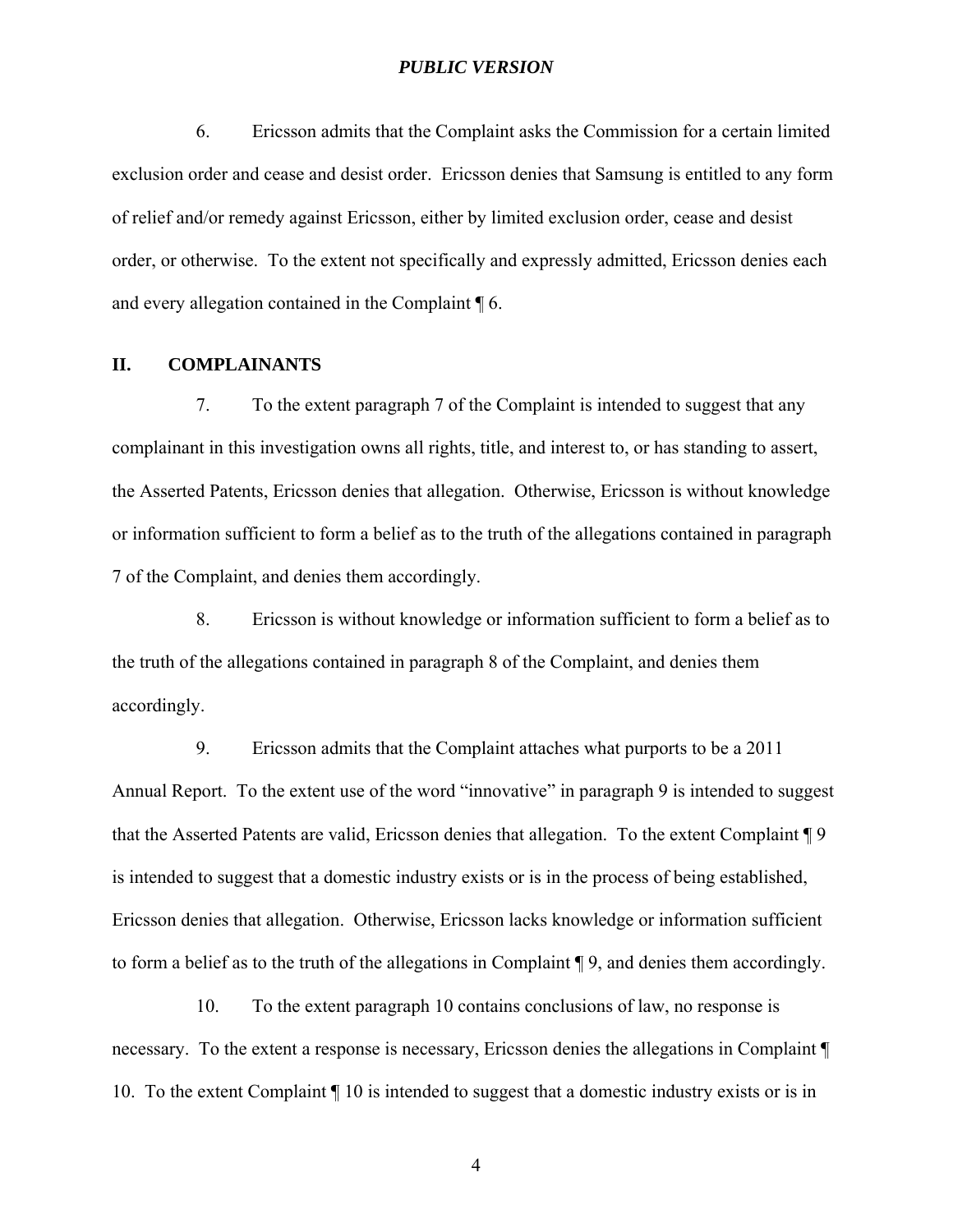6. Ericsson admits that the Complaint asks the Commission for a certain limited exclusion order and cease and desist order. Ericsson denies that Samsung is entitled to any form of relief and/or remedy against Ericsson, either by limited exclusion order, cease and desist order, or otherwise. To the extent not specifically and expressly admitted, Ericsson denies each and every allegation contained in the Complaint ¶ 6.

## II. COMPLAINANTS

7. To the extent paragraph 7 of the Complaint is intended to suggest that any complainant in this investigation owns all rights, title, and interest to, or has standing to assert, the Asserted Patents, Ericsson denies that allegation. Otherwise, Ericsson is without knowledge or information sufficient to form a belief as to the truth of the allegations contained in paragraph 7 of the Complaint, and denies them accordingly.

8. Ericsson is without knowledge or information sufficient to form a belief as to the truth of the allegations contained in paragraph 8 of the Complaint, and denies them accordingly.

9. Ericsson admits that the Complaint attaches what purports to be a 2011 Annual Report. To the extent use of the word "innovative" in paragraph 9 is intended to suggest that the Asserted Patents are valid, Ericsson denies that allegation. To the extent Complaint ¶ 9 is intended to suggest that a domestic industry exists or is in the process of being established, Ericsson denies that allegation. Otherwise, Ericsson lacks knowledge or information sufficient to form a belief as to the truth of the allegations in Complaint ¶ 9, and denies them accordingly.

10. To the extent paragraph 10 contains conclusions of law, no response is necessary. To the extent a response is necessary, Ericsson denies the allegations in Complaint ¶ 10. To the extent Complaint ¶ 10 is intended to suggest that a domestic industry exists or is in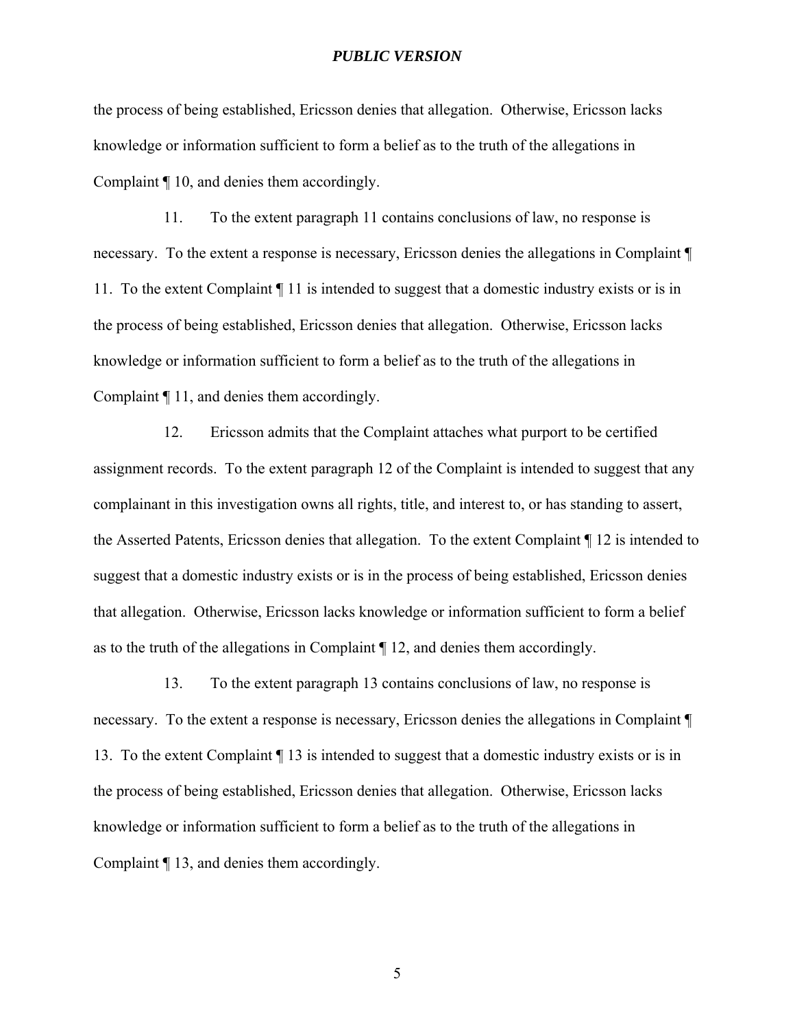the process of being established, Ericsson denies that allegation. Otherwise, Ericsson lacks knowledge or information sufficient to form a belief as to the truth of the allegations in Complaint ¶ 10, and denies them accordingly.

11. To the extent paragraph 11 contains conclusions of law, no response is necessary. To the extent a response is necessary, Ericsson denies the allegations in Complaint ¶ 11. To the extent Complaint ¶ 11 is intended to suggest that a domestic industry exists or is in the process of being established, Ericsson denies that allegation. Otherwise, Ericsson lacks knowledge or information sufficient to form a belief as to the truth of the allegations in Complaint ¶ 11, and denies them accordingly.

12. Ericsson admits that the Complaint attaches what purport to be certified assignment records. To the extent paragraph 12 of the Complaint is intended to suggest that any complainant in this investigation owns all rights, title, and interest to, or has standing to assert, the Asserted Patents, Ericsson denies that allegation. To the extent Complaint ¶ 12 is intended to suggest that a domestic industry exists or is in the process of being established, Ericsson denies that allegation. Otherwise, Ericsson lacks knowledge or information sufficient to form a belief as to the truth of the allegations in Complaint ¶ 12, and denies them accordingly.

13. To the extent paragraph 13 contains conclusions of law, no response is necessary. To the extent a response is necessary, Ericsson denies the allegations in Complaint ¶ 13. To the extent Complaint ¶ 13 is intended to suggest that a domestic industry exists or is in the process of being established, Ericsson denies that allegation. Otherwise, Ericsson lacks knowledge or information sufficient to form a belief as to the truth of the allegations in Complaint ¶ 13, and denies them accordingly.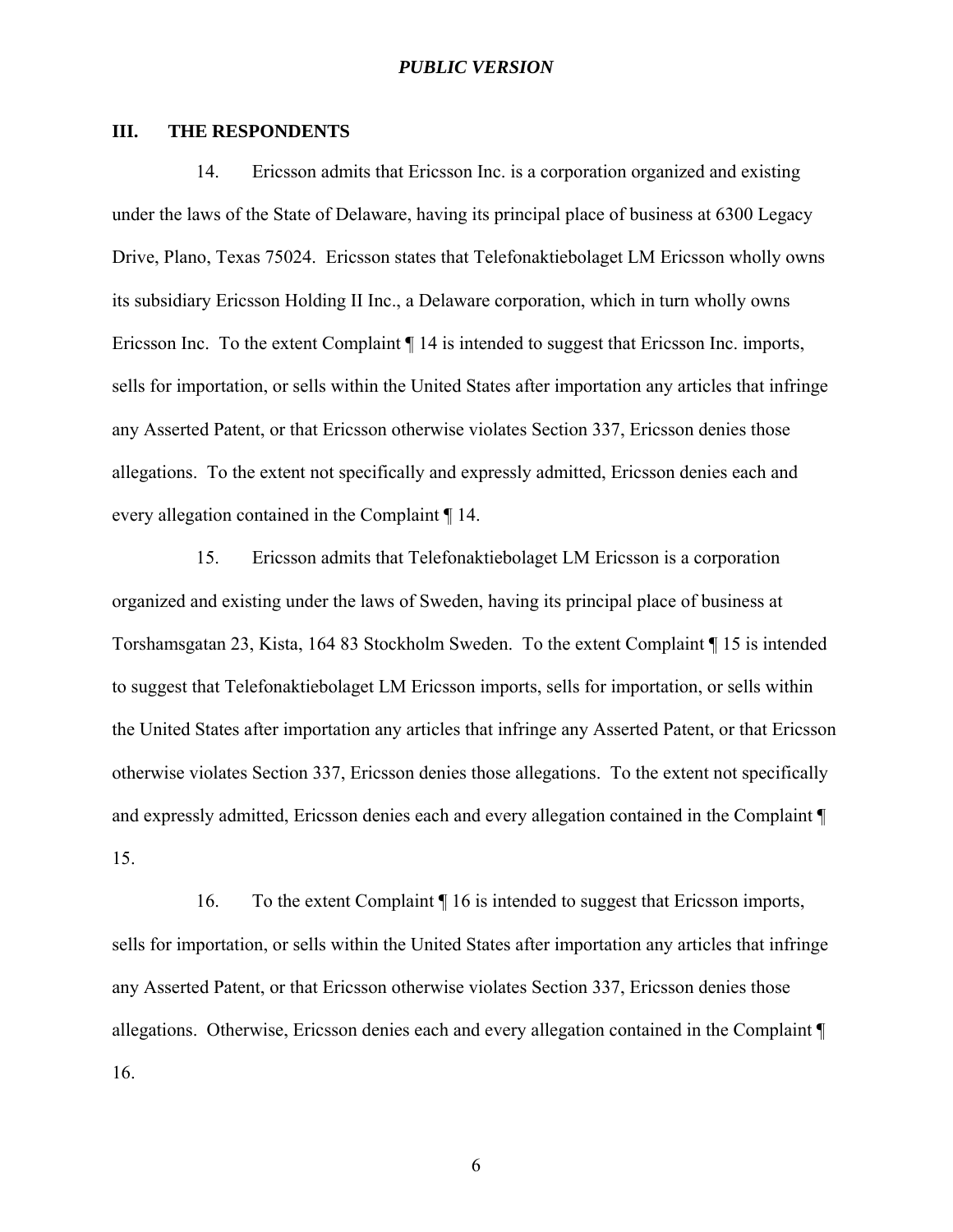## III. THE RESPONDENTS

14. Ericsson admits that Ericsson Inc. is a corporation organized and existing under the laws of the State of Delaware, having its principal place of business at 6300 Legacy Drive, Plano, Texas 75024. Ericsson states that Telefonaktiebolaget LM Ericsson wholly owns its subsidiary Ericsson Holding II Inc., a Delaware corporation, which in turn wholly owns Ericsson Inc. To the extent Complaint ¶ 14 is intended to suggest that Ericsson Inc. imports, sells for importation, or sells within the United States after importation any articles that infringe any Asserted Patent, or that Ericsson otherwise violates Section 337, Ericsson denies those allegations. To the extent not specifically and expressly admitted, Ericsson denies each and every allegation contained in the Complaint ¶ 14.

15. Ericsson admits that Telefonaktiebolaget LM Ericsson is a corporation organized and existing under the laws of Sweden, having its principal place of business at Torshamsgatan 23, Kista, 164 83 Stockholm Sweden. To the extent Complaint ¶ 15 is intended to suggest that Telefonaktiebolaget LM Ericsson imports, sells for importation, or sells within the United States after importation any articles that infringe any Asserted Patent, or that Ericsson otherwise violates Section 337, Ericsson denies those allegations. To the extent not specifically and expressly admitted, Ericsson denies each and every allegation contained in the Complaint ¶ 15.

16. To the extent Complaint ¶ 16 is intended to suggest that Ericsson imports, sells for importation, or sells within the United States after importation any articles that infringe any Asserted Patent, or that Ericsson otherwise violates Section 337, Ericsson denies those allegations. Otherwise, Ericsson denies each and every allegation contained in the Complaint ¶ 16.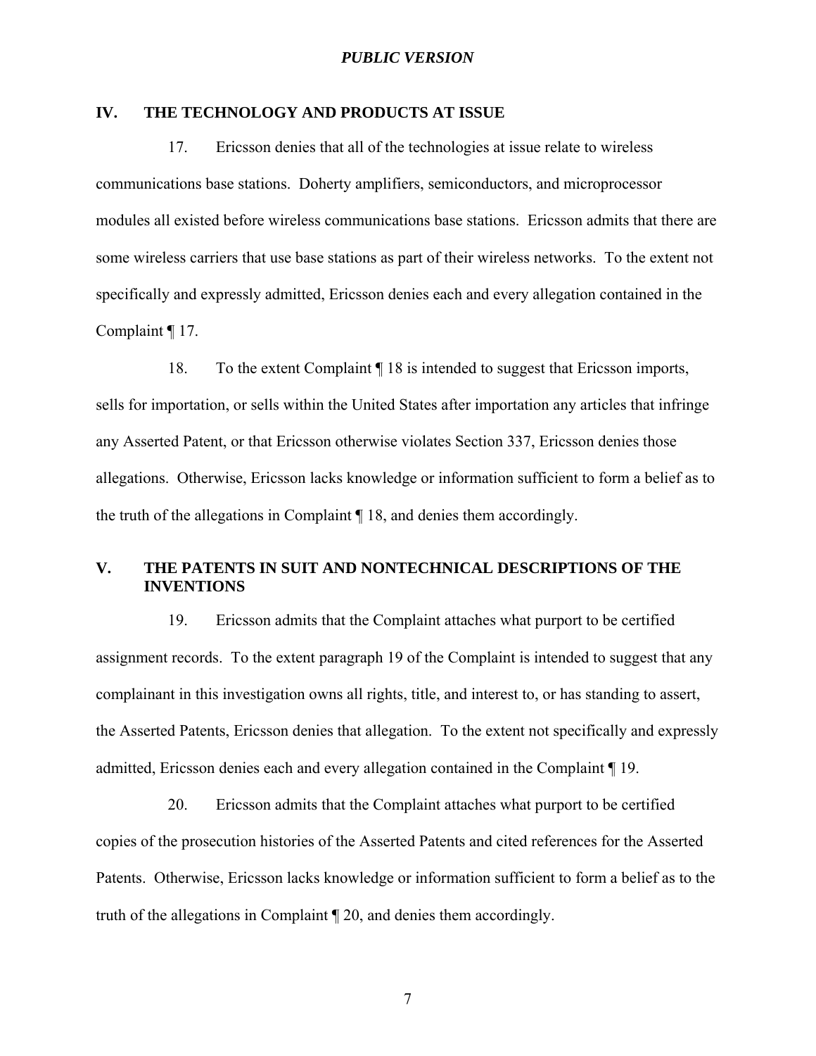## IV. THE TECHNOLOGY AND PRODUCTS AT ISSUE

17. Ericsson denies that all of the technologies at issue relate to wireless communications base stations. Doherty amplifiers, semiconductors, and microprocessor modules all existed before wireless communications base stations. Ericsson admits that there are some wireless carriers that use base stations as part of their wireless networks. To the extent not specifically and expressly admitted, Ericsson denies each and every allegation contained in the Complaint ¶ 17.

18. To the extent Complaint ¶ 18 is intended to suggest that Ericsson imports, sells for importation, or sells within the United States after importation any articles that infringe any Asserted Patent, or that Ericsson otherwise violates Section 337, Ericsson denies those allegations. Otherwise, Ericsson lacks knowledge or information sufficient to form a belief as to the truth of the allegations in Complaint ¶ 18, and denies them accordingly.

## V. THE PATENTS IN SUIT AND NONTECHNICAL DESCRIPTIONS OF THE INVENTIONS

19. Ericsson admits that the Complaint attaches what purport to be certified assignment records. To the extent paragraph 19 of the Complaint is intended to suggest that any complainant in this investigation owns all rights, title, and interest to, or has standing to assert, the Asserted Patents, Ericsson denies that allegation. To the extent not specifically and expressly admitted, Ericsson denies each and every allegation contained in the Complaint ¶ 19.

20. Ericsson admits that the Complaint attaches what purport to be certified copies of the prosecution histories of the Asserted Patents and cited references for the Asserted Patents. Otherwise, Ericsson lacks knowledge or information sufficient to form a belief as to the truth of the allegations in Complaint ¶ 20, and denies them accordingly.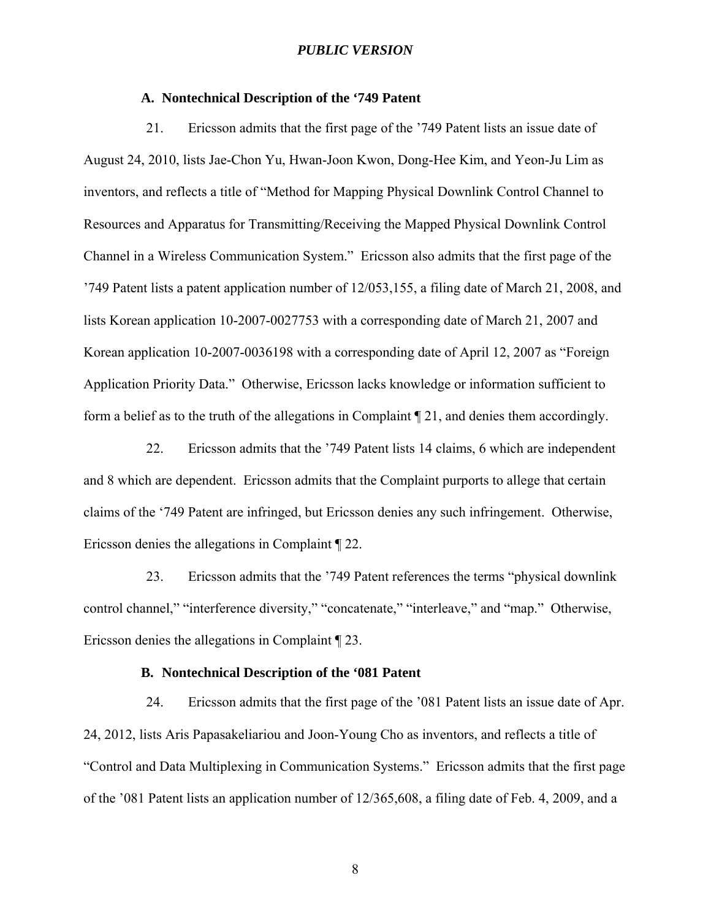### A. Nontechnical Description of the '749 Patent

21. Ericsson admits that the first page of the '749 Patent lists an issue date of August 24, 2010, lists Jae-Chon Yu, Hwan-Joon Kwon, Dong-Hee Kim, and Yeon-Ju Lim as inventors, and reflects a title of "Method for Mapping Physical Downlink Control Channel to Resources and Apparatus for Transmitting/Receiving the Mapped Physical Downlink Control Channel in a Wireless Communication System." Ericsson also admits that the first page of the '749 Patent lists a patent application number of 12/053,155, a filing date of March 21, 2008, and lists Korean application 10-2007-0027753 with a corresponding date of March 21, 2007 and Korean application 10-2007-0036198 with a corresponding date of April 12, 2007 as "Foreign Application Priority Data." Otherwise, Ericsson lacks knowledge or information sufficient to form a belief as to the truth of the allegations in Complaint ¶ 21, and denies them accordingly.

22. Ericsson admits that the '749 Patent lists 14 claims, 6 which are independent and 8 which are dependent. Ericsson admits that the Complaint purports to allege that certain claims of the '749 Patent are infringed, but Ericsson denies any such infringement. Otherwise, Ericsson denies the allegations in Complaint ¶ 22.

23. Ericsson admits that the '749 Patent references the terms "physical downlink control channel," "interference diversity," "concatenate," "interleave," and "map." Otherwise, Ericsson denies the allegations in Complaint ¶ 23.

### B. Nontechnical Description of the '081 Patent

24. Ericsson admits that the first page of the '081 Patent lists an issue date of Apr. 24, 2012, lists Aris Papasakeliariou and Joon-Young Cho as inventors, and reflects a title of "Control and Data Multiplexing in Communication Systems." Ericsson admits that the first page of the '081 Patent lists an application number of 12/365,608, a filing date of Feb. 4, 2009, and a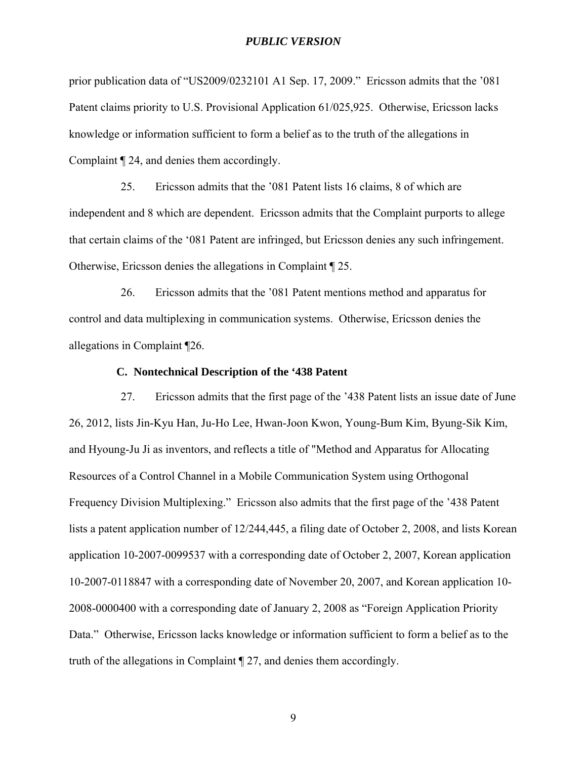prior publication data of "US2009/0232101 A1 Sep. 17, 2009." Ericsson admits that the '081 Patent claims priority to U.S. Provisional Application 61/025,925. Otherwise, Ericsson lacks knowledge or information sufficient to form a belief as to the truth of the allegations in Complaint ¶ 24, and denies them accordingly.

25. Ericsson admits that the '081 Patent lists 16 claims, 8 of which are independent and 8 which are dependent. Ericsson admits that the Complaint purports to allege that certain claims of the '081 Patent are infringed, but Ericsson denies any such infringement. Otherwise, Ericsson denies the allegations in Complaint ¶ 25.

26. Ericsson admits that the '081 Patent mentions method and apparatus for control and data multiplexing in communication systems. Otherwise, Ericsson denies the allegations in Complaint ¶26.

**C. Nontechnical Description of the '438 Patent**

27. Ericsson admits that the first page of the '438 Patent lists an issue date of June 26, 2012, lists Jin-Kyu Han, Ju-Ho Lee, Hwan-Joon Kwon, Young-Bum Kim, Byung-Sik Kim, and Hyoung-Ju Ji as inventors, and reflects a title of "Method and Apparatus for Allocating Resources of a Control Channel in a Mobile Communication System using Orthogonal Frequency Division Multiplexing." Ericsson also admits that the first page of the '438 Patent lists a patent application number of 12/244,445, a filing date of October 2, 2008, and lists Korean application 10-2007-0099537 with a corresponding date of October 2, 2007, Korean application 10-2007-0118847 with a corresponding date of November 20, 2007, and Korean application 10-2008-0000400 with a corresponding date of January 2, 2008 as "Foreign Application Priority Data." Otherwise, Ericsson lacks knowledge or information sufficient to form a belief as to the truth of the allegations in Complaint ¶ 27, and denies them accordingly.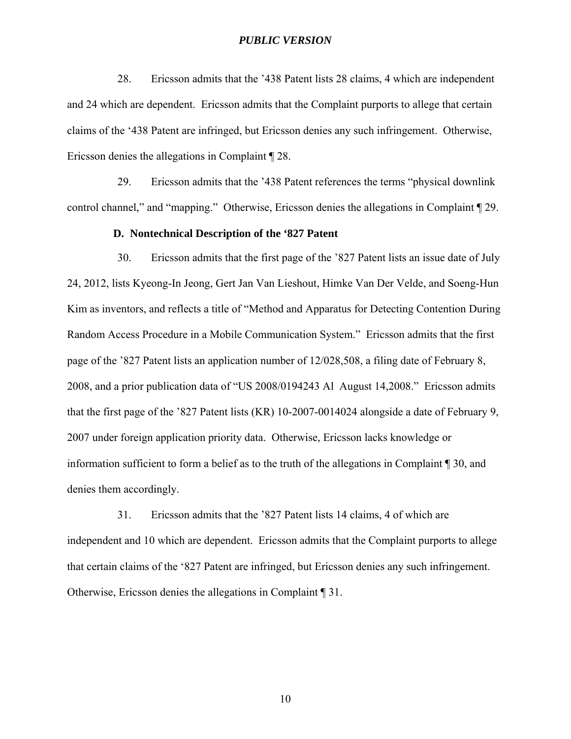28. Ericsson admits that the ’438 Patent lists 28 claims, 4 which are independent and 24 which are dependent. Ericsson admits that the Complaint purports to allege that certain claims of the ‘438 Patent are infringed, but Ericsson denies any such infringement. Otherwise, Ericsson denies the allegations in Complaint ¶ 28.

29. Ericsson admits that the ’438 Patent references the terms “physical downlink control channel,” and “mapping.” Otherwise, Ericsson denies the allegations in Complaint ¶ 29.

### D. Nontechnical Description of the ‘827 Patent

30. Ericsson admits that the first page of the ’827 Patent lists an issue date of July 24, 2012, lists Kyeong-In Jeong, Gert Jan Van Lieshout, Himke Van Der Velde, and Soeng-Hun Kim as inventors, and reflects a title of “Method and Apparatus for Detecting Contention During Random Access Procedure in a Mobile Communication System.” Ericsson admits that the first page of the ’827 Patent lists an application number of 12/028,508, a filing date of February 8, 2008, and a prior publication data of “US 2008/0194243 Al August 14,2008.” Ericsson admits that the first page of the ’827 Patent lists (KR) 10-2007-0014024 alongside a date of February 9, 2007 under foreign application priority data. Otherwise, Ericsson lacks knowledge or information sufficient to form a belief as to the truth of the allegations in Complaint ¶ 30, and denies them accordingly.

31. Ericsson admits that the ’827 Patent lists 14 claims, 4 of which are independent and 10 which are dependent. Ericsson admits that the Complaint purports to allege that certain claims of the ‘827 Patent are infringed, but Ericsson denies any such infringement. Otherwise, Ericsson denies the allegations in Complaint ¶ 31.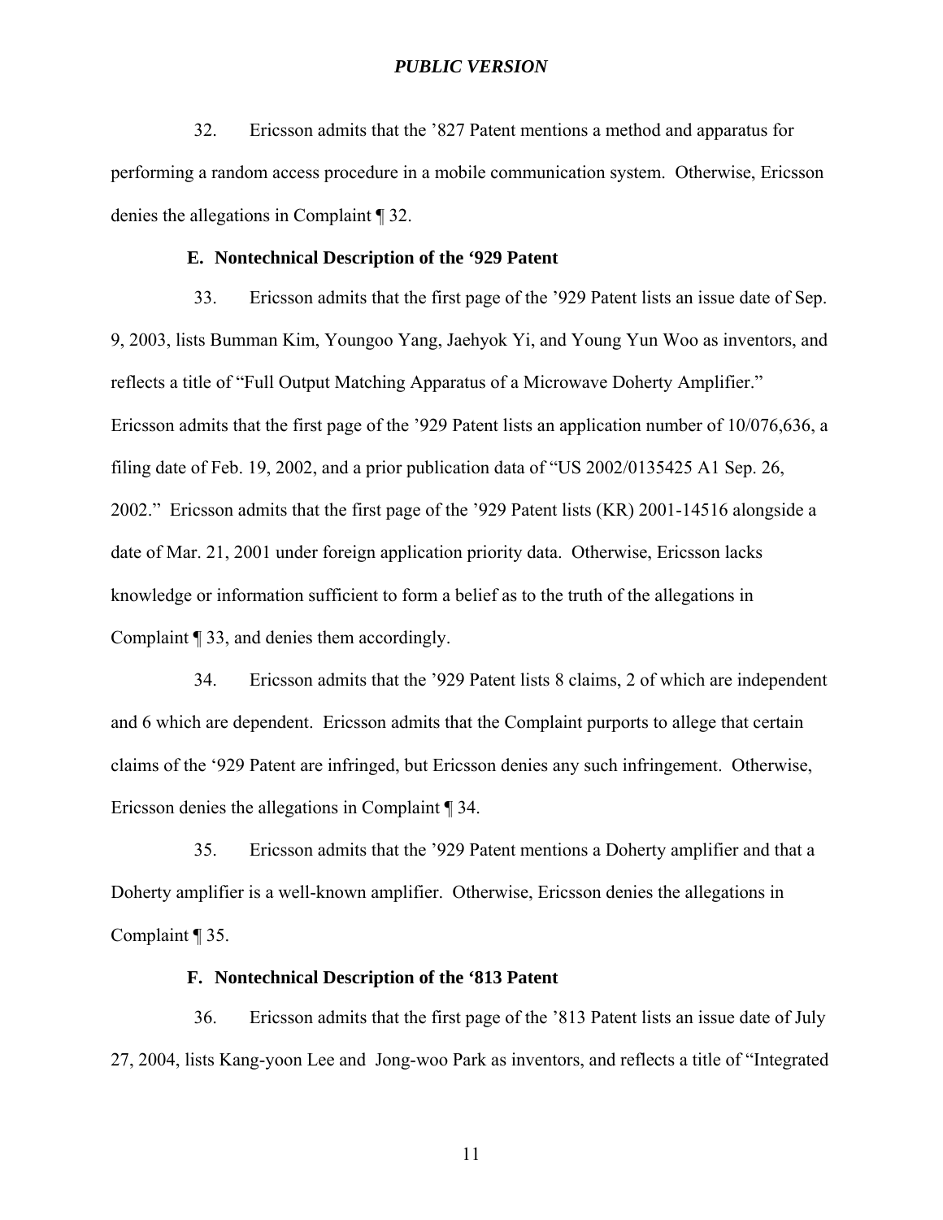32. Ericsson admits that the '827 Patent mentions a method and apparatus for performing a random access procedure in a mobile communication system. Otherwise, Ericsson denies the allegations in Complaint ¶ 32.

### E. Nontechnical Description of the '929 Patent

33. Ericsson admits that the first page of the '929 Patent lists an issue date of Sep. 9, 2003, lists Bumman Kim, Youngoo Yang, Jaehyok Yi, and Young Yun Woo as inventors, and reflects a title of "Full Output Matching Apparatus of a Microwave Doherty Amplifier." Ericsson admits that the first page of the '929 Patent lists an application number of 10/076,636, a filing date of Feb. 19, 2002, and a prior publication data of "US 2002/0135425 A1 Sep. 26, 2002." Ericsson admits that the first page of the '929 Patent lists (KR) 2001-14516 alongside a date of Mar. 21, 2001 under foreign application priority data. Otherwise, Ericsson lacks knowledge or information sufficient to form a belief as to the truth of the allegations in Complaint ¶ 33, and denies them accordingly.

34. Ericsson admits that the '929 Patent lists 8 claims, 2 of which are independent and 6 which are dependent. Ericsson admits that the Complaint purports to allege that certain claims of the '929 Patent are infringed, but Ericsson denies any such infringement. Otherwise, Ericsson denies the allegations in Complaint ¶ 34.

35. Ericsson admits that the '929 Patent mentions a Doherty amplifier and that a Doherty amplifier is a well-known amplifier. Otherwise, Ericsson denies the allegations in Complaint ¶ 35.

### F. Nontechnical Description of the '813 Patent

36. Ericsson admits that the first page of the '813 Patent lists an issue date of July 27, 2004, lists Kang-yoon Lee and Jong-woo Park as inventors, and reflects a title of "Integrated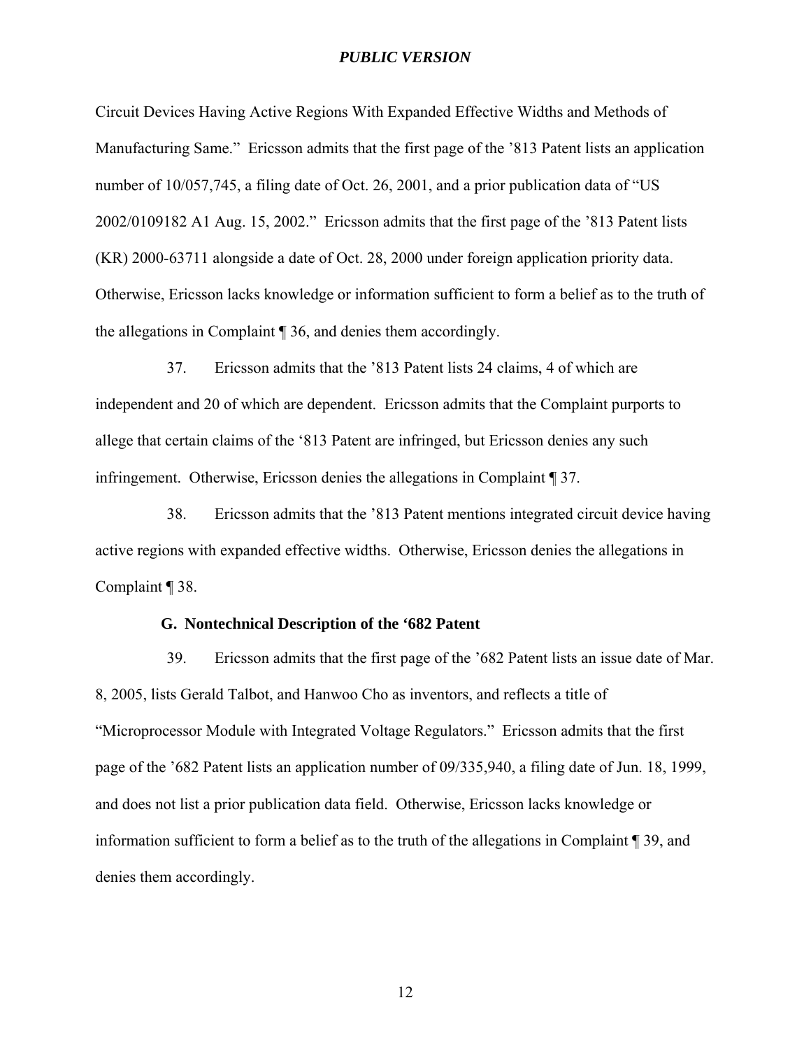Circuit Devices Having Active Regions With Expanded Effective Widths and Methods of Manufacturing Same." Ericsson admits that the first page of the '813 Patent lists an application number of 10/057,745, a filing date of Oct. 26, 2001, and a prior publication data of "US 2002/0109182 A1 Aug. 15, 2002." Ericsson admits that the first page of the '813 Patent lists (KR) 2000-63711 alongside a date of Oct. 28, 2000 under foreign application priority data. Otherwise, Ericsson lacks knowledge or information sufficient to form a belief as to the truth of the allegations in Complaint ¶ 36, and denies them accordingly.

37. Ericsson admits that the '813 Patent lists 24 claims, 4 of which are independent and 20 of which are dependent. Ericsson admits that the Complaint purports to allege that certain claims of the '813 Patent are infringed, but Ericsson denies any such infringement. Otherwise, Ericsson denies the allegations in Complaint ¶ 37.

38. Ericsson admits that the '813 Patent mentions integrated circuit device having active regions with expanded effective widths. Otherwise, Ericsson denies the allegations in Complaint ¶ 38.

### G. Nontechnical Description of the '682 Patent

39. Ericsson admits that the first page of the '682 Patent lists an issue date of Mar. 8, 2005, lists Gerald Talbot, and Hanwoo Cho as inventors, and reflects a title of "Microprocessor Module with Integrated Voltage Regulators." Ericsson admits that the first page of the '682 Patent lists an application number of 09/335,940, a filing date of Jun. 18, 1999, and does not list a prior publication data field. Otherwise, Ericsson lacks knowledge or information sufficient to form a belief as to the truth of the allegations in Complaint ¶ 39, and denies them accordingly.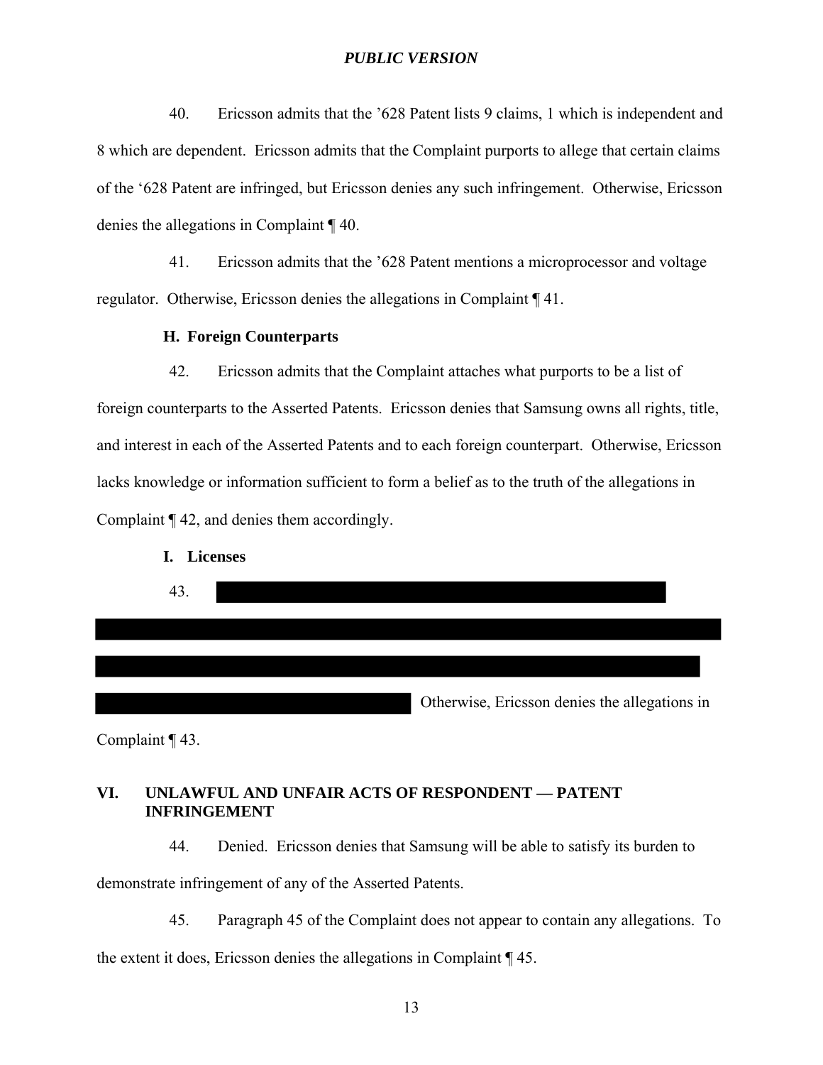40. Ericsson admits that the ’628 Patent lists 9 claims, 1 which is independent and 8 which are dependent. Ericsson admits that the Complaint purports to allege that certain claims of the ‘628 Patent are infringed, but Ericsson denies any such infringement. Otherwise, Ericsson denies the allegations in Complaint ¶ 40.

41. Ericsson admits that the ’628 Patent mentions a microprocessor and voltage regulator. Otherwise, Ericsson denies the allegations in Complaint ¶ 41.

### H. Foreign Counterparts

42. Ericsson admits that the Complaint attaches what purports to be a list of foreign counterparts to the Asserted Patents. Ericsson denies that Samsung owns all rights, title, and interest in each of the Asserted Patents and to each foreign counterpart. Otherwise, Ericsson lacks knowledge or information sufficient to form a belief as to the truth of the allegations in Complaint ¶ 42, and denies them accordingly.

### I. Licenses

43. [REDACTED] Otherwise, Ericsson denies the allegations in Complaint ¶ 43.

## VI. UNLAWFUL AND UNFAIR ACTS OF RESPONDENT — PATENT INFRINGEMENT

44. Denied. Ericsson denies that Samsung will be able to satisfy its burden to demonstrate infringement of any of the Asserted Patents.

45. Paragraph 45 of the Complaint does not appear to contain any allegations. To the extent it does, Ericsson denies the allegations in Complaint ¶ 45.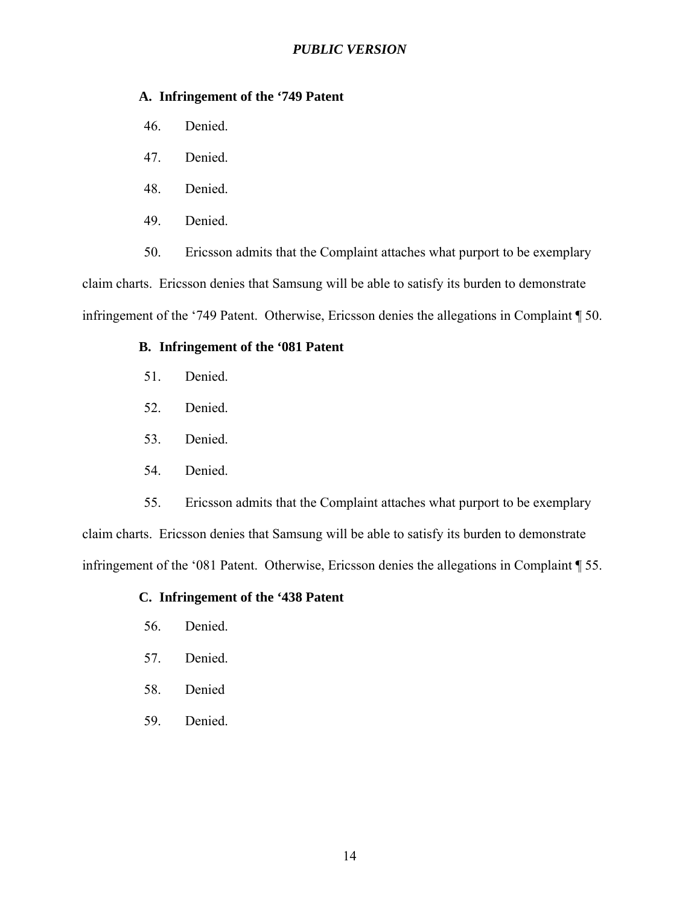*PUBLIC VERSION*

### A. Infringement of the '749 Patent

46. Denied.

47. Denied.

48. Denied.

49. Denied.

50. Ericsson admits that the Complaint attaches what purport to be exemplary claim charts. Ericsson denies that Samsung will be able to satisfy its burden to demonstrate infringement of the '749 Patent. Otherwise, Ericsson denies the allegations in Complaint ¶ 50.

### B. Infringement of the '081 Patent

51. Denied.

52. Denied.

53. Denied.

54. Denied.

55. Ericsson admits that the Complaint attaches what purport to be exemplary claim charts. Ericsson denies that Samsung will be able to satisfy its burden to demonstrate infringement of the '081 Patent. Otherwise, Ericsson denies the allegations in Complaint ¶ 55.

### C. Infringement of the '438 Patent

56. Denied.

57. Denied.

58. Denied

59. Denied.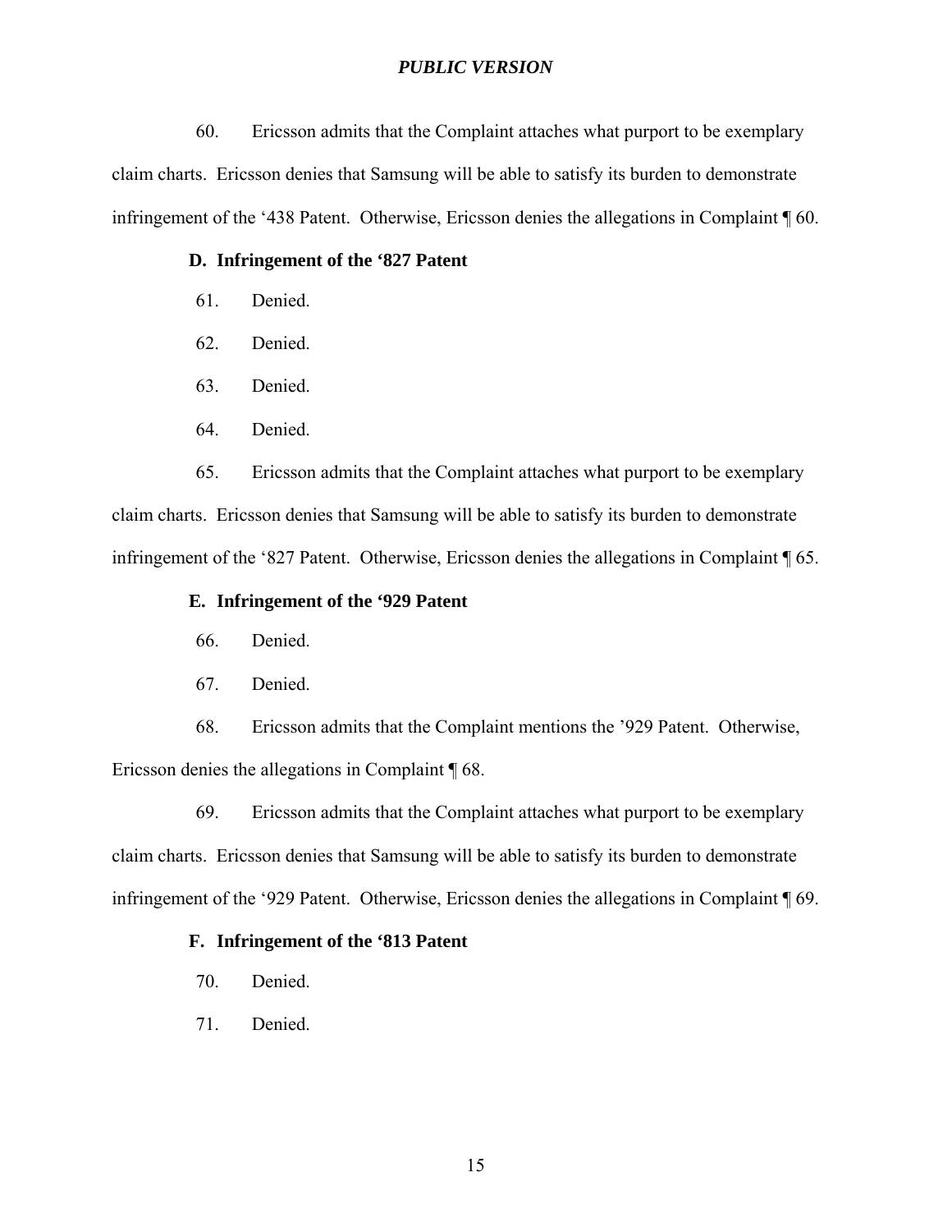60. Ericsson admits that the Complaint attaches what purport to be exemplary claim charts. Ericsson denies that Samsung will be able to satisfy its burden to demonstrate infringement of the '438 Patent. Otherwise, Ericsson denies the allegations in Complaint ¶ 60.

### D. Infringement of the '827 Patent

61. Denied.

62. Denied.

63. Denied.

64. Denied.

65. Ericsson admits that the Complaint attaches what purport to be exemplary claim charts. Ericsson denies that Samsung will be able to satisfy its burden to demonstrate infringement of the '827 Patent. Otherwise, Ericsson denies the allegations in Complaint ¶ 65.

### E. Infringement of the '929 Patent

66. Denied.

67. Denied.

68. Ericsson admits that the Complaint mentions the '929 Patent. Otherwise, Ericsson denies the allegations in Complaint ¶ 68.

69. Ericsson admits that the Complaint attaches what purport to be exemplary claim charts. Ericsson denies that Samsung will be able to satisfy its burden to demonstrate infringement of the '929 Patent. Otherwise, Ericsson denies the allegations in Complaint ¶ 69.

### F. Infringement of the '813 Patent

70. Denied.

71. Denied.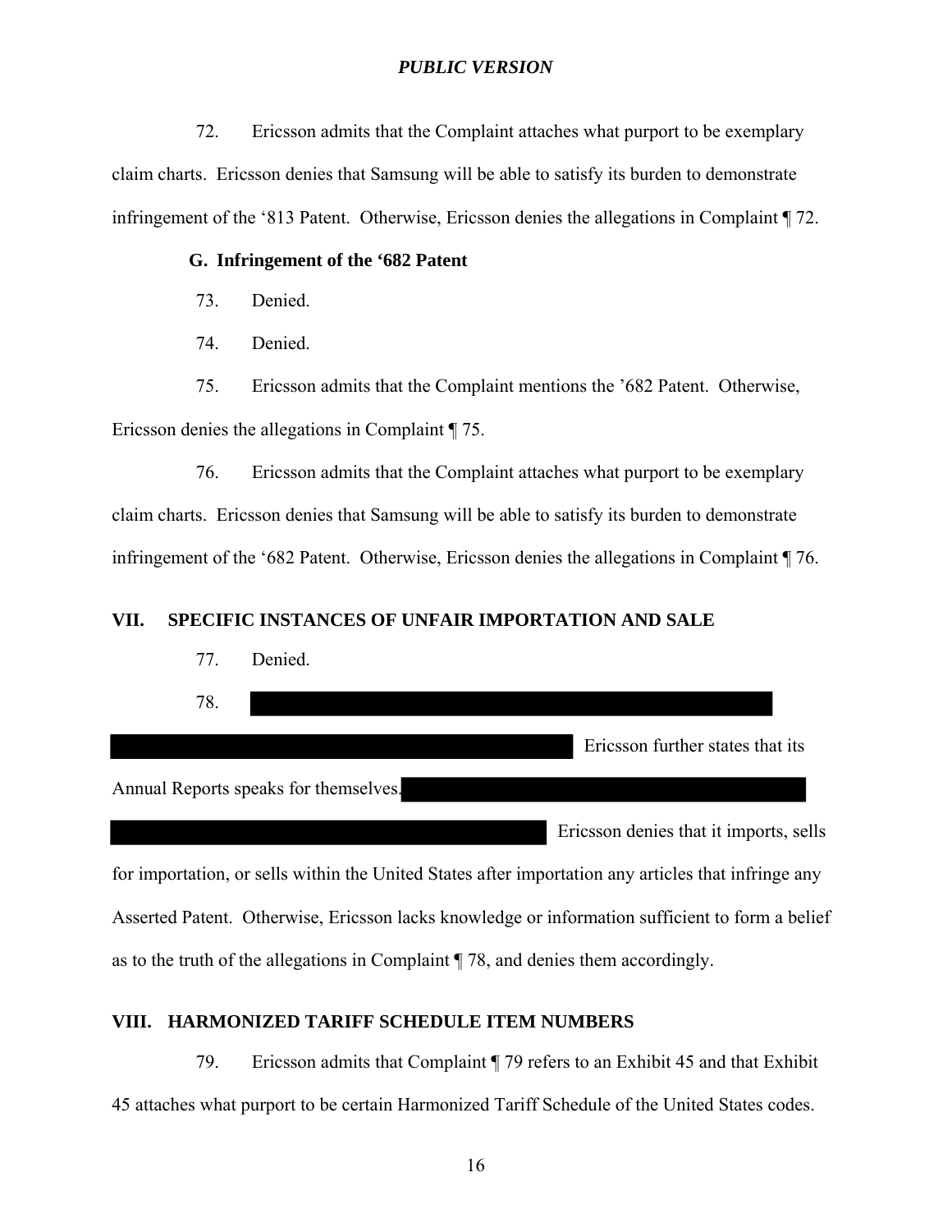72. Ericsson admits that the Complaint attaches what purport to be exemplary claim charts. Ericsson denies that Samsung will be able to satisfy its burden to demonstrate infringement of the '813 Patent. Otherwise, Ericsson denies the allegations in Complaint ¶ 72.

### G. Infringement of the '682 Patent

73. Denied.

74. Denied.

75. Ericsson admits that the Complaint mentions the '682 Patent. Otherwise, Ericsson denies the allegations in Complaint ¶ 75.

76. Ericsson admits that the Complaint attaches what purport to be exemplary claim charts. Ericsson denies that Samsung will be able to satisfy its burden to demonstrate infringement of the '682 Patent. Otherwise, Ericsson denies the allegations in Complaint ¶ 76.

## VII. SPECIFIC INSTANCES OF UNFAIR IMPORTATION AND SALE

77. Denied.

78. [REDACTED] Ericsson further states that its Annual Reports speaks for themselves. [REDACTED] Ericsson denies that it imports, sells for importation, or sells within the United States after importation any articles that infringe any Asserted Patent. Otherwise, Ericsson lacks knowledge or information sufficient to form a belief as to the truth of the allegations in Complaint ¶ 78, and denies them accordingly.

## VIII. HARMONIZED TARIFF SCHEDULE ITEM NUMBERS

79. Ericsson admits that Complaint ¶ 79 refers to an Exhibit 45 and that Exhibit 45 attaches what purport to be certain Harmonized Tariff Schedule of the United States codes.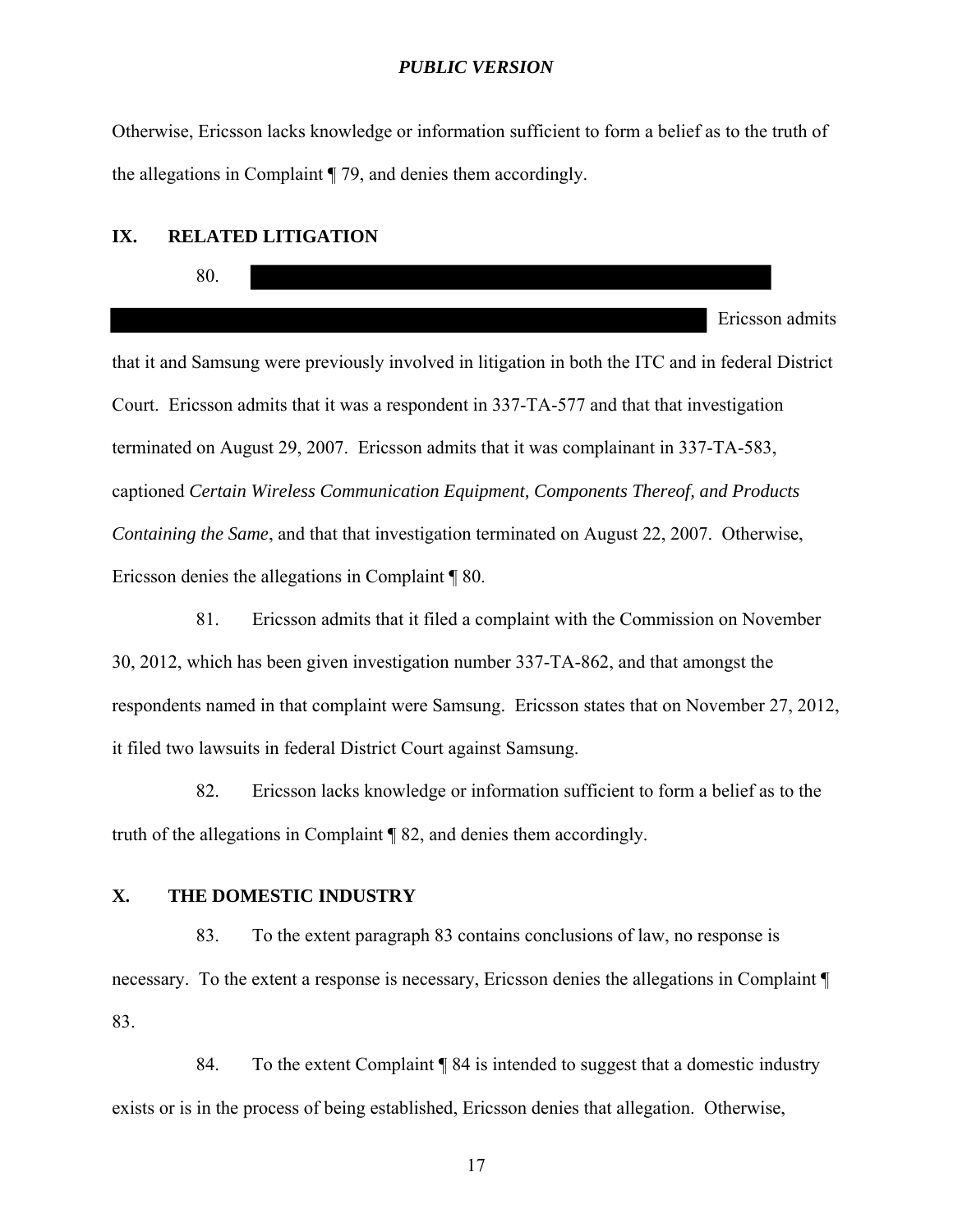Otherwise, Ericsson lacks knowledge or information sufficient to form a belief as to the truth of the allegations in Complaint ¶ 79, and denies them accordingly.

## IX. RELATED LITIGATION

80. [REDACTED] Ericsson admits that it and Samsung were previously involved in litigation in both the ITC and in federal District Court. Ericsson admits that it was a respondent in 337-TA-577 and that that investigation terminated on August 29, 2007. Ericsson admits that it was complainant in 337-TA-583, captioned *Certain Wireless Communication Equipment, Components Thereof, and Products Containing the Same*, and that that investigation terminated on August 22, 2007. Otherwise, Ericsson denies the allegations in Complaint ¶ 80.

81. Ericsson admits that it filed a complaint with the Commission on November 30, 2012, which has been given investigation number 337-TA-862, and that amongst the respondents named in that complaint were Samsung. Ericsson states that on November 27, 2012, it filed two lawsuits in federal District Court against Samsung.

82. Ericsson lacks knowledge or information sufficient to form a belief as to the truth of the allegations in Complaint ¶ 82, and denies them accordingly.

## X. THE DOMESTIC INDUSTRY

83. To the extent paragraph 83 contains conclusions of law, no response is necessary. To the extent a response is necessary, Ericsson denies the allegations in Complaint ¶ 83.

84. To the extent Complaint ¶ 84 is intended to suggest that a domestic industry exists or is in the process of being established, Ericsson denies that allegation. Otherwise,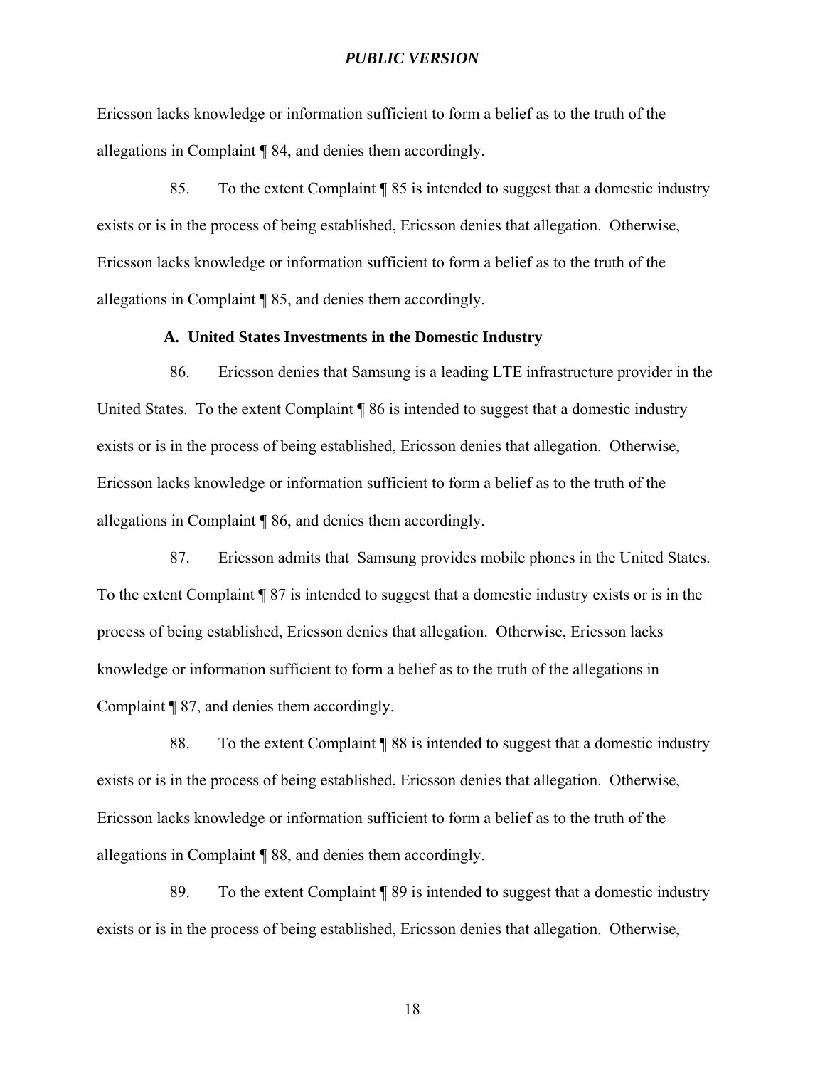Ericsson lacks knowledge or information sufficient to form a belief as to the truth of the allegations in Complaint ¶ 84, and denies them accordingly.

85. To the extent Complaint ¶ 85 is intended to suggest that a domestic industry exists or is in the process of being established, Ericsson denies that allegation. Otherwise, Ericsson lacks knowledge or information sufficient to form a belief as to the truth of the allegations in Complaint ¶ 85, and denies them accordingly.

**A. United States Investments in the Domestic Industry**

86. Ericsson denies that Samsung is a leading LTE infrastructure provider in the United States. To the extent Complaint ¶ 86 is intended to suggest that a domestic industry exists or is in the process of being established, Ericsson denies that allegation. Otherwise, Ericsson lacks knowledge or information sufficient to form a belief as to the truth of the allegations in Complaint ¶ 86, and denies them accordingly.

87. Ericsson admits that Samsung provides mobile phones in the United States. To the extent Complaint ¶ 87 is intended to suggest that a domestic industry exists or is in the process of being established, Ericsson denies that allegation. Otherwise, Ericsson lacks knowledge or information sufficient to form a belief as to the truth of the allegations in Complaint ¶ 87, and denies them accordingly.

88. To the extent Complaint ¶ 88 is intended to suggest that a domestic industry exists or is in the process of being established, Ericsson denies that allegation. Otherwise, Ericsson lacks knowledge or information sufficient to form a belief as to the truth of the allegations in Complaint ¶ 88, and denies them accordingly.

89. To the extent Complaint ¶ 89 is intended to suggest that a domestic industry exists or is in the process of being established, Ericsson denies that allegation. Otherwise,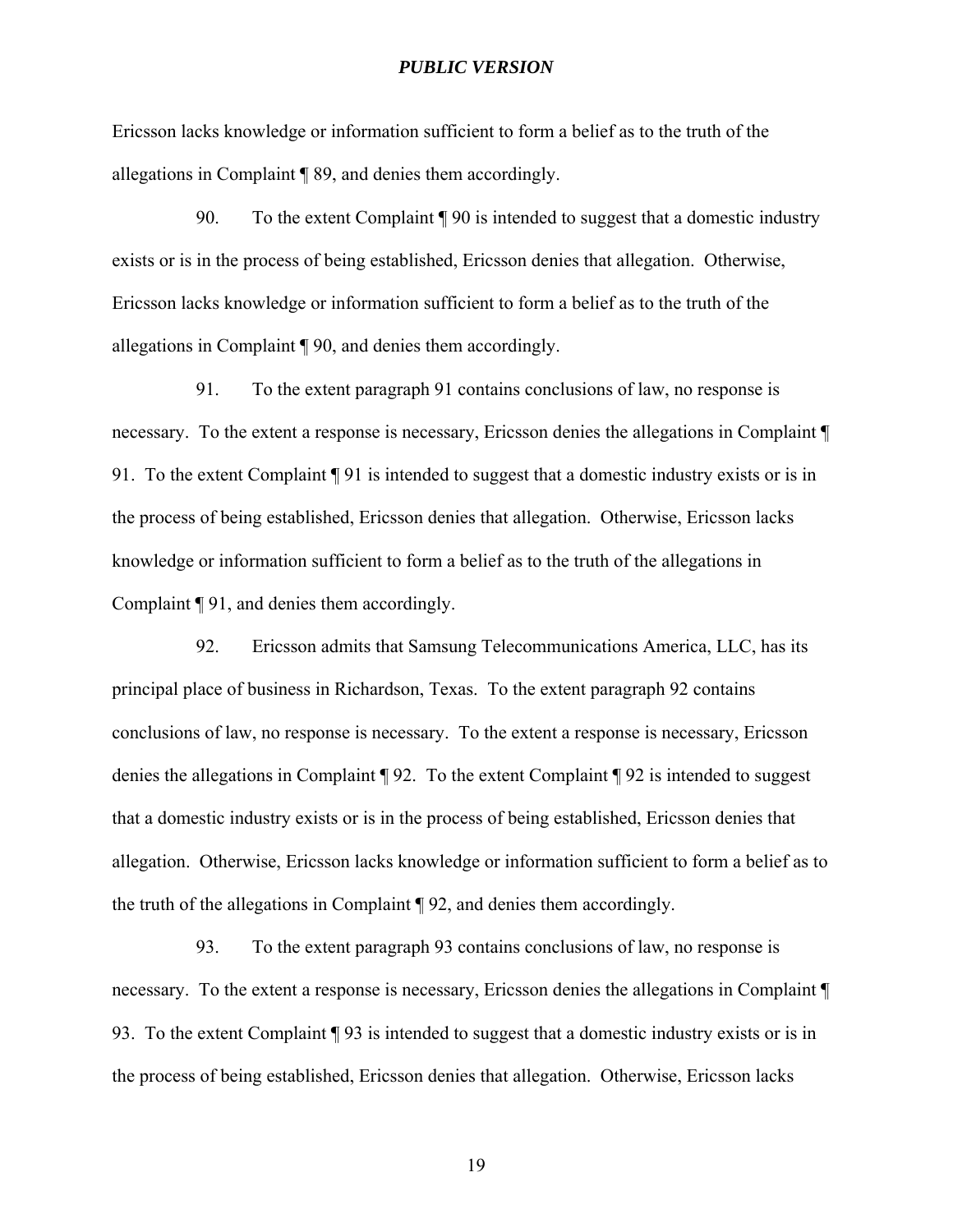Ericsson lacks knowledge or information sufficient to form a belief as to the truth of the allegations in Complaint ¶ 89, and denies them accordingly.

90. To the extent Complaint ¶ 90 is intended to suggest that a domestic industry exists or is in the process of being established, Ericsson denies that allegation. Otherwise, Ericsson lacks knowledge or information sufficient to form a belief as to the truth of the allegations in Complaint ¶ 90, and denies them accordingly.

91. To the extent paragraph 91 contains conclusions of law, no response is necessary. To the extent a response is necessary, Ericsson denies the allegations in Complaint ¶ 91. To the extent Complaint ¶ 91 is intended to suggest that a domestic industry exists or is in the process of being established, Ericsson denies that allegation. Otherwise, Ericsson lacks knowledge or information sufficient to form a belief as to the truth of the allegations in Complaint ¶ 91, and denies them accordingly.

92. Ericsson admits that Samsung Telecommunications America, LLC, has its principal place of business in Richardson, Texas. To the extent paragraph 92 contains conclusions of law, no response is necessary. To the extent a response is necessary, Ericsson denies the allegations in Complaint ¶ 92. To the extent Complaint ¶ 92 is intended to suggest that a domestic industry exists or is in the process of being established, Ericsson denies that allegation. Otherwise, Ericsson lacks knowledge or information sufficient to form a belief as to the truth of the allegations in Complaint ¶ 92, and denies them accordingly.

93. To the extent paragraph 93 contains conclusions of law, no response is necessary. To the extent a response is necessary, Ericsson denies the allegations in Complaint ¶ 93. To the extent Complaint ¶ 93 is intended to suggest that a domestic industry exists or is in the process of being established, Ericsson denies that allegation. Otherwise, Ericsson lacks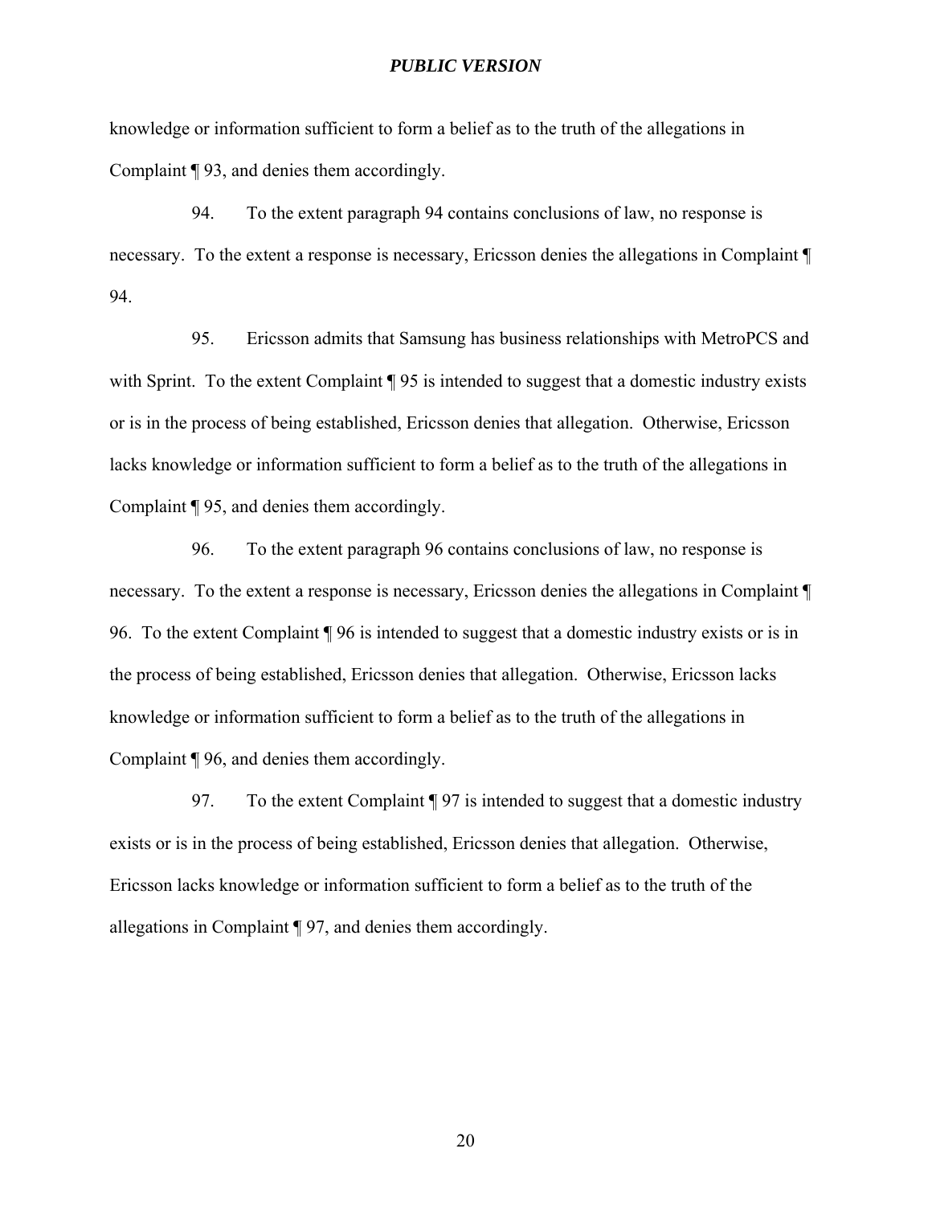knowledge or information sufficient to form a belief as to the truth of the allegations in Complaint ¶ 93, and denies them accordingly.

94. To the extent paragraph 94 contains conclusions of law, no response is necessary. To the extent a response is necessary, Ericsson denies the allegations in Complaint ¶ 94.

95. Ericsson admits that Samsung has business relationships with MetroPCS and with Sprint. To the extent Complaint ¶ 95 is intended to suggest that a domestic industry exists or is in the process of being established, Ericsson denies that allegation. Otherwise, Ericsson lacks knowledge or information sufficient to form a belief as to the truth of the allegations in Complaint ¶ 95, and denies them accordingly.

96. To the extent paragraph 96 contains conclusions of law, no response is necessary. To the extent a response is necessary, Ericsson denies the allegations in Complaint ¶ 96. To the extent Complaint ¶ 96 is intended to suggest that a domestic industry exists or is in the process of being established, Ericsson denies that allegation. Otherwise, Ericsson lacks knowledge or information sufficient to form a belief as to the truth of the allegations in Complaint ¶ 96, and denies them accordingly.

97. To the extent Complaint ¶ 97 is intended to suggest that a domestic industry exists or is in the process of being established, Ericsson denies that allegation. Otherwise, Ericsson lacks knowledge or information sufficient to form a belief as to the truth of the allegations in Complaint ¶ 97, and denies them accordingly.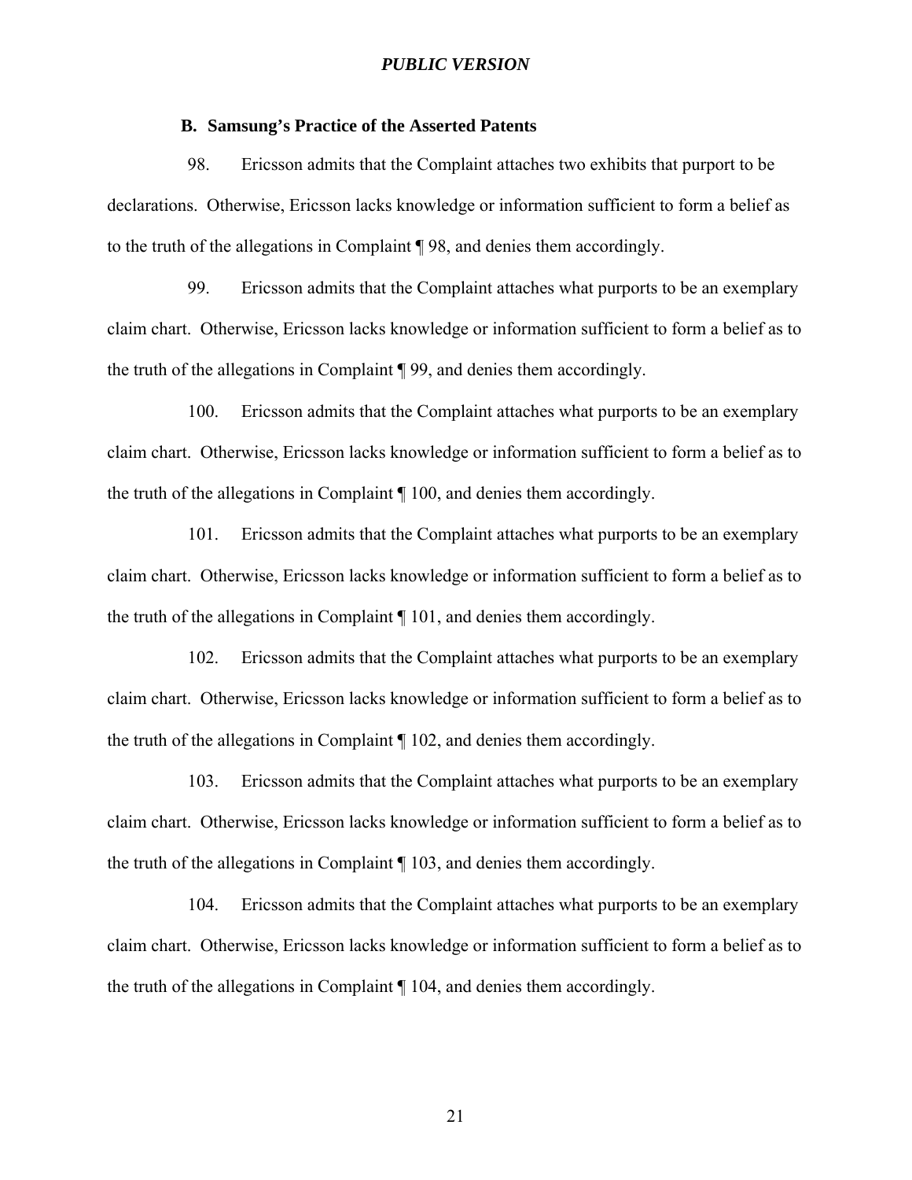### B. Samsung's Practice of the Asserted Patents

98. Ericsson admits that the Complaint attaches two exhibits that purport to be declarations. Otherwise, Ericsson lacks knowledge or information sufficient to form a belief as to the truth of the allegations in Complaint ¶ 98, and denies them accordingly.

99. Ericsson admits that the Complaint attaches what purports to be an exemplary claim chart. Otherwise, Ericsson lacks knowledge or information sufficient to form a belief as to the truth of the allegations in Complaint ¶ 99, and denies them accordingly.

100. Ericsson admits that the Complaint attaches what purports to be an exemplary claim chart. Otherwise, Ericsson lacks knowledge or information sufficient to form a belief as to the truth of the allegations in Complaint ¶ 100, and denies them accordingly.

101. Ericsson admits that the Complaint attaches what purports to be an exemplary claim chart. Otherwise, Ericsson lacks knowledge or information sufficient to form a belief as to the truth of the allegations in Complaint ¶ 101, and denies them accordingly.

102. Ericsson admits that the Complaint attaches what purports to be an exemplary claim chart. Otherwise, Ericsson lacks knowledge or information sufficient to form a belief as to the truth of the allegations in Complaint ¶ 102, and denies them accordingly.

103. Ericsson admits that the Complaint attaches what purports to be an exemplary claim chart. Otherwise, Ericsson lacks knowledge or information sufficient to form a belief as to the truth of the allegations in Complaint ¶ 103, and denies them accordingly.

104. Ericsson admits that the Complaint attaches what purports to be an exemplary claim chart. Otherwise, Ericsson lacks knowledge or information sufficient to form a belief as to the truth of the allegations in Complaint ¶ 104, and denies them accordingly.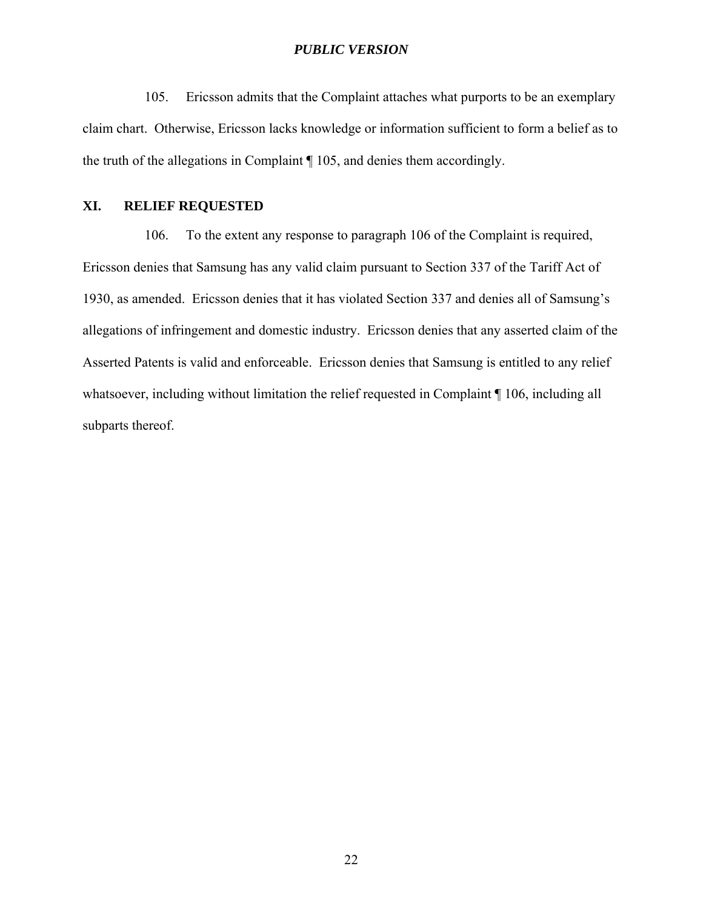105. Ericsson admits that the Complaint attaches what purports to be an exemplary claim chart. Otherwise, Ericsson lacks knowledge or information sufficient to form a belief as to the truth of the allegations in Complaint ¶ 105, and denies them accordingly.

## XI. RELIEF REQUESTED

106. To the extent any response to paragraph 106 of the Complaint is required, Ericsson denies that Samsung has any valid claim pursuant to Section 337 of the Tariff Act of 1930, as amended. Ericsson denies that it has violated Section 337 and denies all of Samsung's allegations of infringement and domestic industry. Ericsson denies that any asserted claim of the Asserted Patents is valid and enforceable. Ericsson denies that Samsung is entitled to any relief whatsoever, including without limitation the relief requested in Complaint ¶ 106, including all subparts thereof.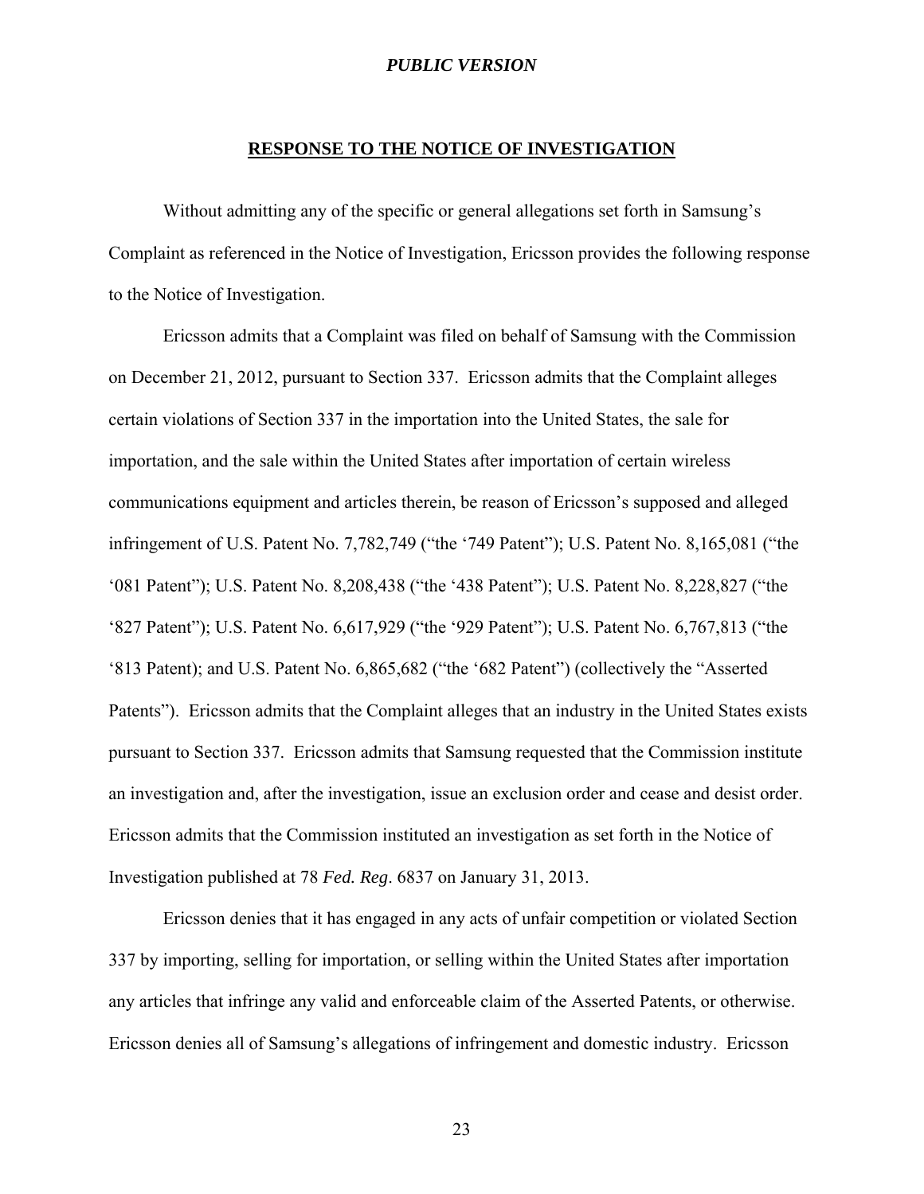## RESPONSE TO THE NOTICE OF INVESTIGATION

Without admitting any of the specific or general allegations set forth in Samsung's Complaint as referenced in the Notice of Investigation, Ericsson provides the following response to the Notice of Investigation.

Ericsson admits that a Complaint was filed on behalf of Samsung with the Commission on December 21, 2012, pursuant to Section 337. Ericsson admits that the Complaint alleges certain violations of Section 337 in the importation into the United States, the sale for importation, and the sale within the United States after importation of certain wireless communications equipment and articles therein, be reason of Ericsson's supposed and alleged infringement of U.S. Patent No. 7,782,749 ("the '749 Patent"); U.S. Patent No. 8,165,081 ("the '081 Patent"); U.S. Patent No. 8,208,438 ("the '438 Patent"); U.S. Patent No. 8,228,827 ("the '827 Patent"); U.S. Patent No. 6,617,929 ("the '929 Patent"); U.S. Patent No. 6,767,813 ("the '813 Patent); and U.S. Patent No. 6,865,682 ("the '682 Patent") (collectively the "Asserted Patents"). Ericsson admits that the Complaint alleges that an industry in the United States exists pursuant to Section 337. Ericsson admits that Samsung requested that the Commission institute an investigation and, after the investigation, issue an exclusion order and cease and desist order. Ericsson admits that the Commission instituted an investigation as set forth in the Notice of Investigation published at 78 *Fed. Reg*. 6837 on January 31, 2013.

Ericsson denies that it has engaged in any acts of unfair competition or violated Section 337 by importing, selling for importation, or selling within the United States after importation any articles that infringe any valid and enforceable claim of the Asserted Patents, or otherwise. Ericsson denies all of Samsung's allegations of infringement and domestic industry. Ericsson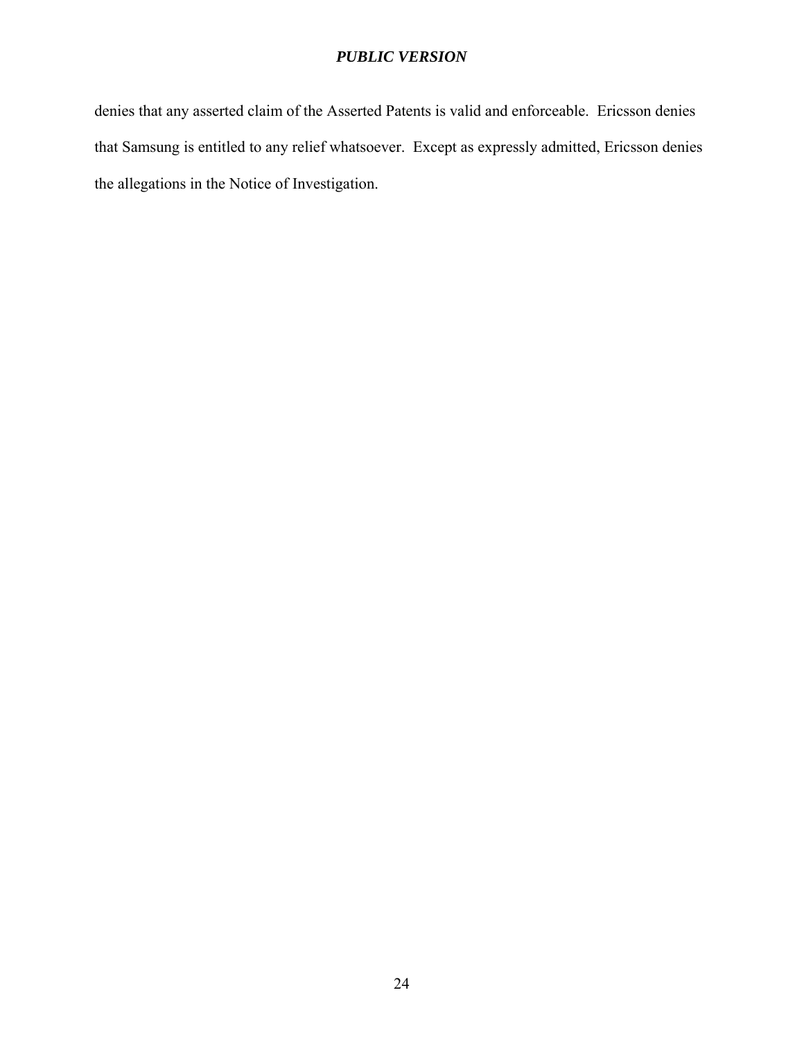denies that any asserted claim of the Asserted Patents is valid and enforceable. Ericsson denies that Samsung is entitled to any relief whatsoever. Except as expressly admitted, Ericsson denies the allegations in the Notice of Investigation.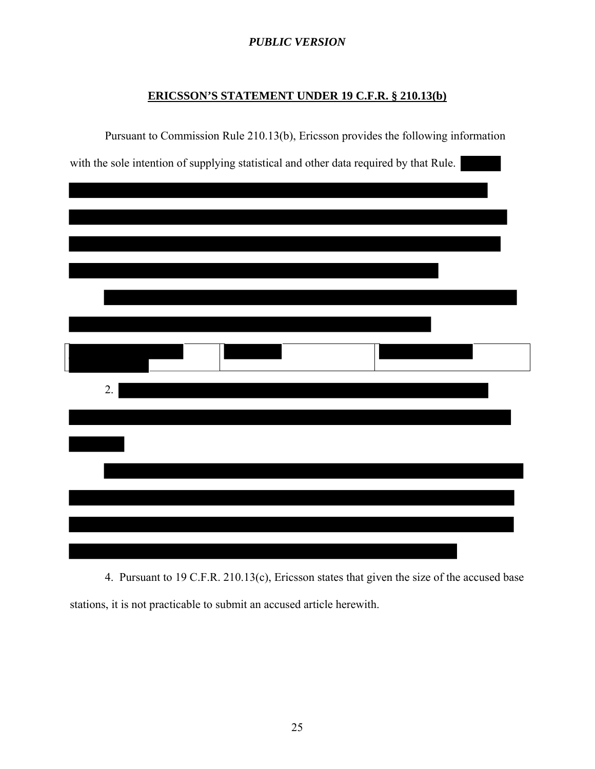*PUBLIC VERSION*

## ERICSSON'S STATEMENT UNDER 19 C.F.R. § 210.13(b)

Pursuant to Commission Rule 210.13(b), Ericsson provides the following information with the sole intention of supplying statistical and other data required by that Rule.

| | | |
|---|---|---|
| | | |

2.

4. Pursuant to 19 C.F.R. 210.13(c), Ericsson states that given the size of the accused base stations, it is not practicable to submit an accused article herewith.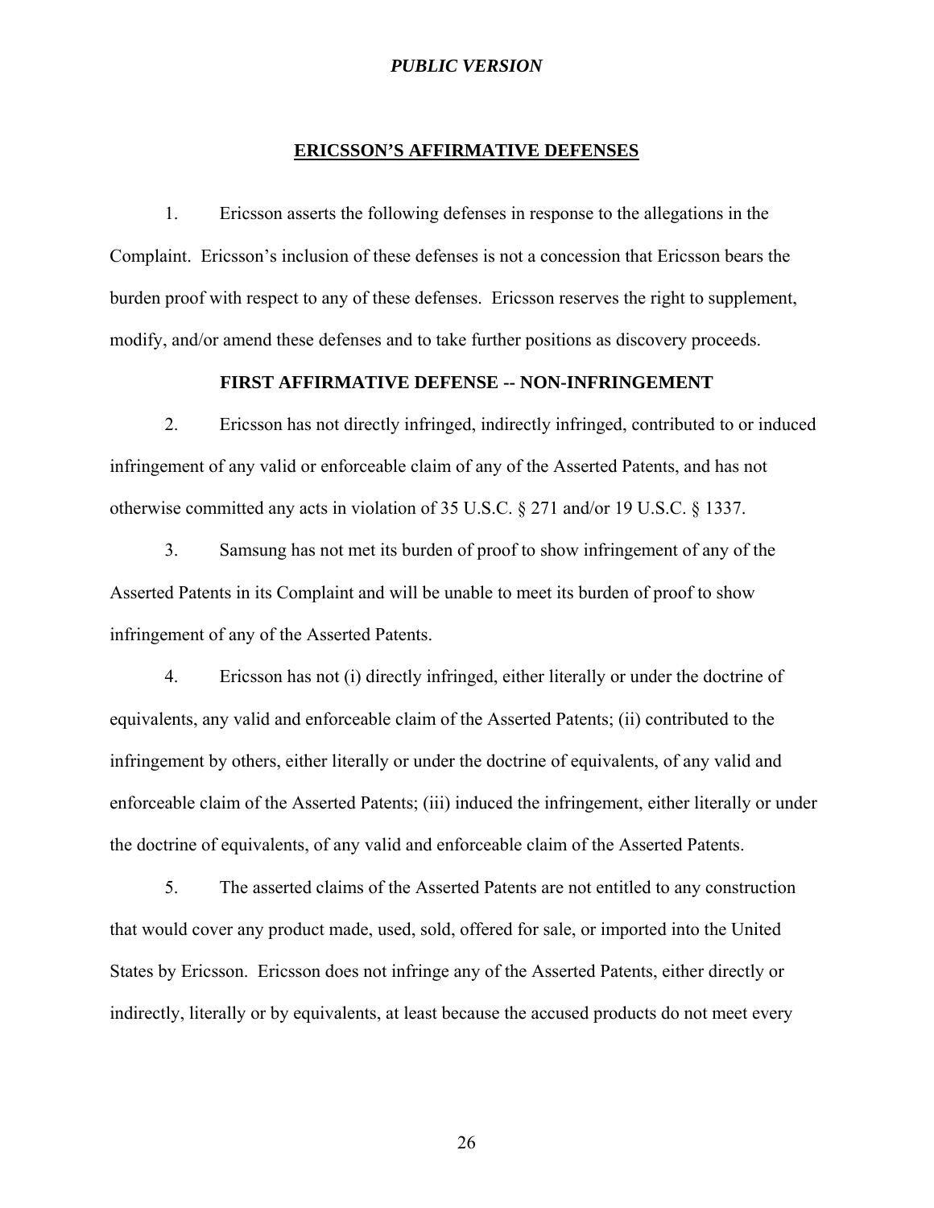## ERICSSON'S AFFIRMATIVE DEFENSES

1. Ericsson asserts the following defenses in response to the allegations in the Complaint. Ericsson's inclusion of these defenses is not a concession that Ericsson bears the burden proof with respect to any of these defenses. Ericsson reserves the right to supplement, modify, and/or amend these defenses and to take further positions as discovery proceeds.

### FIRST AFFIRMATIVE DEFENSE -- NON-INFRINGEMENT

2. Ericsson has not directly infringed, indirectly infringed, contributed to or induced infringement of any valid or enforceable claim of any of the Asserted Patents, and has not otherwise committed any acts in violation of 35 U.S.C. § 271 and/or 19 U.S.C. § 1337.

3. Samsung has not met its burden of proof to show infringement of any of the Asserted Patents in its Complaint and will be unable to meet its burden of proof to show infringement of any of the Asserted Patents.

4. Ericsson has not (i) directly infringed, either literally or under the doctrine of equivalents, any valid and enforceable claim of the Asserted Patents; (ii) contributed to the infringement by others, either literally or under the doctrine of equivalents, of any valid and enforceable claim of the Asserted Patents; (iii) induced the infringement, either literally or under the doctrine of equivalents, of any valid and enforceable claim of the Asserted Patents.

5. The asserted claims of the Asserted Patents are not entitled to any construction that would cover any product made, used, sold, offered for sale, or imported into the United States by Ericsson. Ericsson does not infringe any of the Asserted Patents, either directly or indirectly, literally or by equivalents, at least because the accused products do not meet every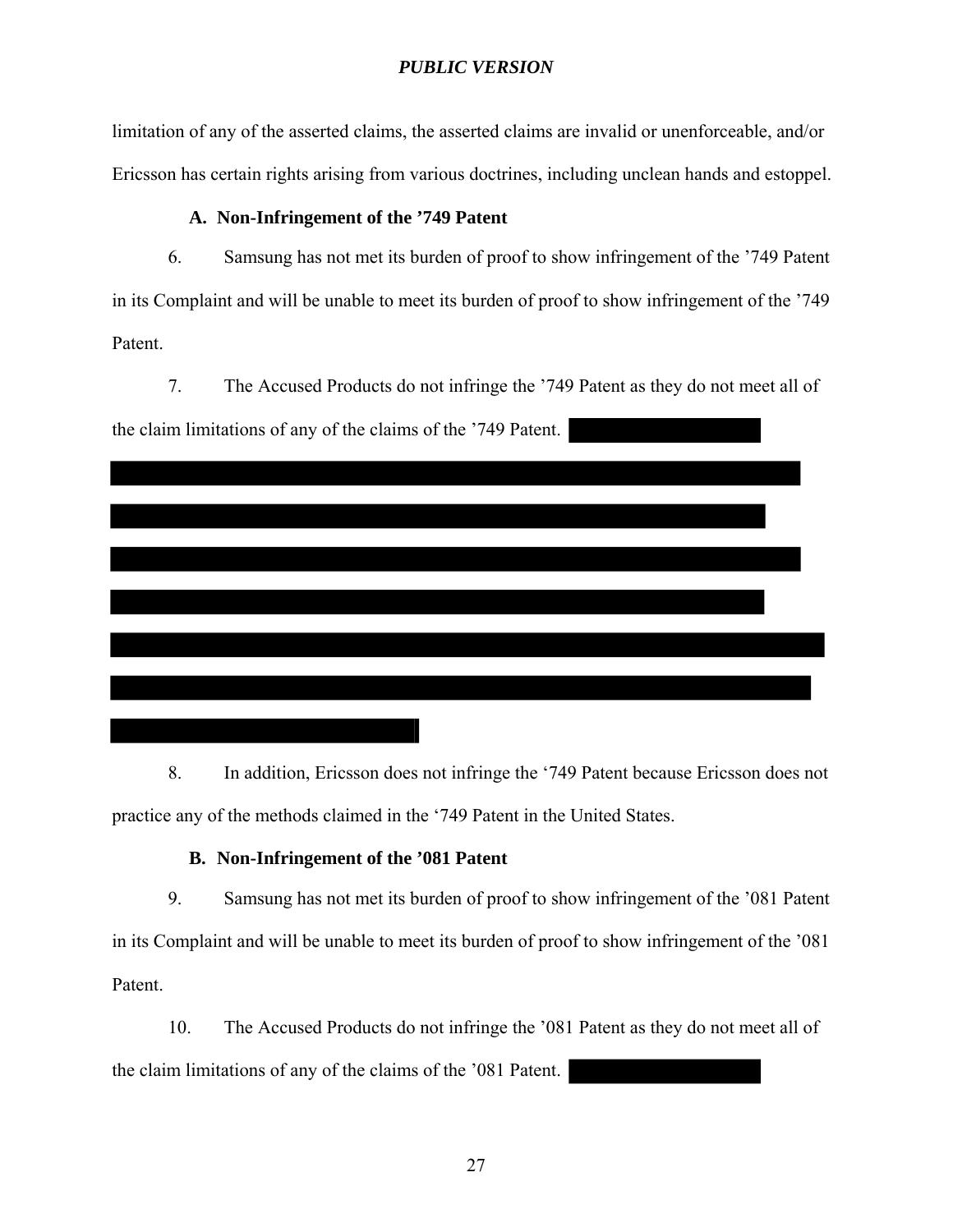limitation of any of the asserted claims, the asserted claims are invalid or unenforceable, and/or Ericsson has certain rights arising from various doctrines, including unclean hands and estoppel.

### A. Non-Infringement of the ’749 Patent

6. Samsung has not met its burden of proof to show infringement of the ’749 Patent in its Complaint and will be unable to meet its burden of proof to show infringement of the ’749 Patent.

7. The Accused Products do not infringe the ’749 Patent as they do not meet all of the claim limitations of any of the claims of the ’749 Patent. [REDACTED]

8. In addition, Ericsson does not infringe the ‘749 Patent because Ericsson does not practice any of the methods claimed in the ‘749 Patent in the United States.

### B. Non-Infringement of the ’081 Patent

9. Samsung has not met its burden of proof to show infringement of the ’081 Patent in its Complaint and will be unable to meet its burden of proof to show infringement of the ’081 Patent.

10. The Accused Products do not infringe the ’081 Patent as they do not meet all of the claim limitations of any of the claims of the ’081 Patent. [REDACTED]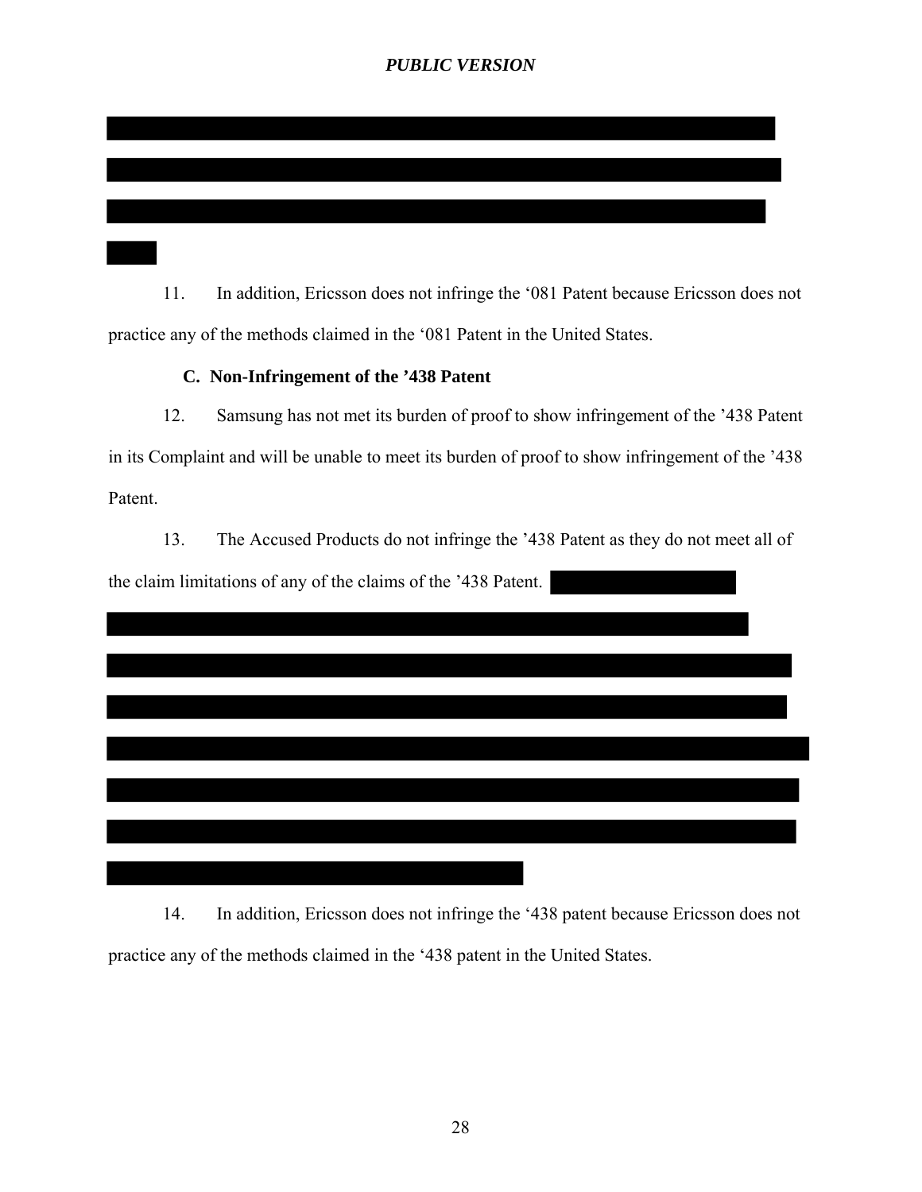11. In addition, Ericsson does not infringe the '081 Patent because Ericsson does not practice any of the methods claimed in the '081 Patent in the United States.

### C. Non-Infringement of the '438 Patent

12. Samsung has not met its burden of proof to show infringement of the '438 Patent in its Complaint and will be unable to meet its burden of proof to show infringement of the '438 Patent.

13. The Accused Products do not infringe the '438 Patent as they do not meet all of the claim limitations of any of the claims of the '438 Patent.

14. In addition, Ericsson does not infringe the '438 patent because Ericsson does not practice any of the methods claimed in the '438 patent in the United States.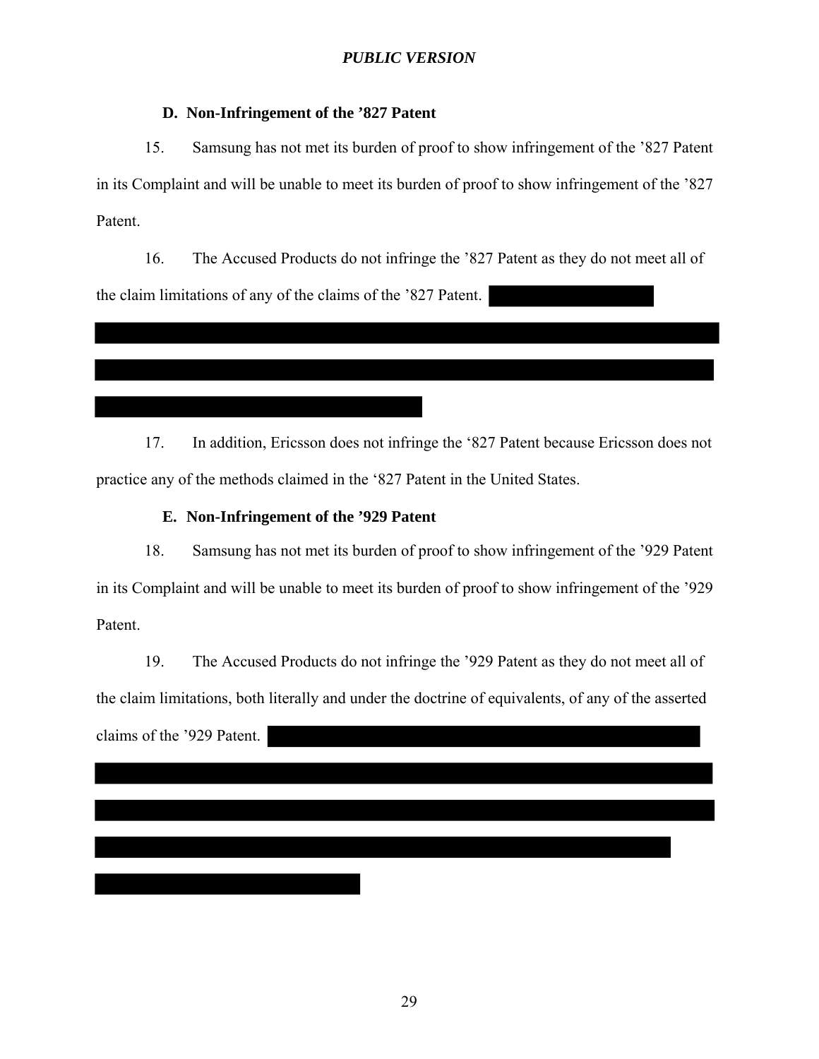*PUBLIC VERSION*

### D. Non-Infringement of the ’827 Patent

15. Samsung has not met its burden of proof to show infringement of the ’827 Patent in its Complaint and will be unable to meet its burden of proof to show infringement of the ’827 Patent.

16. The Accused Products do not infringe the ’827 Patent as they do not meet all of the claim limitations of any of the claims of the ’827 Patent.

17. In addition, Ericsson does not infringe the ‘827 Patent because Ericsson does not practice any of the methods claimed in the ‘827 Patent in the United States.

### E. Non-Infringement of the ’929 Patent

18. Samsung has not met its burden of proof to show infringement of the ’929 Patent in its Complaint and will be unable to meet its burden of proof to show infringement of the ’929 Patent.

19. The Accused Products do not infringe the ’929 Patent as they do not meet all of the claim limitations, both literally and under the doctrine of equivalents, of any of the asserted claims of the ’929 Patent.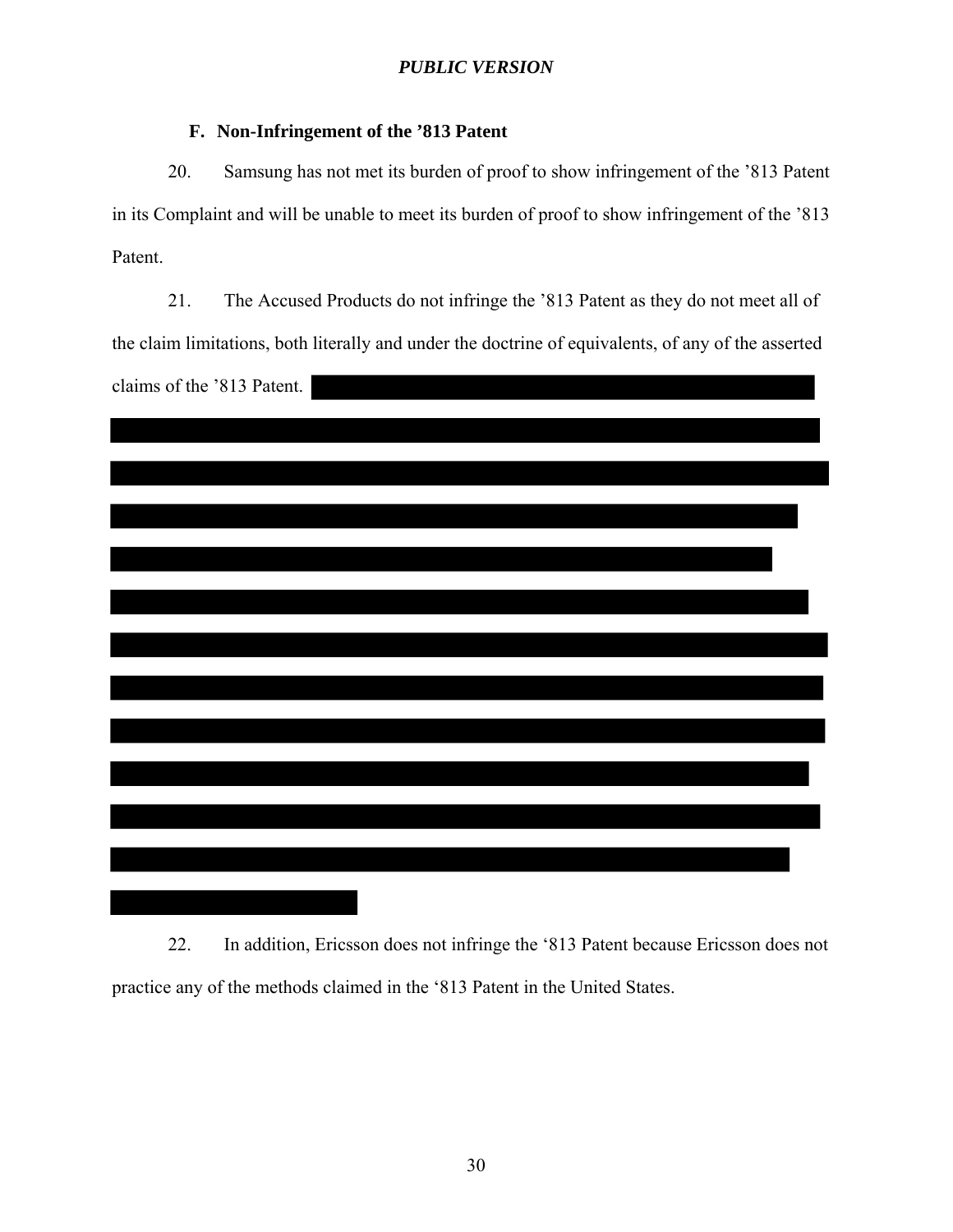### F. Non-Infringement of the ’813 Patent

20. Samsung has not met its burden of proof to show infringement of the ’813 Patent in its Complaint and will be unable to meet its burden of proof to show infringement of the ’813 Patent.

21. The Accused Products do not infringe the ’813 Patent as they do not meet all of the claim limitations, both literally and under the doctrine of equivalents, of any of the asserted claims of the ’813 Patent.

22. In addition, Ericsson does not infringe the ‘813 Patent because Ericsson does not practice any of the methods claimed in the ‘813 Patent in the United States.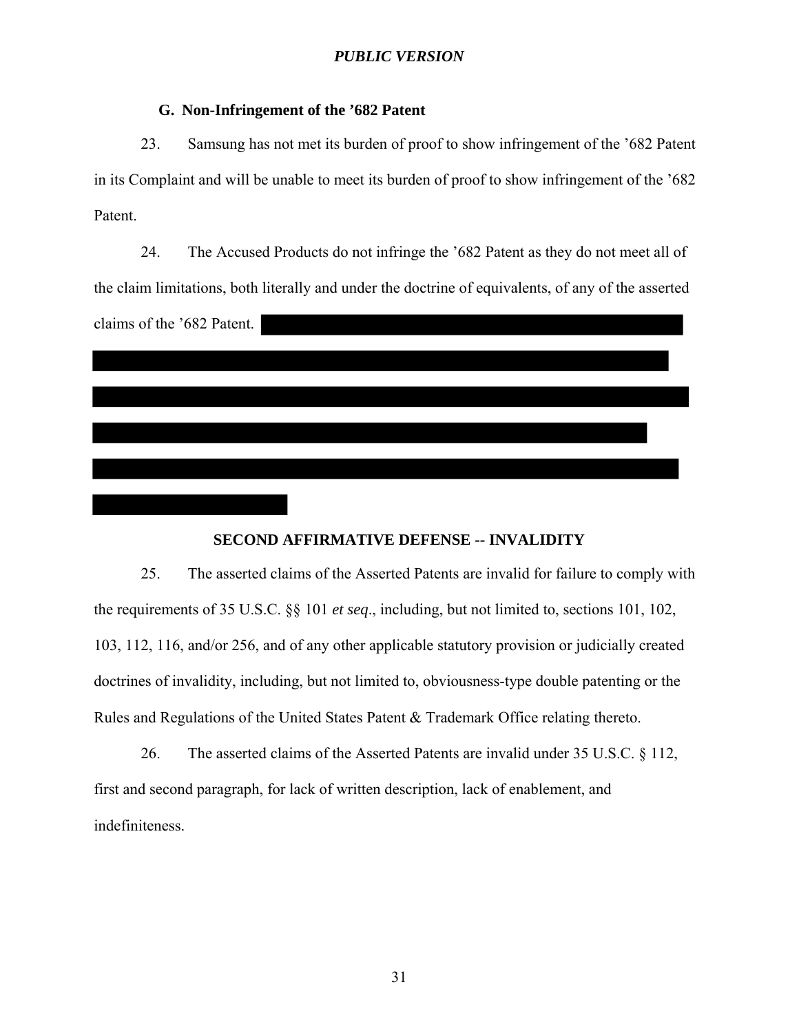### G. Non-Infringement of the ’682 Patent

23. Samsung has not met its burden of proof to show infringement of the ’682 Patent in its Complaint and will be unable to meet its burden of proof to show infringement of the ’682 Patent.

24. The Accused Products do not infringe the ’682 Patent as they do not meet all of the claim limitations, both literally and under the doctrine of equivalents, of any of the asserted claims of the ’682 Patent.

## SECOND AFFIRMATIVE DEFENSE -- INVALIDITY

25. The asserted claims of the Asserted Patents are invalid for failure to comply with the requirements of 35 U.S.C. §§ 101 *et seq*., including, but not limited to, sections 101, 102, 103, 112, 116, and/or 256, and of any other applicable statutory provision or judicially created doctrines of invalidity, including, but not limited to, obviousness-type double patenting or the Rules and Regulations of the United States Patent & Trademark Office relating thereto.

26. The asserted claims of the Asserted Patents are invalid under 35 U.S.C. § 112, first and second paragraph, for lack of written description, lack of enablement, and indefiniteness.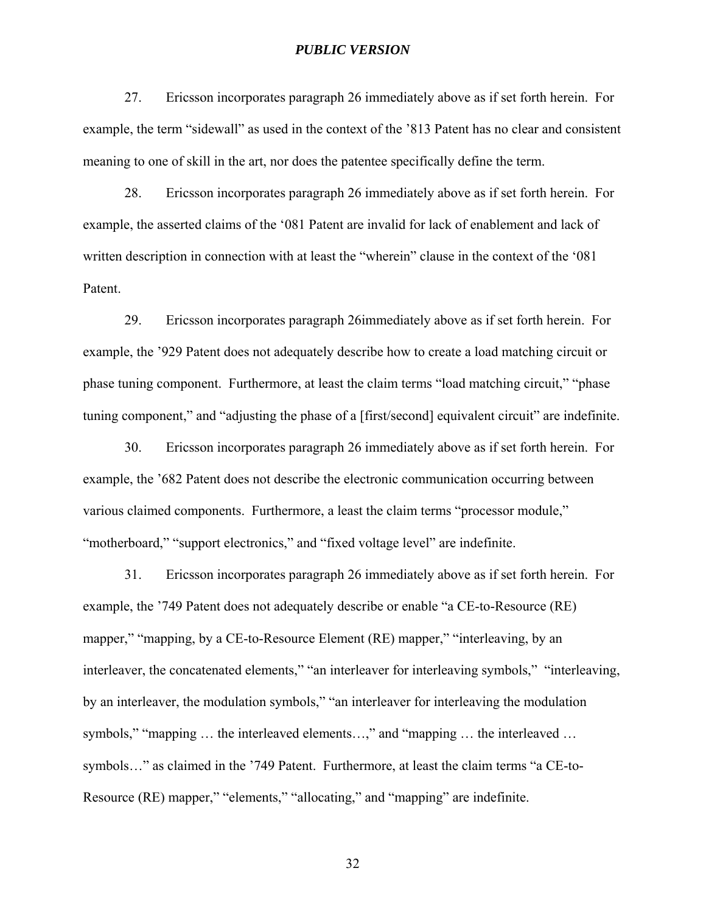27. Ericsson incorporates paragraph 26 immediately above as if set forth herein. For example, the term "sidewall" as used in the context of the '813 Patent has no clear and consistent meaning to one of skill in the art, nor does the patentee specifically define the term.

28. Ericsson incorporates paragraph 26 immediately above as if set forth herein. For example, the asserted claims of the '081 Patent are invalid for lack of enablement and lack of written description in connection with at least the "wherein" clause in the context of the '081 Patent.

29. Ericsson incorporates paragraph 26immediately above as if set forth herein. For example, the '929 Patent does not adequately describe how to create a load matching circuit or phase tuning component. Furthermore, at least the claim terms "load matching circuit," "phase tuning component," and "adjusting the phase of a [first/second] equivalent circuit" are indefinite.

30. Ericsson incorporates paragraph 26 immediately above as if set forth herein. For example, the '682 Patent does not describe the electronic communication occurring between various claimed components. Furthermore, a least the claim terms "processor module," "motherboard," "support electronics," and "fixed voltage level" are indefinite.

31. Ericsson incorporates paragraph 26 immediately above as if set forth herein. For example, the '749 Patent does not adequately describe or enable "a CE-to-Resource (RE) mapper," "mapping, by a CE-to-Resource Element (RE) mapper," "interleaving, by an interleaver, the concatenated elements," "an interleaver for interleaving symbols," "interleaving, by an interleaver, the modulation symbols," "an interleaver for interleaving the modulation symbols," "mapping … the interleaved elements…," and "mapping … the interleaved … symbols…" as claimed in the '749 Patent. Furthermore, at least the claim terms "a CE-to-Resource (RE) mapper," "elements," "allocating," and "mapping" are indefinite.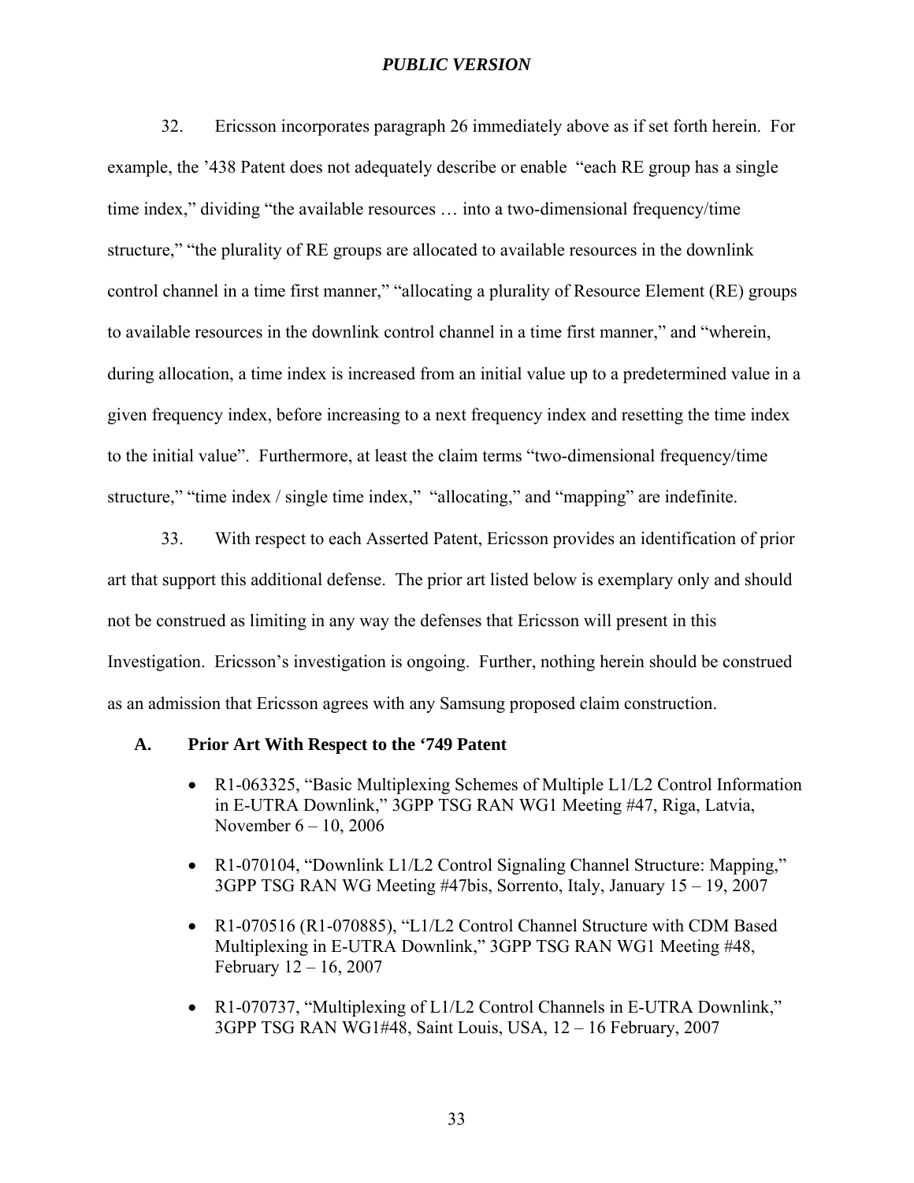32. Ericsson incorporates paragraph 26 immediately above as if set forth herein. For example, the '438 Patent does not adequately describe or enable "each RE group has a single time index," dividing "the available resources … into a two-dimensional frequency/time structure," "the plurality of RE groups are allocated to available resources in the downlink control channel in a time first manner," "allocating a plurality of Resource Element (RE) groups to available resources in the downlink control channel in a time first manner," and "wherein, during allocation, a time index is increased from an initial value up to a predetermined value in a given frequency index, before increasing to a next frequency index and resetting the time index to the initial value". Furthermore, at least the claim terms "two-dimensional frequency/time structure," "time index / single time index," "allocating," and "mapping" are indefinite.

33. With respect to each Asserted Patent, Ericsson provides an identification of prior art that support this additional defense. The prior art listed below is exemplary only and should not be construed as limiting in any way the defenses that Ericsson will present in this Investigation. Ericsson's investigation is ongoing. Further, nothing herein should be construed as an admission that Ericsson agrees with any Samsung proposed claim construction.

### A. Prior Art With Respect to the '749 Patent

- R1-063325, "Basic Multiplexing Schemes of Multiple L1/L2 Control Information in E-UTRA Downlink," 3GPP TSG RAN WG1 Meeting #47, Riga, Latvia, November 6 – 10, 2006
- R1-070104, "Downlink L1/L2 Control Signaling Channel Structure: Mapping," 3GPP TSG RAN WG Meeting #47bis, Sorrento, Italy, January 15 – 19, 2007
- R1-070516 (R1-070885), "L1/L2 Control Channel Structure with CDM Based Multiplexing in E-UTRA Downlink," 3GPP TSG RAN WG1 Meeting #48, February 12 – 16, 2007
- R1-070737, "Multiplexing of L1/L2 Control Channels in E-UTRA Downlink," 3GPP TSG RAN WG1#48, Saint Louis, USA, 12 – 16 February, 2007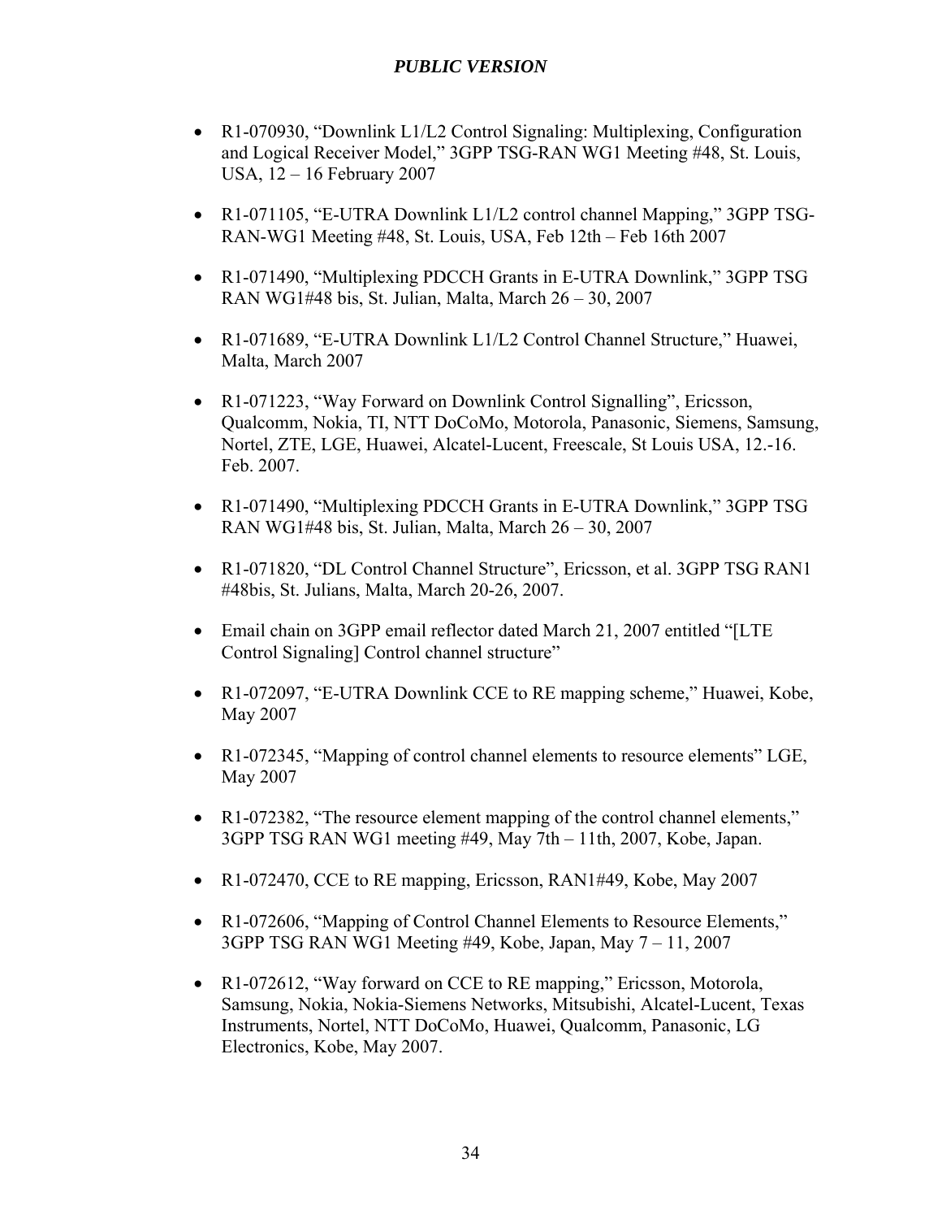- R1-070930, “Downlink L1/L2 Control Signaling: Multiplexing, Configuration and Logical Receiver Model,” 3GPP TSG-RAN WG1 Meeting #48, St. Louis, USA, 12 – 16 February 2007

- R1-071105, “E-UTRA Downlink L1/L2 control channel Mapping,” 3GPP TSG-RAN-WG1 Meeting #48, St. Louis, USA, Feb 12th – Feb 16th 2007

- R1-071490, “Multiplexing PDCCH Grants in E-UTRA Downlink,” 3GPP TSG RAN WG1#48 bis, St. Julian, Malta, March 26 – 30, 2007

- R1-071689, “E-UTRA Downlink L1/L2 Control Channel Structure,” Huawei, Malta, March 2007

- R1-071223, “Way Forward on Downlink Control Signalling”, Ericsson, Qualcomm, Nokia, TI, NTT DoCoMo, Motorola, Panasonic, Siemens, Samsung, Nortel, ZTE, LGE, Huawei, Alcatel-Lucent, Freescale, St Louis USA, 12.-16. Feb. 2007.

- R1-071490, “Multiplexing PDCCH Grants in E-UTRA Downlink,” 3GPP TSG RAN WG1#48 bis, St. Julian, Malta, March 26 – 30, 2007

- R1-071820, “DL Control Channel Structure”, Ericsson, et al. 3GPP TSG RAN1 #48bis, St. Julians, Malta, March 20-26, 2007.

- Email chain on 3GPP email reflector dated March 21, 2007 entitled “[LTE Control Signaling] Control channel structure”

- R1-072097, “E-UTRA Downlink CCE to RE mapping scheme,” Huawei, Kobe, May 2007

- R1-072345, “Mapping of control channel elements to resource elements” LGE, May 2007

- R1-072382, “The resource element mapping of the control channel elements,” 3GPP TSG RAN WG1 meeting #49, May 7th – 11th, 2007, Kobe, Japan.

- R1-072470, CCE to RE mapping, Ericsson, RAN1#49, Kobe, May 2007

- R1-072606, “Mapping of Control Channel Elements to Resource Elements,” 3GPP TSG RAN WG1 Meeting #49, Kobe, Japan, May 7 – 11, 2007

- R1-072612, “Way forward on CCE to RE mapping,” Ericsson, Motorola, Samsung, Nokia, Nokia-Siemens Networks, Mitsubishi, Alcatel-Lucent, Texas Instruments, Nortel, NTT DoCoMo, Huawei, Qualcomm, Panasonic, LG Electronics, Kobe, May 2007.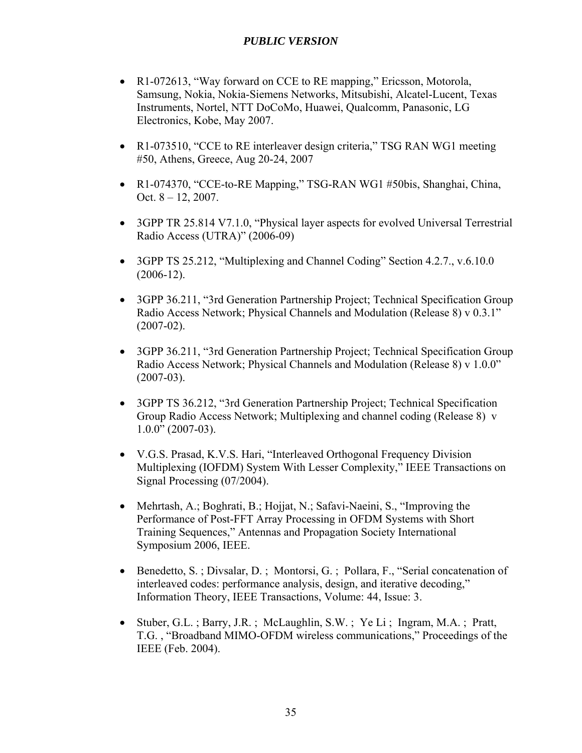- R1-072613, “Way forward on CCE to RE mapping,” Ericsson, Motorola, Samsung, Nokia, Nokia-Siemens Networks, Mitsubishi, Alcatel-Lucent, Texas Instruments, Nortel, NTT DoCoMo, Huawei, Qualcomm, Panasonic, LG Electronics, Kobe, May 2007.

- R1-073510, “CCE to RE interleaver design criteria,” TSG RAN WG1 meeting #50, Athens, Greece, Aug 20-24, 2007

- R1-074370, “CCE-to-RE Mapping,” TSG-RAN WG1 #50bis, Shanghai, China, Oct. 8 – 12, 2007.

- 3GPP TR 25.814 V7.1.0, “Physical layer aspects for evolved Universal Terrestrial Radio Access (UTRA)” (2006-09)

- 3GPP TS 25.212, “Multiplexing and Channel Coding” Section 4.2.7., v.6.10.0 (2006-12).

- 3GPP 36.211, “3rd Generation Partnership Project; Technical Specification Group Radio Access Network; Physical Channels and Modulation (Release 8) v 0.3.1” (2007-02).

- 3GPP 36.211, “3rd Generation Partnership Project; Technical Specification Group Radio Access Network; Physical Channels and Modulation (Release 8) v 1.0.0” (2007-03).

- 3GPP TS 36.212, “3rd Generation Partnership Project; Technical Specification Group Radio Access Network; Multiplexing and channel coding (Release 8) v 1.0.0” (2007-03).

- V.G.S. Prasad, K.V.S. Hari, “Interleaved Orthogonal Frequency Division Multiplexing (IOFDM) System With Lesser Complexity,” IEEE Transactions on Signal Processing (07/2004).

- Mehrtash, A.; Boghrati, B.; Hojjat, N.; Safavi-Naeini, S., “Improving the Performance of Post-FFT Array Processing in OFDM Systems with Short Training Sequences,” Antennas and Propagation Society International Symposium 2006, IEEE.

- Benedetto, S. ; Divsalar, D. ; Montorsi, G. ; Pollara, F., “Serial concatenation of interleaved codes: performance analysis, design, and iterative decoding,” Information Theory, IEEE Transactions, Volume: 44, Issue: 3.

- Stuber, G.L. ; Barry, J.R. ; McLaughlin, S.W. ; Ye Li ; Ingram, M.A. ; Pratt, T.G. , “Broadband MIMO-OFDM wireless communications,” Proceedings of the IEEE (Feb. 2004).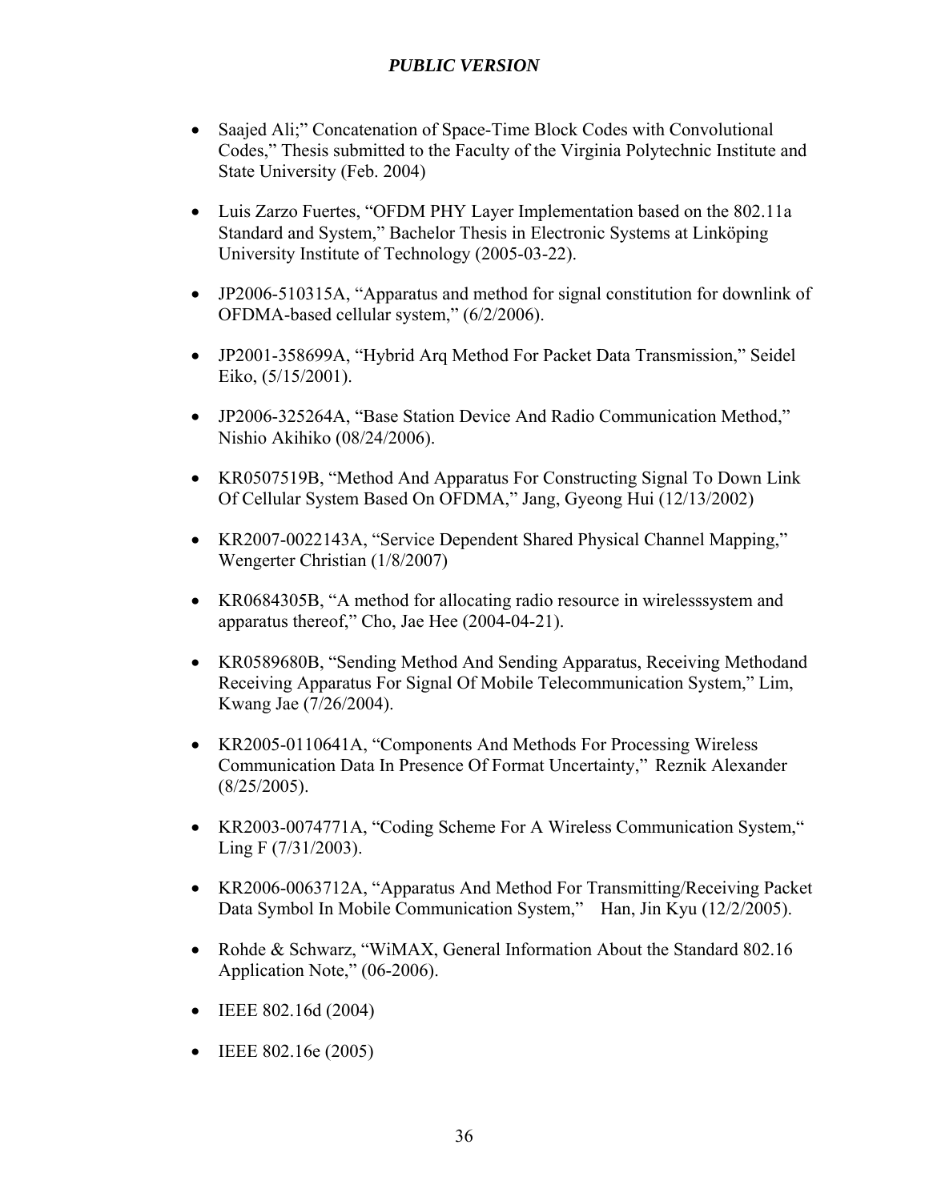- Saajed Ali;" Concatenation of Space-Time Block Codes with Convolutional Codes," Thesis submitted to the Faculty of the Virginia Polytechnic Institute and State University (Feb. 2004)

- Luis Zarzo Fuertes, "OFDM PHY Layer Implementation based on the 802.11a Standard and System," Bachelor Thesis in Electronic Systems at Linköping University Institute of Technology (2005-03-22).

- JP2006-510315A, "Apparatus and method for signal constitution for downlink of OFDMA-based cellular system," (6/2/2006).

- JP2001-358699A, "Hybrid Arq Method For Packet Data Transmission," Seidel Eiko, (5/15/2001).

- JP2006-325264A, "Base Station Device And Radio Communication Method," Nishio Akihiko (08/24/2006).

- KR0507519B, "Method And Apparatus For Constructing Signal To Down Link Of Cellular System Based On OFDMA," Jang, Gyeong Hui (12/13/2002)

- KR2007-0022143A, "Service Dependent Shared Physical Channel Mapping," Wengerter Christian (1/8/2007)

- KR0684305B, "A method for allocating radio resource in wirelesssystem and apparatus thereof," Cho, Jae Hee (2004-04-21).

- KR0589680B, "Sending Method And Sending Apparatus, Receiving Methodand Receiving Apparatus For Signal Of Mobile Telecommunication System," Lim, Kwang Jae (7/26/2004).

- KR2005-0110641A, "Components And Methods For Processing Wireless Communication Data In Presence Of Format Uncertainty," Reznik Alexander (8/25/2005).

- KR2003-0074771A, "Coding Scheme For A Wireless Communication System," Ling F (7/31/2003).

- KR2006-0063712A, "Apparatus And Method For Transmitting/Receiving Packet Data Symbol In Mobile Communication System," Han, Jin Kyu (12/2/2005).

- Rohde & Schwarz, "WiMAX, General Information About the Standard 802.16 Application Note," (06-2006).

- IEEE 802.16d (2004)

- IEEE 802.16e (2005)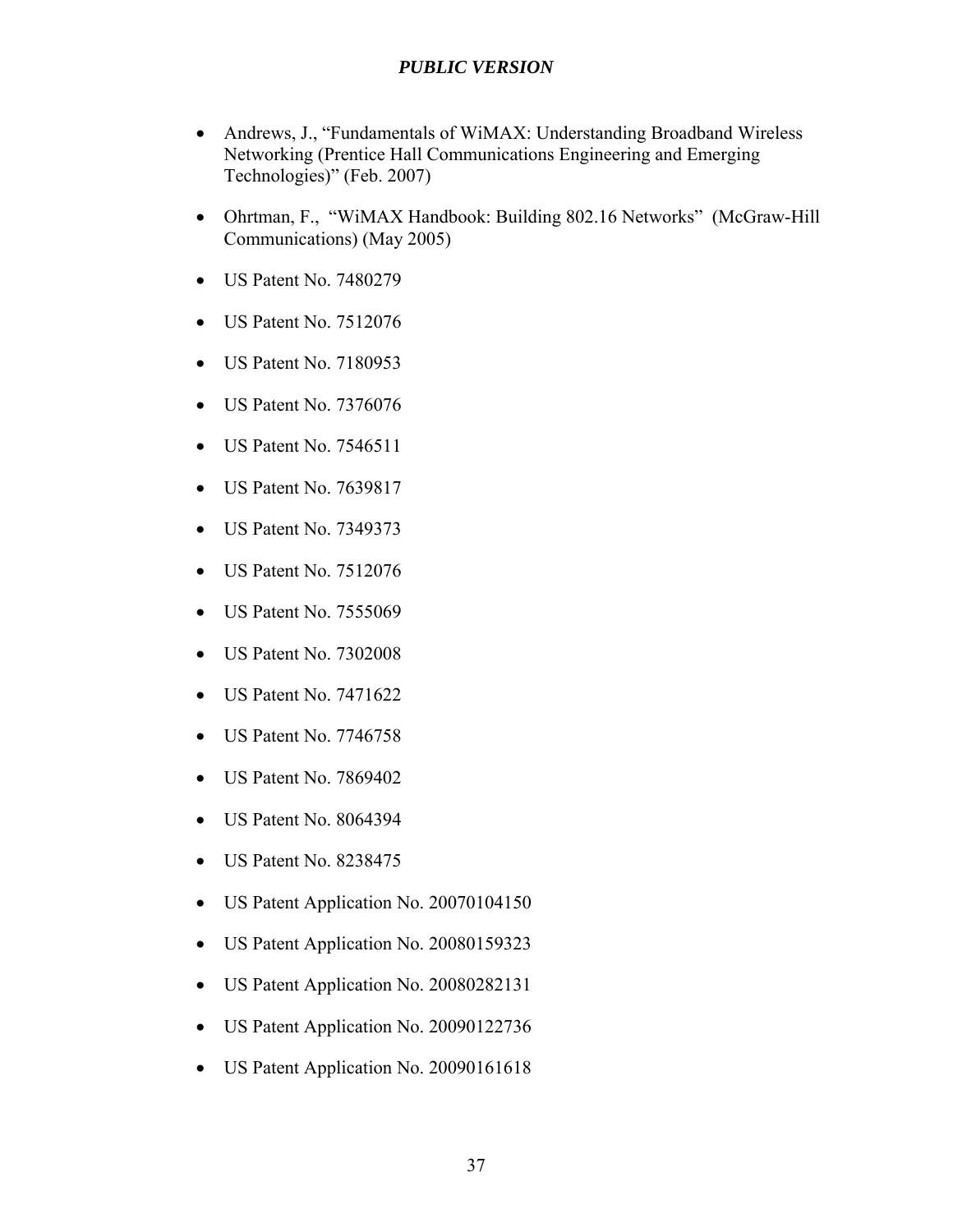- Andrews, J., "Fundamentals of WiMAX: Understanding Broadband Wireless Networking (Prentice Hall Communications Engineering and Emerging Technologies)" (Feb. 2007)
- Ohrtman, F., "WiMAX Handbook: Building 802.16 Networks" (McGraw-Hill Communications) (May 2005)
- US Patent No. 7480279
- US Patent No. 7512076
- US Patent No. 7180953
- US Patent No. 7376076
- US Patent No. 7546511
- US Patent No. 7639817
- US Patent No. 7349373
- US Patent No. 7512076
- US Patent No. 7555069
- US Patent No. 7302008
- US Patent No. 7471622
- US Patent No. 7746758
- US Patent No. 7869402
- US Patent No. 8064394
- US Patent No. 8238475
- US Patent Application No. 20070104150
- US Patent Application No. 20080159323
- US Patent Application No. 20080282131
- US Patent Application No. 20090122736
- US Patent Application No. 20090161618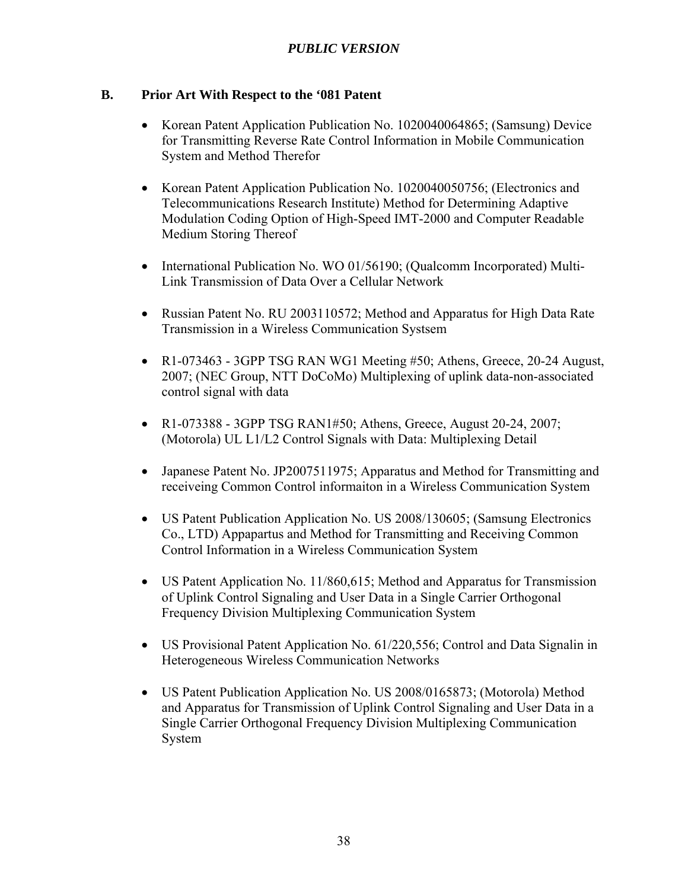## B. Prior Art With Respect to the '081 Patent

- Korean Patent Application Publication No. 1020040064865; (Samsung) Device for Transmitting Reverse Rate Control Information in Mobile Communication System and Method Therefor

- Korean Patent Application Publication No. 1020040050756; (Electronics and Telecommunications Research Institute) Method for Determining Adaptive Modulation Coding Option of High-Speed IMT-2000 and Computer Readable Medium Storing Thereof

- International Publication No. WO 01/56190; (Qualcomm Incorporated) Multi-Link Transmission of Data Over a Cellular Network

- Russian Patent No. RU 2003110572; Method and Apparatus for High Data Rate Transmission in a Wireless Communication Systsem

- R1-073463 - 3GPP TSG RAN WG1 Meeting #50; Athens, Greece, 20-24 August, 2007; (NEC Group, NTT DoCoMo) Multiplexing of uplink data-non-associated control signal with data

- R1-073388 - 3GPP TSG RAN1#50; Athens, Greece, August 20-24, 2007; (Motorola) UL L1/L2 Control Signals with Data: Multiplexing Detail

- Japanese Patent No. JP2007511975; Apparatus and Method for Transmitting and receiveing Common Control informaiton in a Wireless Communication System

- US Patent Publication Application No. US 2008/130605; (Samsung Electronics Co., LTD) Appapartus and Method for Transmitting and Receiving Common Control Information in a Wireless Communication System

- US Patent Application No. 11/860,615; Method and Apparatus for Transmission of Uplink Control Signaling and User Data in a Single Carrier Orthogonal Frequency Division Multiplexing Communication System

- US Provisional Patent Application No. 61/220,556; Control and Data Signalin in Heterogeneous Wireless Communication Networks

- US Patent Publication Application No. US 2008/0165873; (Motorola) Method and Apparatus for Transmission of Uplink Control Signaling and User Data in a Single Carrier Orthogonal Frequency Division Multiplexing Communication System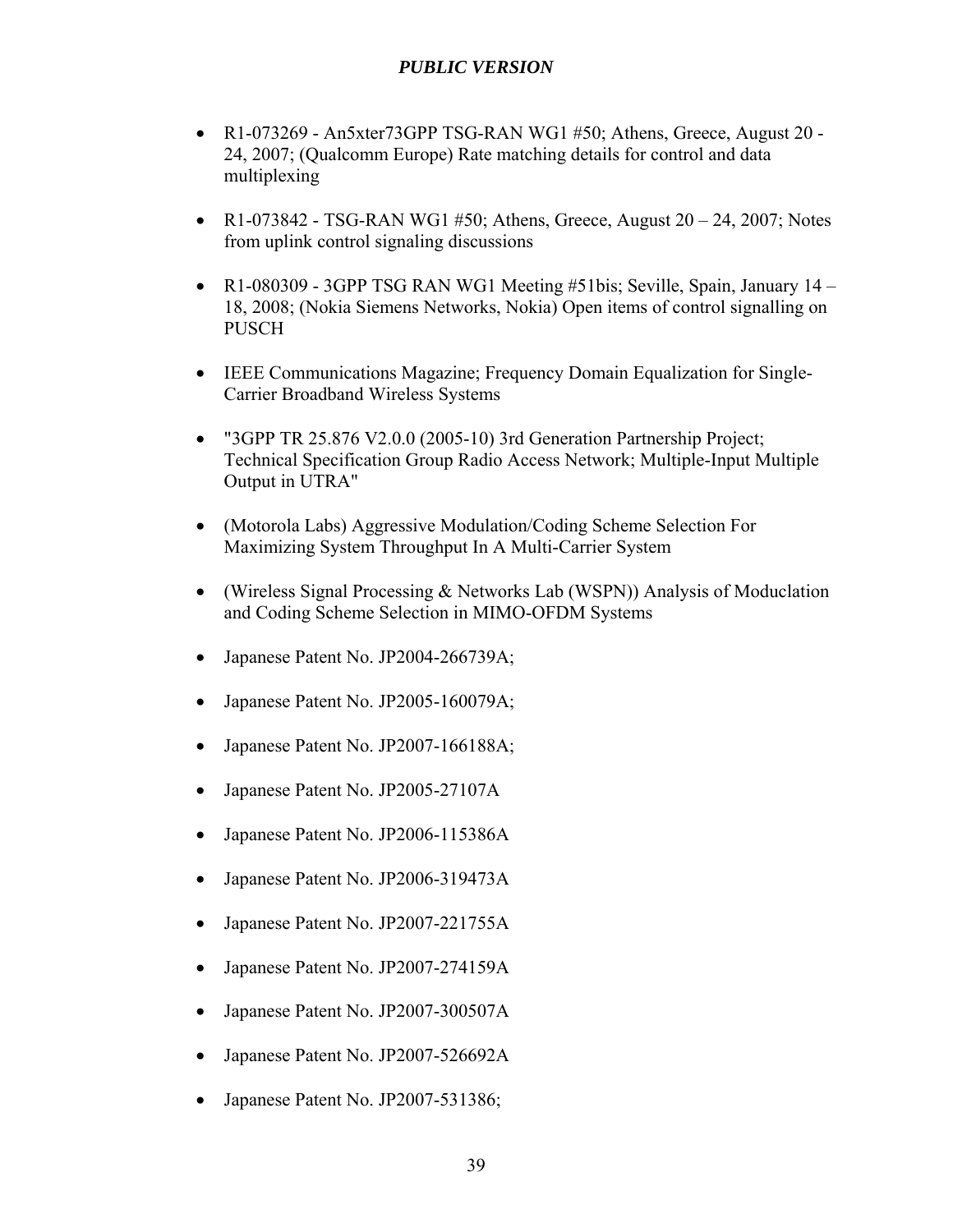- R1-073269 - An5xter73GPP TSG-RAN WG1 #50; Athens, Greece, August 20 - 24, 2007; (Qualcomm Europe) Rate matching details for control and data multiplexing

- R1-073842 - TSG-RAN WG1 #50; Athens, Greece, August 20 – 24, 2007; Notes from uplink control signaling discussions

- R1-080309 - 3GPP TSG RAN WG1 Meeting #51bis; Seville, Spain, January 14 – 18, 2008; (Nokia Siemens Networks, Nokia) Open items of control signalling on PUSCH

- IEEE Communications Magazine; Frequency Domain Equalization for Single-Carrier Broadband Wireless Systems

- "3GPP TR 25.876 V2.0.0 (2005-10) 3rd Generation Partnership Project; Technical Specification Group Radio Access Network; Multiple-Input Multiple Output in UTRA"

- (Motorola Labs) Aggressive Modulation/Coding Scheme Selection For Maximizing System Throughput In A Multi-Carrier System

- (Wireless Signal Processing & Networks Lab (WSPN)) Analysis of Moduclation and Coding Scheme Selection in MIMO-OFDM Systems

- Japanese Patent No. JP2004-266739A;

- Japanese Patent No. JP2005-160079A;

- Japanese Patent No. JP2007-166188A;

- Japanese Patent No. JP2005-27107A

- Japanese Patent No. JP2006-115386A

- Japanese Patent No. JP2006-319473A

- Japanese Patent No. JP2007-221755A

- Japanese Patent No. JP2007-274159A

- Japanese Patent No. JP2007-300507A

- Japanese Patent No. JP2007-526692A

- Japanese Patent No. JP2007-531386;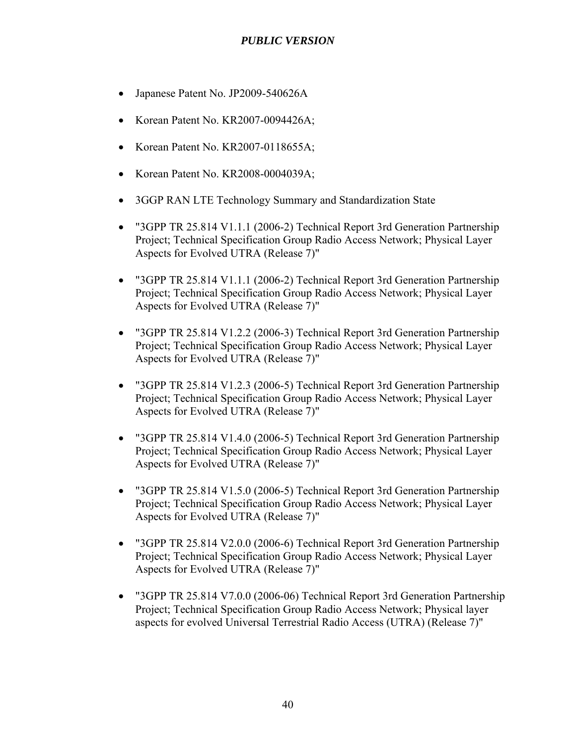- Japanese Patent No. JP2009-540626A
- Korean Patent No. KR2007-0094426A;
- Korean Patent No. KR2007-0118655A;
- Korean Patent No. KR2008-0004039A;
- 3GGP RAN LTE Technology Summary and Standardization State
- "3GPP TR 25.814 V1.1.1 (2006-2) Technical Report 3rd Generation Partnership Project; Technical Specification Group Radio Access Network; Physical Layer Aspects for Evolved UTRA (Release 7)"
- "3GPP TR 25.814 V1.1.1 (2006-2) Technical Report 3rd Generation Partnership Project; Technical Specification Group Radio Access Network; Physical Layer Aspects for Evolved UTRA (Release 7)"
- "3GPP TR 25.814 V1.2.2 (2006-3) Technical Report 3rd Generation Partnership Project; Technical Specification Group Radio Access Network; Physical Layer Aspects for Evolved UTRA (Release 7)"
- "3GPP TR 25.814 V1.2.3 (2006-5) Technical Report 3rd Generation Partnership Project; Technical Specification Group Radio Access Network; Physical Layer Aspects for Evolved UTRA (Release 7)"
- "3GPP TR 25.814 V1.4.0 (2006-5) Technical Report 3rd Generation Partnership Project; Technical Specification Group Radio Access Network; Physical Layer Aspects for Evolved UTRA (Release 7)"
- "3GPP TR 25.814 V1.5.0 (2006-5) Technical Report 3rd Generation Partnership Project; Technical Specification Group Radio Access Network; Physical Layer Aspects for Evolved UTRA (Release 7)"
- "3GPP TR 25.814 V2.0.0 (2006-6) Technical Report 3rd Generation Partnership Project; Technical Specification Group Radio Access Network; Physical Layer Aspects for Evolved UTRA (Release 7)"
- "3GPP TR 25.814 V7.0.0 (2006-06) Technical Report 3rd Generation Partnership Project; Technical Specification Group Radio Access Network; Physical layer aspects for evolved Universal Terrestrial Radio Access (UTRA) (Release 7)"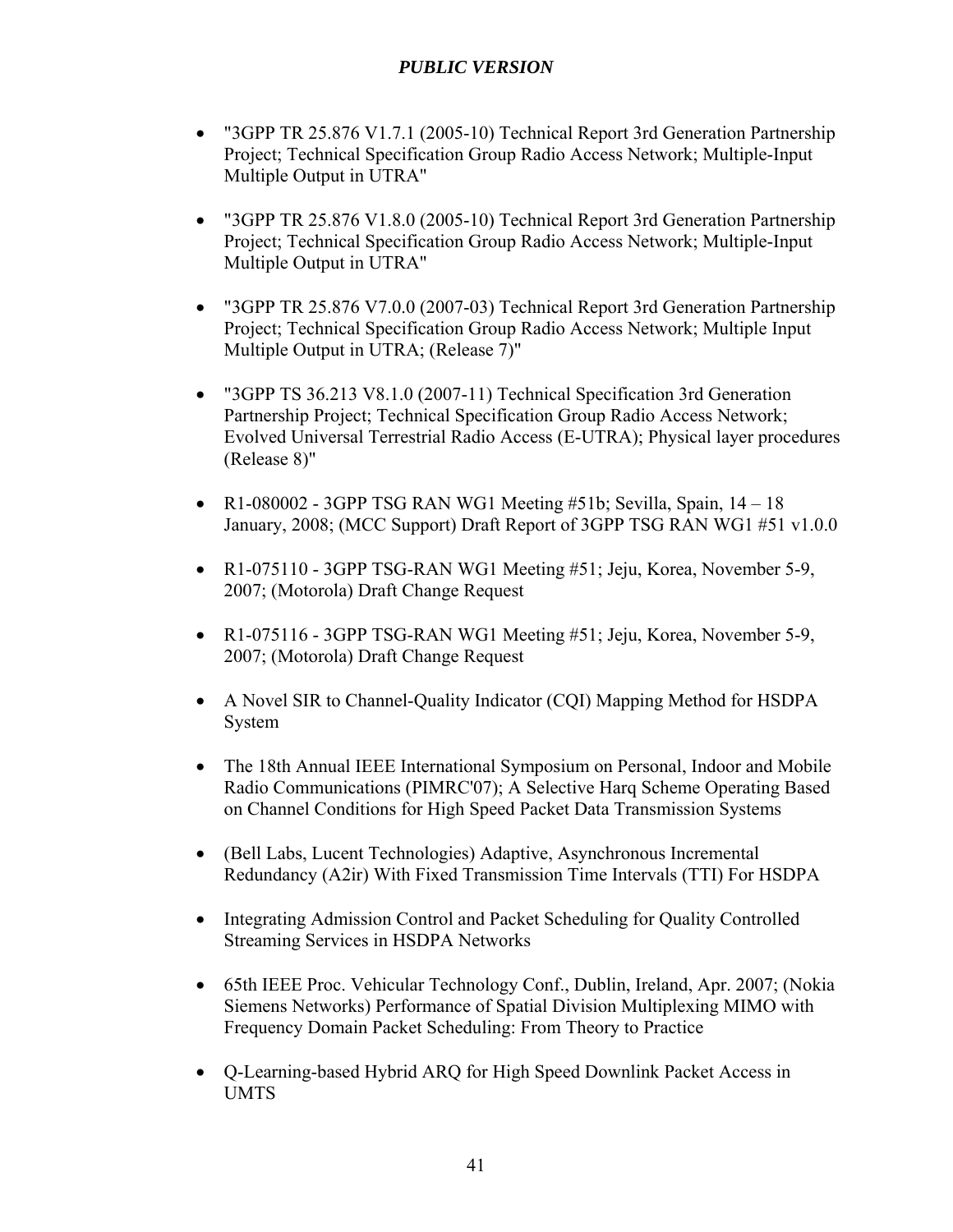- "3GPP TR 25.876 V1.7.1 (2005-10) Technical Report 3rd Generation Partnership Project; Technical Specification Group Radio Access Network; Multiple-Input Multiple Output in UTRA"

- "3GPP TR 25.876 V1.8.0 (2005-10) Technical Report 3rd Generation Partnership Project; Technical Specification Group Radio Access Network; Multiple-Input Multiple Output in UTRA"

- "3GPP TR 25.876 V7.0.0 (2007-03) Technical Report 3rd Generation Partnership Project; Technical Specification Group Radio Access Network; Multiple Input Multiple Output in UTRA; (Release 7)"

- "3GPP TS 36.213 V8.1.0 (2007-11) Technical Specification 3rd Generation Partnership Project; Technical Specification Group Radio Access Network; Evolved Universal Terrestrial Radio Access (E-UTRA); Physical layer procedures (Release 8)"

- R1-080002 - 3GPP TSG RAN WG1 Meeting #51b; Sevilla, Spain, 14 – 18 January, 2008; (MCC Support) Draft Report of 3GPP TSG RAN WG1 #51 v1.0.0

- R1-075110 - 3GPP TSG-RAN WG1 Meeting #51; Jeju, Korea, November 5-9, 2007; (Motorola) Draft Change Request

- R1-075116 - 3GPP TSG-RAN WG1 Meeting #51; Jeju, Korea, November 5-9, 2007; (Motorola) Draft Change Request

- A Novel SIR to Channel-Quality Indicator (CQI) Mapping Method for HSDPA System

- The 18th Annual IEEE International Symposium on Personal, Indoor and Mobile Radio Communications (PIMRC'07); A Selective Harq Scheme Operating Based on Channel Conditions for High Speed Packet Data Transmission Systems

- (Bell Labs, Lucent Technologies) Adaptive, Asynchronous Incremental Redundancy (A2ir) With Fixed Transmission Time Intervals (TTI) For HSDPA

- Integrating Admission Control and Packet Scheduling for Quality Controlled Streaming Services in HSDPA Networks

- 65th IEEE Proc. Vehicular Technology Conf., Dublin, Ireland, Apr. 2007; (Nokia Siemens Networks) Performance of Spatial Division Multiplexing MIMO with Frequency Domain Packet Scheduling: From Theory to Practice

- Q-Learning-based Hybrid ARQ for High Speed Downlink Packet Access in UMTS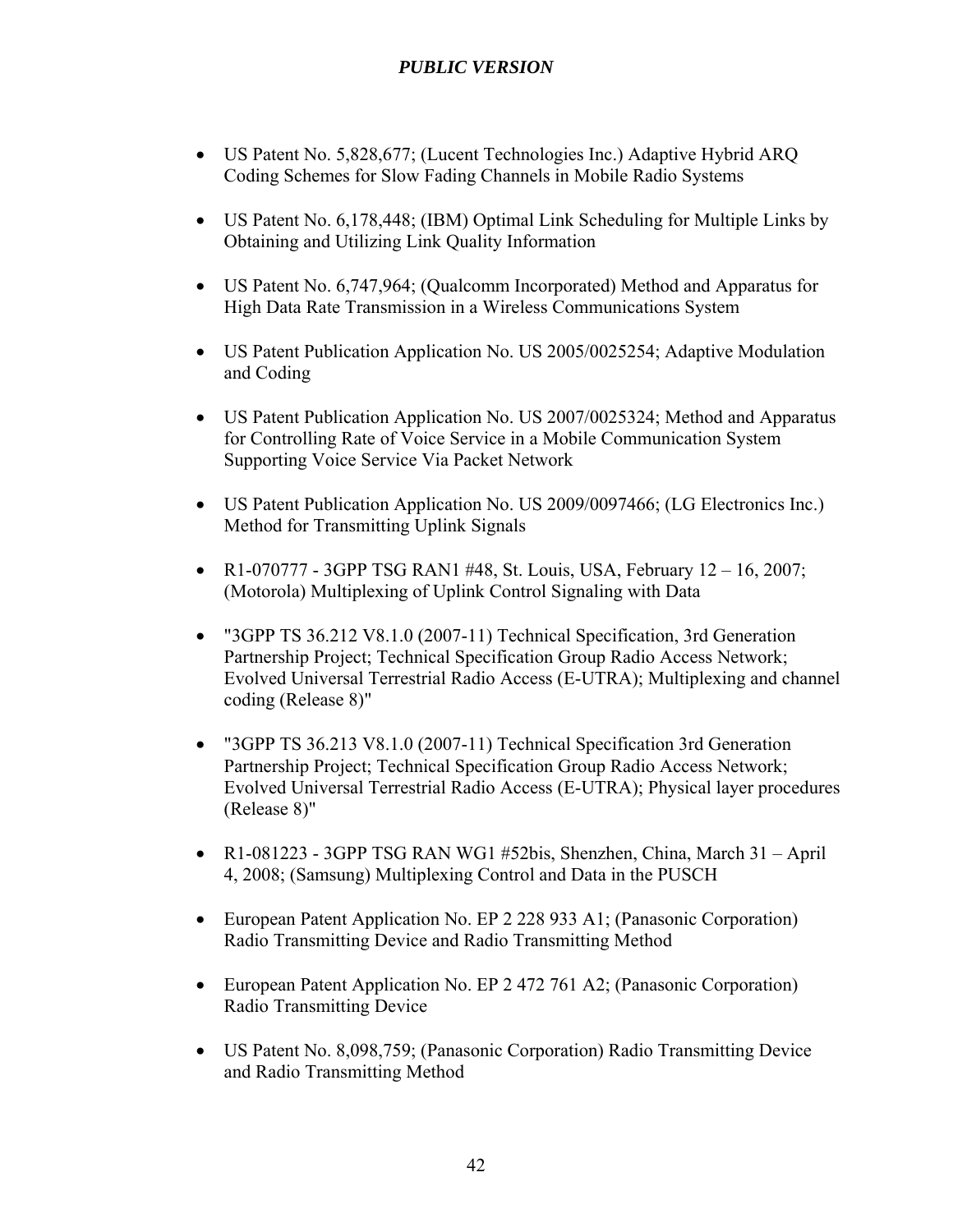- US Patent No. 5,828,677; (Lucent Technologies Inc.) Adaptive Hybrid ARQ Coding Schemes for Slow Fading Channels in Mobile Radio Systems

- US Patent No. 6,178,448; (IBM) Optimal Link Scheduling for Multiple Links by Obtaining and Utilizing Link Quality Information

- US Patent No. 6,747,964; (Qualcomm Incorporated) Method and Apparatus for High Data Rate Transmission in a Wireless Communications System

- US Patent Publication Application No. US 2005/0025254; Adaptive Modulation and Coding

- US Patent Publication Application No. US 2007/0025324; Method and Apparatus for Controlling Rate of Voice Service in a Mobile Communication System Supporting Voice Service Via Packet Network

- US Patent Publication Application No. US 2009/0097466; (LG Electronics Inc.) Method for Transmitting Uplink Signals

- R1-070777 - 3GPP TSG RAN1 #48, St. Louis, USA, February 12 – 16, 2007; (Motorola) Multiplexing of Uplink Control Signaling with Data

- "3GPP TS 36.212 V8.1.0 (2007-11) Technical Specification, 3rd Generation Partnership Project; Technical Specification Group Radio Access Network; Evolved Universal Terrestrial Radio Access (E-UTRA); Multiplexing and channel coding (Release 8)"

- "3GPP TS 36.213 V8.1.0 (2007-11) Technical Specification 3rd Generation Partnership Project; Technical Specification Group Radio Access Network; Evolved Universal Terrestrial Radio Access (E-UTRA); Physical layer procedures (Release 8)"

- R1-081223 - 3GPP TSG RAN WG1 #52bis, Shenzhen, China, March 31 – April 4, 2008; (Samsung) Multiplexing Control and Data in the PUSCH

- European Patent Application No. EP 2 228 933 A1; (Panasonic Corporation) Radio Transmitting Device and Radio Transmitting Method

- European Patent Application No. EP 2 472 761 A2; (Panasonic Corporation) Radio Transmitting Device

- US Patent No. 8,098,759; (Panasonic Corporation) Radio Transmitting Device and Radio Transmitting Method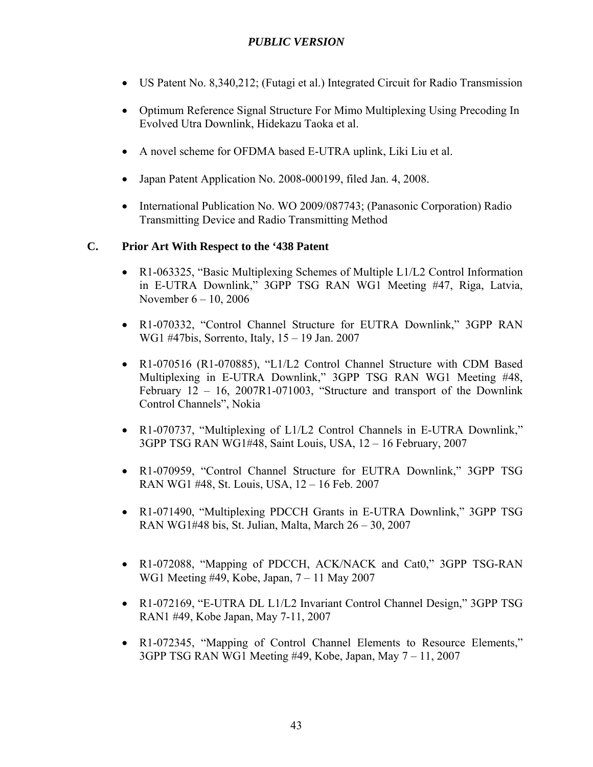- US Patent No. 8,340,212; (Futagi et al.) Integrated Circuit for Radio Transmission

- Optimum Reference Signal Structure For Mimo Multiplexing Using Precoding In Evolved Utra Downlink, Hidekazu Taoka et al.

- A novel scheme for OFDMA based E-UTRA uplink, Liki Liu et al.

- Japan Patent Application No. 2008-000199, filed Jan. 4, 2008.

- International Publication No. WO 2009/087743; (Panasonic Corporation) Radio Transmitting Device and Radio Transmitting Method

## C. Prior Art With Respect to the '438 Patent

- R1-063325, "Basic Multiplexing Schemes of Multiple L1/L2 Control Information in E-UTRA Downlink," 3GPP TSG RAN WG1 Meeting #47, Riga, Latvia, November 6 – 10, 2006

- R1-070332, "Control Channel Structure for EUTRA Downlink," 3GPP RAN WG1 #47bis, Sorrento, Italy, 15 – 19 Jan. 2007

- R1-070516 (R1-070885), "L1/L2 Control Channel Structure with CDM Based Multiplexing in E-UTRA Downlink," 3GPP TSG RAN WG1 Meeting #48, February 12 – 16, 2007R1-071003, "Structure and transport of the Downlink Control Channels", Nokia

- R1-070737, "Multiplexing of L1/L2 Control Channels in E-UTRA Downlink," 3GPP TSG RAN WG1#48, Saint Louis, USA, 12 – 16 February, 2007

- R1-070959, "Control Channel Structure for EUTRA Downlink," 3GPP TSG RAN WG1 #48, St. Louis, USA, 12 – 16 Feb. 2007

- R1-071490, "Multiplexing PDCCH Grants in E-UTRA Downlink," 3GPP TSG RAN WG1#48 bis, St. Julian, Malta, March 26 – 30, 2007

- R1-072088, "Mapping of PDCCH, ACK/NACK and Cat0," 3GPP TSG-RAN WG1 Meeting #49, Kobe, Japan, 7 – 11 May 2007

- R1-072169, "E-UTRA DL L1/L2 Invariant Control Channel Design," 3GPP TSG RAN1 #49, Kobe Japan, May 7-11, 2007

- R1-072345, "Mapping of Control Channel Elements to Resource Elements," 3GPP TSG RAN WG1 Meeting #49, Kobe, Japan, May 7 – 11, 2007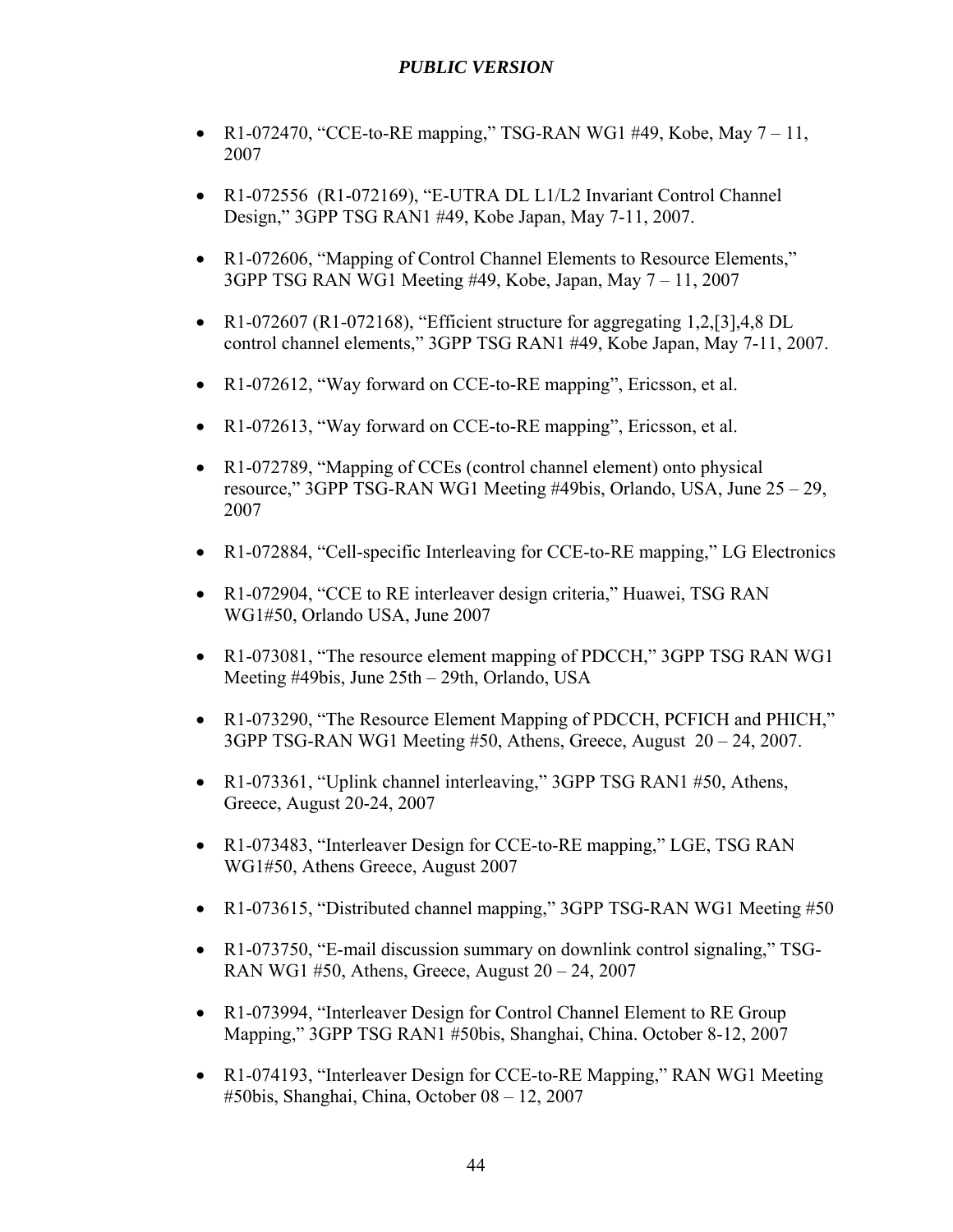- R1-072470, "CCE-to-RE mapping," TSG-RAN WG1 #49, Kobe, May 7 – 11, 2007

- R1-072556 (R1-072169), "E-UTRA DL L1/L2 Invariant Control Channel Design," 3GPP TSG RAN1 #49, Kobe Japan, May 7-11, 2007.

- R1-072606, "Mapping of Control Channel Elements to Resource Elements," 3GPP TSG RAN WG1 Meeting #49, Kobe, Japan, May 7 – 11, 2007

- R1-072607 (R1-072168), "Efficient structure for aggregating 1,2,[3],4,8 DL control channel elements," 3GPP TSG RAN1 #49, Kobe Japan, May 7-11, 2007.

- R1-072612, "Way forward on CCE-to-RE mapping", Ericsson, et al.

- R1-072613, "Way forward on CCE-to-RE mapping", Ericsson, et al.

- R1-072789, "Mapping of CCEs (control channel element) onto physical resource," 3GPP TSG-RAN WG1 Meeting #49bis, Orlando, USA, June 25 – 29, 2007

- R1-072884, "Cell-specific Interleaving for CCE-to-RE mapping," LG Electronics

- R1-072904, "CCE to RE interleaver design criteria," Huawei, TSG RAN WG1#50, Orlando USA, June 2007

- R1-073081, "The resource element mapping of PDCCH," 3GPP TSG RAN WG1 Meeting #49bis, June 25th – 29th, Orlando, USA

- R1-073290, "The Resource Element Mapping of PDCCH, PCFICH and PHICH," 3GPP TSG-RAN WG1 Meeting #50, Athens, Greece, August 20 – 24, 2007.

- R1-073361, "Uplink channel interleaving," 3GPP TSG RAN1 #50, Athens, Greece, August 20-24, 2007

- R1-073483, "Interleaver Design for CCE-to-RE mapping," LGE, TSG RAN WG1#50, Athens Greece, August 2007

- R1-073615, "Distributed channel mapping," 3GPP TSG-RAN WG1 Meeting #50

- R1-073750, "E-mail discussion summary on downlink control signaling," TSG-RAN WG1 #50, Athens, Greece, August 20 – 24, 2007

- R1-073994, "Interleaver Design for Control Channel Element to RE Group Mapping," 3GPP TSG RAN1 #50bis, Shanghai, China. October 8-12, 2007

- R1-074193, "Interleaver Design for CCE-to-RE Mapping," RAN WG1 Meeting #50bis, Shanghai, China, October 08 – 12, 2007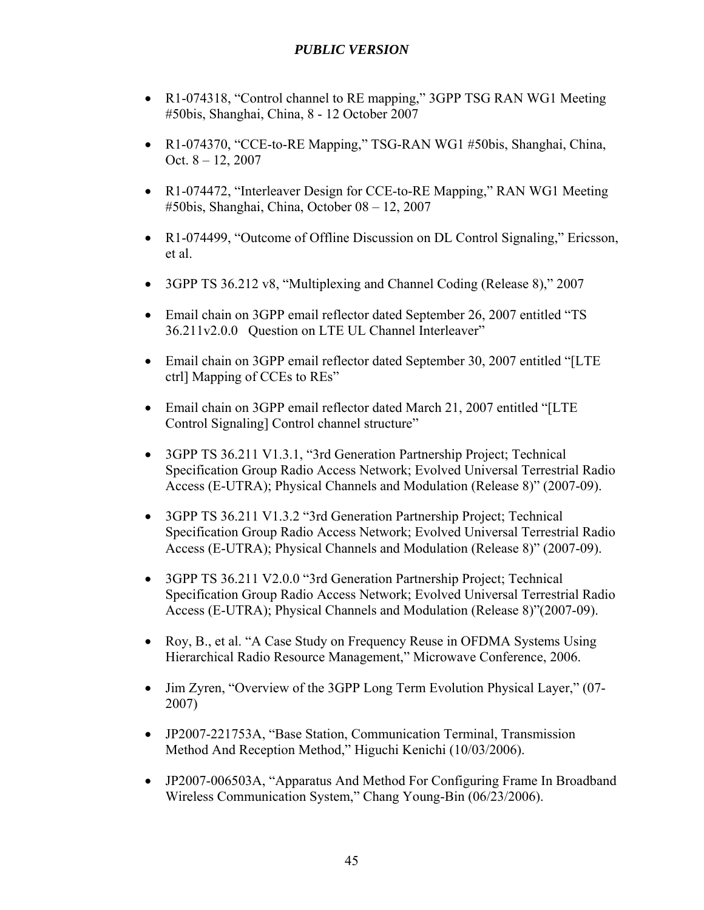- R1-074318, "Control channel to RE mapping," 3GPP TSG RAN WG1 Meeting #50bis, Shanghai, China, 8 - 12 October 2007

- R1-074370, "CCE-to-RE Mapping," TSG-RAN WG1 #50bis, Shanghai, China, Oct. 8 – 12, 2007

- R1-074472, "Interleaver Design for CCE-to-RE Mapping," RAN WG1 Meeting #50bis, Shanghai, China, October 08 – 12, 2007

- R1-074499, "Outcome of Offline Discussion on DL Control Signaling," Ericsson, et al.

- 3GPP TS 36.212 v8, "Multiplexing and Channel Coding (Release 8)," 2007

- Email chain on 3GPP email reflector dated September 26, 2007 entitled "TS 36.211v2.0.0 Question on LTE UL Channel Interleaver"

- Email chain on 3GPP email reflector dated September 30, 2007 entitled "[LTE ctrl] Mapping of CCEs to REs"

- Email chain on 3GPP email reflector dated March 21, 2007 entitled "[LTE Control Signaling] Control channel structure"

- 3GPP TS 36.211 V1.3.1, "3rd Generation Partnership Project; Technical Specification Group Radio Access Network; Evolved Universal Terrestrial Radio Access (E-UTRA); Physical Channels and Modulation (Release 8)" (2007-09).

- 3GPP TS 36.211 V1.3.2 "3rd Generation Partnership Project; Technical Specification Group Radio Access Network; Evolved Universal Terrestrial Radio Access (E-UTRA); Physical Channels and Modulation (Release 8)" (2007-09).

- 3GPP TS 36.211 V2.0.0 "3rd Generation Partnership Project; Technical Specification Group Radio Access Network; Evolved Universal Terrestrial Radio Access (E-UTRA); Physical Channels and Modulation (Release 8)"(2007-09).

- Roy, B., et al. "A Case Study on Frequency Reuse in OFDMA Systems Using Hierarchical Radio Resource Management," Microwave Conference, 2006.

- Jim Zyren, "Overview of the 3GPP Long Term Evolution Physical Layer," (07-2007)

- JP2007-221753A, "Base Station, Communication Terminal, Transmission Method And Reception Method," Higuchi Kenichi (10/03/2006).

- JP2007-006503A, "Apparatus And Method For Configuring Frame In Broadband Wireless Communication System," Chang Young-Bin (06/23/2006).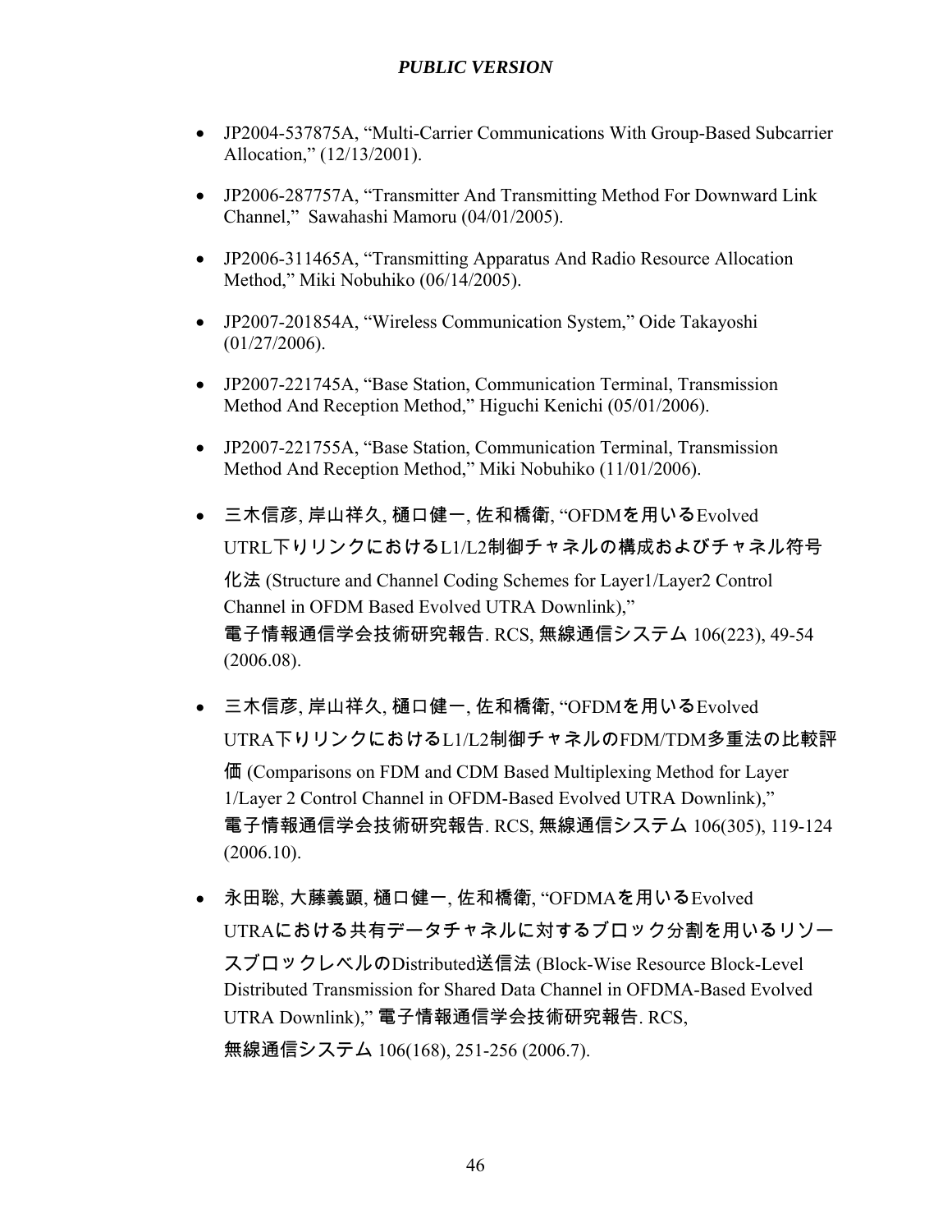- JP2004-537875A, "Multi-Carrier Communications With Group-Based Subcarrier Allocation," (12/13/2001).

- JP2006-287757A, "Transmitter And Transmitting Method For Downward Link Channel," Sawahashi Mamoru (04/01/2005).

- JP2006-311465A, "Transmitting Apparatus And Radio Resource Allocation Method," Miki Nobuhiko (06/14/2005).

- JP2007-201854A, "Wireless Communication System," Oide Takayoshi (01/27/2006).

- JP2007-221745A, "Base Station, Communication Terminal, Transmission Method And Reception Method," Higuchi Kenichi (05/01/2006).

- JP2007-221755A, "Base Station, Communication Terminal, Transmission Method And Reception Method," Miki Nobuhiko (11/01/2006).

- 三木信彦, 岸山祥久, 樋口健一, 佐和橋衛, "OFDMを用いるEvolved UTRL下りリンクにおけるL1/L2制御チャネルの構成およびチャネル符号化法 (Structure and Channel Coding Schemes for Layer1/Layer2 Control Channel in OFDM Based Evolved UTRA Downlink)," 電子情報通信学会技術研究報告. RCS, 無線通信システム 106(223), 49-54 (2006.08).

- 三木信彦, 岸山祥久, 樋口健一, 佐和橋衛, "OFDMを用いるEvolved UTRA下りリンクにおけるL1/L2制御チャネルのFDM/TDM多重法の比較評価 (Comparisons on FDM and CDM Based Multiplexing Method for Layer 1/Layer 2 Control Channel in OFDM-Based Evolved UTRA Downlink)," 電子情報通信学会技術研究報告. RCS, 無線通信システム 106(305), 119-124 (2006.10).

- 永田聡, 大藤義顕, 樋口健一, 佐和橋衛, "OFDMAを用いるEvolved UTRAにおける共有データチャネルに対するブロック分割を用いるリソースブロックレベルのDistributed送信法 (Block-Wise Resource Block-Level Distributed Transmission for Shared Data Channel in OFDMA-Based Evolved UTRA Downlink)," 電子情報通信学会技術研究報告. RCS, 無線通信システム 106(168), 251-256 (2006.7).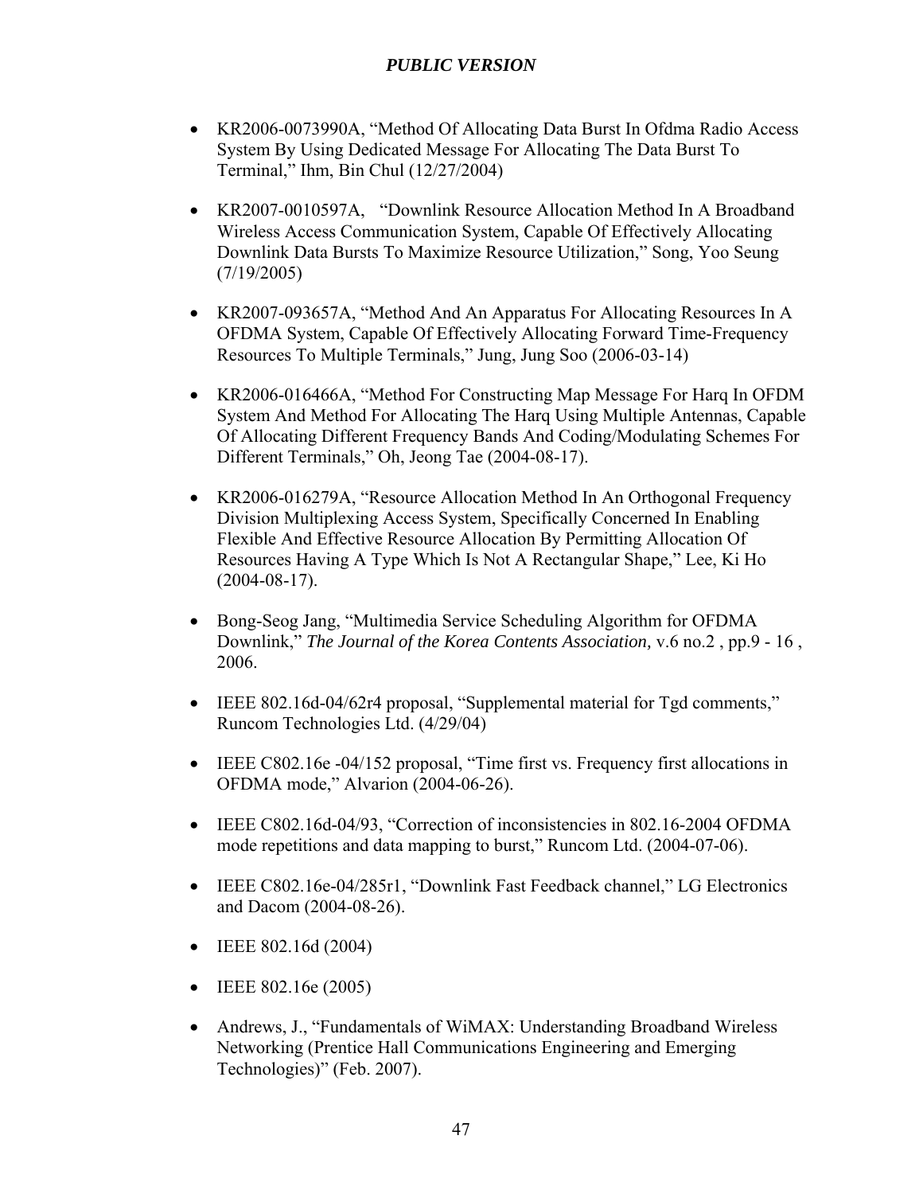- KR2006-0073990A, "Method Of Allocating Data Burst In Ofdma Radio Access System By Using Dedicated Message For Allocating The Data Burst To Terminal," Ihm, Bin Chul (12/27/2004)

- KR2007-0010597A, "Downlink Resource Allocation Method In A Broadband Wireless Access Communication System, Capable Of Effectively Allocating Downlink Data Bursts To Maximize Resource Utilization," Song, Yoo Seung (7/19/2005)

- KR2007-093657A, "Method And An Apparatus For Allocating Resources In A OFDMA System, Capable Of Effectively Allocating Forward Time-Frequency Resources To Multiple Terminals," Jung, Jung Soo (2006-03-14)

- KR2006-016466A, "Method For Constructing Map Message For Harq In OFDM System And Method For Allocating The Harq Using Multiple Antennas, Capable Of Allocating Different Frequency Bands And Coding/Modulating Schemes For Different Terminals," Oh, Jeong Tae (2004-08-17).

- KR2006-016279A, "Resource Allocation Method In An Orthogonal Frequency Division Multiplexing Access System, Specifically Concerned In Enabling Flexible And Effective Resource Allocation By Permitting Allocation Of Resources Having A Type Which Is Not A Rectangular Shape," Lee, Ki Ho (2004-08-17).

- Bong-Seog Jang, "Multimedia Service Scheduling Algorithm for OFDMA Downlink," *The Journal of the Korea Contents Association,* v.6 no.2 , pp.9 - 16 , 2006.

- IEEE 802.16d-04/62r4 proposal, "Supplemental material for Tgd comments," Runcom Technologies Ltd. (4/29/04)

- IEEE C802.16e -04/152 proposal, "Time first vs. Frequency first allocations in OFDMA mode," Alvarion (2004-06-26).

- IEEE C802.16d-04/93, "Correction of inconsistencies in 802.16-2004 OFDMA mode repetitions and data mapping to burst," Runcom Ltd. (2004-07-06).

- IEEE C802.16e-04/285r1, "Downlink Fast Feedback channel," LG Electronics and Dacom (2004-08-26).

- IEEE 802.16d (2004)

- IEEE 802.16e (2005)

- Andrews, J., "Fundamentals of WiMAX: Understanding Broadband Wireless Networking (Prentice Hall Communications Engineering and Emerging Technologies)" (Feb. 2007).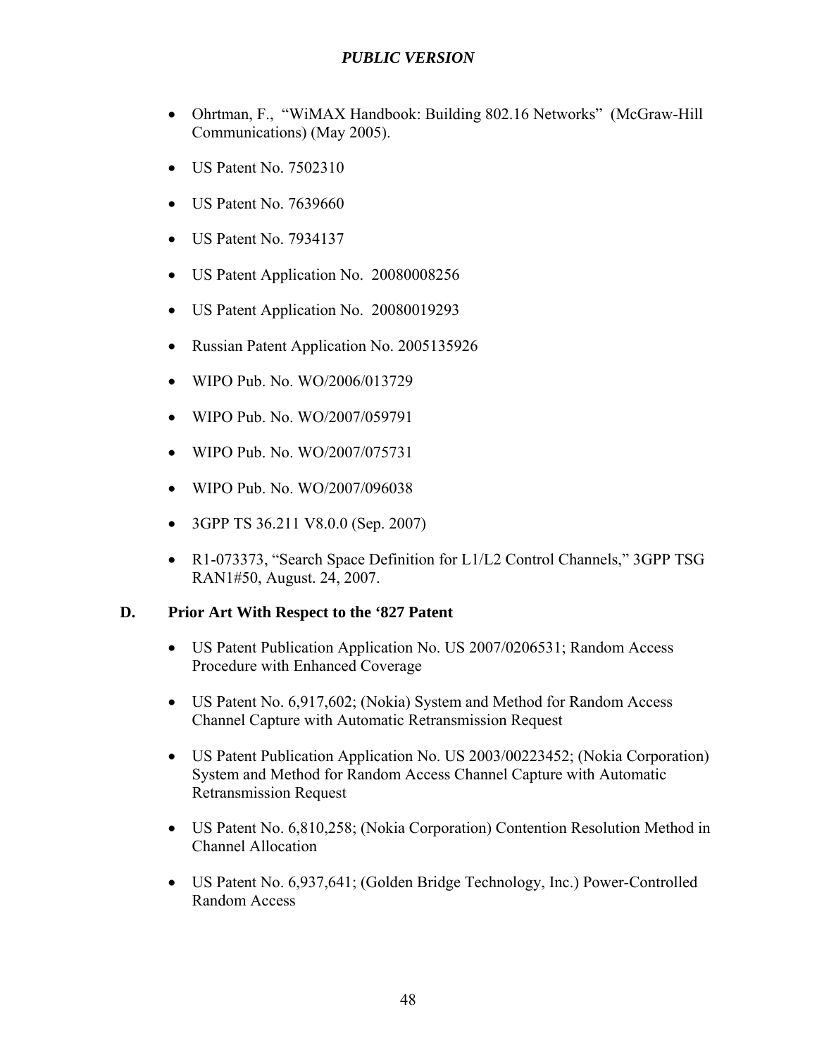- Ohrtman, F., "WiMAX Handbook: Building 802.16 Networks" (McGraw-Hill Communications) (May 2005).
- US Patent No. 7502310
- US Patent No. 7639660
- US Patent No. 7934137
- US Patent Application No. 20080008256
- US Patent Application No. 20080019293
- Russian Patent Application No. 2005135926
- WIPO Pub. No. WO/2006/013729
- WIPO Pub. No. WO/2007/059791
- WIPO Pub. No. WO/2007/075731
- WIPO Pub. No. WO/2007/096038
- 3GPP TS 36.211 V8.0.0 (Sep. 2007)
- R1-073373, "Search Space Definition for L1/L2 Control Channels," 3GPP TSG RAN1#50, August. 24, 2007.

### D. Prior Art With Respect to the '827 Patent

- US Patent Publication Application No. US 2007/0206531; Random Access Procedure with Enhanced Coverage
- US Patent No. 6,917,602; (Nokia) System and Method for Random Access Channel Capture with Automatic Retransmission Request
- US Patent Publication Application No. US 2003/00223452; (Nokia Corporation) System and Method for Random Access Channel Capture with Automatic Retransmission Request
- US Patent No. 6,810,258; (Nokia Corporation) Contention Resolution Method in Channel Allocation
- US Patent No. 6,937,641; (Golden Bridge Technology, Inc.) Power-Controlled Random Access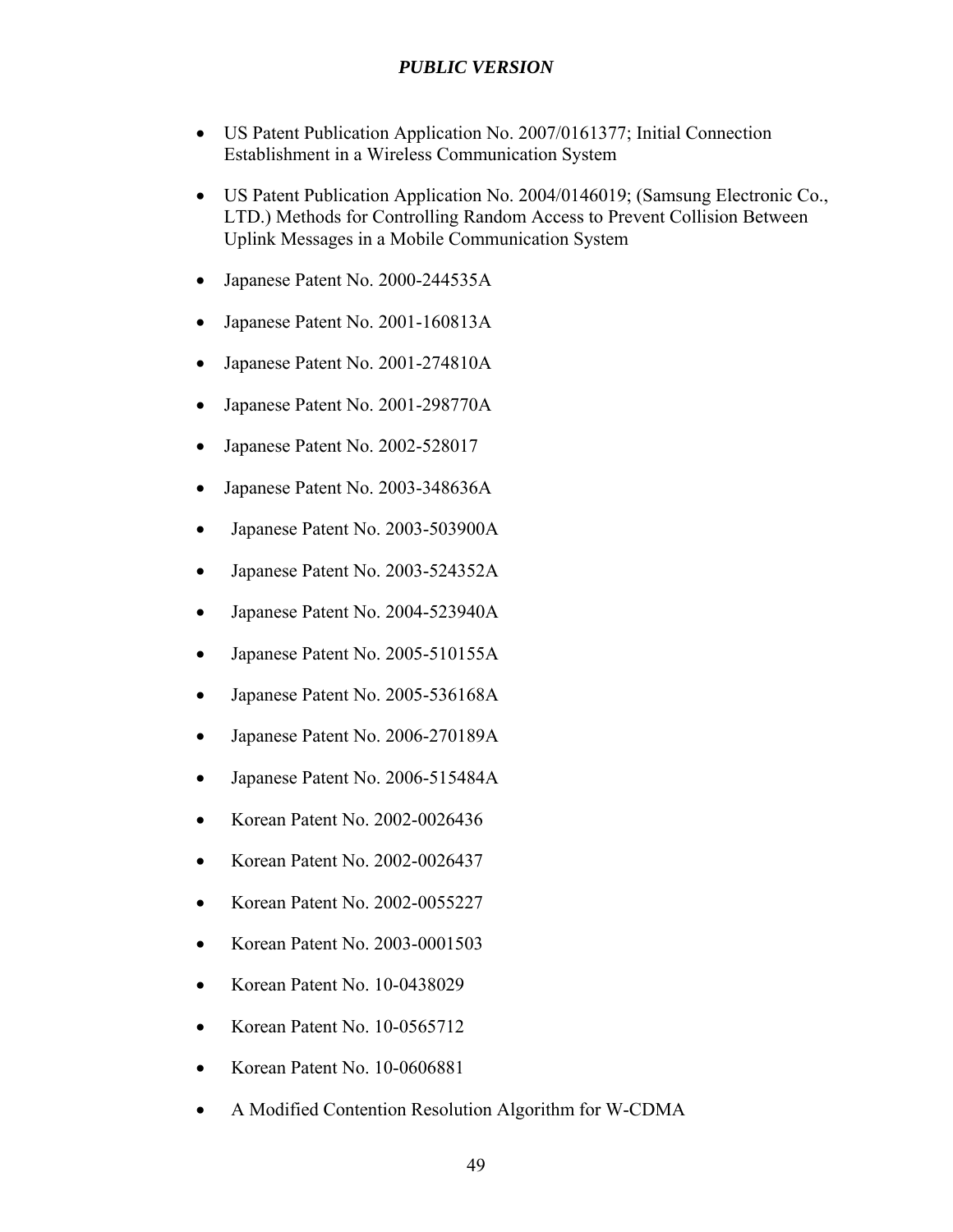- US Patent Publication Application No. 2007/0161377; Initial Connection Establishment in a Wireless Communication System
- US Patent Publication Application No. 2004/0146019; (Samsung Electronic Co., LTD.) Methods for Controlling Random Access to Prevent Collision Between Uplink Messages in a Mobile Communication System
- Japanese Patent No. 2000-244535A
- Japanese Patent No. 2001-160813A
- Japanese Patent No. 2001-274810A
- Japanese Patent No. 2001-298770A
- Japanese Patent No. 2002-528017
- Japanese Patent No. 2003-348636A
- Japanese Patent No. 2003-503900A
- Japanese Patent No. 2003-524352A
- Japanese Patent No. 2004-523940A
- Japanese Patent No. 2005-510155A
- Japanese Patent No. 2005-536168A
- Japanese Patent No. 2006-270189A
- Japanese Patent No. 2006-515484A
- Korean Patent No. 2002-0026436
- Korean Patent No. 2002-0026437
- Korean Patent No. 2002-0055227
- Korean Patent No. 2003-0001503
- Korean Patent No. 10-0438029
- Korean Patent No. 10-0565712
- Korean Patent No. 10-0606881
- A Modified Contention Resolution Algorithm for W-CDMA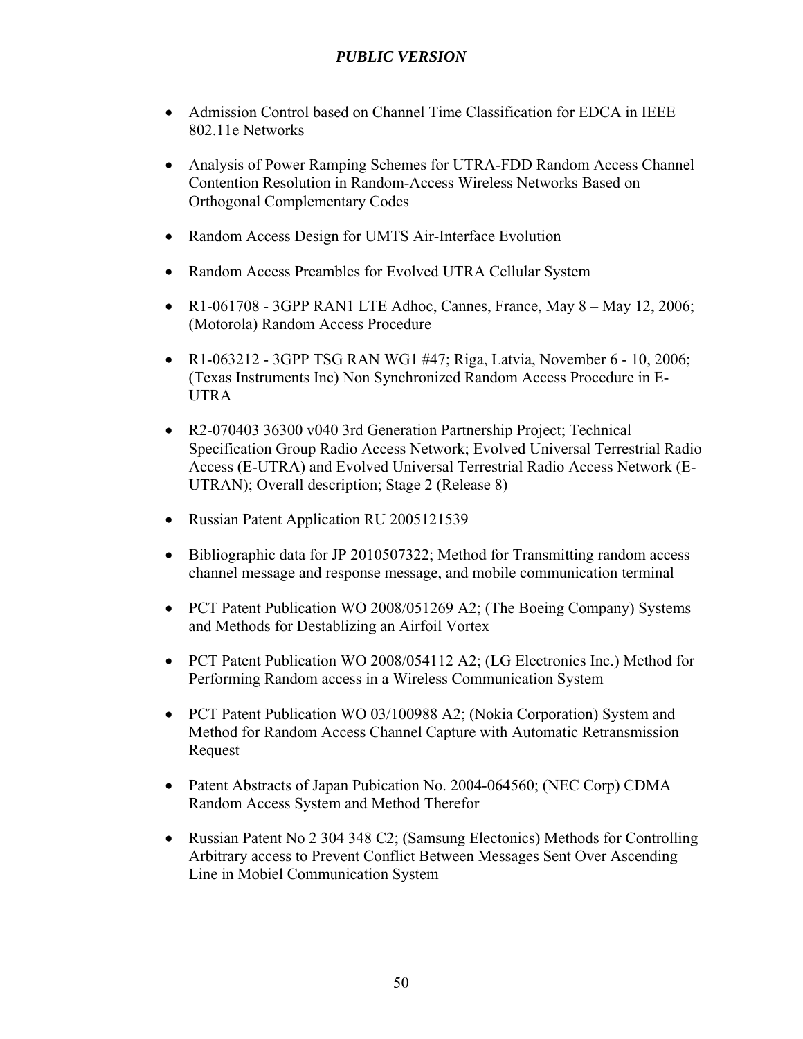- Admission Control based on Channel Time Classification for EDCA in IEEE 802.11e Networks

- Analysis of Power Ramping Schemes for UTRA-FDD Random Access Channel Contention Resolution in Random-Access Wireless Networks Based on Orthogonal Complementary Codes

- Random Access Design for UMTS Air-Interface Evolution

- Random Access Preambles for Evolved UTRA Cellular System

- R1-061708 - 3GPP RAN1 LTE Adhoc, Cannes, France, May 8 – May 12, 2006; (Motorola) Random Access Procedure

- R1-063212 - 3GPP TSG RAN WG1 #47; Riga, Latvia, November 6 - 10, 2006; (Texas Instruments Inc) Non Synchronized Random Access Procedure in E-UTRA

- R2-070403 36300 v040 3rd Generation Partnership Project; Technical Specification Group Radio Access Network; Evolved Universal Terrestrial Radio Access (E-UTRA) and Evolved Universal Terrestrial Radio Access Network (E-UTRAN); Overall description; Stage 2 (Release 8)

- Russian Patent Application RU 2005121539

- Bibliographic data for JP 2010507322; Method for Transmitting random access channel message and response message, and mobile communication terminal

- PCT Patent Publication WO 2008/051269 A2; (The Boeing Company) Systems and Methods for Destablizing an Airfoil Vortex

- PCT Patent Publication WO 2008/054112 A2; (LG Electronics Inc.) Method for Performing Random access in a Wireless Communication System

- PCT Patent Publication WO 03/100988 A2; (Nokia Corporation) System and Method for Random Access Channel Capture with Automatic Retransmission Request

- Patent Abstracts of Japan Pubication No. 2004-064560; (NEC Corp) CDMA Random Access System and Method Therefor

- Russian Patent No 2 304 348 C2; (Samsung Electonics) Methods for Controlling Arbitrary access to Prevent Conflict Between Messages Sent Over Ascending Line in Mobiel Communication System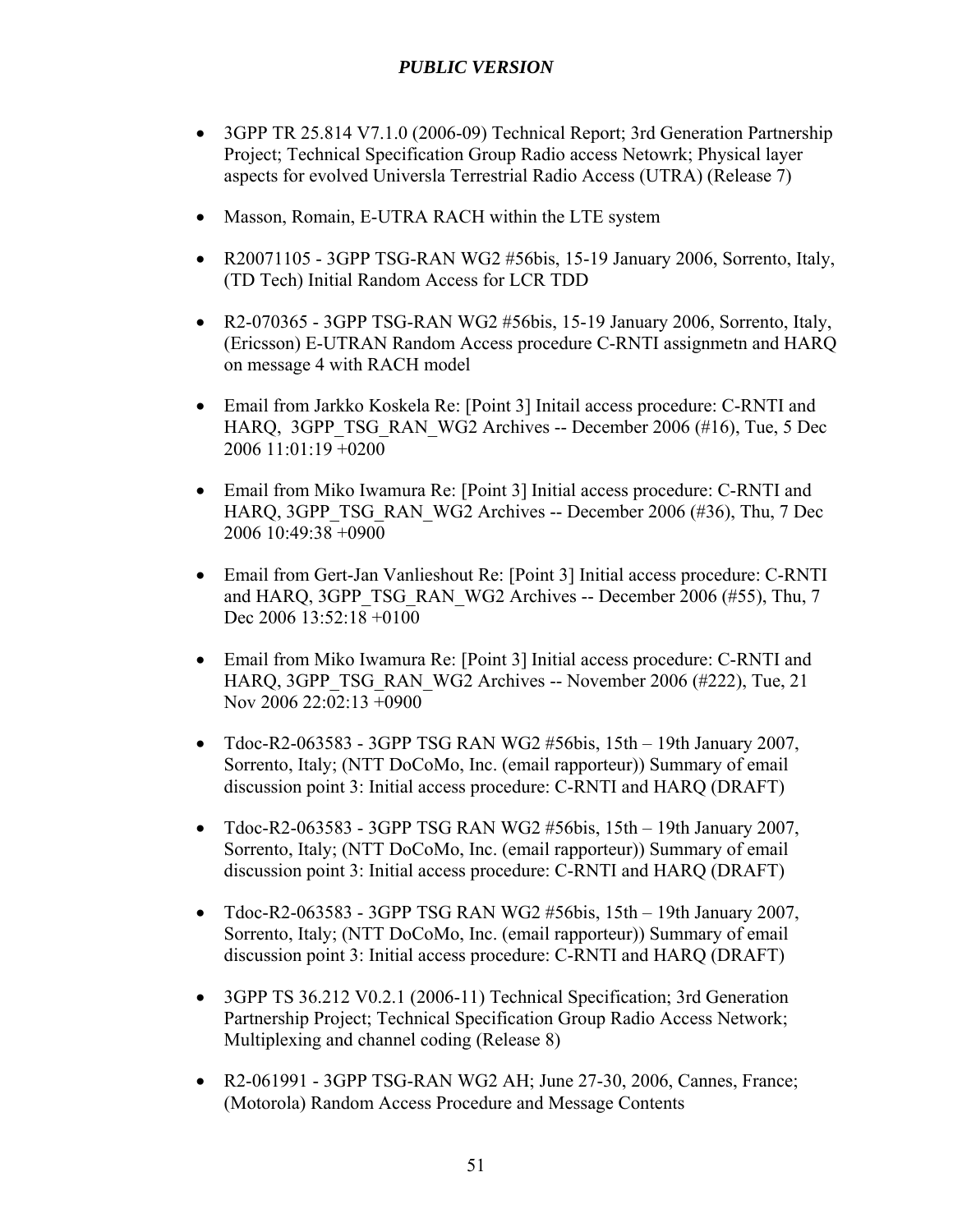- 3GPP TR 25.814 V7.1.0 (2006-09) Technical Report; 3rd Generation Partnership Project; Technical Specification Group Radio access Netowrk; Physical layer aspects for evolved Universla Terrestrial Radio Access (UTRA) (Release 7)

- Masson, Romain, E-UTRA RACH within the LTE system

- R20071105 - 3GPP TSG-RAN WG2 #56bis, 15-19 January 2006, Sorrento, Italy, (TD Tech) Initial Random Access for LCR TDD

- R2-070365 - 3GPP TSG-RAN WG2 #56bis, 15-19 January 2006, Sorrento, Italy, (Ericsson) E-UTRAN Random Access procedure C-RNTI assignmetn and HARQ on message 4 with RACH model

- Email from Jarkko Koskela Re: [Point 3] Initail access procedure: C-RNTI and HARQ, 3GPP_TSG_RAN_WG2 Archives -- December 2006 (#16), Tue, 5 Dec 2006 11:01:19 +0200

- Email from Miko Iwamura Re: [Point 3] Initial access procedure: C-RNTI and HARQ, 3GPP_TSG_RAN_WG2 Archives -- December 2006 (#36), Thu, 7 Dec 2006 10:49:38 +0900

- Email from Gert-Jan Vanlieshout Re: [Point 3] Initial access procedure: C-RNTI and HARQ, 3GPP_TSG_RAN_WG2 Archives -- December 2006 (#55), Thu, 7 Dec 2006 13:52:18 +0100

- Email from Miko Iwamura Re: [Point 3] Initial access procedure: C-RNTI and HARQ, 3GPP_TSG_RAN_WG2 Archives -- November 2006 (#222), Tue, 21 Nov 2006 22:02:13 +0900

- Tdoc-R2-063583 - 3GPP TSG RAN WG2 #56bis, 15th – 19th January 2007, Sorrento, Italy; (NTT DoCoMo, Inc. (email rapporteur)) Summary of email discussion point 3: Initial access procedure: C-RNTI and HARQ (DRAFT)

- Tdoc-R2-063583 - 3GPP TSG RAN WG2 #56bis, 15th – 19th January 2007, Sorrento, Italy; (NTT DoCoMo, Inc. (email rapporteur)) Summary of email discussion point 3: Initial access procedure: C-RNTI and HARQ (DRAFT)

- Tdoc-R2-063583 - 3GPP TSG RAN WG2 #56bis, 15th – 19th January 2007, Sorrento, Italy; (NTT DoCoMo, Inc. (email rapporteur)) Summary of email discussion point 3: Initial access procedure: C-RNTI and HARQ (DRAFT)

- 3GPP TS 36.212 V0.2.1 (2006-11) Technical Specification; 3rd Generation Partnership Project; Technical Specification Group Radio Access Network; Multiplexing and channel coding (Release 8)

- R2-061991 - 3GPP TSG-RAN WG2 AH; June 27-30, 2006, Cannes, France; (Motorola) Random Access Procedure and Message Contents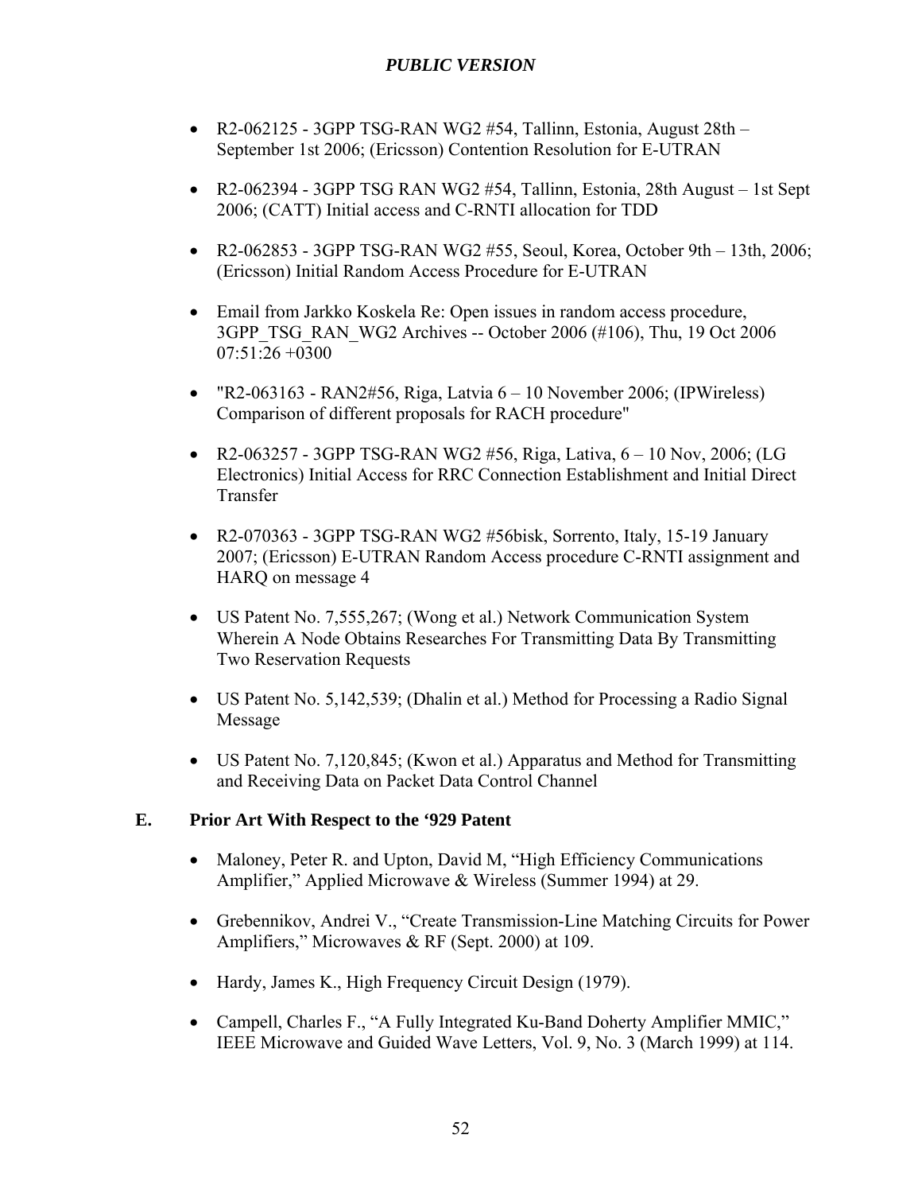- R2-062125 - 3GPP TSG-RAN WG2 #54, Tallinn, Estonia, August 28th – September 1st 2006; (Ericsson) Contention Resolution for E-UTRAN

- R2-062394 - 3GPP TSG RAN WG2 #54, Tallinn, Estonia, 28th August – 1st Sept 2006; (CATT) Initial access and C-RNTI allocation for TDD

- R2-062853 - 3GPP TSG-RAN WG2 #55, Seoul, Korea, October 9th – 13th, 2006; (Ericsson) Initial Random Access Procedure for E-UTRAN

- Email from Jarkko Koskela Re: Open issues in random access procedure, 3GPP_TSG_RAN_WG2 Archives -- October 2006 (#106), Thu, 19 Oct 2006 07:51:26 +0300

- "R2-063163 - RAN2#56, Riga, Latvia 6 – 10 November 2006; (IPWireless) Comparison of different proposals for RACH procedure"

- R2-063257 - 3GPP TSG-RAN WG2 #56, Riga, Lativa, 6 – 10 Nov, 2006; (LG Electronics) Initial Access for RRC Connection Establishment and Initial Direct Transfer

- R2-070363 - 3GPP TSG-RAN WG2 #56bisk, Sorrento, Italy, 15-19 January 2007; (Ericsson) E-UTRAN Random Access procedure C-RNTI assignment and HARQ on message 4

- US Patent No. 7,555,267; (Wong et al.) Network Communication System Wherein A Node Obtains Researches For Transmitting Data By Transmitting Two Reservation Requests

- US Patent No. 5,142,539; (Dhalin et al.) Method for Processing a Radio Signal Message

- US Patent No. 7,120,845; (Kwon et al.) Apparatus and Method for Transmitting and Receiving Data on Packet Data Control Channel

## E. Prior Art With Respect to the '929 Patent

- Maloney, Peter R. and Upton, David M, "High Efficiency Communications Amplifier," Applied Microwave & Wireless (Summer 1994) at 29.

- Grebennikov, Andrei V., "Create Transmission-Line Matching Circuits for Power Amplifiers," Microwaves & RF (Sept. 2000) at 109.

- Hardy, James K., High Frequency Circuit Design (1979).

- Campell, Charles F., "A Fully Integrated Ku-Band Doherty Amplifier MMIC," IEEE Microwave and Guided Wave Letters, Vol. 9, No. 3 (March 1999) at 114.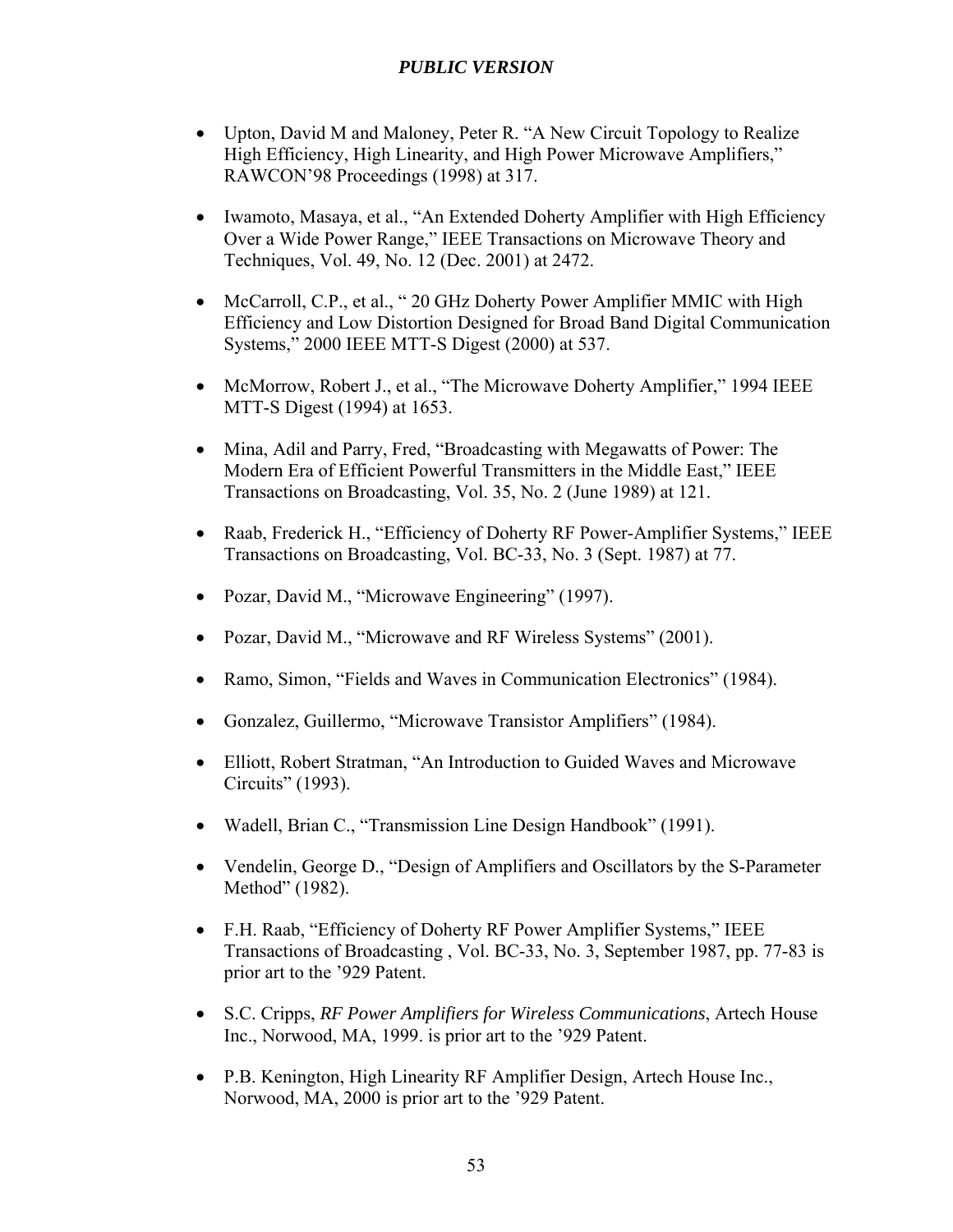- Upton, David M and Maloney, Peter R. "A New Circuit Topology to Realize High Efficiency, High Linearity, and High Power Microwave Amplifiers," RAWCON'98 Proceedings (1998) at 317.

- Iwamoto, Masaya, et al., "An Extended Doherty Amplifier with High Efficiency Over a Wide Power Range," IEEE Transactions on Microwave Theory and Techniques, Vol. 49, No. 12 (Dec. 2001) at 2472.

- McCarroll, C.P., et al., " 20 GHz Doherty Power Amplifier MMIC with High Efficiency and Low Distortion Designed for Broad Band Digital Communication Systems," 2000 IEEE MTT-S Digest (2000) at 537.

- McMorrow, Robert J., et al., "The Microwave Doherty Amplifier," 1994 IEEE MTT-S Digest (1994) at 1653.

- Mina, Adil and Parry, Fred, "Broadcasting with Megawatts of Power: The Modern Era of Efficient Powerful Transmitters in the Middle East," IEEE Transactions on Broadcasting, Vol. 35, No. 2 (June 1989) at 121.

- Raab, Frederick H., "Efficiency of Doherty RF Power-Amplifier Systems," IEEE Transactions on Broadcasting, Vol. BC-33, No. 3 (Sept. 1987) at 77.

- Pozar, David M., "Microwave Engineering" (1997).

- Pozar, David M., "Microwave and RF Wireless Systems" (2001).

- Ramo, Simon, "Fields and Waves in Communication Electronics" (1984).

- Gonzalez, Guillermo, "Microwave Transistor Amplifiers" (1984).

- Elliott, Robert Stratman, "An Introduction to Guided Waves and Microwave Circuits" (1993).

- Wadell, Brian C., "Transmission Line Design Handbook" (1991).

- Vendelin, George D., "Design of Amplifiers and Oscillators by the S-Parameter Method" (1982).

- F.H. Raab, "Efficiency of Doherty RF Power Amplifier Systems," IEEE Transactions of Broadcasting , Vol. BC-33, No. 3, September 1987, pp. 77-83 is prior art to the '929 Patent.

- S.C. Cripps, *RF Power Amplifiers for Wireless Communications*, Artech House Inc., Norwood, MA, 1999. is prior art to the '929 Patent.

- P.B. Kenington, High Linearity RF Amplifier Design, Artech House Inc., Norwood, MA, 2000 is prior art to the '929 Patent.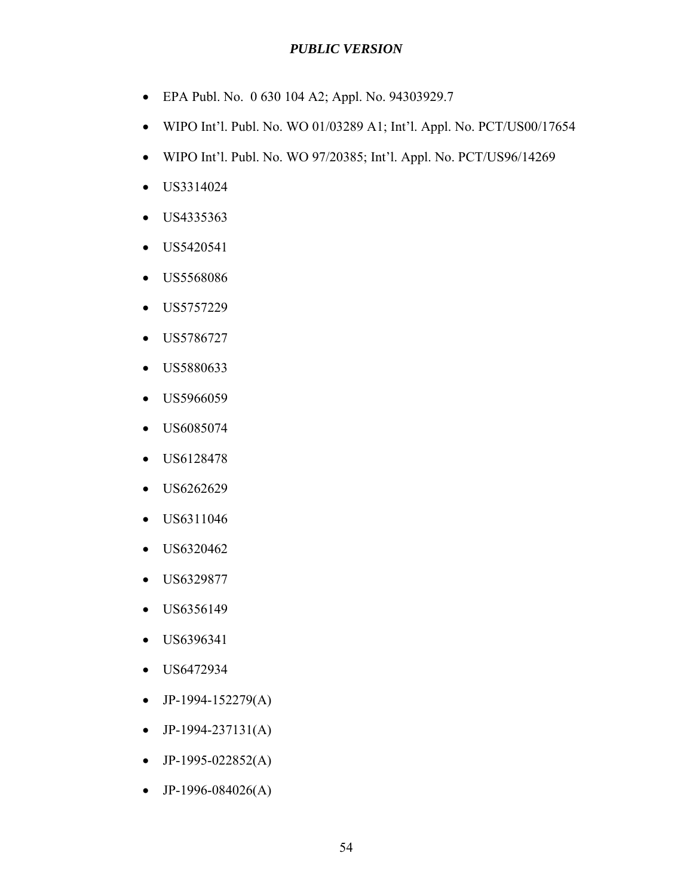- EPA Publ. No.  0 630 104 A2; Appl. No. 94303929.7
- WIPO Int'l. Publ. No. WO 01/03289 A1; Int'l. Appl. No. PCT/US00/17654
- WIPO Int'l. Publ. No. WO 97/20385; Int'l. Appl. No. PCT/US96/14269
- US3314024
- US4335363
- US5420541
- US5568086
- US5757229
- US5786727
- US5880633
- US5966059
- US6085074
- US6128478
- US6262629
- US6311046
- US6320462
- US6329877
- US6356149
- US6396341
- US6472934
- JP-1994-152279(A)
- JP-1994-237131(A)
- JP-1995-022852(A)
- JP-1996-084026(A)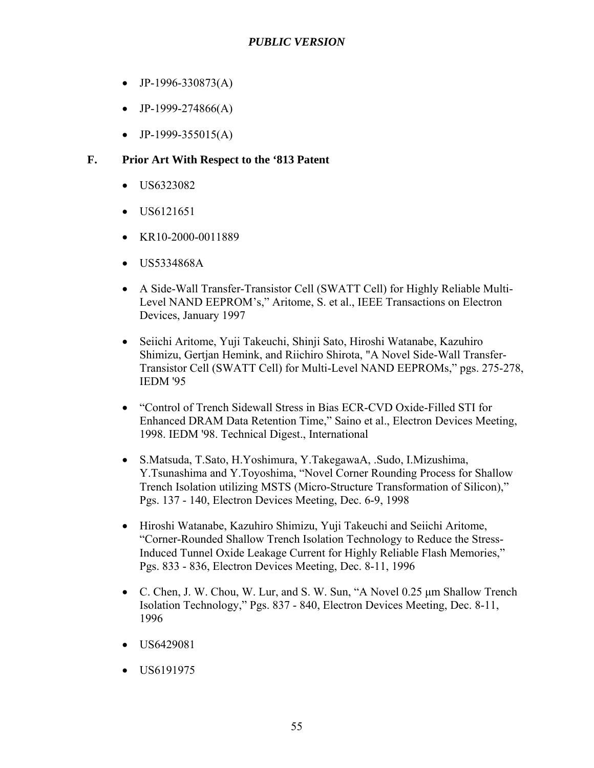- JP-1996-330873(A)
- JP-1999-274866(A)
- JP-1999-355015(A)

### F. Prior Art With Respect to the '813 Patent

- US6323082
- US6121651
- KR10-2000-0011889
- US5334868A
- A Side-Wall Transfer-Transistor Cell (SWATT Cell) for Highly Reliable Multi-Level NAND EEPROM's," Aritome, S. et al., IEEE Transactions on Electron Devices, January 1997
- Seiichi Aritome, Yuji Takeuchi, Shinji Sato, Hiroshi Watanabe, Kazuhiro Shimizu, Gertjan Hemink, and Riichiro Shirota, "A Novel Side-Wall Transfer-Transistor Cell (SWATT Cell) for Multi-Level NAND EEPROMs," pgs. 275-278, IEDM '95
- "Control of Trench Sidewall Stress in Bias ECR-CVD Oxide-Filled STI for Enhanced DRAM Data Retention Time," Saino et al., Electron Devices Meeting, 1998. IEDM '98. Technical Digest., International
- S.Matsuda, T.Sato, H.Yoshimura, Y.TakegawaA, .Sudo, I.Mizushima, Y.Tsunashima and Y.Toyoshima, "Novel Corner Rounding Process for Shallow Trench Isolation utilizing MSTS (Micro-Structure Transformation of Silicon)," Pgs. 137 - 140, Electron Devices Meeting, Dec. 6-9, 1998
- Hiroshi Watanabe, Kazuhiro Shimizu, Yuji Takeuchi and Seiichi Aritome, "Corner-Rounded Shallow Trench Isolation Technology to Reduce the Stress-Induced Tunnel Oxide Leakage Current for Highly Reliable Flash Memories," Pgs. 833 - 836, Electron Devices Meeting, Dec. 8-11, 1996
- C. Chen, J. W. Chou, W. Lur, and S. W. Sun, "A Novel 0.25 μm Shallow Trench Isolation Technology," Pgs. 837 - 840, Electron Devices Meeting, Dec. 8-11, 1996
- US6429081
- US6191975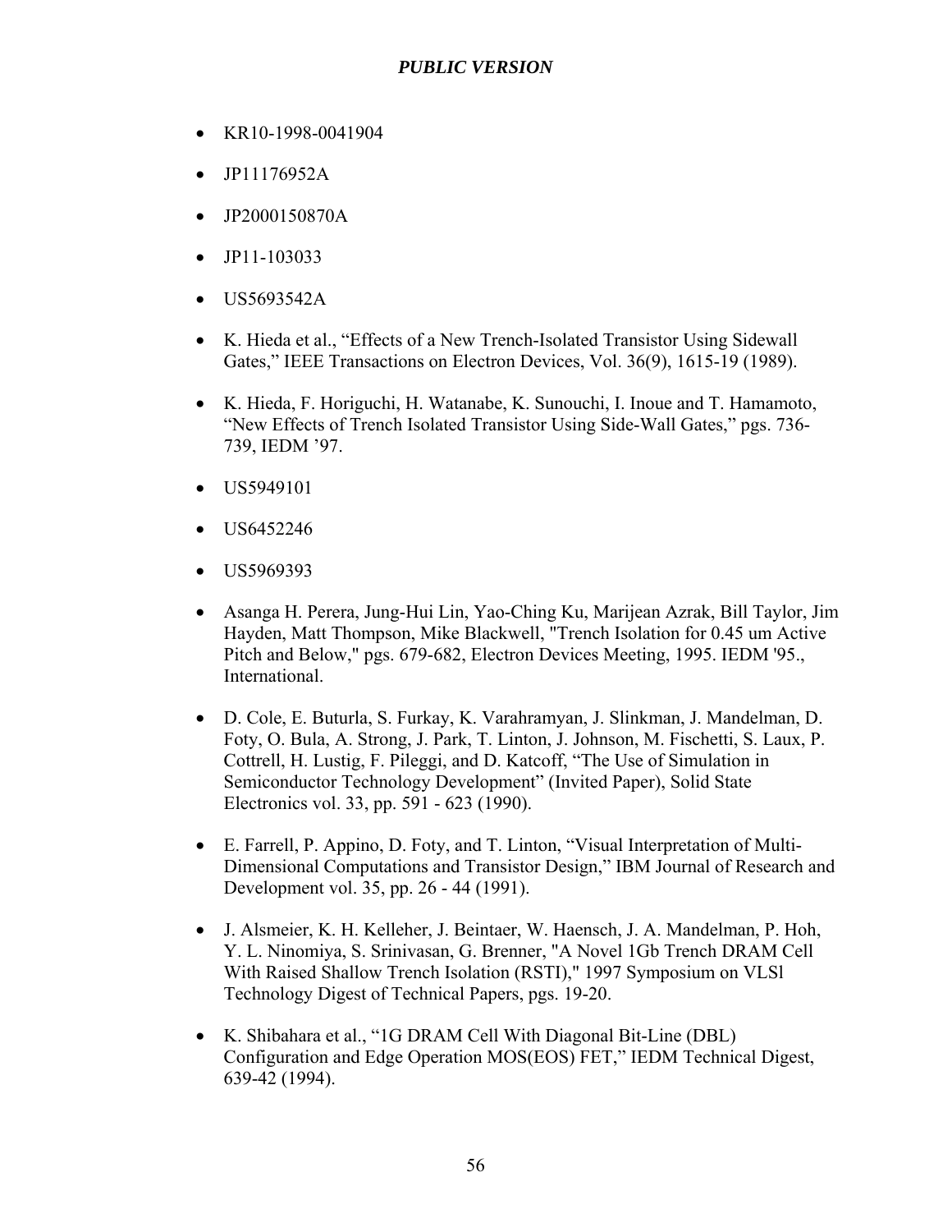- KR10-1998-0041904
- JP11176952A
- JP2000150870A
- JP11-103033
- US5693542A
- K. Hieda et al., "Effects of a New Trench-Isolated Transistor Using Sidewall Gates," IEEE Transactions on Electron Devices, Vol. 36(9), 1615-19 (1989).
- K. Hieda, F. Horiguchi, H. Watanabe, K. Sunouchi, I. Inoue and T. Hamamoto, "New Effects of Trench Isolated Transistor Using Side-Wall Gates," pgs. 736-739, IEDM '97.
- US5949101
- US6452246
- US5969393
- Asanga H. Perera, Jung-Hui Lin, Yao-Ching Ku, Marijean Azrak, Bill Taylor, Jim Hayden, Matt Thompson, Mike Blackwell, "Trench Isolation for 0.45 um Active Pitch and Below," pgs. 679-682, Electron Devices Meeting, 1995. IEDM '95., International.
- D. Cole, E. Buturla, S. Furkay, K. Varahramyan, J. Slinkman, J. Mandelman, D. Foty, O. Bula, A. Strong, J. Park, T. Linton, J. Johnson, M. Fischetti, S. Laux, P. Cottrell, H. Lustig, F. Pileggi, and D. Katcoff, "The Use of Simulation in Semiconductor Technology Development" (Invited Paper), Solid State Electronics vol. 33, pp. 591 - 623 (1990).
- E. Farrell, P. Appino, D. Foty, and T. Linton, "Visual Interpretation of Multi-Dimensional Computations and Transistor Design," IBM Journal of Research and Development vol. 35, pp. 26 - 44 (1991).
- J. Alsmeier, K. H. Kelleher, J. Beintaer, W. Haensch, J. A. Mandelman, P. Hoh, Y. L. Ninomiya, S. Srinivasan, G. Brenner, "A Novel 1Gb Trench DRAM Cell With Raised Shallow Trench Isolation (RSTI)," 1997 Symposium on VLSl Technology Digest of Technical Papers, pgs. 19-20.
- K. Shibahara et al., "1G DRAM Cell With Diagonal Bit-Line (DBL) Configuration and Edge Operation MOS(EOS) FET," IEDM Technical Digest, 639-42 (1994).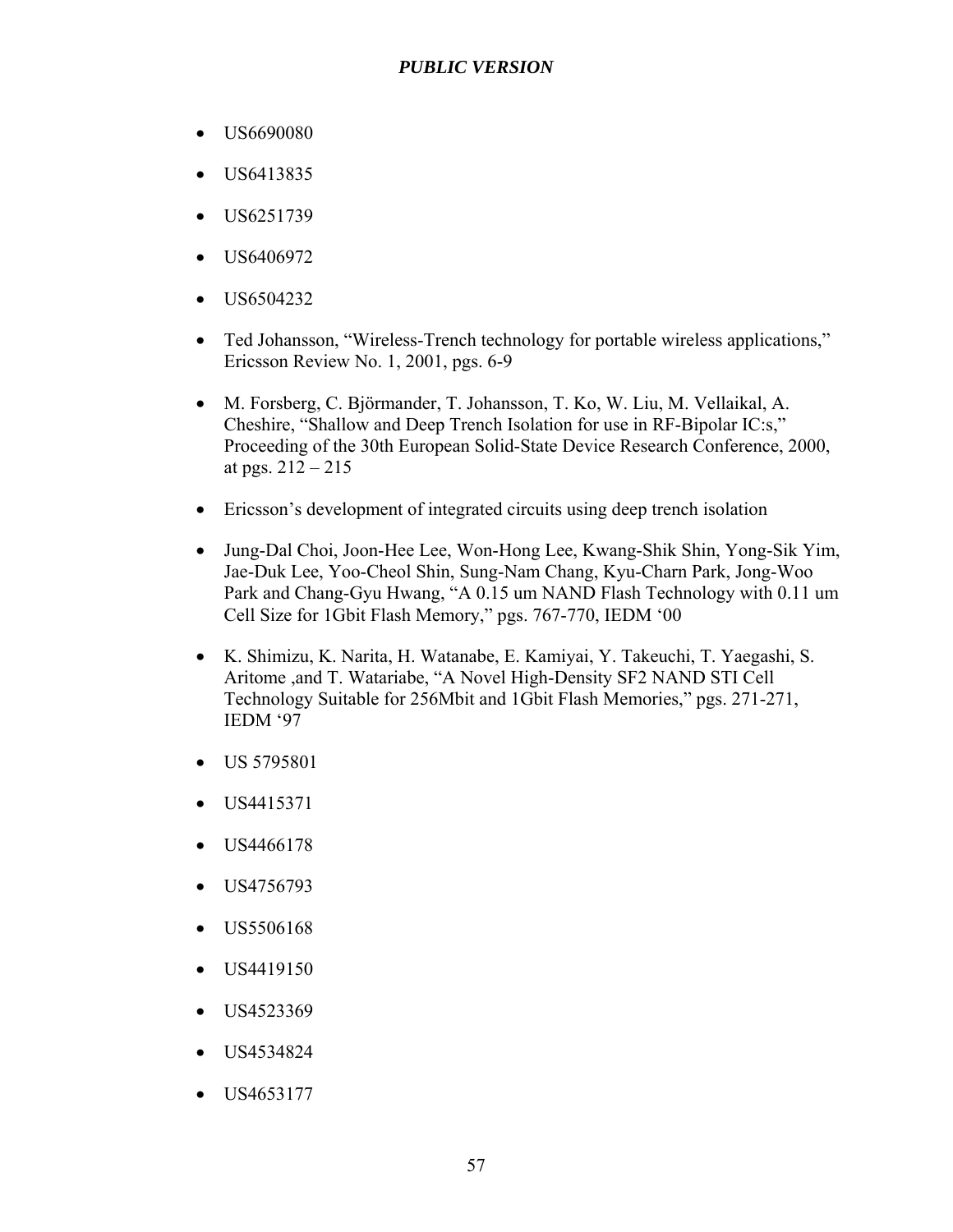- US6690080
- US6413835
- US6251739
- US6406972
- US6504232
- Ted Johansson, “Wireless-Trench technology for portable wireless applications,” Ericsson Review No. 1, 2001, pgs. 6-9
- M. Forsberg, C. Björmander, T. Johansson, T. Ko, W. Liu, M. Vellaikal, A. Cheshire, “Shallow and Deep Trench Isolation for use in RF-Bipolar IC:s,” Proceeding of the 30th European Solid-State Device Research Conference, 2000, at pgs. 212 – 215
- Ericsson’s development of integrated circuits using deep trench isolation
- Jung-Dal Choi, Joon-Hee Lee, Won-Hong Lee, Kwang-Shik Shin, Yong-Sik Yim, Jae-Duk Lee, Yoo-Cheol Shin, Sung-Nam Chang, Kyu-Charn Park, Jong-Woo Park and Chang-Gyu Hwang, “A 0.15 um NAND Flash Technology with 0.11 um Cell Size for 1Gbit Flash Memory,” pgs. 767-770, IEDM ‘00
- K. Shimizu, K. Narita, H. Watanabe, E. Kamiyai, Y. Takeuchi, T. Yaegashi, S. Aritome ,and T. Watariabe, “A Novel High-Density SF2 NAND STI Cell Technology Suitable for 256Mbit and 1Gbit Flash Memories,” pgs. 271-271, IEDM ‘97
- US 5795801
- US4415371
- US4466178
- US4756793
- US5506168
- US4419150
- US4523369
- US4534824
- US4653177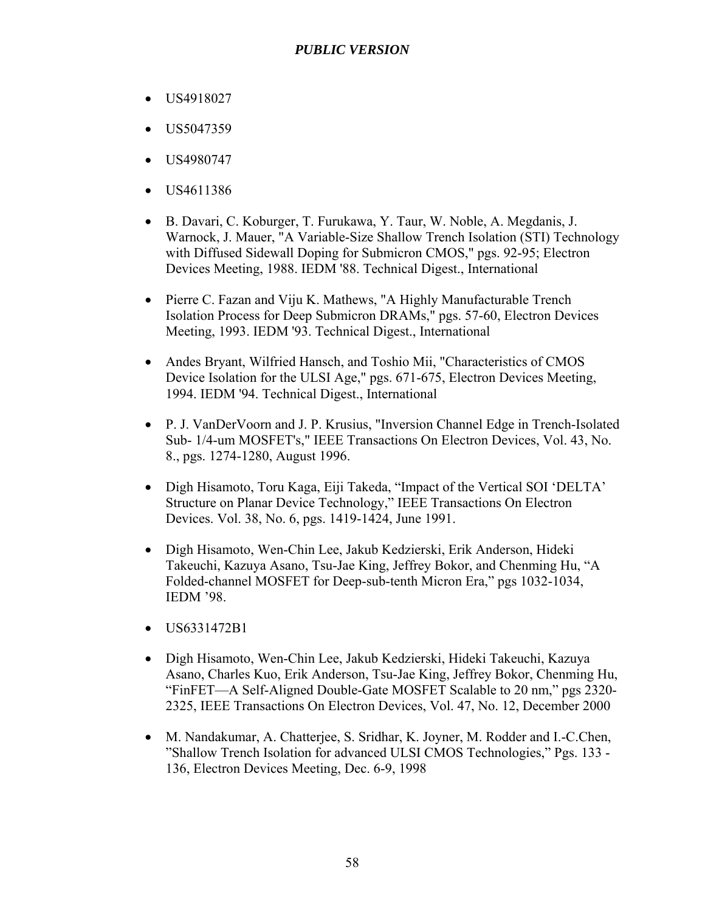- US4918027
- US5047359
- US4980747
- US4611386
- B. Davari, C. Koburger, T. Furukawa, Y. Taur, W. Noble, A. Megdanis, J. Warnock, J. Mauer, "A Variable-Size Shallow Trench Isolation (STI) Technology with Diffused Sidewall Doping for Submicron CMOS," pgs. 92-95; Electron Devices Meeting, 1988. IEDM '88. Technical Digest., International
- Pierre C. Fazan and Viju K. Mathews, "A Highly Manufacturable Trench Isolation Process for Deep Submicron DRAMs," pgs. 57-60, Electron Devices Meeting, 1993. IEDM '93. Technical Digest., International
- Andes Bryant, Wilfried Hansch, and Toshio Mii, "Characteristics of CMOS Device Isolation for the ULSI Age," pgs. 671-675, Electron Devices Meeting, 1994. IEDM '94. Technical Digest., International
- P. J. VanDerVoorn and J. P. Krusius, "Inversion Channel Edge in Trench-Isolated Sub- 1/4-um MOSFET's," IEEE Transactions On Electron Devices, Vol. 43, No. 8., pgs. 1274-1280, August 1996.
- Digh Hisamoto, Toru Kaga, Eiji Takeda, "Impact of the Vertical SOI 'DELTA' Structure on Planar Device Technology," IEEE Transactions On Electron Devices. Vol. 38, No. 6, pgs. 1419-1424, June 1991.
- Digh Hisamoto, Wen-Chin Lee, Jakub Kedzierski, Erik Anderson, Hideki Takeuchi, Kazuya Asano, Tsu-Jae King, Jeffrey Bokor, and Chenming Hu, "A Folded-channel MOSFET for Deep-sub-tenth Micron Era," pgs 1032-1034, IEDM '98.
- US6331472B1
- Digh Hisamoto, Wen-Chin Lee, Jakub Kedzierski, Hideki Takeuchi, Kazuya Asano, Charles Kuo, Erik Anderson, Tsu-Jae King, Jeffrey Bokor, Chenming Hu, "FinFET—A Self-Aligned Double-Gate MOSFET Scalable to 20 nm," pgs 2320-2325, IEEE Transactions On Electron Devices, Vol. 47, No. 12, December 2000
- M. Nandakumar, A. Chatterjee, S. Sridhar, K. Joyner, M. Rodder and I.-C.Chen, "Shallow Trench Isolation for advanced ULSI CMOS Technologies," Pgs. 133 - 136, Electron Devices Meeting, Dec. 6-9, 1998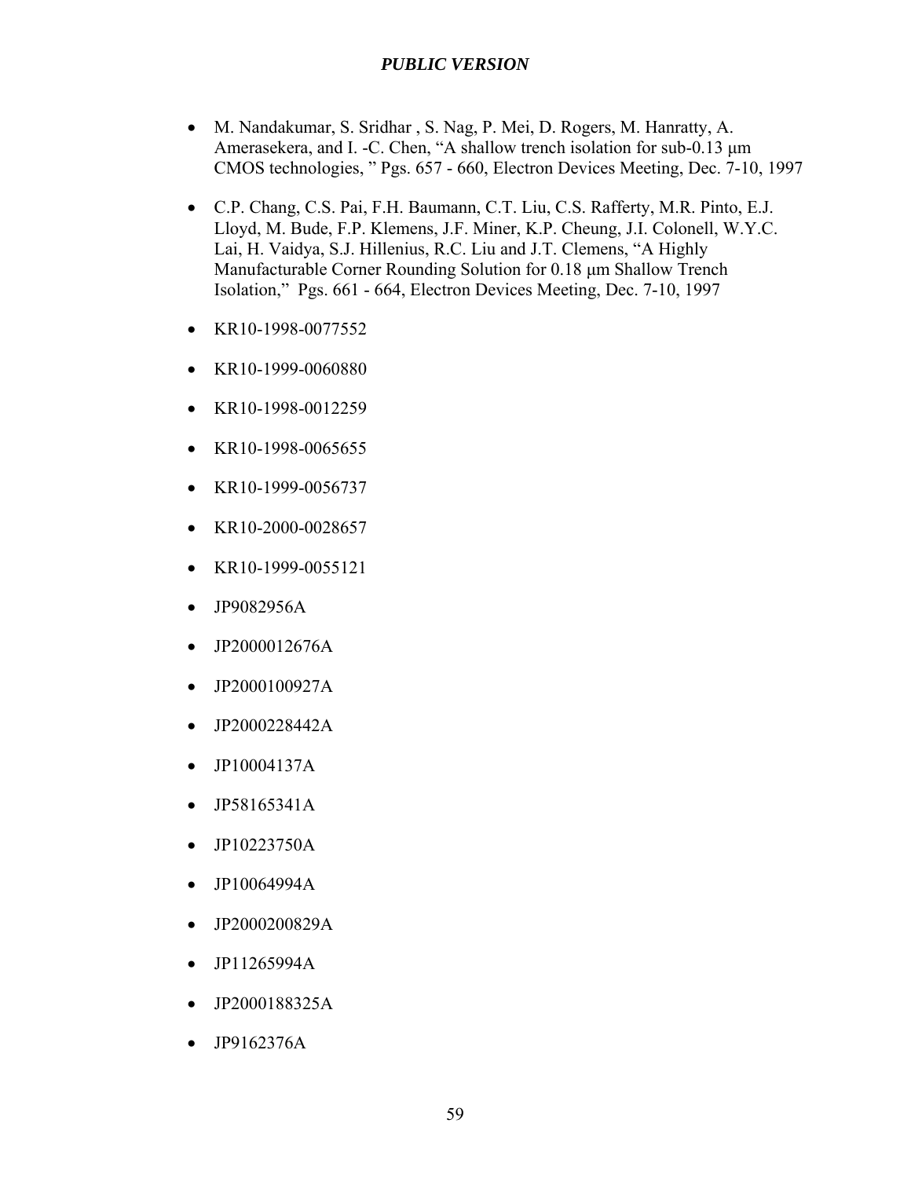- M. Nandakumar, S. Sridhar , S. Nag, P. Mei, D. Rogers, M. Hanratty, A. Amerasekera, and I. -C. Chen, "A shallow trench isolation for sub-0.13 μm CMOS technologies, " Pgs. 657 - 660, Electron Devices Meeting, Dec. 7-10, 1997

- C.P. Chang, C.S. Pai, F.H. Baumann, C.T. Liu, C.S. Rafferty, M.R. Pinto, E.J. Lloyd, M. Bude, F.P. Klemens, J.F. Miner, K.P. Cheung, J.I. Colonell, W.Y.C. Lai, H. Vaidya, S.J. Hillenius, R.C. Liu and J.T. Clemens, "A Highly Manufacturable Corner Rounding Solution for 0.18 μm Shallow Trench Isolation," Pgs. 661 - 664, Electron Devices Meeting, Dec. 7-10, 1997

- KR10-1998-0077552

- KR10-1999-0060880

- KR10-1998-0012259

- KR10-1998-0065655

- KR10-1999-0056737

- KR10-2000-0028657

- KR10-1999-0055121

- JP9082956A

- JP2000012676A

- JP2000100927A

- JP2000228442A

- JP10004137A

- JP58165341A

- JP10223750A

- JP10064994A

- JP2000200829A

- JP11265994A

- JP2000188325A

- JP9162376A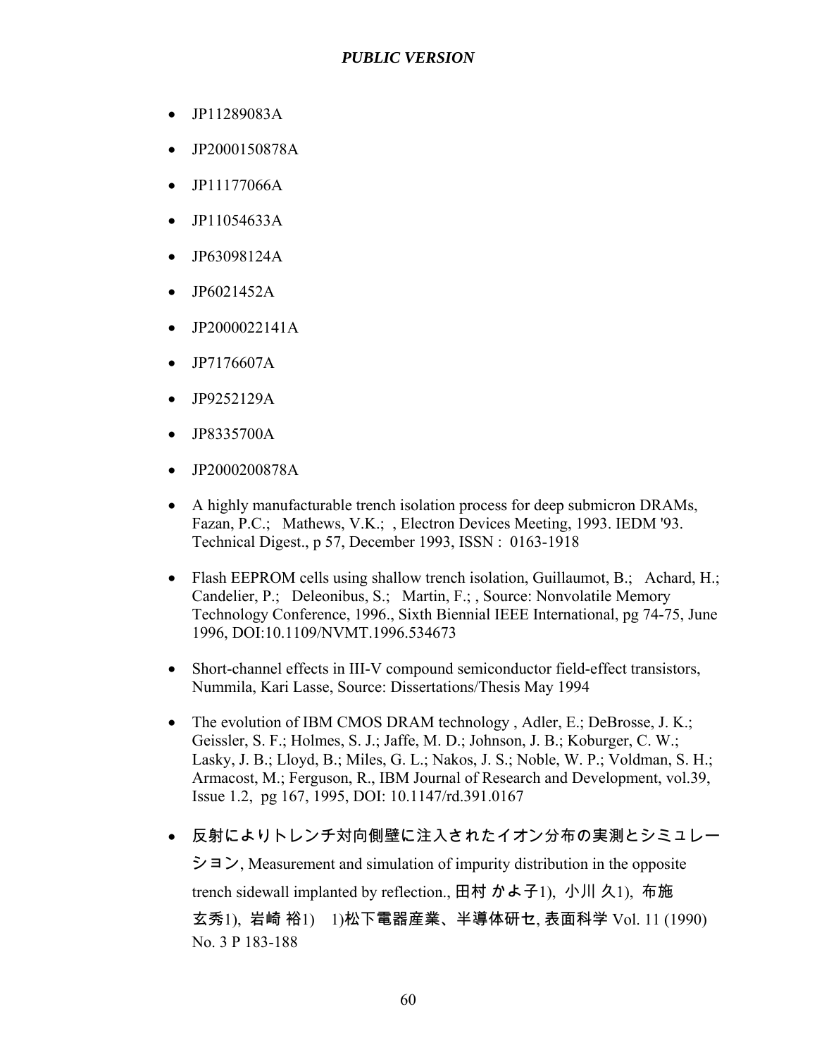- JP11289083A
- JP2000150878A
- JP11177066A
- JP11054633A
- JP63098124A
- JP6021452A
- JP2000022141A
- JP7176607A
- JP9252129A
- JP8335700A
- JP2000200878A
- A highly manufacturable trench isolation process for deep submicron DRAMs, Fazan, P.C.; Mathews, V.K.; , Electron Devices Meeting, 1993. IEDM '93. Technical Digest., p 57, December 1993, ISSN : 0163-1918
- Flash EEPROM cells using shallow trench isolation, Guillaumot, B.; Achard, H.; Candelier, P.; Deleonibus, S.; Martin, F.; , Source: Nonvolatile Memory Technology Conference, 1996., Sixth Biennial IEEE International, pg 74-75, June 1996, DOI:10.1109/NVMT.1996.534673
- Short-channel effects in III-V compound semiconductor field-effect transistors, Nummila, Kari Lasse, Source: Dissertations/Thesis May 1994
- The evolution of IBM CMOS DRAM technology , Adler, E.; DeBrosse, J. K.; Geissler, S. F.; Holmes, S. J.; Jaffe, M. D.; Johnson, J. B.; Koburger, C. W.; Lasky, J. B.; Lloyd, B.; Miles, G. L.; Nakos, J. S.; Noble, W. P.; Voldman, S. H.; Armacost, M.; Ferguson, R., IBM Journal of Research and Development, vol.39, Issue 1.2, pg 167, 1995, DOI: 10.1147/rd.391.0167
- 反射によりトレンチ対向側壁に注入されたイオン分布の実測とシミュレーション, Measurement and simulation of impurity distribution in the opposite trench sidewall implanted by reflection., 田村 かよ子1), 小川 久1), 布施 玄秀1), 岩崎 裕1) 1)松下電器産業、半導体研セ, 表面科学 Vol. 11 (1990) No. 3 P 183-188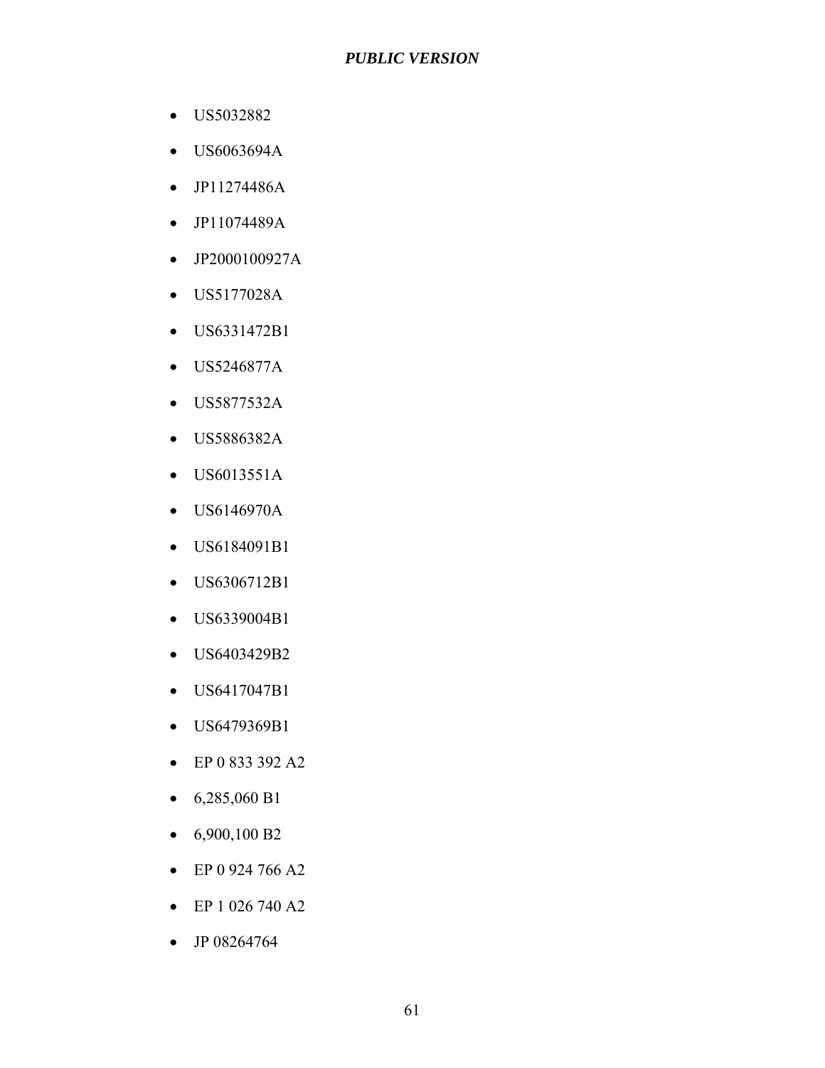- US5032882
- US6063694A
- JP11274486A
- JP11074489A
- JP2000100927A
- US5177028A
- US6331472B1
- US5246877A
- US5877532A
- US5886382A
- US6013551A
- US6146970A
- US6184091B1
- US6306712B1
- US6339004B1
- US6403429B2
- US6417047B1
- US6479369B1
- EP 0 833 392 A2
- 6,285,060 B1
- 6,900,100 B2
- EP 0 924 766 A2
- EP 1 026 740 A2
- JP 08264764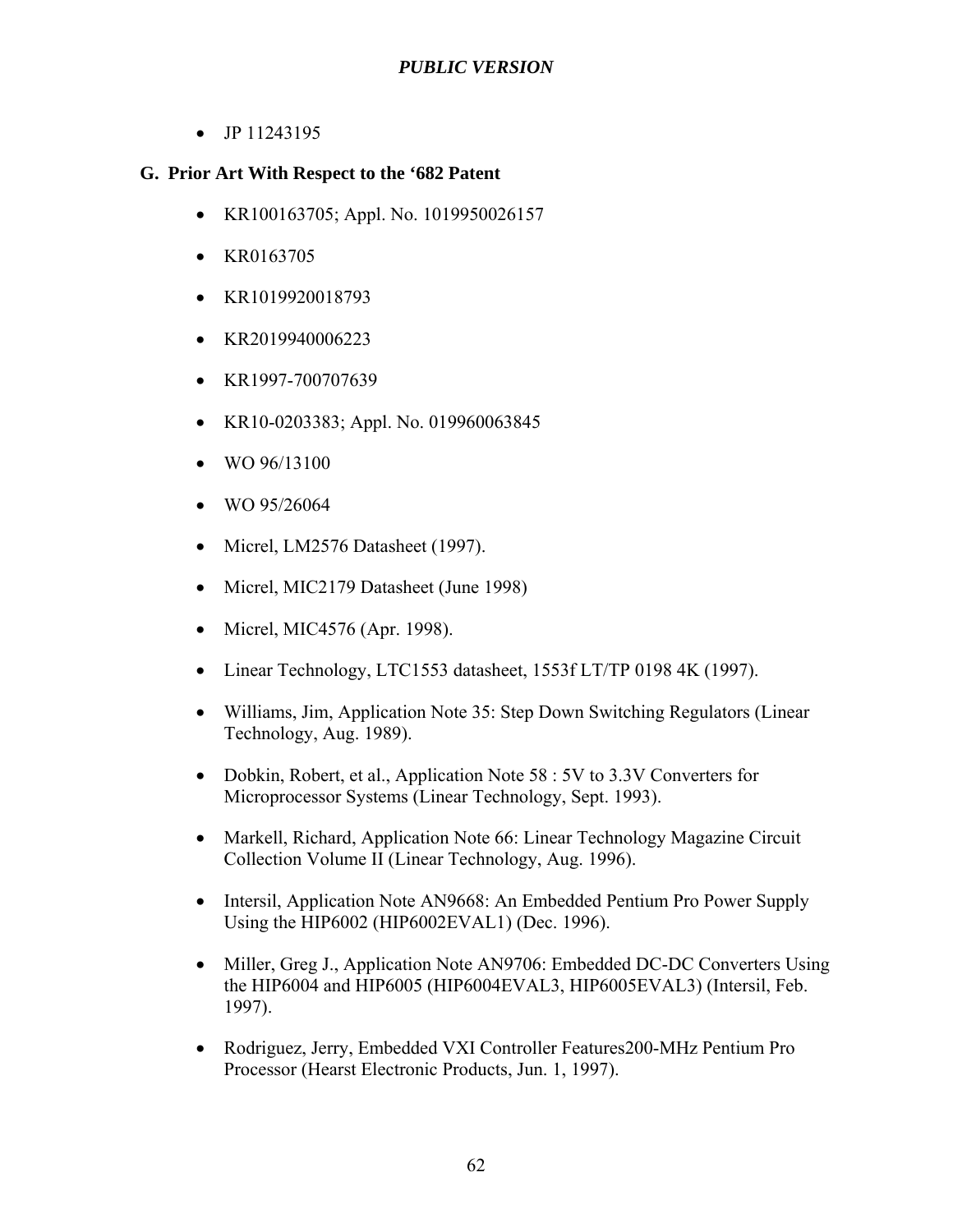- JP 11243195

## G. Prior Art With Respect to the '682 Patent

- KR100163705; Appl. No. 1019950026157
- KR0163705
- KR1019920018793
- KR2019940006223
- KR1997-700707639
- KR10-0203383; Appl. No. 019960063845
- WO 96/13100
- WO 95/26064
- Micrel, LM2576 Datasheet (1997).
- Micrel, MIC2179 Datasheet (June 1998)
- Micrel, MIC4576 (Apr. 1998).
- Linear Technology, LTC1553 datasheet, 1553f LT/TP 0198 4K (1997).
- Williams, Jim, Application Note 35: Step Down Switching Regulators (Linear Technology, Aug. 1989).
- Dobkin, Robert, et al., Application Note 58 : 5V to 3.3V Converters for Microprocessor Systems (Linear Technology, Sept. 1993).
- Markell, Richard, Application Note 66: Linear Technology Magazine Circuit Collection Volume II (Linear Technology, Aug. 1996).
- Intersil, Application Note AN9668: An Embedded Pentium Pro Power Supply Using the HIP6002 (HIP6002EVAL1) (Dec. 1996).
- Miller, Greg J., Application Note AN9706: Embedded DC-DC Converters Using the HIP6004 and HIP6005 (HIP6004EVAL3, HIP6005EVAL3) (Intersil, Feb. 1997).
- Rodriguez, Jerry, Embedded VXI Controller Features200-MHz Pentium Pro Processor (Hearst Electronic Products, Jun. 1, 1997).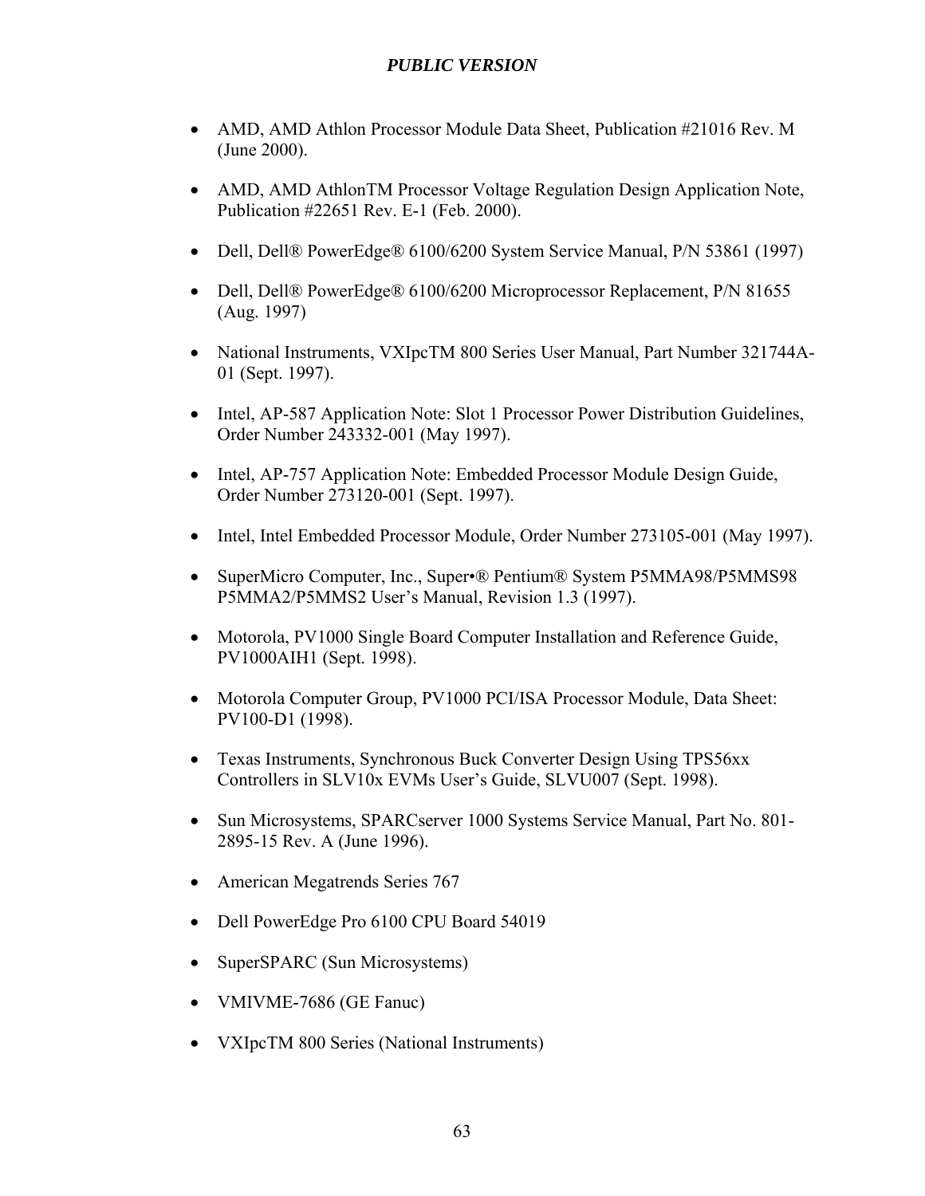- AMD, AMD Athlon Processor Module Data Sheet, Publication #21016 Rev. M (June 2000).

- AMD, AMD AthlonTM Processor Voltage Regulation Design Application Note, Publication #22651 Rev. E-1 (Feb. 2000).

- Dell, Dell® PowerEdge® 6100/6200 System Service Manual, P/N 53861 (1997)

- Dell, Dell® PowerEdge® 6100/6200 Microprocessor Replacement, P/N 81655 (Aug. 1997)

- National Instruments, VXIpcTM 800 Series User Manual, Part Number 321744A-01 (Sept. 1997).

- Intel, AP-587 Application Note: Slot 1 Processor Power Distribution Guidelines, Order Number 243332-001 (May 1997).

- Intel, AP-757 Application Note: Embedded Processor Module Design Guide, Order Number 273120-001 (Sept. 1997).

- Intel, Intel Embedded Processor Module, Order Number 273105-001 (May 1997).

- SuperMicro Computer, Inc., Super•® Pentium® System P5MMA98/P5MMS98 P5MMA2/P5MMS2 User's Manual, Revision 1.3 (1997).

- Motorola, PV1000 Single Board Computer Installation and Reference Guide, PV1000AIH1 (Sept. 1998).

- Motorola Computer Group, PV1000 PCI/ISA Processor Module, Data Sheet: PV100-D1 (1998).

- Texas Instruments, Synchronous Buck Converter Design Using TPS56xx Controllers in SLV10x EVMs User's Guide, SLVU007 (Sept. 1998).

- Sun Microsystems, SPARCserver 1000 Systems Service Manual, Part No. 801-2895-15 Rev. A (June 1996).

- American Megatrends Series 767

- Dell PowerEdge Pro 6100 CPU Board 54019

- SuperSPARC (Sun Microsystems)

- VMIVME-7686 (GE Fanuc)

- VXIpcTM 800 Series (National Instruments)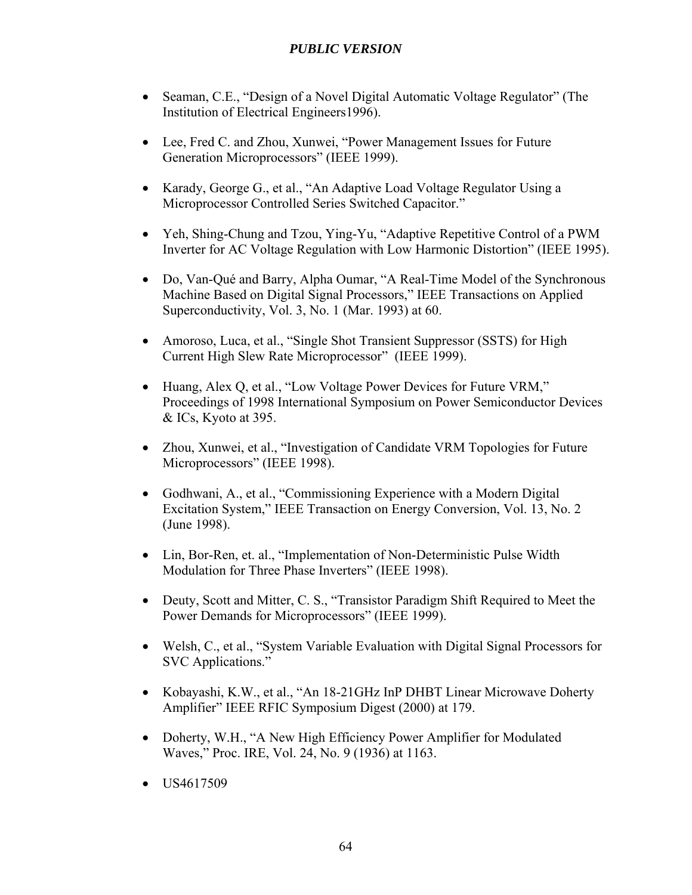- Seaman, C.E., "Design of a Novel Digital Automatic Voltage Regulator" (The Institution of Electrical Engineers1996).
- Lee, Fred C. and Zhou, Xunwei, "Power Management Issues for Future Generation Microprocessors" (IEEE 1999).
- Karady, George G., et al., "An Adaptive Load Voltage Regulator Using a Microprocessor Controlled Series Switched Capacitor."
- Yeh, Shing-Chung and Tzou, Ying-Yu, "Adaptive Repetitive Control of a PWM Inverter for AC Voltage Regulation with Low Harmonic Distortion" (IEEE 1995).
- Do, Van-Qué and Barry, Alpha Oumar, "A Real-Time Model of the Synchronous Machine Based on Digital Signal Processors," IEEE Transactions on Applied Superconductivity, Vol. 3, No. 1 (Mar. 1993) at 60.
- Amoroso, Luca, et al., "Single Shot Transient Suppressor (SSTS) for High Current High Slew Rate Microprocessor" (IEEE 1999).
- Huang, Alex Q, et al., "Low Voltage Power Devices for Future VRM," Proceedings of 1998 International Symposium on Power Semiconductor Devices & ICs, Kyoto at 395.
- Zhou, Xunwei, et al., "Investigation of Candidate VRM Topologies for Future Microprocessors" (IEEE 1998).
- Godhwani, A., et al., "Commissioning Experience with a Modern Digital Excitation System," IEEE Transaction on Energy Conversion, Vol. 13, No. 2 (June 1998).
- Lin, Bor-Ren, et. al., "Implementation of Non-Deterministic Pulse Width Modulation for Three Phase Inverters" (IEEE 1998).
- Deuty, Scott and Mitter, C. S., "Transistor Paradigm Shift Required to Meet the Power Demands for Microprocessors" (IEEE 1999).
- Welsh, C., et al., "System Variable Evaluation with Digital Signal Processors for SVC Applications."
- Kobayashi, K.W., et al., "An 18-21GHz InP DHBT Linear Microwave Doherty Amplifier" IEEE RFIC Symposium Digest (2000) at 179.
- Doherty, W.H., "A New High Efficiency Power Amplifier for Modulated Waves," Proc. IRE, Vol. 24, No. 9 (1936) at 1163.
- US4617509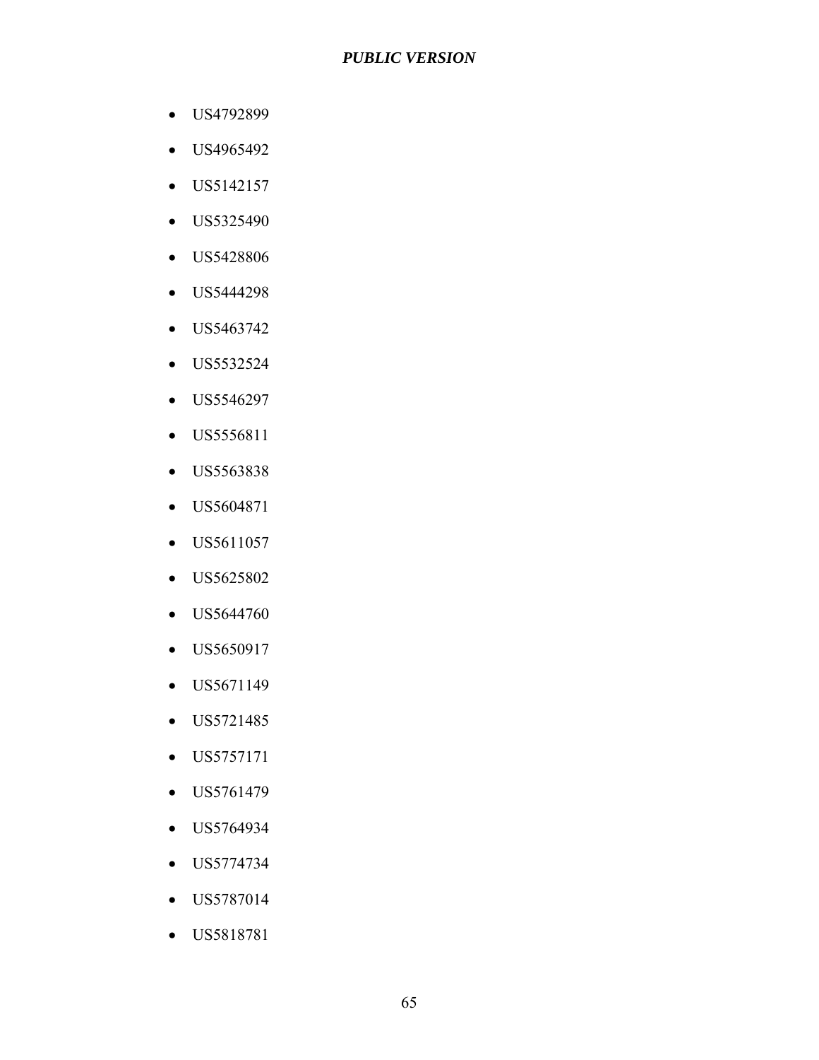- US4792899
- US4965492
- US5142157
- US5325490
- US5428806
- US5444298
- US5463742
- US5532524
- US5546297
- US5556811
- US5563838
- US5604871
- US5611057
- US5625802
- US5644760
- US5650917
- US5671149
- US5721485
- US5757171
- US5761479
- US5764934
- US5774734
- US5787014
- US5818781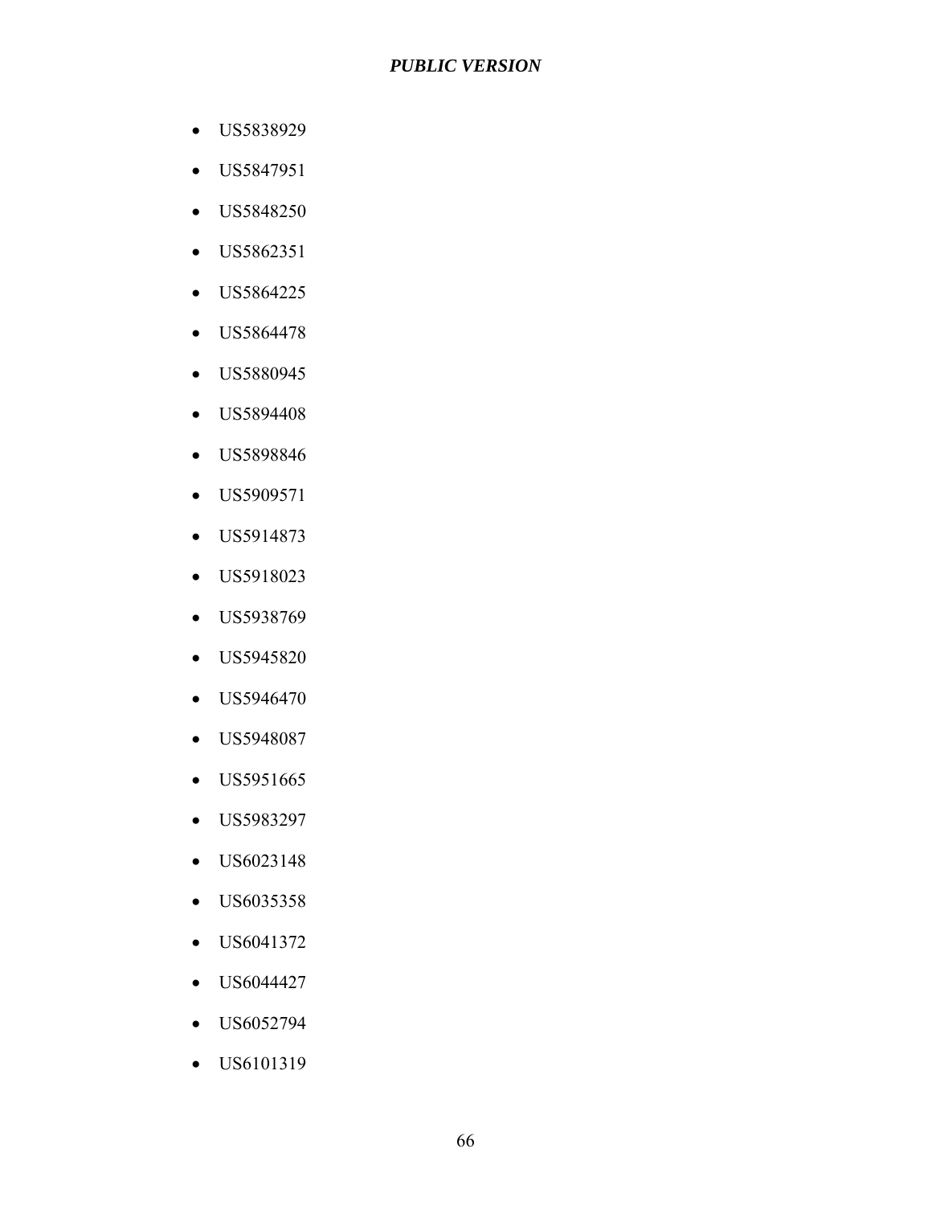- US5838929
- US5847951
- US5848250
- US5862351
- US5864225
- US5864478
- US5880945
- US5894408
- US5898846
- US5909571
- US5914873
- US5918023
- US5938769
- US5945820
- US5946470
- US5948087
- US5951665
- US5983297
- US6023148
- US6035358
- US6041372
- US6044427
- US6052794
- US6101319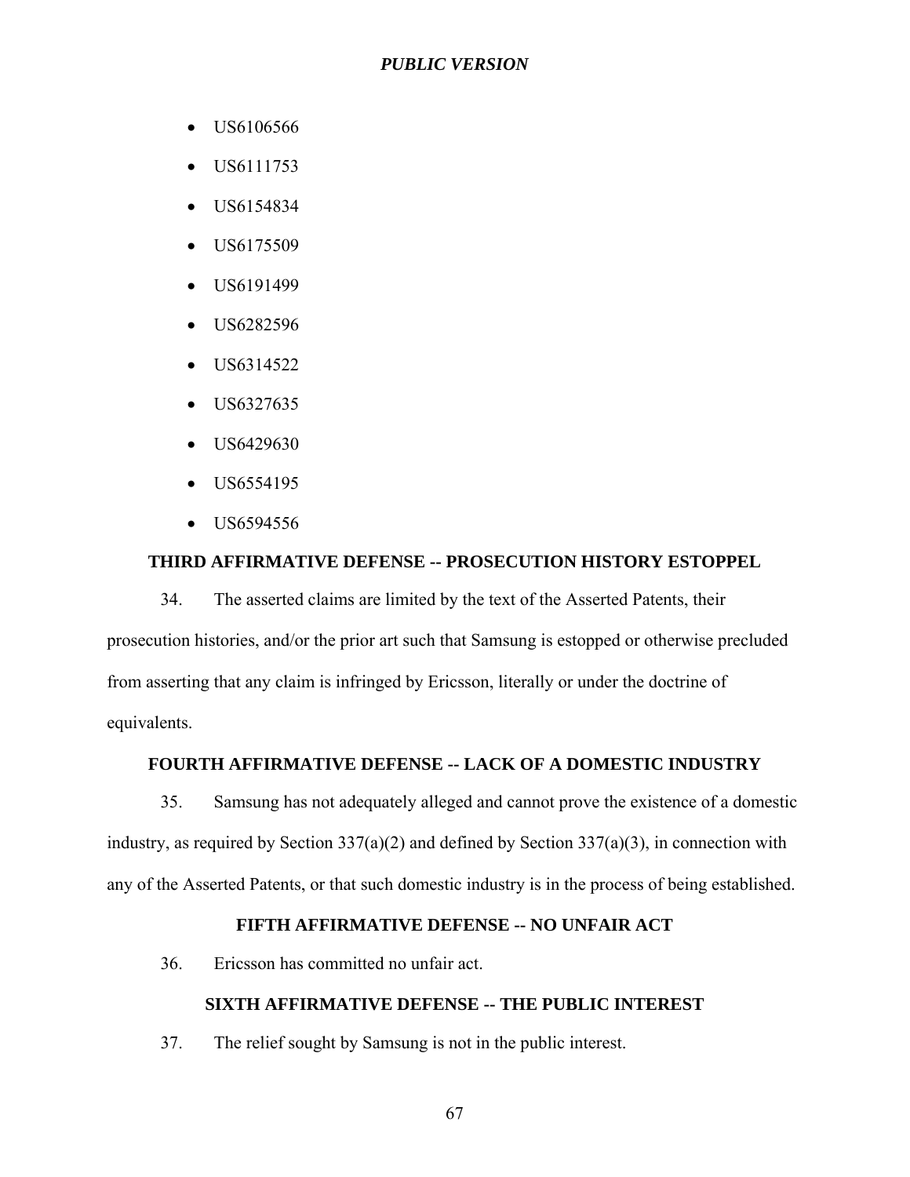- US6106566
- US6111753
- US6154834
- US6175509
- US6191499
- US6282596
- US6314522
- US6327635
- US6429630
- US6554195
- US6594556

### THIRD AFFIRMATIVE DEFENSE -- PROSECUTION HISTORY ESTOPPEL

34. The asserted claims are limited by the text of the Asserted Patents, their prosecution histories, and/or the prior art such that Samsung is estopped or otherwise precluded from asserting that any claim is infringed by Ericsson, literally or under the doctrine of equivalents.

### FOURTH AFFIRMATIVE DEFENSE -- LACK OF A DOMESTIC INDUSTRY

35. Samsung has not adequately alleged and cannot prove the existence of a domestic industry, as required by Section 337(a)(2) and defined by Section 337(a)(3), in connection with any of the Asserted Patents, or that such domestic industry is in the process of being established.

### FIFTH AFFIRMATIVE DEFENSE -- NO UNFAIR ACT

36. Ericsson has committed no unfair act.

### SIXTH AFFIRMATIVE DEFENSE -- THE PUBLIC INTEREST

37. The relief sought by Samsung is not in the public interest.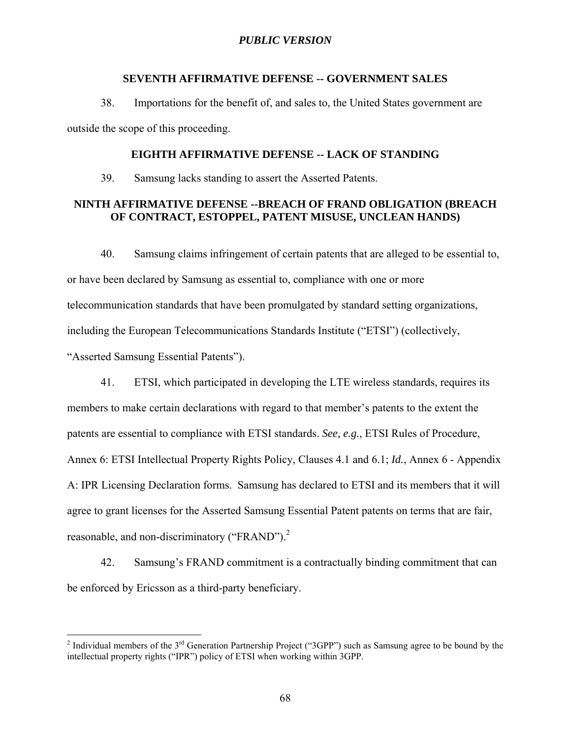*PUBLIC VERSION*

## SEVENTH AFFIRMATIVE DEFENSE -- GOVERNMENT SALES

38. Importations for the benefit of, and sales to, the United States government are outside the scope of this proceeding.

## EIGHTH AFFIRMATIVE DEFENSE -- LACK OF STANDING

39. Samsung lacks standing to assert the Asserted Patents.

## NINTH AFFIRMATIVE DEFENSE --BREACH OF FRAND OBLIGATION (BREACH OF CONTRACT, ESTOPPEL, PATENT MISUSE, UNCLEAN HANDS)

40. Samsung claims infringement of certain patents that are alleged to be essential to, or have been declared by Samsung as essential to, compliance with one or more telecommunication standards that have been promulgated by standard setting organizations, including the European Telecommunications Standards Institute ("ETSI") (collectively, "Asserted Samsung Essential Patents").

41. ETSI, which participated in developing the LTE wireless standards, requires its members to make certain declarations with regard to that member's patents to the extent the patents are essential to compliance with ETSI standards. *See, e.g.*, ETSI Rules of Procedure, Annex 6: ETSI Intellectual Property Rights Policy, Clauses 4.1 and 6.1; *Id.*, Annex 6 - Appendix A: IPR Licensing Declaration forms. Samsung has declared to ETSI and its members that it will agree to grant licenses for the Asserted Samsung Essential Patent patents on terms that are fair, reasonable, and non-discriminatory ("FRAND").[2]

42. Samsung's FRAND commitment is a contractually binding commitment that can be enforced by Ericsson as a third-party beneficiary.

---

[2] Individual members of the 3rd Generation Partnership Project ("3GPP") such as Samsung agree to be bound by the intellectual property rights ("IPR") policy of ETSI when working within 3GPP.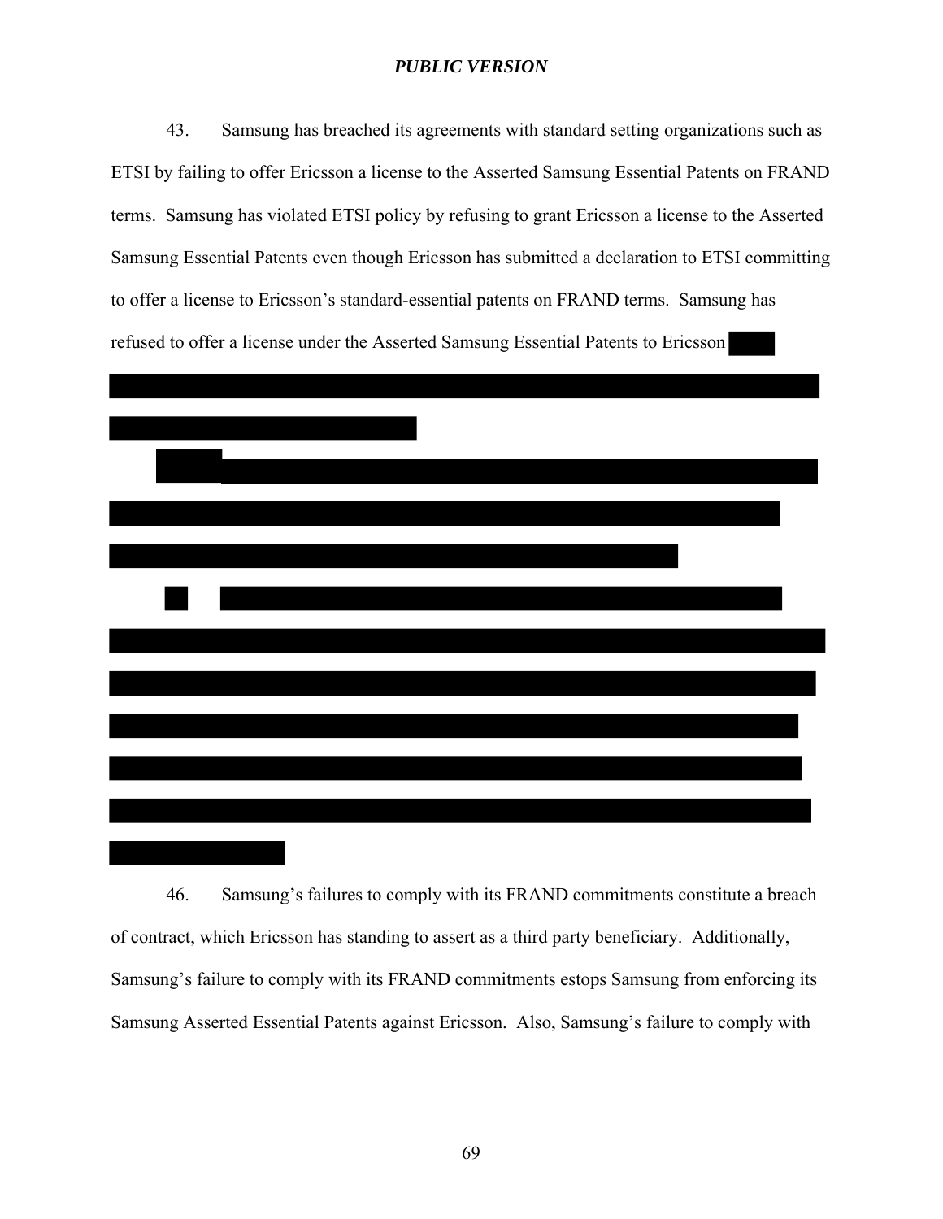43. Samsung has breached its agreements with standard setting organizations such as ETSI by failing to offer Ericsson a license to the Asserted Samsung Essential Patents on FRAND terms. Samsung has violated ETSI policy by refusing to grant Ericsson a license to the Asserted Samsung Essential Patents even though Ericsson has submitted a declaration to ETSI committing to offer a license to Ericsson's standard-essential patents on FRAND terms. Samsung has refused to offer a license under the Asserted Samsung Essential Patents to Ericsson

46. Samsung's failures to comply with its FRAND commitments constitute a breach of contract, which Ericsson has standing to assert as a third party beneficiary. Additionally, Samsung's failure to comply with its FRAND commitments estops Samsung from enforcing its Samsung Asserted Essential Patents against Ericsson. Also, Samsung's failure to comply with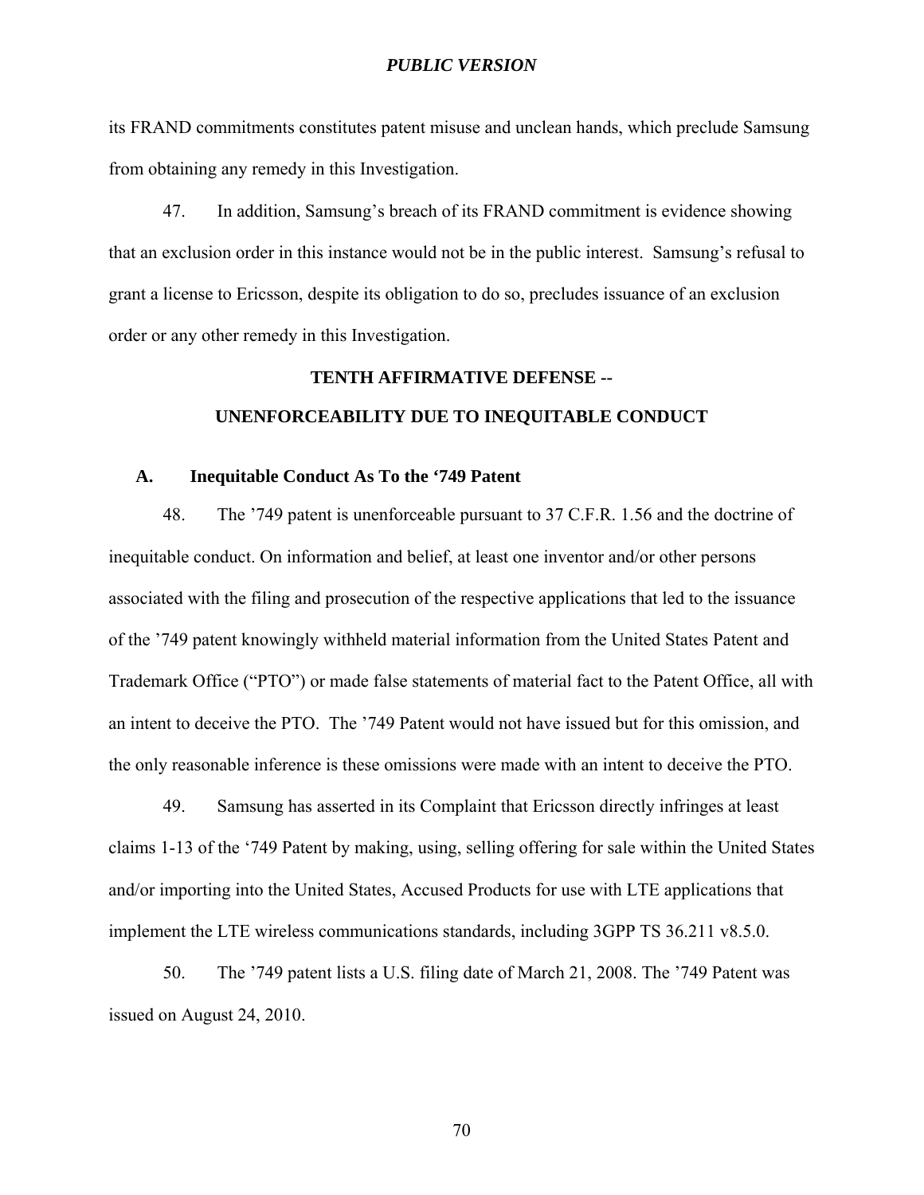its FRAND commitments constitutes patent misuse and unclean hands, which preclude Samsung from obtaining any remedy in this Investigation.

47. In addition, Samsung's breach of its FRAND commitment is evidence showing that an exclusion order in this instance would not be in the public interest. Samsung's refusal to grant a license to Ericsson, despite its obligation to do so, precludes issuance of an exclusion order or any other remedy in this Investigation.

## TENTH AFFIRMATIVE DEFENSE -- UNENFORCEABILITY DUE TO INEQUITABLE CONDUCT

### A. Inequitable Conduct As To the '749 Patent

48. The '749 patent is unenforceable pursuant to 37 C.F.R. 1.56 and the doctrine of inequitable conduct. On information and belief, at least one inventor and/or other persons associated with the filing and prosecution of the respective applications that led to the issuance of the '749 patent knowingly withheld material information from the United States Patent and Trademark Office ("PTO") or made false statements of material fact to the Patent Office, all with an intent to deceive the PTO. The '749 Patent would not have issued but for this omission, and the only reasonable inference is these omissions were made with an intent to deceive the PTO.

49. Samsung has asserted in its Complaint that Ericsson directly infringes at least claims 1-13 of the '749 Patent by making, using, selling offering for sale within the United States and/or importing into the United States, Accused Products for use with LTE applications that implement the LTE wireless communications standards, including 3GPP TS 36.211 v8.5.0.

50. The '749 patent lists a U.S. filing date of March 21, 2008. The '749 Patent was issued on August 24, 2010.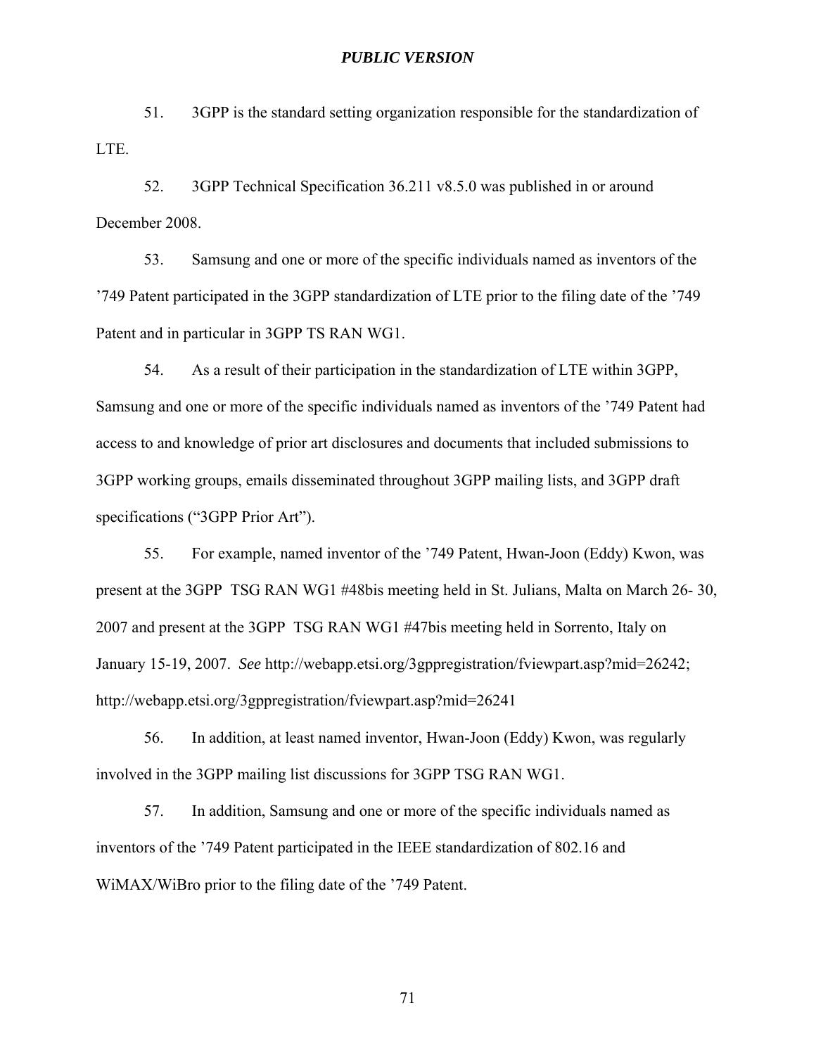51. 3GPP is the standard setting organization responsible for the standardization of LTE.

52. 3GPP Technical Specification 36.211 v8.5.0 was published in or around December 2008.

53. Samsung and one or more of the specific individuals named as inventors of the ’749 Patent participated in the 3GPP standardization of LTE prior to the filing date of the ’749 Patent and in particular in 3GPP TS RAN WG1.

54. As a result of their participation in the standardization of LTE within 3GPP, Samsung and one or more of the specific individuals named as inventors of the ’749 Patent had access to and knowledge of prior art disclosures and documents that included submissions to 3GPP working groups, emails disseminated throughout 3GPP mailing lists, and 3GPP draft specifications (“3GPP Prior Art”).

55. For example, named inventor of the ’749 Patent, Hwan-Joon (Eddy) Kwon, was present at the 3GPP TSG RAN WG1 #48bis meeting held in St. Julians, Malta on March 26- 30, 2007 and present at the 3GPP TSG RAN WG1 #47bis meeting held in Sorrento, Italy on January 15-19, 2007. *See* http://webapp.etsi.org/3gppregistration/fviewpart.asp?mid=26242; http://webapp.etsi.org/3gppregistration/fviewpart.asp?mid=26241

56. In addition, at least named inventor, Hwan-Joon (Eddy) Kwon, was regularly involved in the 3GPP mailing list discussions for 3GPP TSG RAN WG1.

57. In addition, Samsung and one or more of the specific individuals named as inventors of the ’749 Patent participated in the IEEE standardization of 802.16 and WiMAX/WiBro prior to the filing date of the ’749 Patent.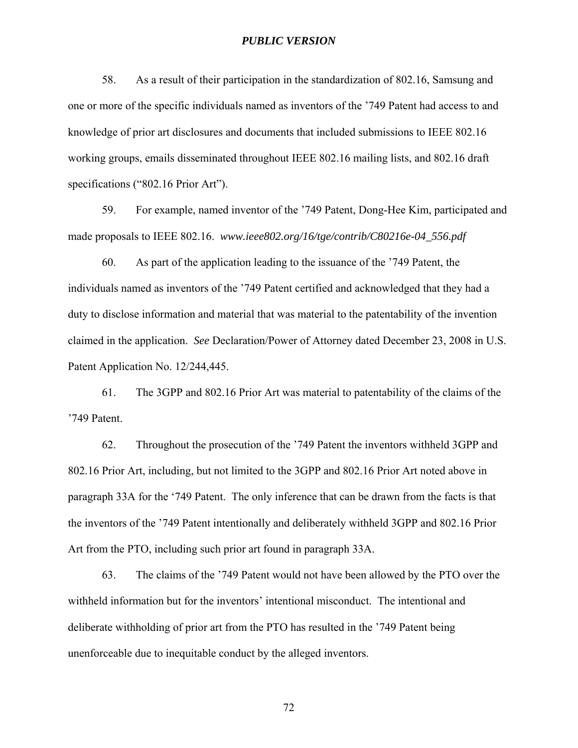58. As a result of their participation in the standardization of 802.16, Samsung and one or more of the specific individuals named as inventors of the '749 Patent had access to and knowledge of prior art disclosures and documents that included submissions to IEEE 802.16 working groups, emails disseminated throughout IEEE 802.16 mailing lists, and 802.16 draft specifications ("802.16 Prior Art").

59. For example, named inventor of the '749 Patent, Dong-Hee Kim, participated and made proposals to IEEE 802.16. *www.ieee802.org/16/tge/contrib/C80216e-04_556.pdf*

60. As part of the application leading to the issuance of the '749 Patent, the individuals named as inventors of the '749 Patent certified and acknowledged that they had a duty to disclose information and material that was material to the patentability of the invention claimed in the application. *See* Declaration/Power of Attorney dated December 23, 2008 in U.S. Patent Application No. 12/244,445.

61. The 3GPP and 802.16 Prior Art was material to patentability of the claims of the '749 Patent.

62. Throughout the prosecution of the '749 Patent the inventors withheld 3GPP and 802.16 Prior Art, including, but not limited to the 3GPP and 802.16 Prior Art noted above in paragraph 33A for the '749 Patent. The only inference that can be drawn from the facts is that the inventors of the '749 Patent intentionally and deliberately withheld 3GPP and 802.16 Prior Art from the PTO, including such prior art found in paragraph 33A.

63. The claims of the '749 Patent would not have been allowed by the PTO over the withheld information but for the inventors' intentional misconduct. The intentional and deliberate withholding of prior art from the PTO has resulted in the '749 Patent being unenforceable due to inequitable conduct by the alleged inventors.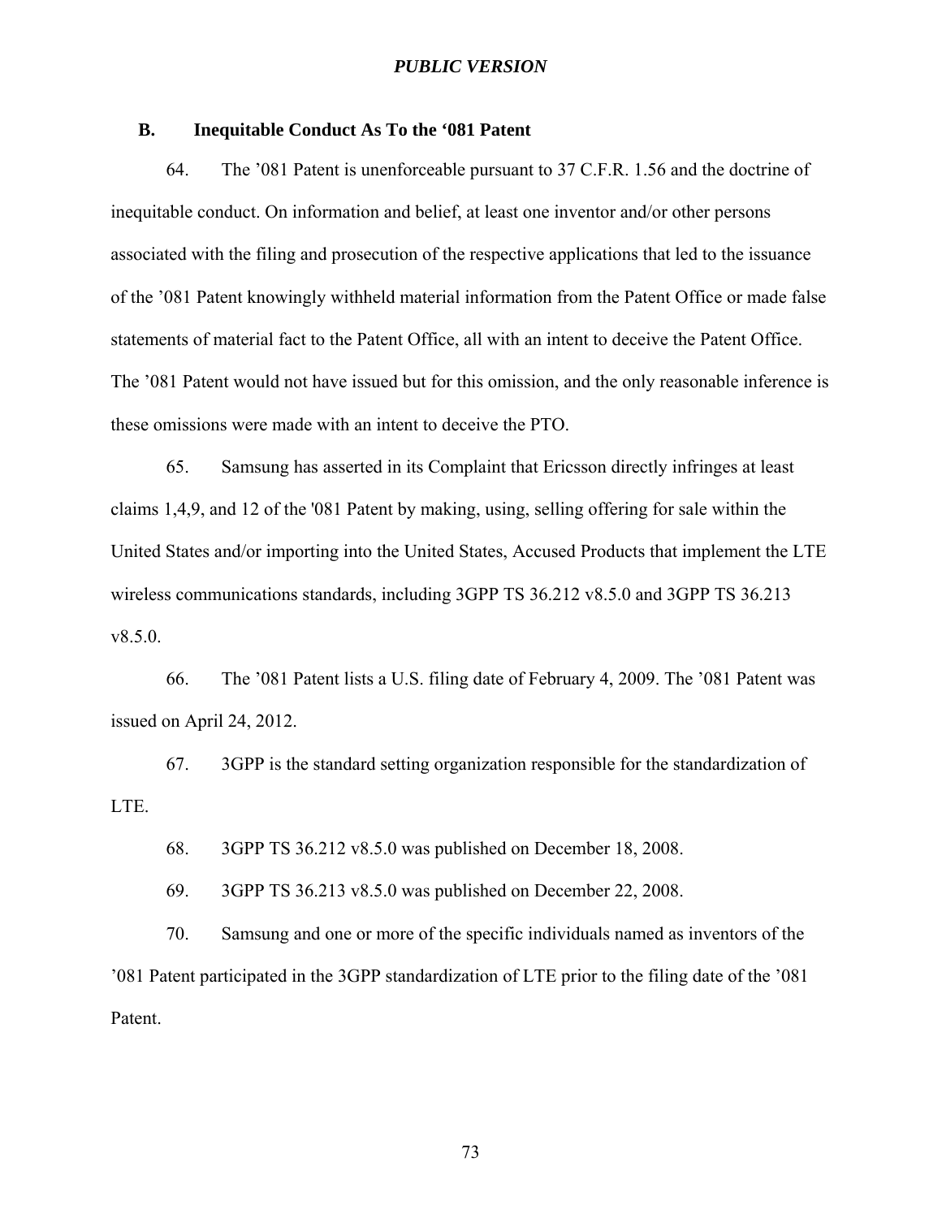### B. Inequitable Conduct As To the '081 Patent

64. The '081 Patent is unenforceable pursuant to 37 C.F.R. 1.56 and the doctrine of inequitable conduct. On information and belief, at least one inventor and/or other persons associated with the filing and prosecution of the respective applications that led to the issuance of the '081 Patent knowingly withheld material information from the Patent Office or made false statements of material fact to the Patent Office, all with an intent to deceive the Patent Office. The '081 Patent would not have issued but for this omission, and the only reasonable inference is these omissions were made with an intent to deceive the PTO.

65. Samsung has asserted in its Complaint that Ericsson directly infringes at least claims 1,4,9, and 12 of the '081 Patent by making, using, selling offering for sale within the United States and/or importing into the United States, Accused Products that implement the LTE wireless communications standards, including 3GPP TS 36.212 v8.5.0 and 3GPP TS 36.213 v8.5.0.

66. The '081 Patent lists a U.S. filing date of February 4, 2009. The '081 Patent was issued on April 24, 2012.

67. 3GPP is the standard setting organization responsible for the standardization of LTE.

68. 3GPP TS 36.212 v8.5.0 was published on December 18, 2008.

69. 3GPP TS 36.213 v8.5.0 was published on December 22, 2008.

70. Samsung and one or more of the specific individuals named as inventors of the '081 Patent participated in the 3GPP standardization of LTE prior to the filing date of the '081 Patent.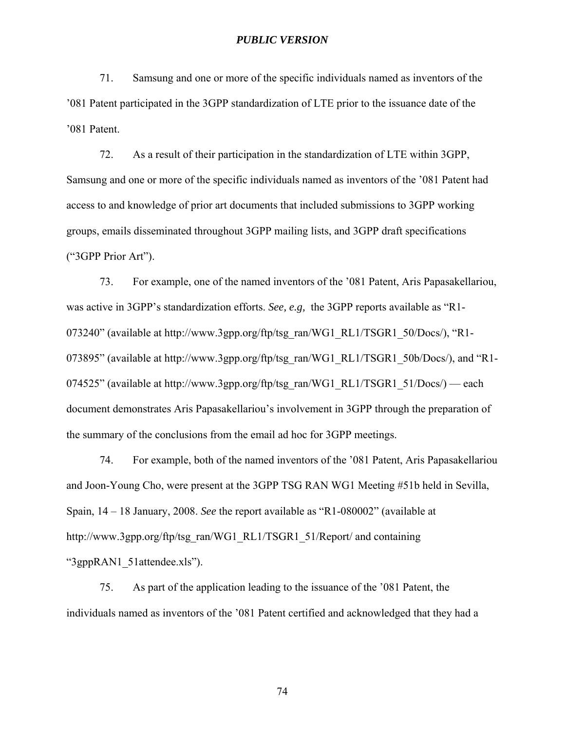71. Samsung and one or more of the specific individuals named as inventors of the '081 Patent participated in the 3GPP standardization of LTE prior to the issuance date of the '081 Patent.

72. As a result of their participation in the standardization of LTE within 3GPP, Samsung and one or more of the specific individuals named as inventors of the '081 Patent had access to and knowledge of prior art documents that included submissions to 3GPP working groups, emails disseminated throughout 3GPP mailing lists, and 3GPP draft specifications ("3GPP Prior Art").

73. For example, one of the named inventors of the '081 Patent, Aris Papasakellariou, was active in 3GPP's standardization efforts. *See, e.g,* the 3GPP reports available as "R1-073240" (available at http://www.3gpp.org/ftp/tsg_ran/WG1_RL1/TSGR1_50/Docs/), "R1-073895" (available at http://www.3gpp.org/ftp/tsg_ran/WG1_RL1/TSGR1_50b/Docs/), and "R1-074525" (available at http://www.3gpp.org/ftp/tsg_ran/WG1_RL1/TSGR1_51/Docs/) — each document demonstrates Aris Papasakellariou's involvement in 3GPP through the preparation of the summary of the conclusions from the email ad hoc for 3GPP meetings.

74. For example, both of the named inventors of the '081 Patent, Aris Papasakellariou and Joon-Young Cho, were present at the 3GPP TSG RAN WG1 Meeting #51b held in Sevilla, Spain, 14 – 18 January, 2008. *See* the report available as "R1-080002" (available at http://www.3gpp.org/ftp/tsg_ran/WG1_RL1/TSGR1_51/Report/ and containing "3gppRAN1_51attendee.xls").

75. As part of the application leading to the issuance of the '081 Patent, the individuals named as inventors of the '081 Patent certified and acknowledged that they had a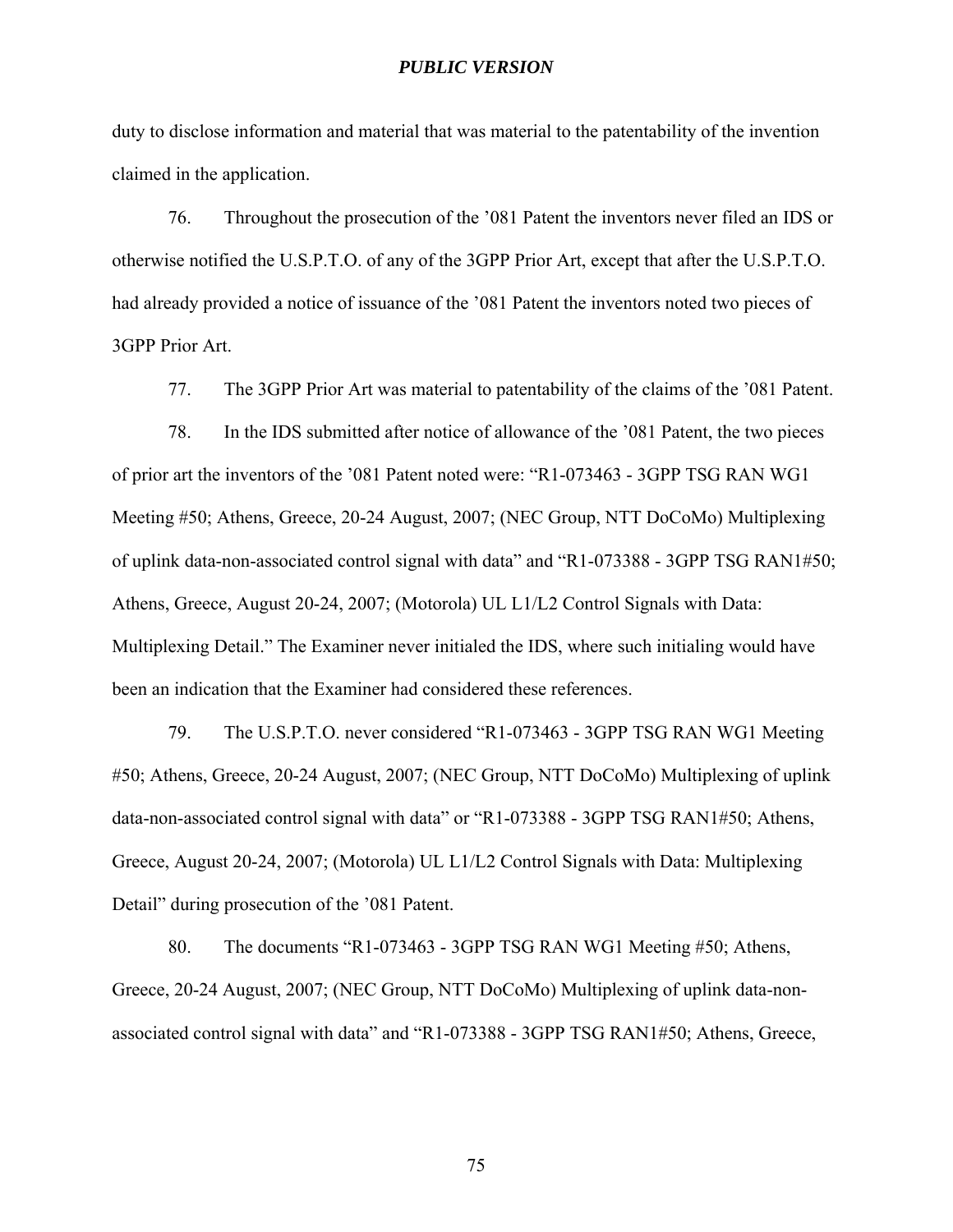duty to disclose information and material that was material to the patentability of the invention claimed in the application.

76. Throughout the prosecution of the ’081 Patent the inventors never filed an IDS or otherwise notified the U.S.P.T.O. of any of the 3GPP Prior Art, except that after the U.S.P.T.O. had already provided a notice of issuance of the ’081 Patent the inventors noted two pieces of 3GPP Prior Art.

77. The 3GPP Prior Art was material to patentability of the claims of the ’081 Patent.

78. In the IDS submitted after notice of allowance of the ’081 Patent, the two pieces of prior art the inventors of the ’081 Patent noted were: “R1-073463 - 3GPP TSG RAN WG1 Meeting #50; Athens, Greece, 20-24 August, 2007; (NEC Group, NTT DoCoMo) Multiplexing of uplink data-non-associated control signal with data” and “R1-073388 - 3GPP TSG RAN1#50; Athens, Greece, August 20-24, 2007; (Motorola) UL L1/L2 Control Signals with Data: Multiplexing Detail.” The Examiner never initialed the IDS, where such initialing would have been an indication that the Examiner had considered these references.

79. The U.S.P.T.O. never considered “R1-073463 - 3GPP TSG RAN WG1 Meeting #50; Athens, Greece, 20-24 August, 2007; (NEC Group, NTT DoCoMo) Multiplexing of uplink data-non-associated control signal with data” or “R1-073388 - 3GPP TSG RAN1#50; Athens, Greece, August 20-24, 2007; (Motorola) UL L1/L2 Control Signals with Data: Multiplexing Detail” during prosecution of the ’081 Patent.

80. The documents “R1-073463 - 3GPP TSG RAN WG1 Meeting #50; Athens, Greece, 20-24 August, 2007; (NEC Group, NTT DoCoMo) Multiplexing of uplink data-non-associated control signal with data” and “R1-073388 - 3GPP TSG RAN1#50; Athens, Greece,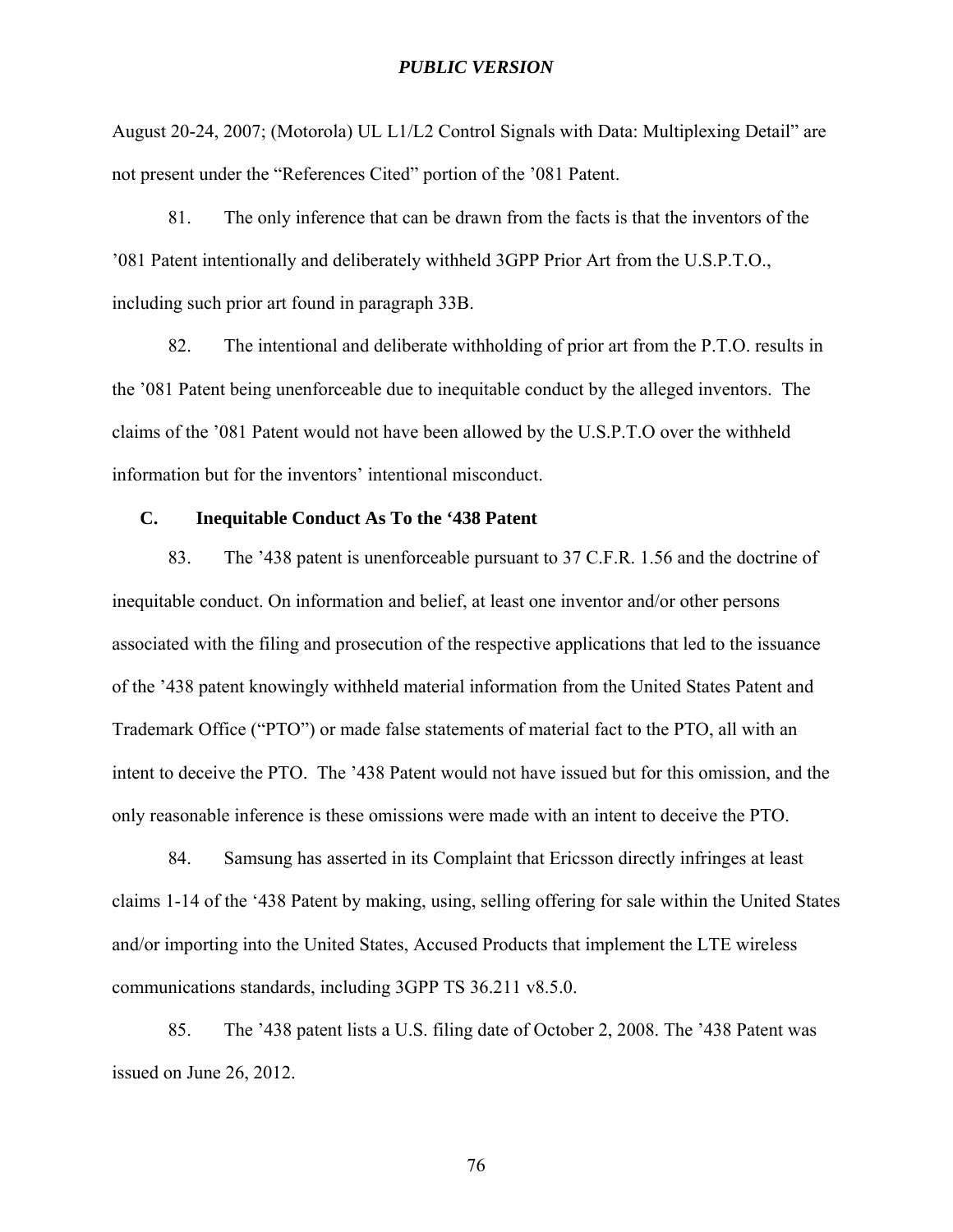August 20-24, 2007; (Motorola) UL L1/L2 Control Signals with Data: Multiplexing Detail" are not present under the "References Cited" portion of the '081 Patent.

81. The only inference that can be drawn from the facts is that the inventors of the '081 Patent intentionally and deliberately withheld 3GPP Prior Art from the U.S.P.T.O., including such prior art found in paragraph 33B.

82. The intentional and deliberate withholding of prior art from the P.T.O. results in the '081 Patent being unenforceable due to inequitable conduct by the alleged inventors. The claims of the '081 Patent would not have been allowed by the U.S.P.T.O over the withheld information but for the inventors' intentional misconduct.

### C. Inequitable Conduct As To the '438 Patent

83. The '438 patent is unenforceable pursuant to 37 C.F.R. 1.56 and the doctrine of inequitable conduct. On information and belief, at least one inventor and/or other persons associated with the filing and prosecution of the respective applications that led to the issuance of the '438 patent knowingly withheld material information from the United States Patent and Trademark Office ("PTO") or made false statements of material fact to the PTO, all with an intent to deceive the PTO. The '438 Patent would not have issued but for this omission, and the only reasonable inference is these omissions were made with an intent to deceive the PTO.

84. Samsung has asserted in its Complaint that Ericsson directly infringes at least claims 1-14 of the '438 Patent by making, using, selling offering for sale within the United States and/or importing into the United States, Accused Products that implement the LTE wireless communications standards, including 3GPP TS 36.211 v8.5.0.

85. The '438 patent lists a U.S. filing date of October 2, 2008. The '438 Patent was issued on June 26, 2012.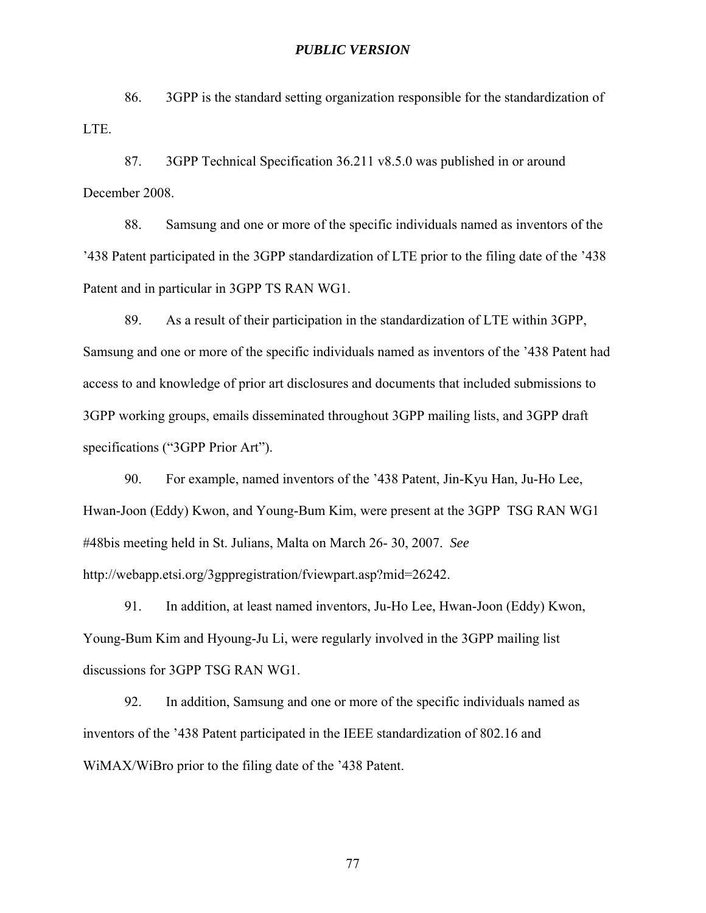86. 3GPP is the standard setting organization responsible for the standardization of LTE.

87. 3GPP Technical Specification 36.211 v8.5.0 was published in or around December 2008.

88. Samsung and one or more of the specific individuals named as inventors of the ’438 Patent participated in the 3GPP standardization of LTE prior to the filing date of the ’438 Patent and in particular in 3GPP TS RAN WG1.

89. As a result of their participation in the standardization of LTE within 3GPP, Samsung and one or more of the specific individuals named as inventors of the ’438 Patent had access to and knowledge of prior art disclosures and documents that included submissions to 3GPP working groups, emails disseminated throughout 3GPP mailing lists, and 3GPP draft specifications (“3GPP Prior Art”).

90. For example, named inventors of the ’438 Patent, Jin-Kyu Han, Ju-Ho Lee, Hwan-Joon (Eddy) Kwon, and Young-Bum Kim, were present at the 3GPP TSG RAN WG1 #48bis meeting held in St. Julians, Malta on March 26- 30, 2007. *See* http://webapp.etsi.org/3gppregistration/fviewpart.asp?mid=26242.

91. In addition, at least named inventors, Ju-Ho Lee, Hwan-Joon (Eddy) Kwon, Young-Bum Kim and Hyoung-Ju Li, were regularly involved in the 3GPP mailing list discussions for 3GPP TSG RAN WG1.

92. In addition, Samsung and one or more of the specific individuals named as inventors of the ’438 Patent participated in the IEEE standardization of 802.16 and WiMAX/WiBro prior to the filing date of the ’438 Patent.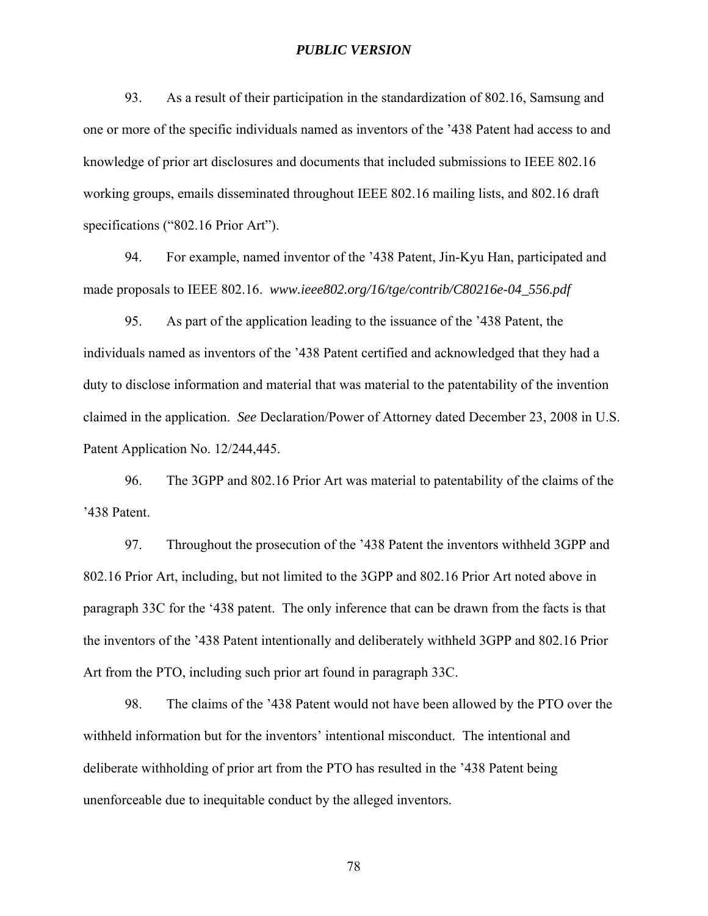93. As a result of their participation in the standardization of 802.16, Samsung and one or more of the specific individuals named as inventors of the '438 Patent had access to and knowledge of prior art disclosures and documents that included submissions to IEEE 802.16 working groups, emails disseminated throughout IEEE 802.16 mailing lists, and 802.16 draft specifications ("802.16 Prior Art").

94. For example, named inventor of the '438 Patent, Jin-Kyu Han, participated and made proposals to IEEE 802.16. *www.ieee802.org/16/tge/contrib/C80216e-04_556.pdf*

95. As part of the application leading to the issuance of the '438 Patent, the individuals named as inventors of the '438 Patent certified and acknowledged that they had a duty to disclose information and material that was material to the patentability of the invention claimed in the application. *See* Declaration/Power of Attorney dated December 23, 2008 in U.S. Patent Application No. 12/244,445.

96. The 3GPP and 802.16 Prior Art was material to patentability of the claims of the '438 Patent.

97. Throughout the prosecution of the '438 Patent the inventors withheld 3GPP and 802.16 Prior Art, including, but not limited to the 3GPP and 802.16 Prior Art noted above in paragraph 33C for the '438 patent. The only inference that can be drawn from the facts is that the inventors of the '438 Patent intentionally and deliberately withheld 3GPP and 802.16 Prior Art from the PTO, including such prior art found in paragraph 33C.

98. The claims of the '438 Patent would not have been allowed by the PTO over the withheld information but for the inventors' intentional misconduct. The intentional and deliberate withholding of prior art from the PTO has resulted in the '438 Patent being unenforceable due to inequitable conduct by the alleged inventors.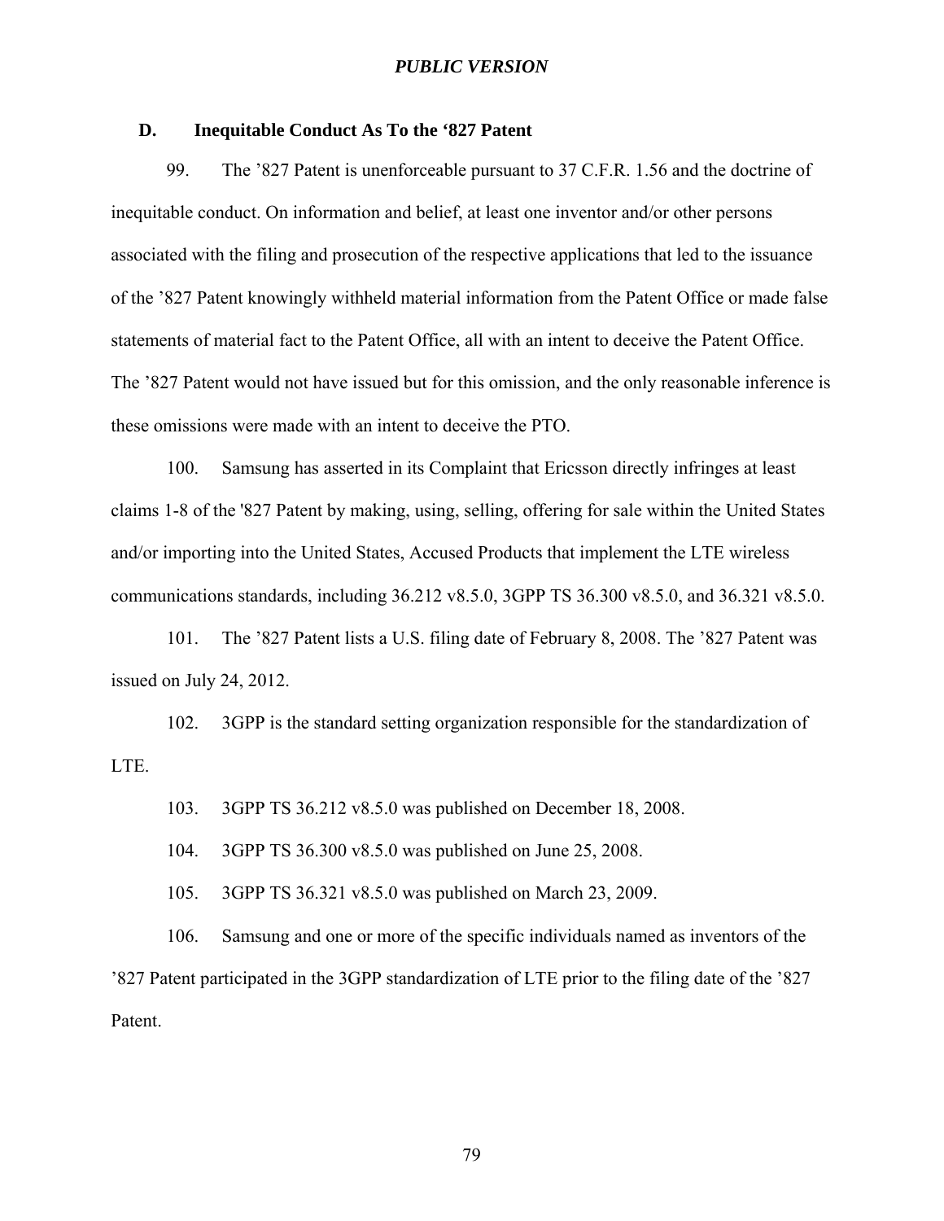### D. Inequitable Conduct As To the ‘827 Patent

99. The ’827 Patent is unenforceable pursuant to 37 C.F.R. 1.56 and the doctrine of inequitable conduct. On information and belief, at least one inventor and/or other persons associated with the filing and prosecution of the respective applications that led to the issuance of the ’827 Patent knowingly withheld material information from the Patent Office or made false statements of material fact to the Patent Office, all with an intent to deceive the Patent Office. The ’827 Patent would not have issued but for this omission, and the only reasonable inference is these omissions were made with an intent to deceive the PTO.

100. Samsung has asserted in its Complaint that Ericsson directly infringes at least claims 1-8 of the '827 Patent by making, using, selling, offering for sale within the United States and/or importing into the United States, Accused Products that implement the LTE wireless communications standards, including 36.212 v8.5.0, 3GPP TS 36.300 v8.5.0, and 36.321 v8.5.0.

101. The ’827 Patent lists a U.S. filing date of February 8, 2008. The ’827 Patent was issued on July 24, 2012.

102. 3GPP is the standard setting organization responsible for the standardization of LTE.

103. 3GPP TS 36.212 v8.5.0 was published on December 18, 2008.

104. 3GPP TS 36.300 v8.5.0 was published on June 25, 2008.

105. 3GPP TS 36.321 v8.5.0 was published on March 23, 2009.

106. Samsung and one or more of the specific individuals named as inventors of the ’827 Patent participated in the 3GPP standardization of LTE prior to the filing date of the ’827 Patent.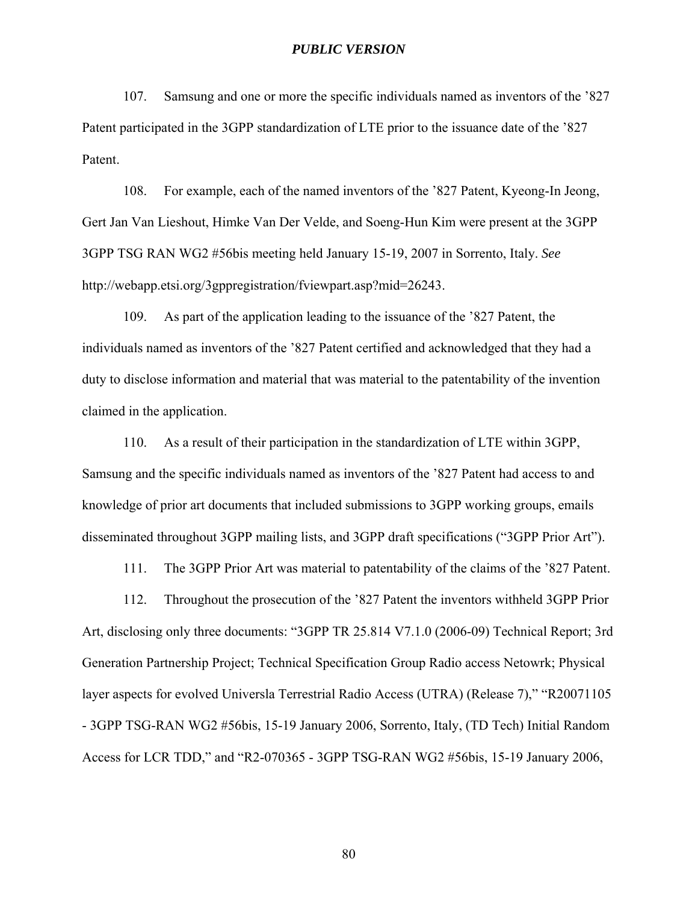107. Samsung and one or more the specific individuals named as inventors of the ’827 Patent participated in the 3GPP standardization of LTE prior to the issuance date of the ’827 Patent.

108. For example, each of the named inventors of the ’827 Patent, Kyeong-In Jeong, Gert Jan Van Lieshout, Himke Van Der Velde, and Soeng-Hun Kim were present at the 3GPP 3GPP TSG RAN WG2 #56bis meeting held January 15-19, 2007 in Sorrento, Italy. *See* http://webapp.etsi.org/3gppregistration/fviewpart.asp?mid=26243.

109. As part of the application leading to the issuance of the ’827 Patent, the individuals named as inventors of the ’827 Patent certified and acknowledged that they had a duty to disclose information and material that was material to the patentability of the invention claimed in the application.

110. As a result of their participation in the standardization of LTE within 3GPP, Samsung and the specific individuals named as inventors of the ’827 Patent had access to and knowledge of prior art documents that included submissions to 3GPP working groups, emails disseminated throughout 3GPP mailing lists, and 3GPP draft specifications (“3GPP Prior Art”).

111. The 3GPP Prior Art was material to patentability of the claims of the ’827 Patent.

112. Throughout the prosecution of the ’827 Patent the inventors withheld 3GPP Prior Art, disclosing only three documents: “3GPP TR 25.814 V7.1.0 (2006-09) Technical Report; 3rd Generation Partnership Project; Technical Specification Group Radio access Netowrk; Physical layer aspects for evolved Universla Terrestrial Radio Access (UTRA) (Release 7),” “R20071105 - 3GPP TSG-RAN WG2 #56bis, 15-19 January 2006, Sorrento, Italy, (TD Tech) Initial Random Access for LCR TDD,” and “R2-070365 - 3GPP TSG-RAN WG2 #56bis, 15-19 January 2006,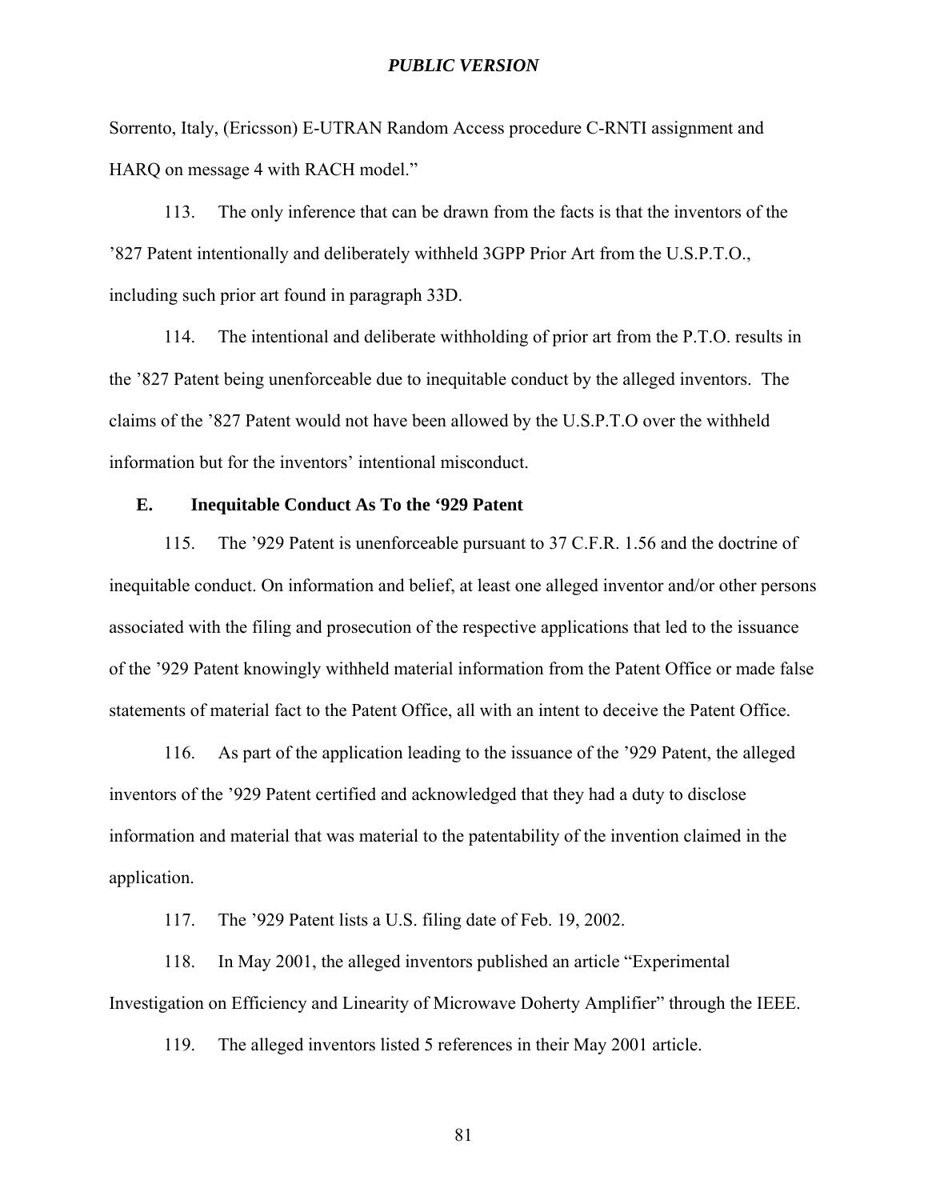Sorrento, Italy, (Ericsson) E-UTRAN Random Access procedure C-RNTI assignment and HARQ on message 4 with RACH model."

113. The only inference that can be drawn from the facts is that the inventors of the '827 Patent intentionally and deliberately withheld 3GPP Prior Art from the U.S.P.T.O., including such prior art found in paragraph 33D.

114. The intentional and deliberate withholding of prior art from the P.T.O. results in the '827 Patent being unenforceable due to inequitable conduct by the alleged inventors. The claims of the '827 Patent would not have been allowed by the U.S.P.T.O over the withheld information but for the inventors' intentional misconduct.

### E. Inequitable Conduct As To the '929 Patent

115. The '929 Patent is unenforceable pursuant to 37 C.F.R. 1.56 and the doctrine of inequitable conduct. On information and belief, at least one alleged inventor and/or other persons associated with the filing and prosecution of the respective applications that led to the issuance of the '929 Patent knowingly withheld material information from the Patent Office or made false statements of material fact to the Patent Office, all with an intent to deceive the Patent Office.

116. As part of the application leading to the issuance of the '929 Patent, the alleged inventors of the '929 Patent certified and acknowledged that they had a duty to disclose information and material that was material to the patentability of the invention claimed in the application.

117. The '929 Patent lists a U.S. filing date of Feb. 19, 2002.

118. In May 2001, the alleged inventors published an article "Experimental Investigation on Efficiency and Linearity of Microwave Doherty Amplifier" through the IEEE.

119. The alleged inventors listed 5 references in their May 2001 article.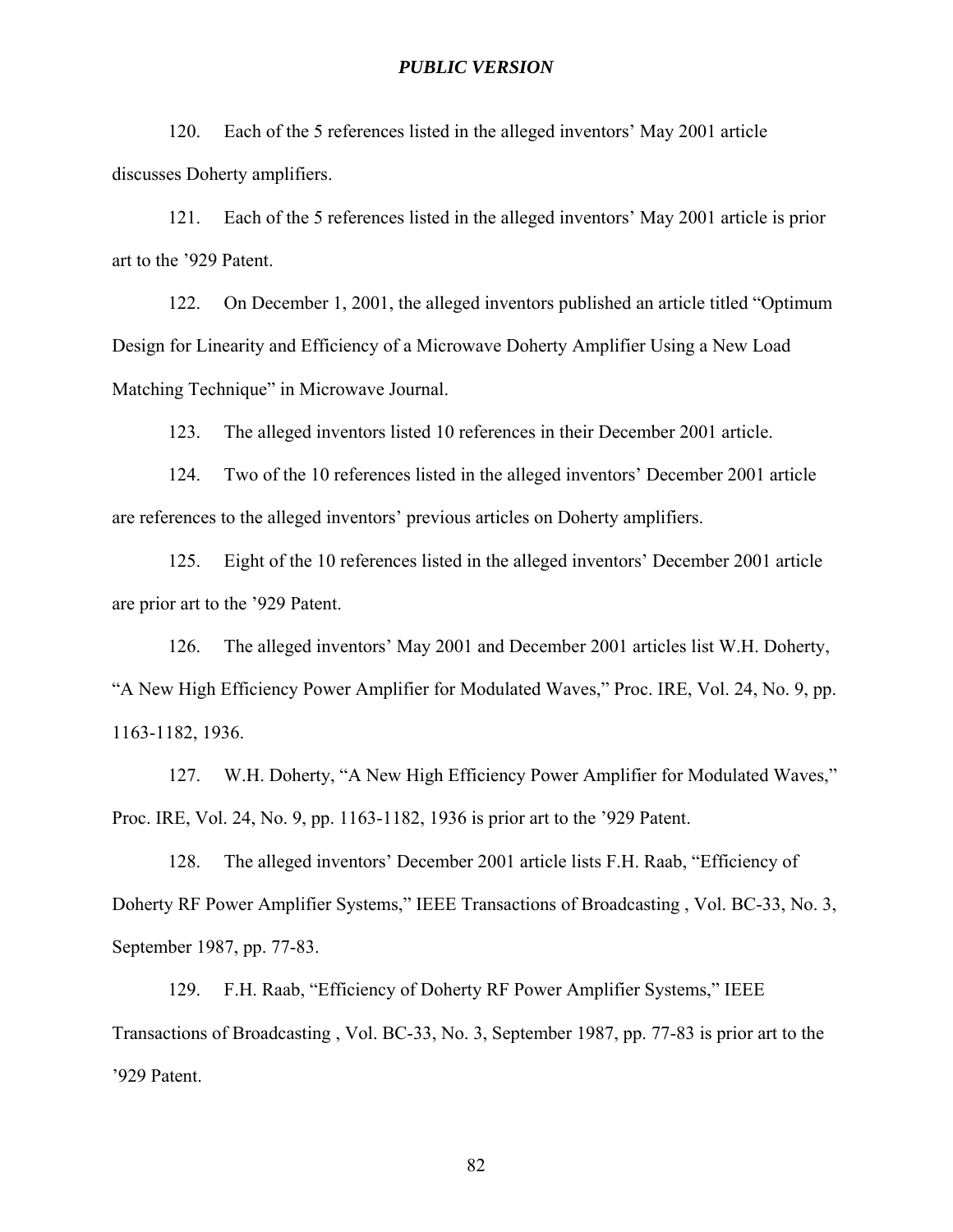120. Each of the 5 references listed in the alleged inventors' May 2001 article discusses Doherty amplifiers.

121. Each of the 5 references listed in the alleged inventors' May 2001 article is prior art to the '929 Patent.

122. On December 1, 2001, the alleged inventors published an article titled "Optimum Design for Linearity and Efficiency of a Microwave Doherty Amplifier Using a New Load Matching Technique" in Microwave Journal.

123. The alleged inventors listed 10 references in their December 2001 article.

124. Two of the 10 references listed in the alleged inventors' December 2001 article are references to the alleged inventors' previous articles on Doherty amplifiers.

125. Eight of the 10 references listed in the alleged inventors' December 2001 article are prior art to the '929 Patent.

126. The alleged inventors' May 2001 and December 2001 articles list W.H. Doherty, "A New High Efficiency Power Amplifier for Modulated Waves," Proc. IRE, Vol. 24, No. 9, pp. 1163-1182, 1936.

127. W.H. Doherty, "A New High Efficiency Power Amplifier for Modulated Waves," Proc. IRE, Vol. 24, No. 9, pp. 1163-1182, 1936 is prior art to the '929 Patent.

128. The alleged inventors' December 2001 article lists F.H. Raab, "Efficiency of Doherty RF Power Amplifier Systems," IEEE Transactions of Broadcasting , Vol. BC-33, No. 3, September 1987, pp. 77-83.

129. F.H. Raab, "Efficiency of Doherty RF Power Amplifier Systems," IEEE Transactions of Broadcasting , Vol. BC-33, No. 3, September 1987, pp. 77-83 is prior art to the '929 Patent.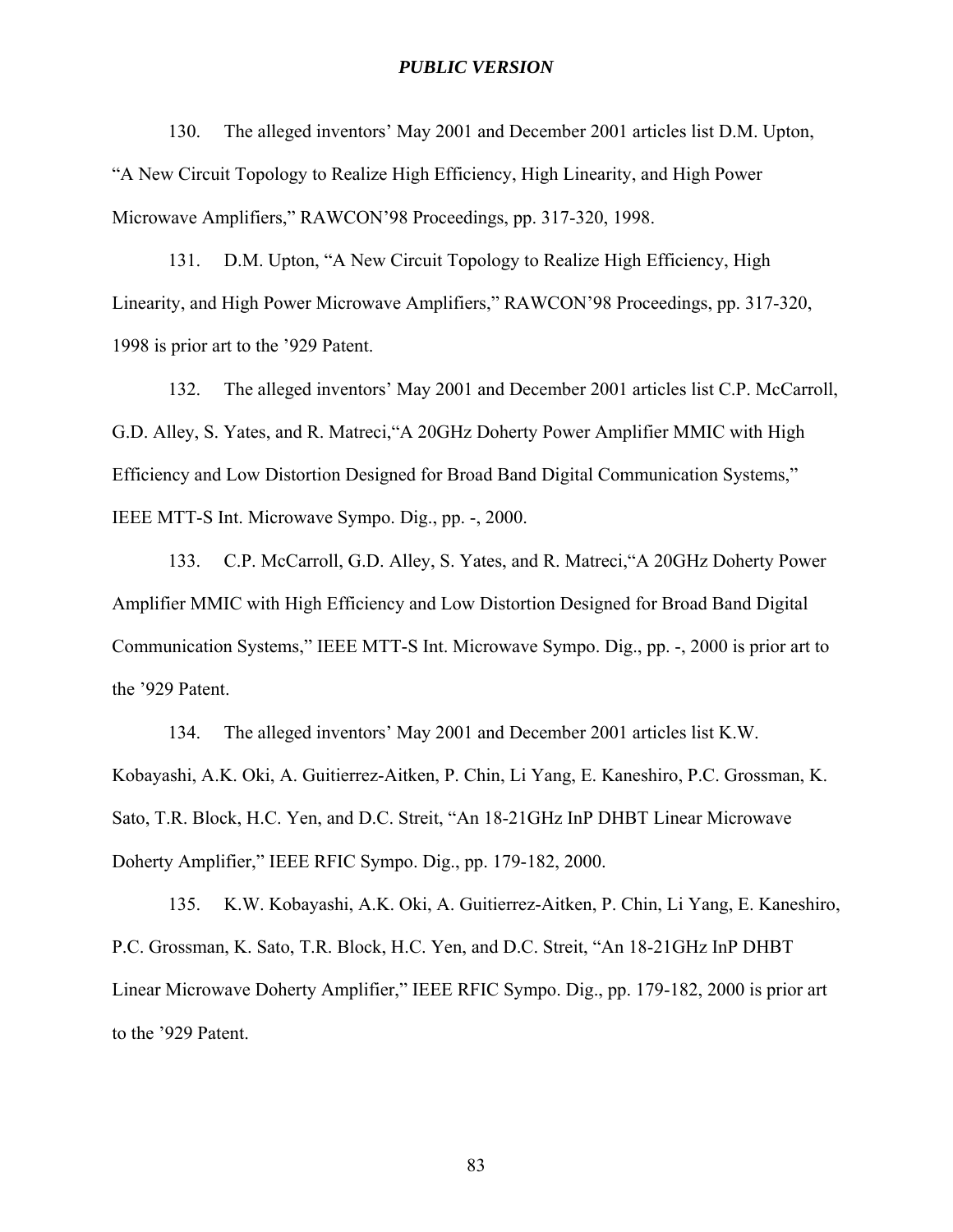130. The alleged inventors' May 2001 and December 2001 articles list D.M. Upton, "A New Circuit Topology to Realize High Efficiency, High Linearity, and High Power Microwave Amplifiers," RAWCON'98 Proceedings, pp. 317-320, 1998.

131. D.M. Upton, "A New Circuit Topology to Realize High Efficiency, High Linearity, and High Power Microwave Amplifiers," RAWCON'98 Proceedings, pp. 317-320, 1998 is prior art to the '929 Patent.

132. The alleged inventors' May 2001 and December 2001 articles list C.P. McCarroll, G.D. Alley, S. Yates, and R. Matreci,"A 20GHz Doherty Power Amplifier MMIC with High Efficiency and Low Distortion Designed for Broad Band Digital Communication Systems," IEEE MTT-S Int. Microwave Sympo. Dig., pp. -, 2000.

133. C.P. McCarroll, G.D. Alley, S. Yates, and R. Matreci,"A 20GHz Doherty Power Amplifier MMIC with High Efficiency and Low Distortion Designed for Broad Band Digital Communication Systems," IEEE MTT-S Int. Microwave Sympo. Dig., pp. -, 2000 is prior art to the '929 Patent.

134. The alleged inventors' May 2001 and December 2001 articles list K.W. Kobayashi, A.K. Oki, A. Guitierrez-Aitken, P. Chin, Li Yang, E. Kaneshiro, P.C. Grossman, K. Sato, T.R. Block, H.C. Yen, and D.C. Streit, "An 18-21GHz InP DHBT Linear Microwave Doherty Amplifier," IEEE RFIC Sympo. Dig., pp. 179-182, 2000.

135. K.W. Kobayashi, A.K. Oki, A. Guitierrez-Aitken, P. Chin, Li Yang, E. Kaneshiro, P.C. Grossman, K. Sato, T.R. Block, H.C. Yen, and D.C. Streit, "An 18-21GHz InP DHBT Linear Microwave Doherty Amplifier," IEEE RFIC Sympo. Dig., pp. 179-182, 2000 is prior art to the '929 Patent.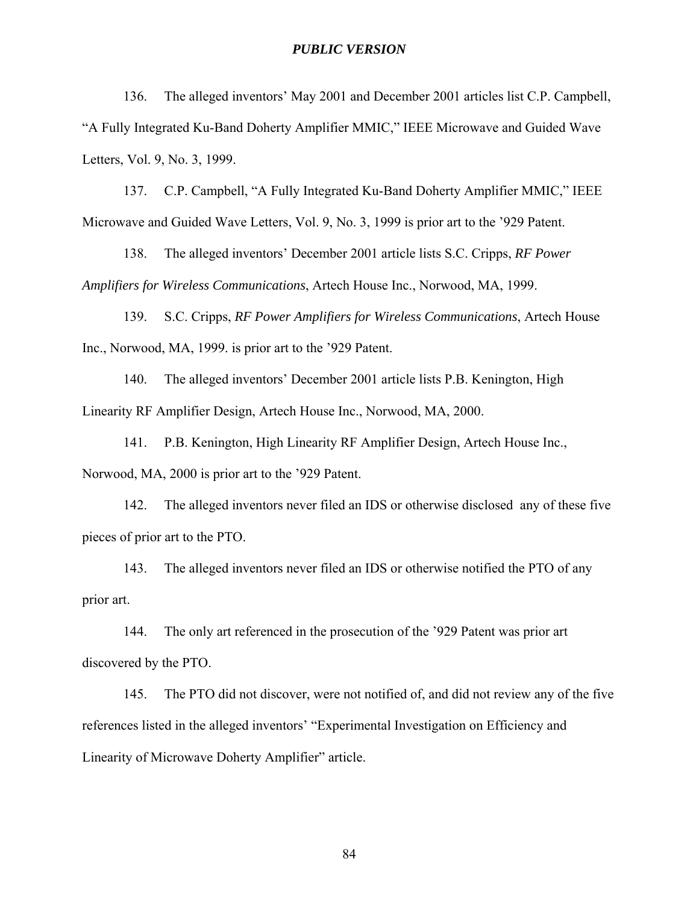136. The alleged inventors' May 2001 and December 2001 articles list C.P. Campbell, "A Fully Integrated Ku-Band Doherty Amplifier MMIC," IEEE Microwave and Guided Wave Letters, Vol. 9, No. 3, 1999.

137. C.P. Campbell, "A Fully Integrated Ku-Band Doherty Amplifier MMIC," IEEE Microwave and Guided Wave Letters, Vol. 9, No. 3, 1999 is prior art to the '929 Patent.

138. The alleged inventors' December 2001 article lists S.C. Cripps, *RF Power Amplifiers for Wireless Communications*, Artech House Inc., Norwood, MA, 1999.

139. S.C. Cripps, *RF Power Amplifiers for Wireless Communications*, Artech House Inc., Norwood, MA, 1999. is prior art to the '929 Patent.

140. The alleged inventors' December 2001 article lists P.B. Kenington, High Linearity RF Amplifier Design, Artech House Inc., Norwood, MA, 2000.

141. P.B. Kenington, High Linearity RF Amplifier Design, Artech House Inc., Norwood, MA, 2000 is prior art to the '929 Patent.

142. The alleged inventors never filed an IDS or otherwise disclosed any of these five pieces of prior art to the PTO.

143. The alleged inventors never filed an IDS or otherwise notified the PTO of any prior art.

144. The only art referenced in the prosecution of the '929 Patent was prior art discovered by the PTO.

145. The PTO did not discover, were not notified of, and did not review any of the five references listed in the alleged inventors' "Experimental Investigation on Efficiency and Linearity of Microwave Doherty Amplifier" article.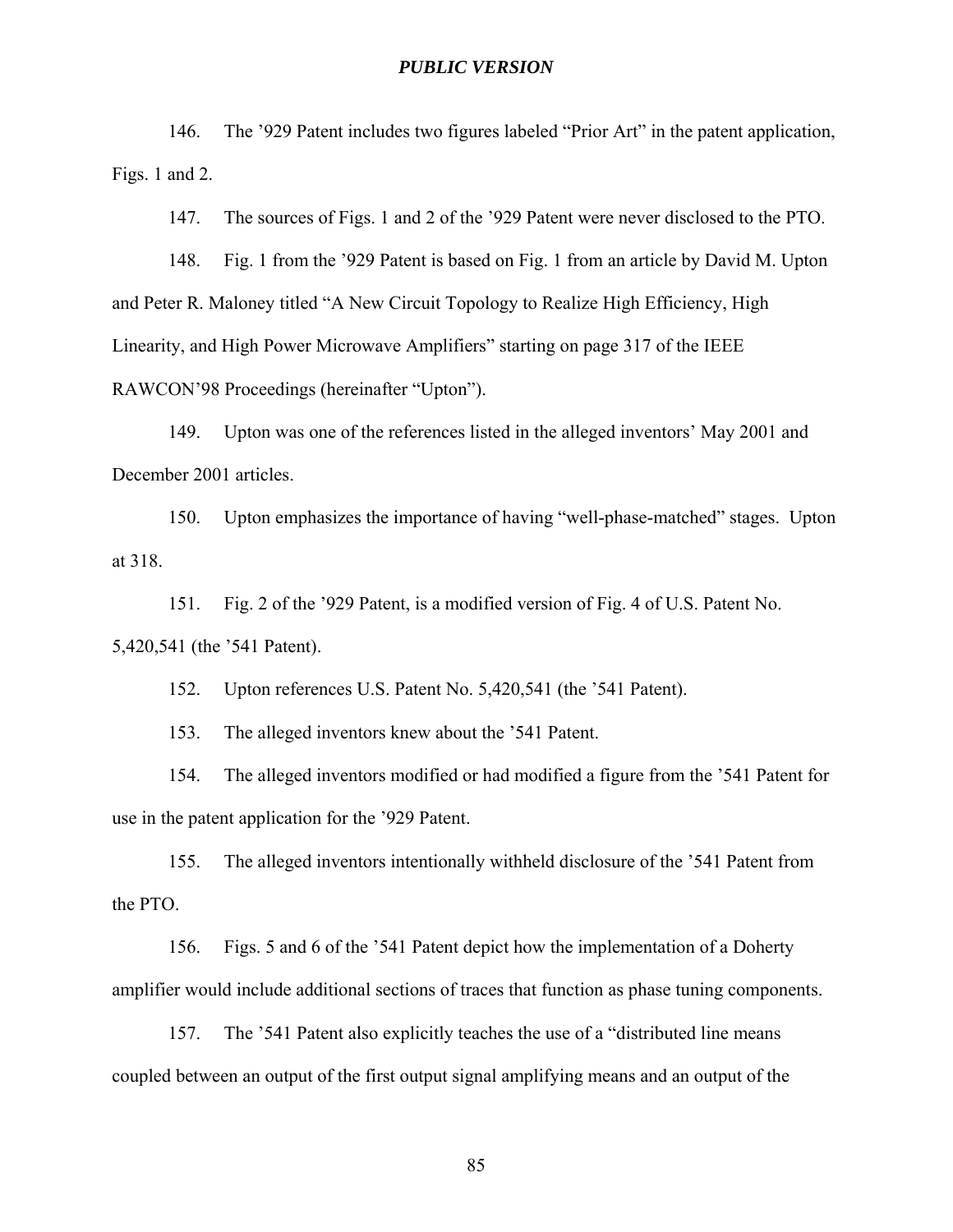146. The ’929 Patent includes two figures labeled “Prior Art” in the patent application, Figs. 1 and 2.

147. The sources of Figs. 1 and 2 of the ’929 Patent were never disclosed to the PTO.

148. Fig. 1 from the ’929 Patent is based on Fig. 1 from an article by David M. Upton and Peter R. Maloney titled “A New Circuit Topology to Realize High Efficiency, High Linearity, and High Power Microwave Amplifiers” starting on page 317 of the IEEE RAWCON’98 Proceedings (hereinafter “Upton”).

149. Upton was one of the references listed in the alleged inventors’ May 2001 and December 2001 articles.

150. Upton emphasizes the importance of having “well-phase-matched” stages. Upton at 318.

151. Fig. 2 of the ’929 Patent, is a modified version of Fig. 4 of U.S. Patent No. 5,420,541 (the ’541 Patent).

152. Upton references U.S. Patent No. 5,420,541 (the ’541 Patent).

153. The alleged inventors knew about the ’541 Patent.

154. The alleged inventors modified or had modified a figure from the ’541 Patent for use in the patent application for the ’929 Patent.

155. The alleged inventors intentionally withheld disclosure of the ’541 Patent from the PTO.

156. Figs. 5 and 6 of the ’541 Patent depict how the implementation of a Doherty amplifier would include additional sections of traces that function as phase tuning components.

157. The ’541 Patent also explicitly teaches the use of a “distributed line means coupled between an output of the first output signal amplifying means and an output of the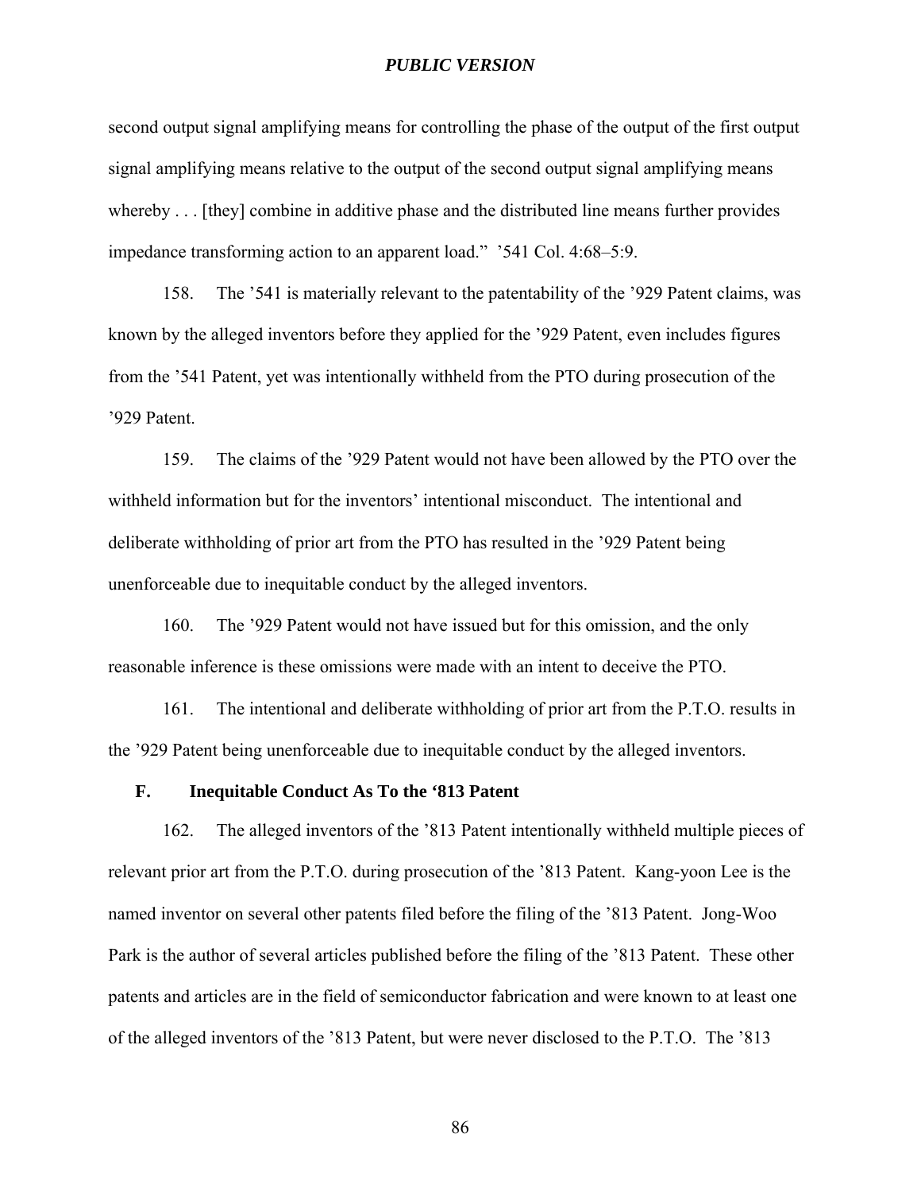second output signal amplifying means for controlling the phase of the output of the first output signal amplifying means relative to the output of the second output signal amplifying means whereby . . . [they] combine in additive phase and the distributed line means further provides impedance transforming action to an apparent load." '541 Col. 4:68–5:9.

158. The '541 is materially relevant to the patentability of the '929 Patent claims, was known by the alleged inventors before they applied for the '929 Patent, even includes figures from the '541 Patent, yet was intentionally withheld from the PTO during prosecution of the '929 Patent.

159. The claims of the '929 Patent would not have been allowed by the PTO over the withheld information but for the inventors' intentional misconduct. The intentional and deliberate withholding of prior art from the PTO has resulted in the '929 Patent being unenforceable due to inequitable conduct by the alleged inventors.

160. The '929 Patent would not have issued but for this omission, and the only reasonable inference is these omissions were made with an intent to deceive the PTO.

161. The intentional and deliberate withholding of prior art from the P.T.O. results in the '929 Patent being unenforceable due to inequitable conduct by the alleged inventors.

### F. Inequitable Conduct As To the '813 Patent

162. The alleged inventors of the '813 Patent intentionally withheld multiple pieces of relevant prior art from the P.T.O. during prosecution of the '813 Patent. Kang-yoon Lee is the named inventor on several other patents filed before the filing of the '813 Patent. Jong-Woo Park is the author of several articles published before the filing of the '813 Patent. These other patents and articles are in the field of semiconductor fabrication and were known to at least one of the alleged inventors of the '813 Patent, but were never disclosed to the P.T.O. The '813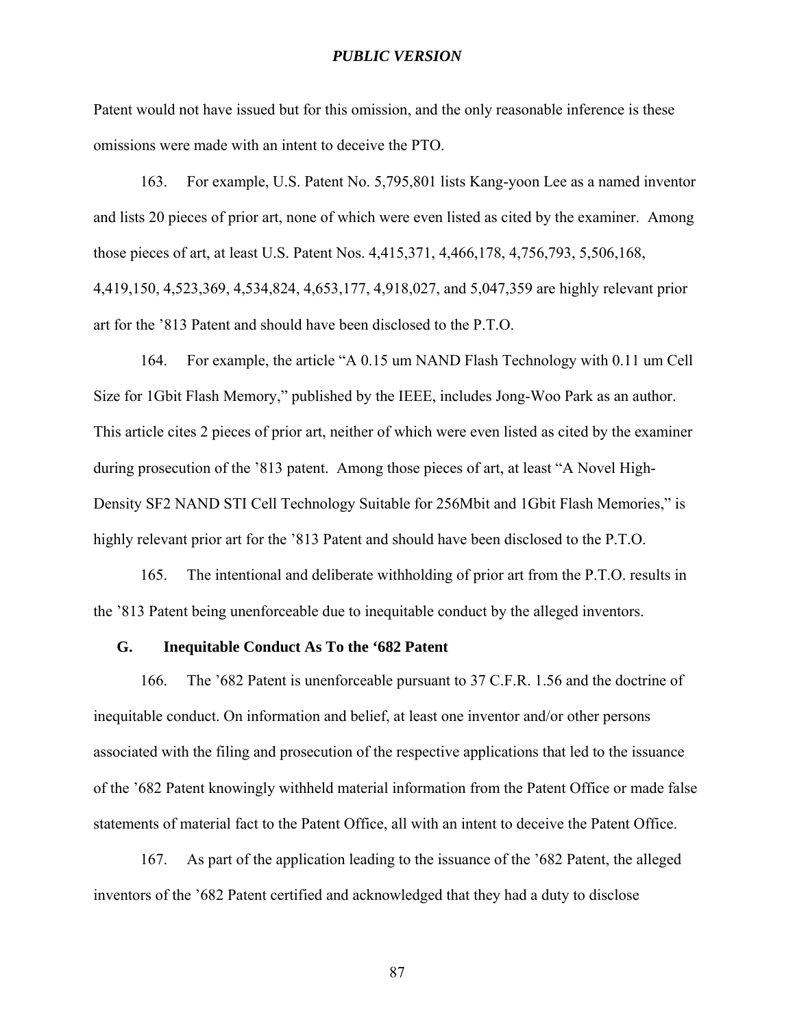Patent would not have issued but for this omission, and the only reasonable inference is these omissions were made with an intent to deceive the PTO.

163. For example, U.S. Patent No. 5,795,801 lists Kang-yoon Lee as a named inventor and lists 20 pieces of prior art, none of which were even listed as cited by the examiner. Among those pieces of art, at least U.S. Patent Nos. 4,415,371, 4,466,178, 4,756,793, 5,506,168, 4,419,150, 4,523,369, 4,534,824, 4,653,177, 4,918,027, and 5,047,359 are highly relevant prior art for the ’813 Patent and should have been disclosed to the P.T.O.

164. For example, the article “A 0.15 um NAND Flash Technology with 0.11 um Cell Size for 1Gbit Flash Memory,” published by the IEEE, includes Jong-Woo Park as an author. This article cites 2 pieces of prior art, neither of which were even listed as cited by the examiner during prosecution of the ’813 patent. Among those pieces of art, at least “A Novel High-Density SF2 NAND STI Cell Technology Suitable for 256Mbit and 1Gbit Flash Memories,” is highly relevant prior art for the ’813 Patent and should have been disclosed to the P.T.O.

165. The intentional and deliberate withholding of prior art from the P.T.O. results in the ’813 Patent being unenforceable due to inequitable conduct by the alleged inventors.

### G. Inequitable Conduct As To the ‘682 Patent

166. The ’682 Patent is unenforceable pursuant to 37 C.F.R. 1.56 and the doctrine of inequitable conduct. On information and belief, at least one inventor and/or other persons associated with the filing and prosecution of the respective applications that led to the issuance of the ’682 Patent knowingly withheld material information from the Patent Office or made false statements of material fact to the Patent Office, all with an intent to deceive the Patent Office.

167. As part of the application leading to the issuance of the ’682 Patent, the alleged inventors of the ’682 Patent certified and acknowledged that they had a duty to disclose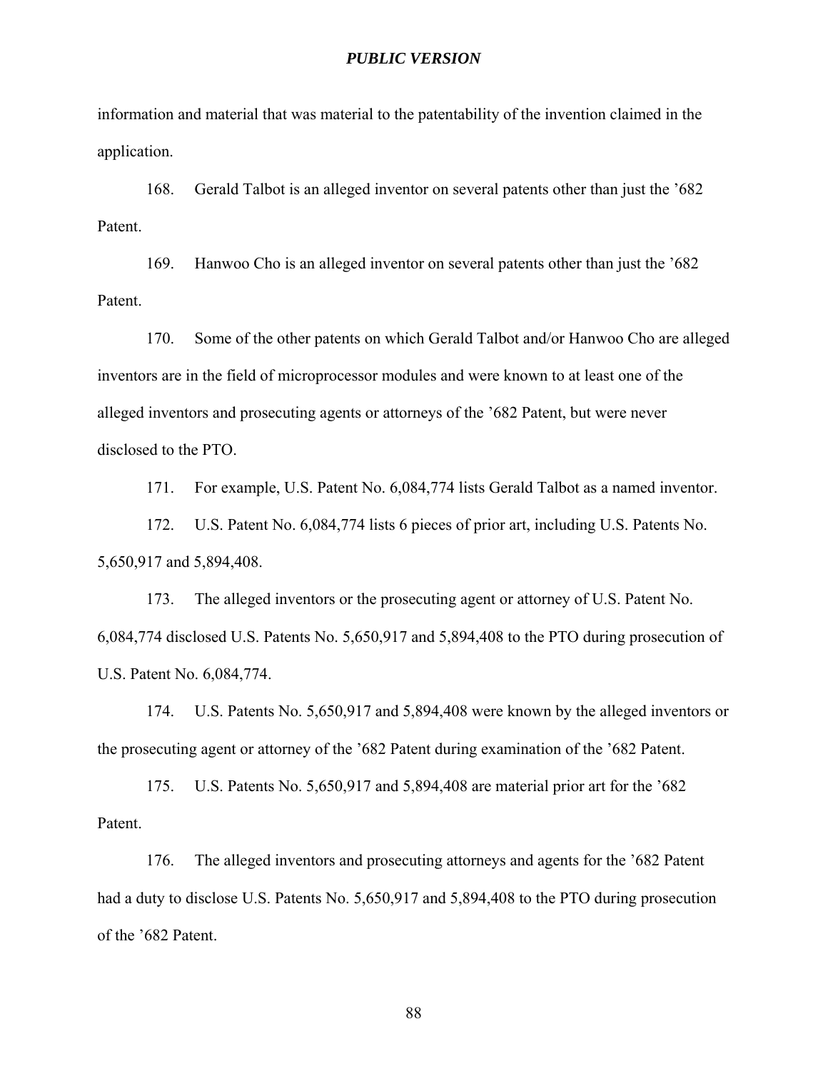information and material that was material to the patentability of the invention claimed in the application.

168. Gerald Talbot is an alleged inventor on several patents other than just the ’682 Patent.

169. Hanwoo Cho is an alleged inventor on several patents other than just the ’682 Patent.

170. Some of the other patents on which Gerald Talbot and/or Hanwoo Cho are alleged inventors are in the field of microprocessor modules and were known to at least one of the alleged inventors and prosecuting agents or attorneys of the ’682 Patent, but were never disclosed to the PTO.

171. For example, U.S. Patent No. 6,084,774 lists Gerald Talbot as a named inventor.

172. U.S. Patent No. 6,084,774 lists 6 pieces of prior art, including U.S. Patents No. 5,650,917 and 5,894,408.

173. The alleged inventors or the prosecuting agent or attorney of U.S. Patent No. 6,084,774 disclosed U.S. Patents No. 5,650,917 and 5,894,408 to the PTO during prosecution of U.S. Patent No. 6,084,774.

174. U.S. Patents No. 5,650,917 and 5,894,408 were known by the alleged inventors or the prosecuting agent or attorney of the ’682 Patent during examination of the ’682 Patent.

175. U.S. Patents No. 5,650,917 and 5,894,408 are material prior art for the ’682 Patent.

176. The alleged inventors and prosecuting attorneys and agents for the ’682 Patent had a duty to disclose U.S. Patents No. 5,650,917 and 5,894,408 to the PTO during prosecution of the ’682 Patent.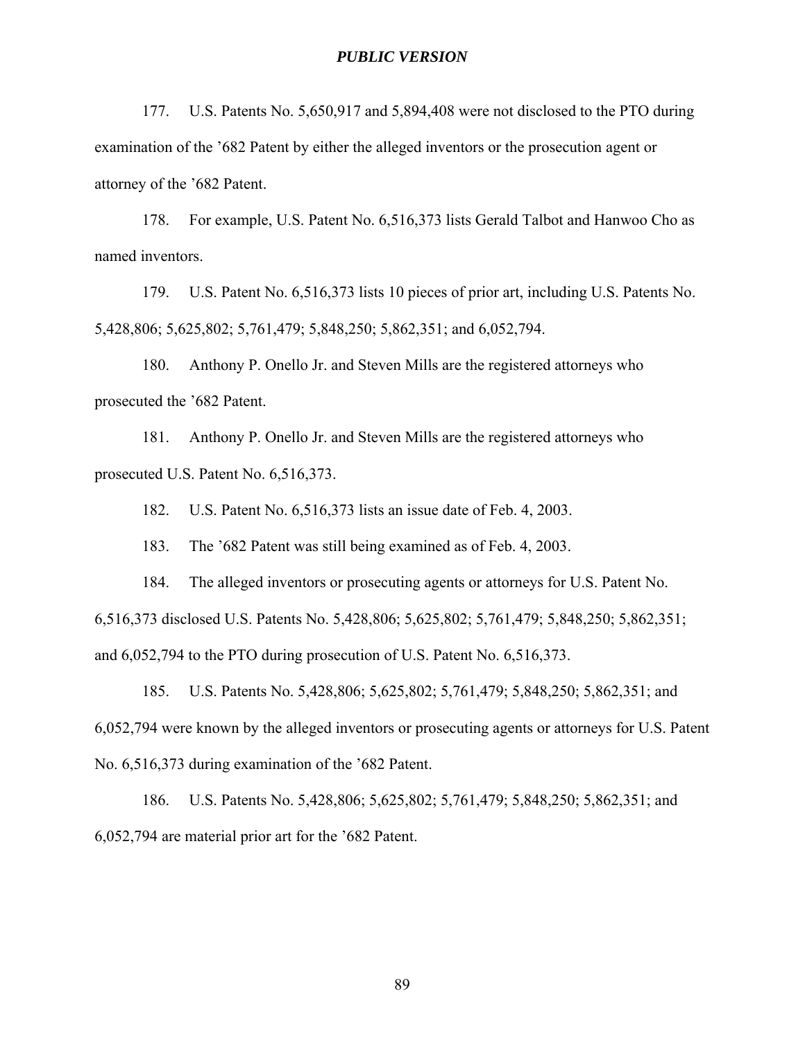177. U.S. Patents No. 5,650,917 and 5,894,408 were not disclosed to the PTO during examination of the ’682 Patent by either the alleged inventors or the prosecution agent or attorney of the ’682 Patent.

178. For example, U.S. Patent No. 6,516,373 lists Gerald Talbot and Hanwoo Cho as named inventors.

179. U.S. Patent No. 6,516,373 lists 10 pieces of prior art, including U.S. Patents No. 5,428,806; 5,625,802; 5,761,479; 5,848,250; 5,862,351; and 6,052,794.

180. Anthony P. Onello Jr. and Steven Mills are the registered attorneys who prosecuted the ’682 Patent.

181. Anthony P. Onello Jr. and Steven Mills are the registered attorneys who prosecuted U.S. Patent No. 6,516,373.

182. U.S. Patent No. 6,516,373 lists an issue date of Feb. 4, 2003.

183. The ’682 Patent was still being examined as of Feb. 4, 2003.

184. The alleged inventors or prosecuting agents or attorneys for U.S. Patent No. 6,516,373 disclosed U.S. Patents No. 5,428,806; 5,625,802; 5,761,479; 5,848,250; 5,862,351; and 6,052,794 to the PTO during prosecution of U.S. Patent No. 6,516,373.

185. U.S. Patents No. 5,428,806; 5,625,802; 5,761,479; 5,848,250; 5,862,351; and 6,052,794 were known by the alleged inventors or prosecuting agents or attorneys for U.S. Patent No. 6,516,373 during examination of the ’682 Patent.

186. U.S. Patents No. 5,428,806; 5,625,802; 5,761,479; 5,848,250; 5,862,351; and 6,052,794 are material prior art for the ’682 Patent.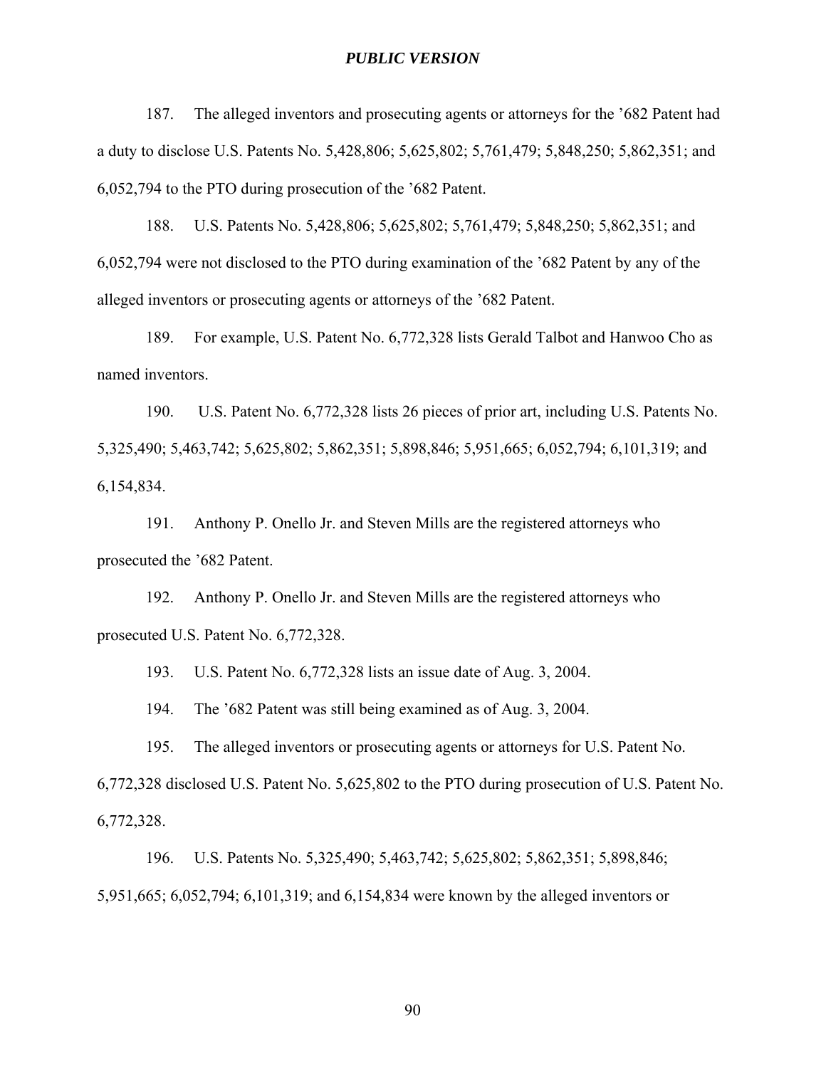187. The alleged inventors and prosecuting agents or attorneys for the ’682 Patent had a duty to disclose U.S. Patents No. 5,428,806; 5,625,802; 5,761,479; 5,848,250; 5,862,351; and 6,052,794 to the PTO during prosecution of the ’682 Patent.

188. U.S. Patents No. 5,428,806; 5,625,802; 5,761,479; 5,848,250; 5,862,351; and 6,052,794 were not disclosed to the PTO during examination of the ’682 Patent by any of the alleged inventors or prosecuting agents or attorneys of the ’682 Patent.

189. For example, U.S. Patent No. 6,772,328 lists Gerald Talbot and Hanwoo Cho as named inventors.

190. U.S. Patent No. 6,772,328 lists 26 pieces of prior art, including U.S. Patents No. 5,325,490; 5,463,742; 5,625,802; 5,862,351; 5,898,846; 5,951,665; 6,052,794; 6,101,319; and 6,154,834.

191. Anthony P. Onello Jr. and Steven Mills are the registered attorneys who prosecuted the ’682 Patent.

192. Anthony P. Onello Jr. and Steven Mills are the registered attorneys who prosecuted U.S. Patent No. 6,772,328.

193. U.S. Patent No. 6,772,328 lists an issue date of Aug. 3, 2004.

194. The ’682 Patent was still being examined as of Aug. 3, 2004.

195. The alleged inventors or prosecuting agents or attorneys for U.S. Patent No. 6,772,328 disclosed U.S. Patent No. 5,625,802 to the PTO during prosecution of U.S. Patent No. 6,772,328.

196. U.S. Patents No. 5,325,490; 5,463,742; 5,625,802; 5,862,351; 5,898,846; 5,951,665; 6,052,794; 6,101,319; and 6,154,834 were known by the alleged inventors or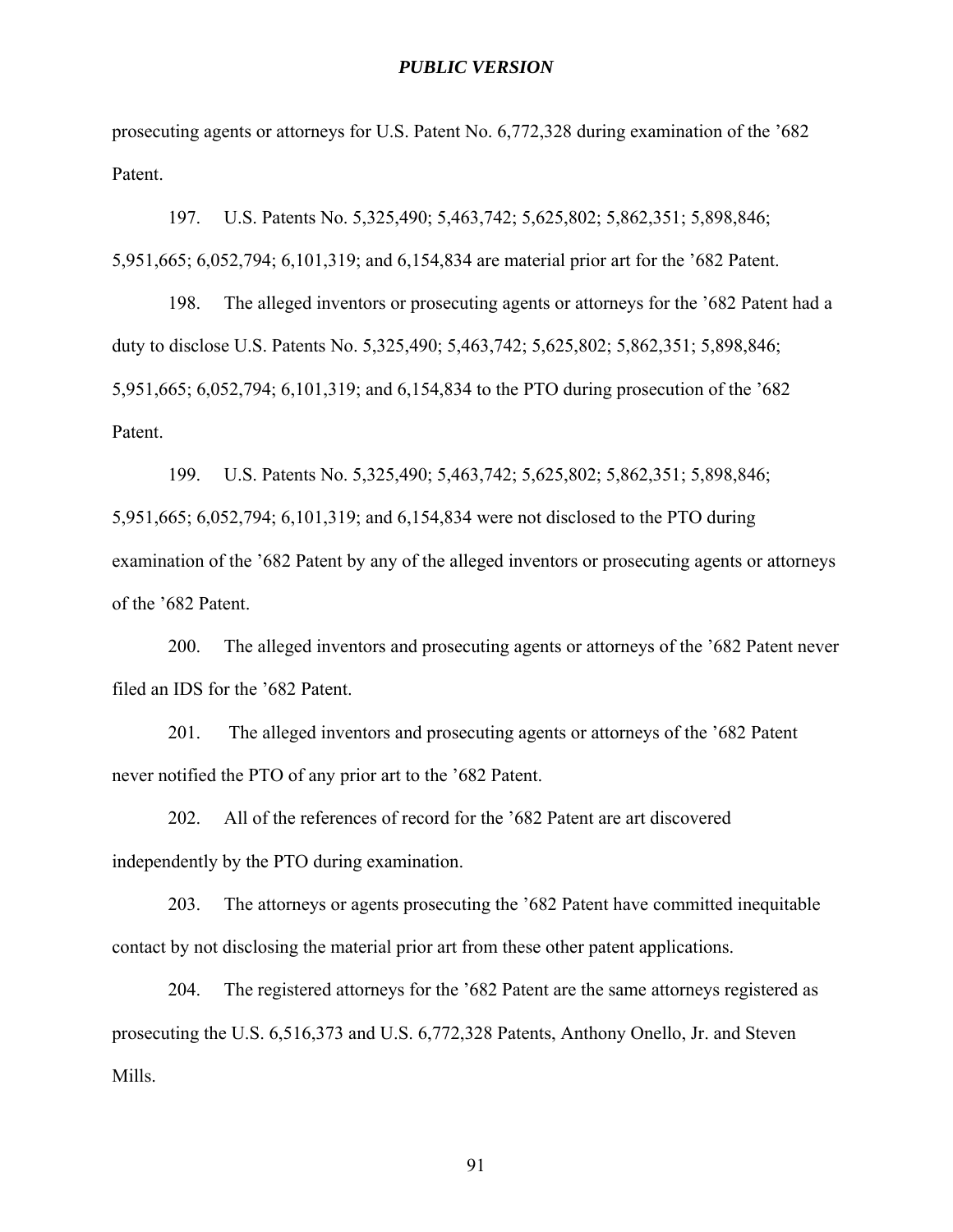prosecuting agents or attorneys for U.S. Patent No. 6,772,328 during examination of the '682 Patent.

197. U.S. Patents No. 5,325,490; 5,463,742; 5,625,802; 5,862,351; 5,898,846; 5,951,665; 6,052,794; 6,101,319; and 6,154,834 are material prior art for the '682 Patent.

198. The alleged inventors or prosecuting agents or attorneys for the '682 Patent had a duty to disclose U.S. Patents No. 5,325,490; 5,463,742; 5,625,802; 5,862,351; 5,898,846; 5,951,665; 6,052,794; 6,101,319; and 6,154,834 to the PTO during prosecution of the '682 Patent.

199. U.S. Patents No. 5,325,490; 5,463,742; 5,625,802; 5,862,351; 5,898,846; 5,951,665; 6,052,794; 6,101,319; and 6,154,834 were not disclosed to the PTO during examination of the '682 Patent by any of the alleged inventors or prosecuting agents or attorneys of the '682 Patent.

200. The alleged inventors and prosecuting agents or attorneys of the '682 Patent never filed an IDS for the '682 Patent.

201. The alleged inventors and prosecuting agents or attorneys of the '682 Patent never notified the PTO of any prior art to the '682 Patent.

202. All of the references of record for the '682 Patent are art discovered independently by the PTO during examination.

203. The attorneys or agents prosecuting the '682 Patent have committed inequitable contact by not disclosing the material prior art from these other patent applications.

204. The registered attorneys for the '682 Patent are the same attorneys registered as prosecuting the U.S. 6,516,373 and U.S. 6,772,328 Patents, Anthony Onello, Jr. and Steven Mills.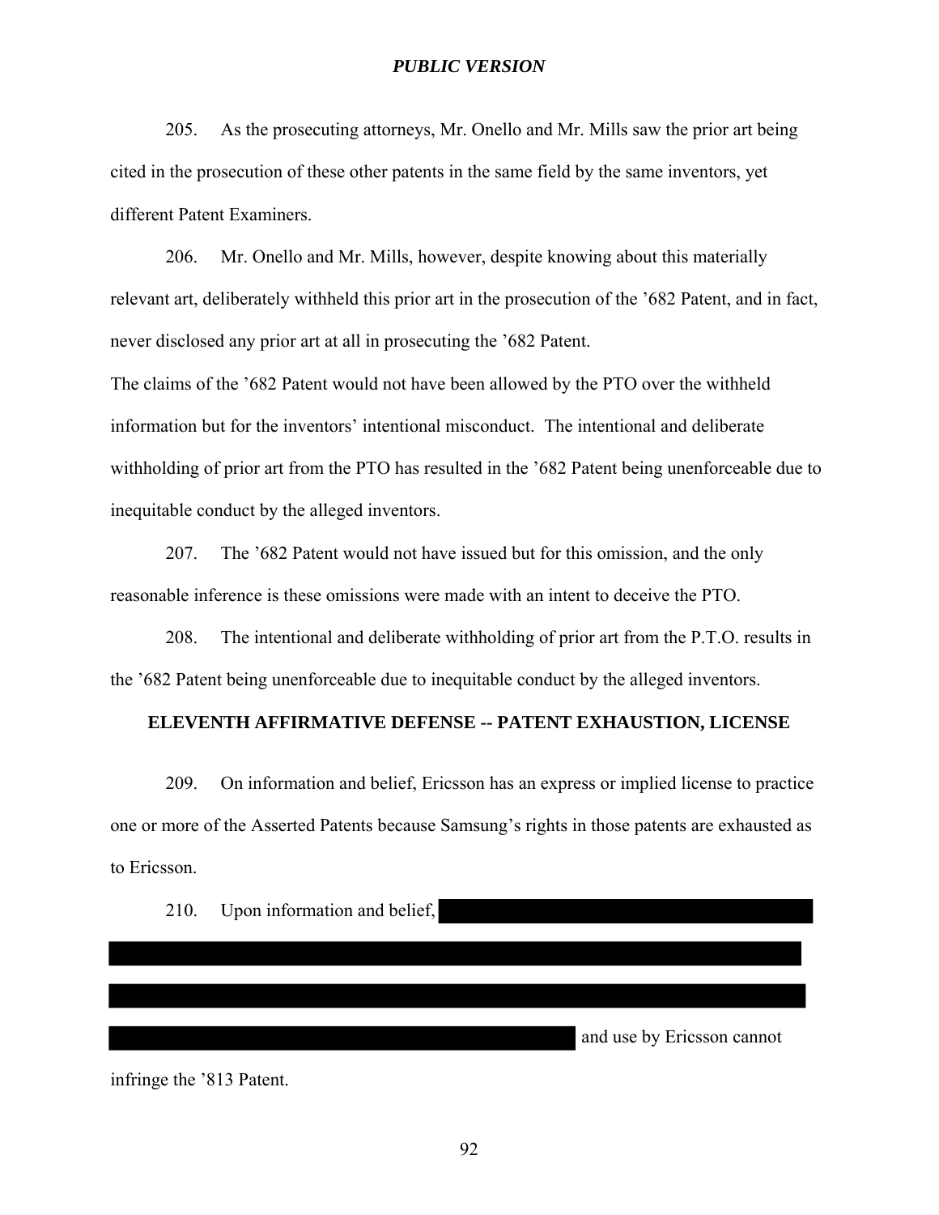205. As the prosecuting attorneys, Mr. Onello and Mr. Mills saw the prior art being cited in the prosecution of these other patents in the same field by the same inventors, yet different Patent Examiners.

206. Mr. Onello and Mr. Mills, however, despite knowing about this materially relevant art, deliberately withheld this prior art in the prosecution of the ’682 Patent, and in fact, never disclosed any prior art at all in prosecuting the ’682 Patent.

The claims of the ’682 Patent would not have been allowed by the PTO over the withheld information but for the inventors’ intentional misconduct. The intentional and deliberate withholding of prior art from the PTO has resulted in the ’682 Patent being unenforceable due to inequitable conduct by the alleged inventors.

207. The ’682 Patent would not have issued but for this omission, and the only reasonable inference is these omissions were made with an intent to deceive the PTO.

208. The intentional and deliberate withholding of prior art from the P.T.O. results in the ’682 Patent being unenforceable due to inequitable conduct by the alleged inventors.

**ELEVENTH AFFIRMATIVE DEFENSE -- PATENT EXHAUSTION, LICENSE**

209. On information and belief, Ericsson has an express or implied license to practice one or more of the Asserted Patents because Samsung’s rights in those patents are exhausted as to Ericsson.

210. Upon information and belief, [REDACTED] and use by Ericsson cannot infringe the ’813 Patent.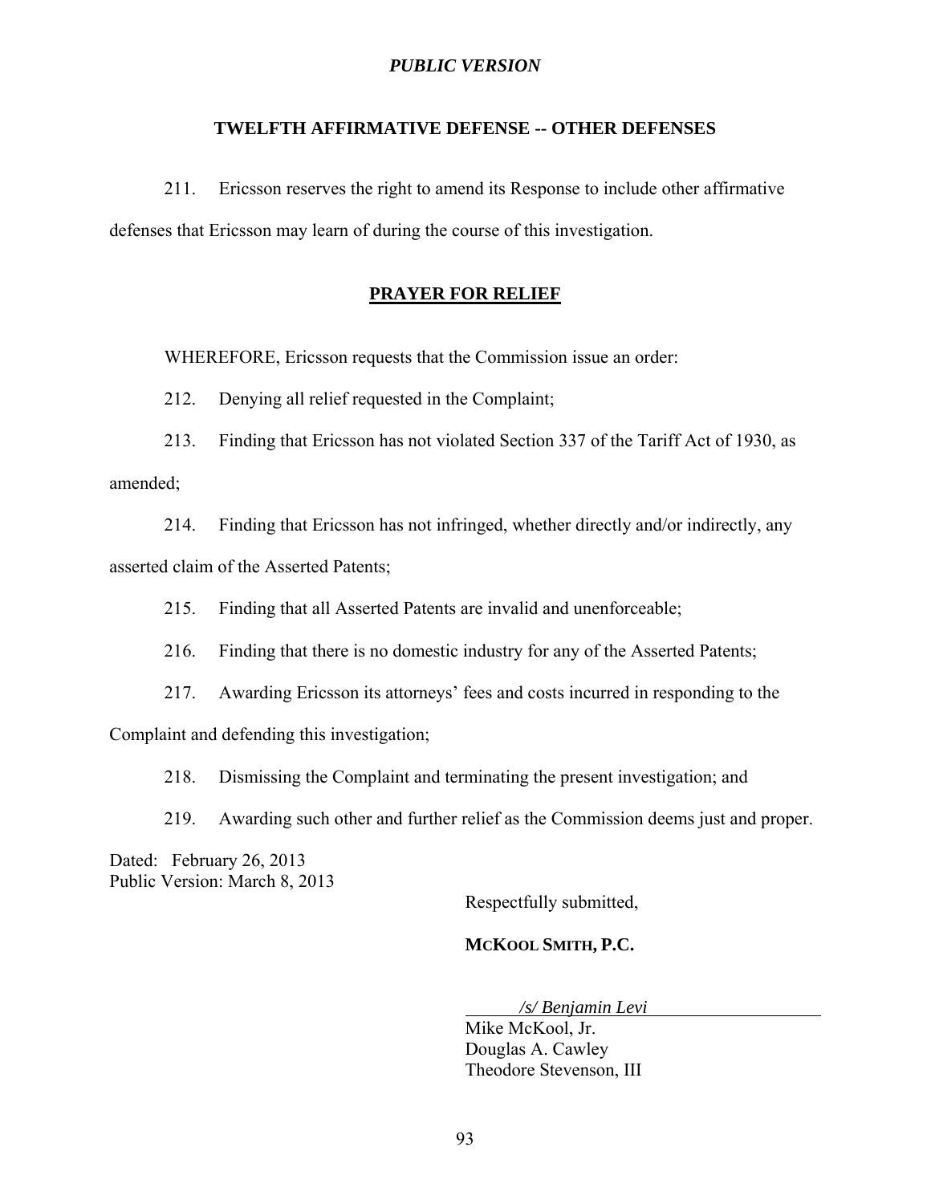*PUBLIC VERSION*

### TWELFTH AFFIRMATIVE DEFENSE -- OTHER DEFENSES

211. Ericsson reserves the right to amend its Response to include other affirmative defenses that Ericsson may learn of during the course of this investigation.

### PRAYER FOR RELIEF

WHEREFORE, Ericsson requests that the Commission issue an order:

212. Denying all relief requested in the Complaint;

213. Finding that Ericsson has not violated Section 337 of the Tariff Act of 1930, as amended;

214. Finding that Ericsson has not infringed, whether directly and/or indirectly, any asserted claim of the Asserted Patents;

215. Finding that all Asserted Patents are invalid and unenforceable;

216. Finding that there is no domestic industry for any of the Asserted Patents;

217. Awarding Ericsson its attorneys' fees and costs incurred in responding to the Complaint and defending this investigation;

218. Dismissing the Complaint and terminating the present investigation; and

219. Awarding such other and further relief as the Commission deems just and proper.

Dated: February 26, 2013
Public Version: March 8, 2013

Respectfully submitted,

**MCKOOL SMITH, P.C.**

*/s/ Benjamin Levi*
Mike McKool, Jr.
Douglas A. Cawley
Theodore Stevenson, III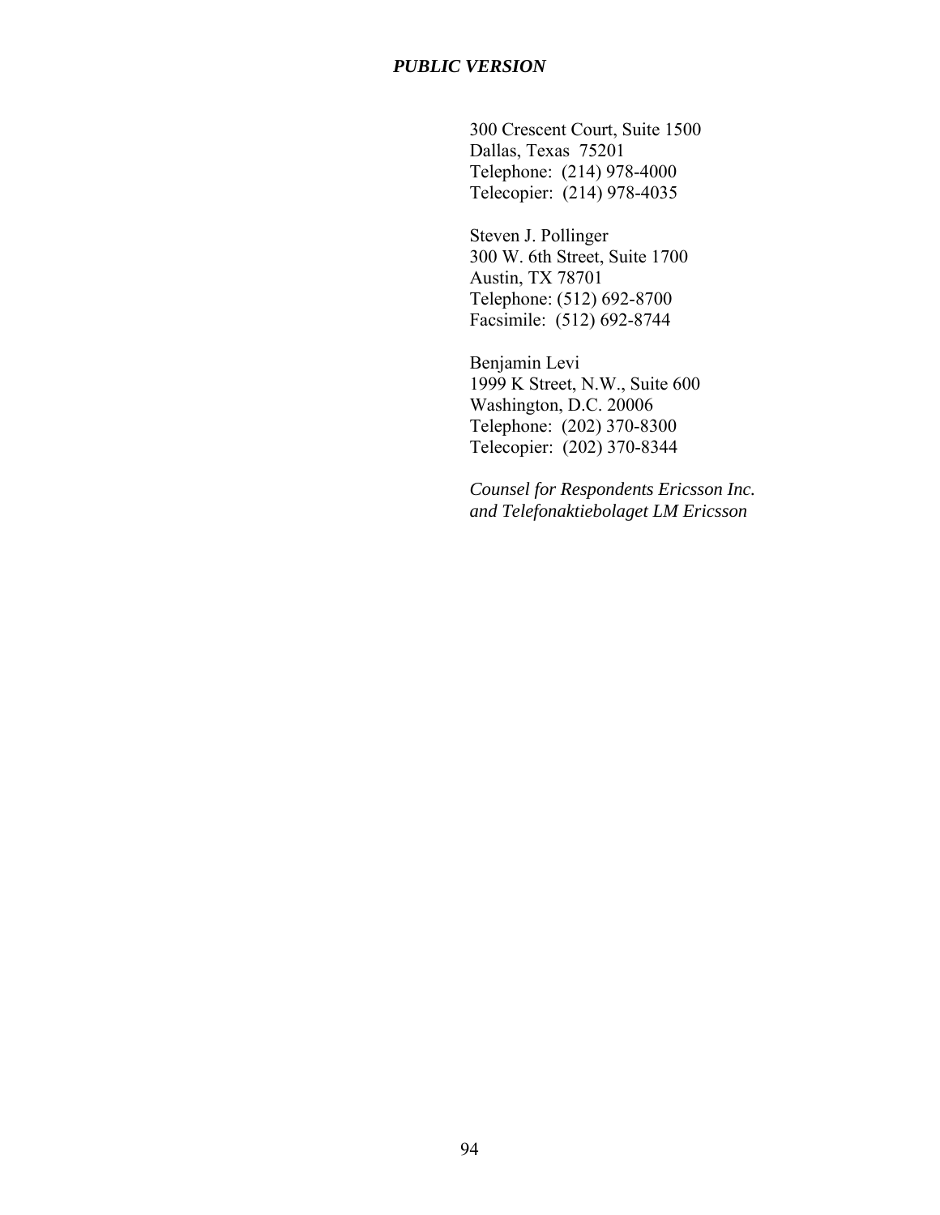300 Crescent Court, Suite 1500
Dallas, Texas 75201
Telephone: (214) 978-4000
Telecopier: (214) 978-4035

Steven J. Pollinger
300 W. 6th Street, Suite 1700
Austin, TX 78701
Telephone: (512) 692-8700
Facsimile: (512) 692-8744

Benjamin Levi
1999 K Street, N.W., Suite 600
Washington, D.C. 20006
Telephone: (202) 370-8300
Telecopier: (202) 370-8344

*Counsel for Respondents Ericsson Inc. and Telefonaktiebolaget LM Ericsson*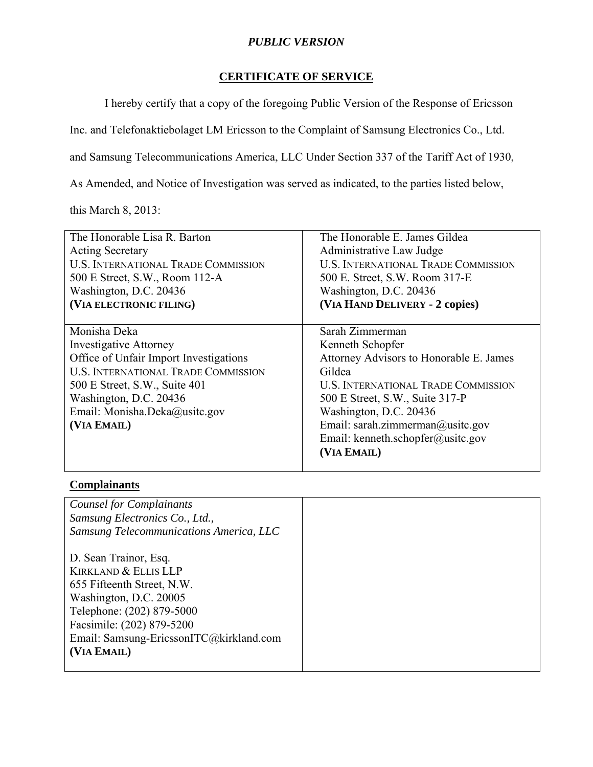*PUBLIC VERSION*

## CERTIFICATE OF SERVICE

I hereby certify that a copy of the foregoing Public Version of the Response of Ericsson Inc. and Telefonaktiebolaget LM Ericsson to the Complaint of Samsung Electronics Co., Ltd. and Samsung Telecommunications America, LLC Under Section 337 of the Tariff Act of 1930, As Amended, and Notice of Investigation was served as indicated, to the parties listed below, this March 8, 2013:

| | |
|---|---|
| The Honorable Lisa R. Barton<br>Acting Secretary<br>U.S. INTERNATIONAL TRADE COMMISSION<br>500 E Street, S.W., Room 112-A<br>Washington, D.C. 20436<br>**(VIA ELECTRONIC FILING)** | The Honorable E. James Gildea<br>Administrative Law Judge<br>U.S. INTERNATIONAL TRADE COMMISSION<br>500 E. Street, S.W. Room 317-E<br>Washington, D.C. 20436<br>**(VIA HAND DELIVERY - 2 copies)** |
| Monisha Deka<br>Investigative Attorney<br>Office of Unfair Import Investigations<br>U.S. INTERNATIONAL TRADE COMMISSION<br>500 E Street, S.W., Suite 401<br>Washington, D.C. 20436<br>Email: Monisha.Deka@usitc.gov<br>**(VIA EMAIL)** | Sarah Zimmerman<br>Kenneth Schopfer<br>Attorney Advisors to Honorable E. James Gildea<br>U.S. INTERNATIONAL TRADE COMMISSION<br>500 E Street, S.W., Suite 317-P<br>Washington, D.C. 20436<br>Email: sarah.zimmerman@usitc.gov<br>Email: kenneth.schopfer@usitc.gov<br>**(VIA EMAIL)** |

**Complainants**

| | |
|---|---|
| *Counsel for Complainants*<br>*Samsung Electronics Co., Ltd.,*<br>*Samsung Telecommunications America, LLC*<br><br>D. Sean Trainor, Esq.<br>KIRKLAND & ELLIS LLP<br>655 Fifteenth Street, N.W.<br>Washington, D.C. 20005<br>Telephone: (202) 879-5000<br>Facsimile: (202) 879-5200<br>Email: Samsung-EricssonITC@kirkland.com<br>**(VIA EMAIL)** | |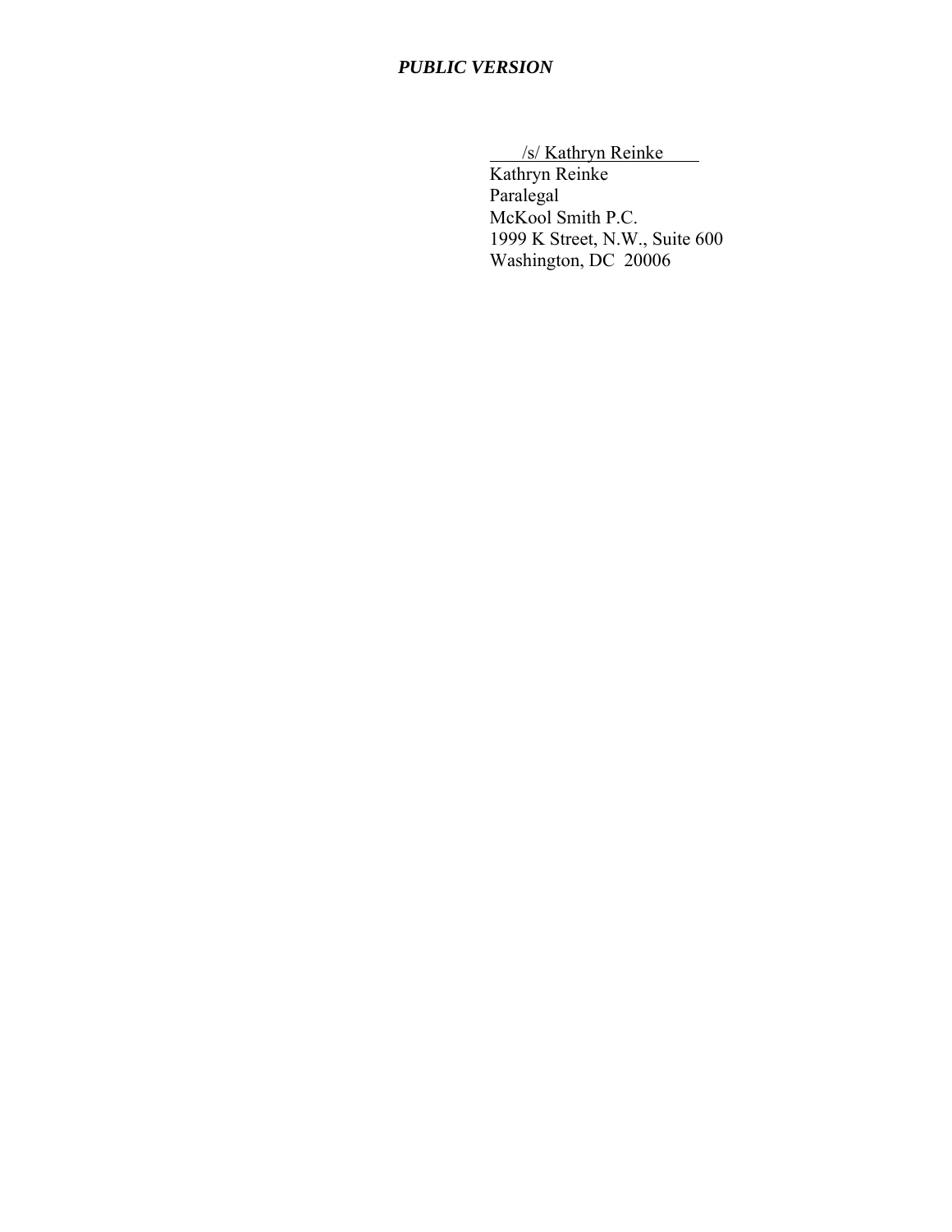*PUBLIC VERSION*

/s/ Kathryn Reinke

Kathryn Reinke
Paralegal
McKool Smith P.C.
1999 K Street, N.W., Suite 600
Washington, DC 20006